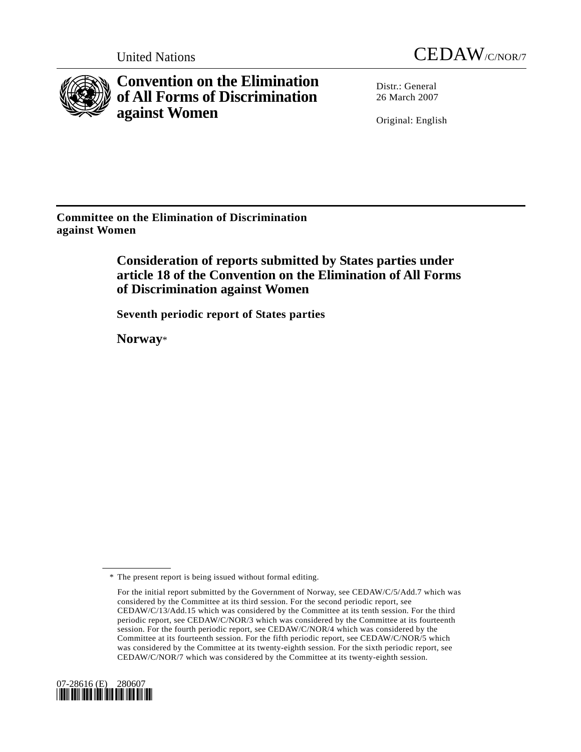United Nations

CEDAW/C/NOR/7

# Convention on the Elimination of All Forms of Discrimination against Women

Distr.: General
26 March 2007

Original: English

**Committee on the Elimination of Discrimination against Women**

## Consideration of reports submitted by States parties under article 18 of the Convention on the Elimination of All Forms of Discrimination against Women

### Seventh periodic report of States parties

### Norway*

---

\* The present report is being issued without formal editing.

For the initial report submitted by the Government of Norway, see CEDAW/C/5/Add.7 which was considered by the Committee at its third session. For the second periodic report, see CEDAW/C/13/Add.15 which was considered by the Committee at its tenth session. For the third periodic report, see CEDAW/C/NOR/3 which was considered by the Committee at its fourteenth session. For the fourth periodic report, see CEDAW/C/NOR/4 which was considered by the Committee at its fourteenth session. For the fifth periodic report, see CEDAW/C/NOR/5 which was considered by the Committee at its twenty-eighth session. For the sixth periodic report, see CEDAW/C/NOR/7 which was considered by the Committee at its twenty-eighth session.

07-28616 (E) 280607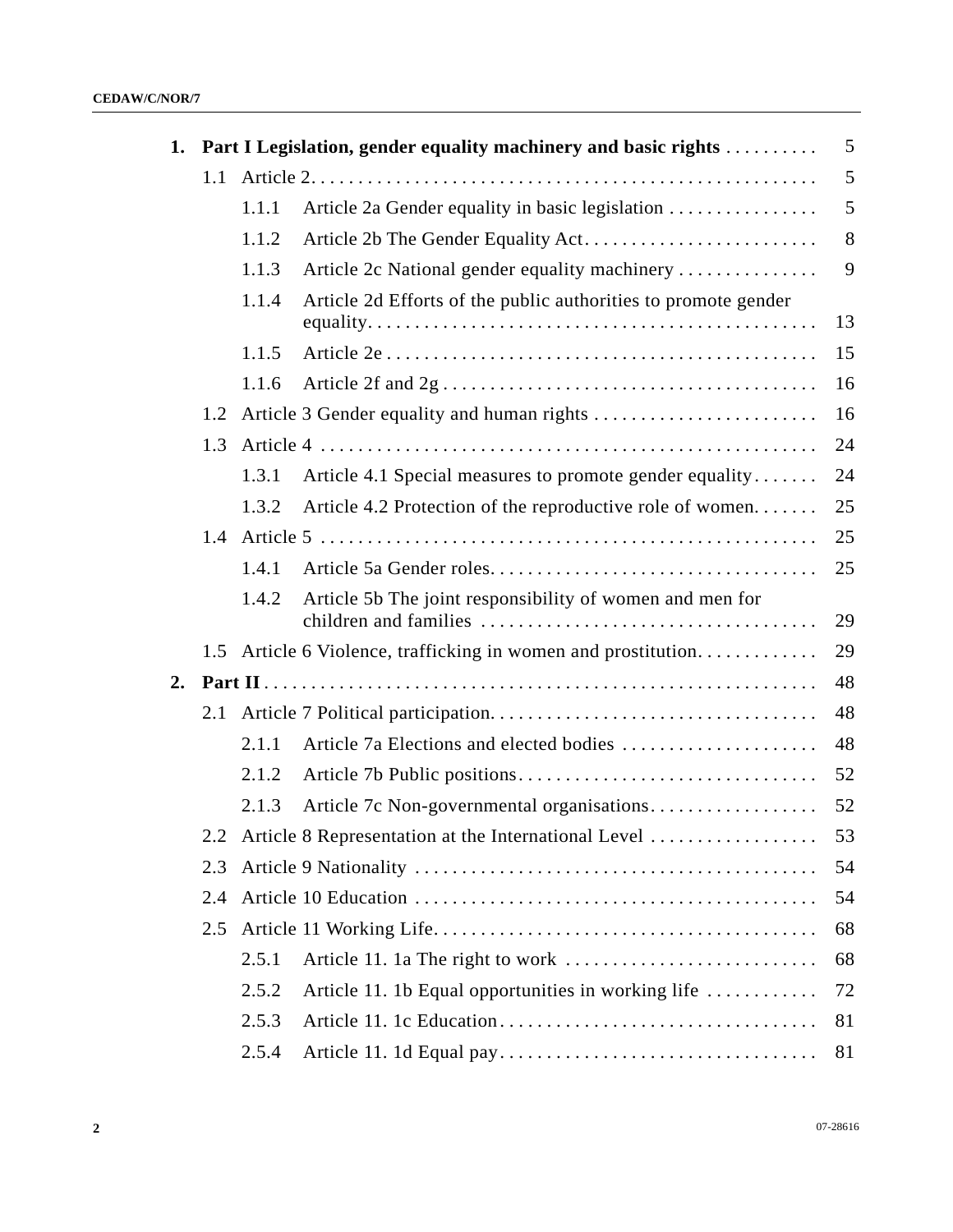| | | | | |
|---|---|---|---|---|
| **1.** | **Part I Legislation, gender equality machinery and basic rights** | | | 5 |
| | 1.1 | Article 2 | | 5 |
| | | 1.1.1 | Article 2a Gender equality in basic legislation | 5 |
| | | 1.1.2 | Article 2b The Gender Equality Act | 8 |
| | | 1.1.3 | Article 2c National gender equality machinery | 9 |
| | | 1.1.4 | Article 2d Efforts of the public authorities to promote gender equality | 13 |
| | | 1.1.5 | Article 2e | 15 |
| | | 1.1.6 | Article 2f and 2g | 16 |
| | 1.2 | Article 3 Gender equality and human rights | | 16 |
| | 1.3 | Article 4 | | 24 |
| | | 1.3.1 | Article 4.1 Special measures to promote gender equality | 24 |
| | | 1.3.2 | Article 4.2 Protection of the reproductive role of women | 25 |
| | 1.4 | Article 5 | | 25 |
| | | 1.4.1 | Article 5a Gender roles | 25 |
| | | 1.4.2 | Article 5b The joint responsibility of women and men for children and families | 29 |
| | 1.5 | Article 6 Violence, trafficking in women and prostitution | | 29 |
| **2.** | **Part II** | | | 48 |
| | 2.1 | Article 7 Political participation | | 48 |
| | | 2.1.1 | Article 7a Elections and elected bodies | 48 |
| | | 2.1.2 | Article 7b Public positions | 52 |
| | | 2.1.3 | Article 7c Non-governmental organisations | 52 |
| | 2.2 | Article 8 Representation at the International Level | | 53 |
| | 2.3 | Article 9 Nationality | | 54 |
| | 2.4 | Article 10 Education | | 54 |
| | 2.5 | Article 11 Working Life | | 68 |
| | | 2.5.1 | Article 11. 1a The right to work | 68 |
| | | 2.5.2 | Article 11. 1b Equal opportunities in working life | 72 |
| | | 2.5.3 | Article 11. 1c Education | 81 |
| | | 2.5.4 | Article 11. 1d Equal pay | 81 |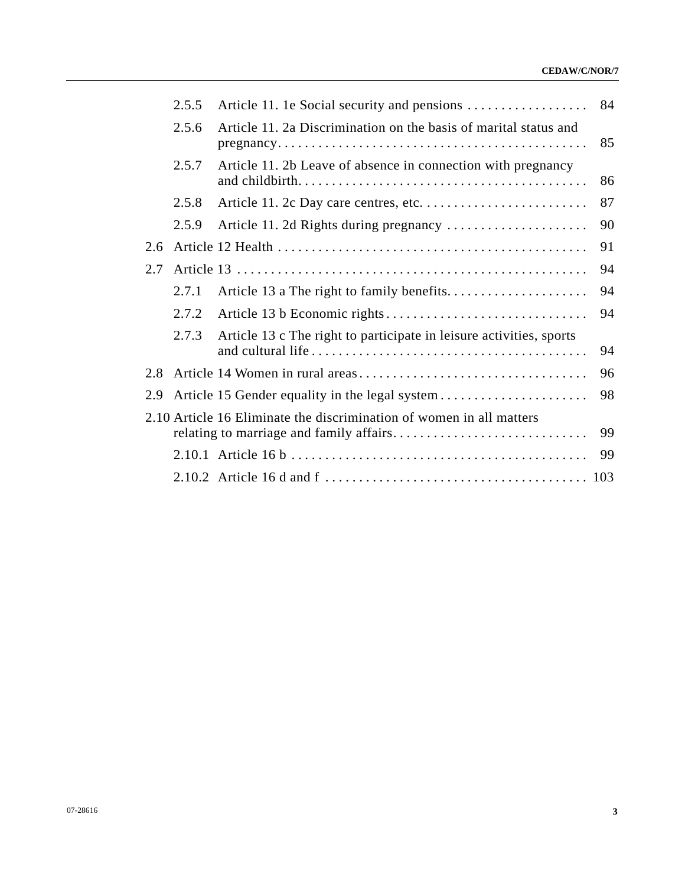| | | | |
|---|---|---|---|
| | 2.5.5 | Article 11. 1e Social security and pensions | 84 |
| | 2.5.6 | Article 11. 2a Discrimination on the basis of marital status and pregnancy | 85 |
| | 2.5.7 | Article 11. 2b Leave of absence in connection with pregnancy and childbirth | 86 |
| | 2.5.8 | Article 11. 2c Day care centres, etc. | 87 |
| | 2.5.9 | Article 11. 2d Rights during pregnancy | 90 |
| 2.6 | Article 12 Health | | 91 |
| 2.7 | Article 13 | | 94 |
| | 2.7.1 | Article 13 a The right to family benefits | 94 |
| | 2.7.2 | Article 13 b Economic rights | 94 |
| | 2.7.3 | Article 13 c The right to participate in leisure activities, sports and cultural life | 94 |
| 2.8 | Article 14 Women in rural areas | | 96 |
| 2.9 | Article 15 Gender equality in the legal system | | 98 |
| 2.10 | Article 16 Eliminate the discrimination of women in all matters relating to marriage and family affairs | | 99 |
| | 2.10.1 | Article 16 b | 99 |
| | 2.10.2 | Article 16 d and f | 103 |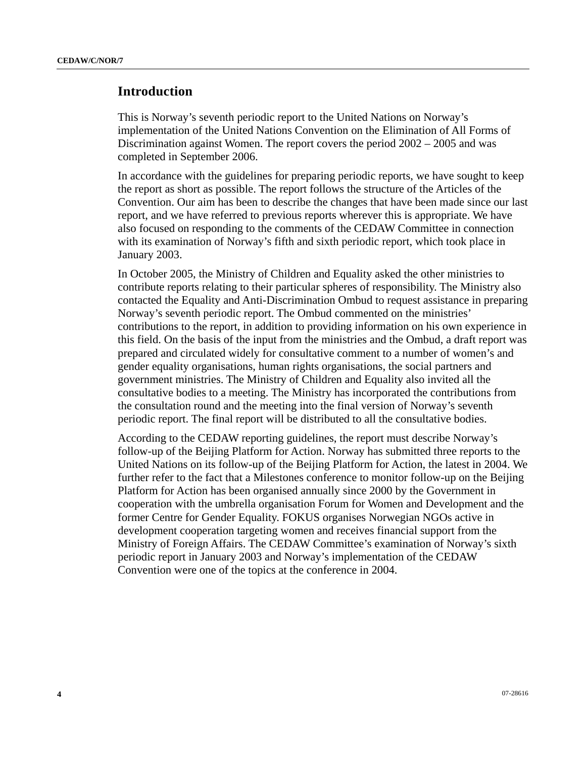## Introduction

This is Norway’s seventh periodic report to the United Nations on Norway’s implementation of the United Nations Convention on the Elimination of All Forms of Discrimination against Women. The report covers the period 2002 – 2005 and was completed in September 2006.

In accordance with the guidelines for preparing periodic reports, we have sought to keep the report as short as possible. The report follows the structure of the Articles of the Convention. Our aim has been to describe the changes that have been made since our last report, and we have referred to previous reports wherever this is appropriate. We have also focused on responding to the comments of the CEDAW Committee in connection with its examination of Norway’s fifth and sixth periodic report, which took place in January 2003.

In October 2005, the Ministry of Children and Equality asked the other ministries to contribute reports relating to their particular spheres of responsibility. The Ministry also contacted the Equality and Anti-Discrimination Ombud to request assistance in preparing Norway’s seventh periodic report. The Ombud commented on the ministries’ contributions to the report, in addition to providing information on his own experience in this field. On the basis of the input from the ministries and the Ombud, a draft report was prepared and circulated widely for consultative comment to a number of women’s and gender equality organisations, human rights organisations, the social partners and government ministries. The Ministry of Children and Equality also invited all the consultative bodies to a meeting. The Ministry has incorporated the contributions from the consultation round and the meeting into the final version of Norway’s seventh periodic report. The final report will be distributed to all the consultative bodies.

According to the CEDAW reporting guidelines, the report must describe Norway’s follow-up of the Beijing Platform for Action. Norway has submitted three reports to the United Nations on its follow-up of the Beijing Platform for Action, the latest in 2004. We further refer to the fact that a Milestones conference to monitor follow-up on the Beijing Platform for Action has been organised annually since 2000 by the Government in cooperation with the umbrella organisation Forum for Women and Development and the former Centre for Gender Equality. FOKUS organises Norwegian NGOs active in development cooperation targeting women and receives financial support from the Ministry of Foreign Affairs. The CEDAW Committee’s examination of Norway’s sixth periodic report in January 2003 and Norway’s implementation of the CEDAW Convention were one of the topics at the conference in 2004.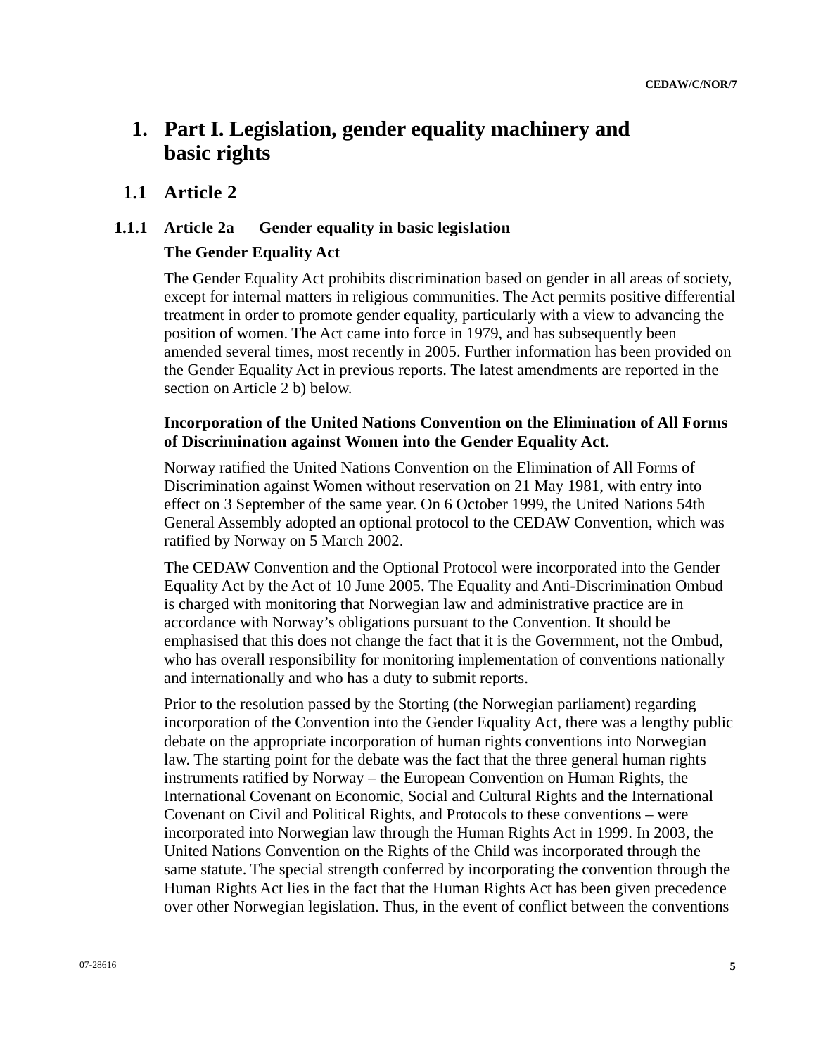# 1. Part I. Legislation, gender equality machinery and basic rights

## 1.1 Article 2

### 1.1.1 Article 2a Gender equality in basic legislation

**The Gender Equality Act**

The Gender Equality Act prohibits discrimination based on gender in all areas of society, except for internal matters in religious communities. The Act permits positive differential treatment in order to promote gender equality, particularly with a view to advancing the position of women. The Act came into force in 1979, and has subsequently been amended several times, most recently in 2005. Further information has been provided on the Gender Equality Act in previous reports. The latest amendments are reported in the section on Article 2 b) below.

**Incorporation of the United Nations Convention on the Elimination of All Forms of Discrimination against Women into the Gender Equality Act.**

Norway ratified the United Nations Convention on the Elimination of All Forms of Discrimination against Women without reservation on 21 May 1981, with entry into effect on 3 September of the same year. On 6 October 1999, the United Nations 54th General Assembly adopted an optional protocol to the CEDAW Convention, which was ratified by Norway on 5 March 2002.

The CEDAW Convention and the Optional Protocol were incorporated into the Gender Equality Act by the Act of 10 June 2005. The Equality and Anti-Discrimination Ombud is charged with monitoring that Norwegian law and administrative practice are in accordance with Norway's obligations pursuant to the Convention. It should be emphasised that this does not change the fact that it is the Government, not the Ombud, who has overall responsibility for monitoring implementation of conventions nationally and internationally and who has a duty to submit reports.

Prior to the resolution passed by the Storting (the Norwegian parliament) regarding incorporation of the Convention into the Gender Equality Act, there was a lengthy public debate on the appropriate incorporation of human rights conventions into Norwegian law. The starting point for the debate was the fact that the three general human rights instruments ratified by Norway – the European Convention on Human Rights, the International Covenant on Economic, Social and Cultural Rights and the International Covenant on Civil and Political Rights, and Protocols to these conventions – were incorporated into Norwegian law through the Human Rights Act in 1999. In 2003, the United Nations Convention on the Rights of the Child was incorporated through the same statute. The special strength conferred by incorporating the convention through the Human Rights Act lies in the fact that the Human Rights Act has been given precedence over other Norwegian legislation. Thus, in the event of conflict between the conventions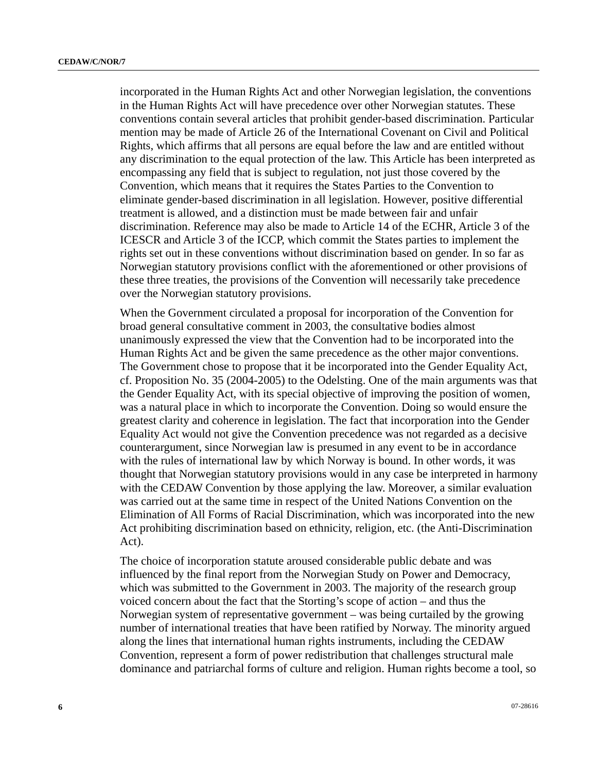incorporated in the Human Rights Act and other Norwegian legislation, the conventions in the Human Rights Act will have precedence over other Norwegian statutes. These conventions contain several articles that prohibit gender-based discrimination. Particular mention may be made of Article 26 of the International Covenant on Civil and Political Rights, which affirms that all persons are equal before the law and are entitled without any discrimination to the equal protection of the law. This Article has been interpreted as encompassing any field that is subject to regulation, not just those covered by the Convention, which means that it requires the States Parties to the Convention to eliminate gender-based discrimination in all legislation. However, positive differential treatment is allowed, and a distinction must be made between fair and unfair discrimination. Reference may also be made to Article 14 of the ECHR, Article 3 of the ICESCR and Article 3 of the ICCP, which commit the States parties to implement the rights set out in these conventions without discrimination based on gender. In so far as Norwegian statutory provisions conflict with the aforementioned or other provisions of these three treaties, the provisions of the Convention will necessarily take precedence over the Norwegian statutory provisions.

When the Government circulated a proposal for incorporation of the Convention for broad general consultative comment in 2003, the consultative bodies almost unanimously expressed the view that the Convention had to be incorporated into the Human Rights Act and be given the same precedence as the other major conventions. The Government chose to propose that it be incorporated into the Gender Equality Act, cf. Proposition No. 35 (2004-2005) to the Odelsting. One of the main arguments was that the Gender Equality Act, with its special objective of improving the position of women, was a natural place in which to incorporate the Convention. Doing so would ensure the greatest clarity and coherence in legislation. The fact that incorporation into the Gender Equality Act would not give the Convention precedence was not regarded as a decisive counterargument, since Norwegian law is presumed in any event to be in accordance with the rules of international law by which Norway is bound. In other words, it was thought that Norwegian statutory provisions would in any case be interpreted in harmony with the CEDAW Convention by those applying the law. Moreover, a similar evaluation was carried out at the same time in respect of the United Nations Convention on the Elimination of All Forms of Racial Discrimination, which was incorporated into the new Act prohibiting discrimination based on ethnicity, religion, etc. (the Anti-Discrimination Act).

The choice of incorporation statute aroused considerable public debate and was influenced by the final report from the Norwegian Study on Power and Democracy, which was submitted to the Government in 2003. The majority of the research group voiced concern about the fact that the Storting's scope of action – and thus the Norwegian system of representative government – was being curtailed by the growing number of international treaties that have been ratified by Norway. The minority argued along the lines that international human rights instruments, including the CEDAW Convention, represent a form of power redistribution that challenges structural male dominance and patriarchal forms of culture and religion. Human rights become a tool, so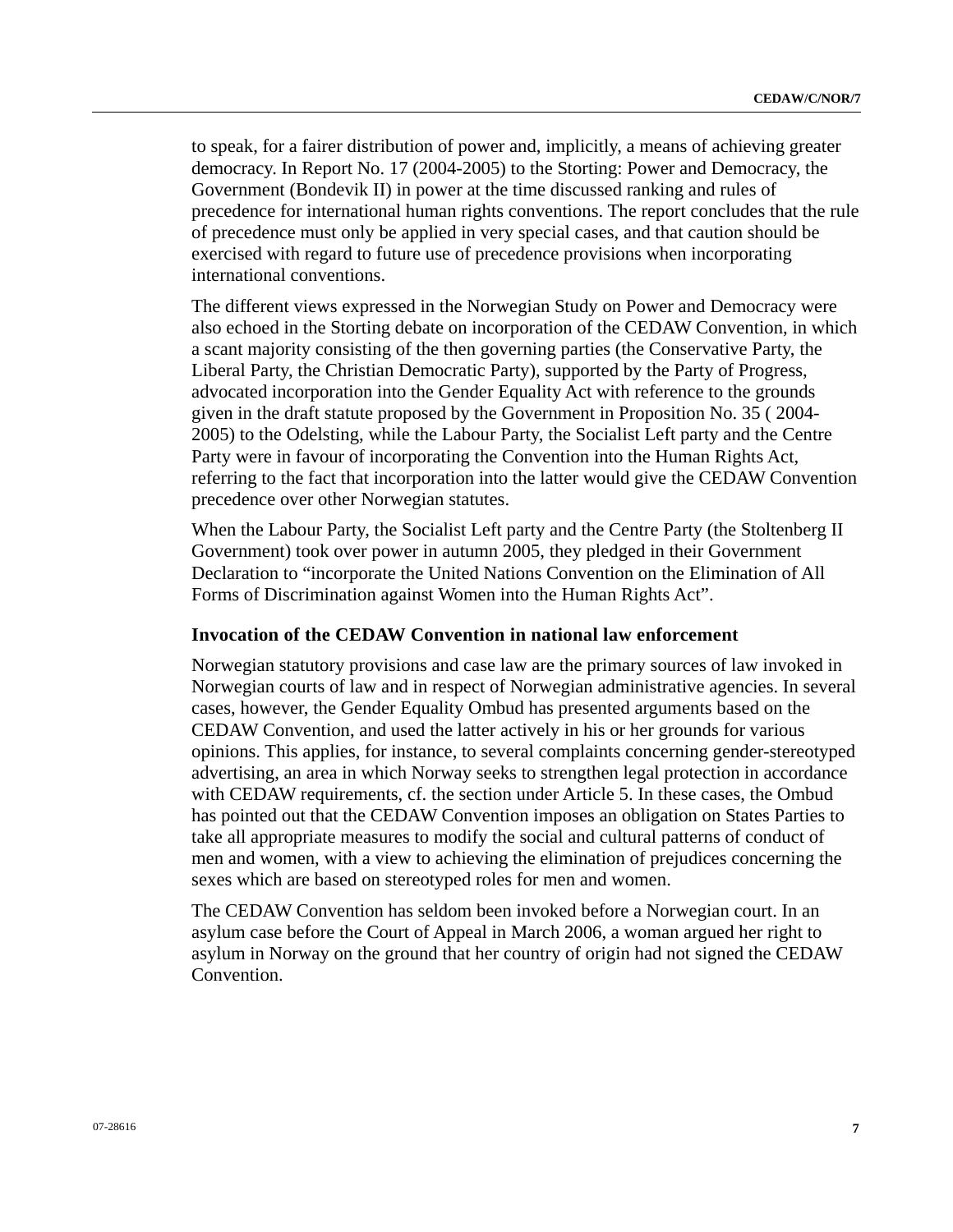to speak, for a fairer distribution of power and, implicitly, a means of achieving greater democracy. In Report No. 17 (2004-2005) to the Storting: Power and Democracy, the Government (Bondevik II) in power at the time discussed ranking and rules of precedence for international human rights conventions. The report concludes that the rule of precedence must only be applied in very special cases, and that caution should be exercised with regard to future use of precedence provisions when incorporating international conventions.

The different views expressed in the Norwegian Study on Power and Democracy were also echoed in the Storting debate on incorporation of the CEDAW Convention, in which a scant majority consisting of the then governing parties (the Conservative Party, the Liberal Party, the Christian Democratic Party), supported by the Party of Progress, advocated incorporation into the Gender Equality Act with reference to the grounds given in the draft statute proposed by the Government in Proposition No. 35 ( 2004-2005) to the Odelsting, while the Labour Party, the Socialist Left party and the Centre Party were in favour of incorporating the Convention into the Human Rights Act, referring to the fact that incorporation into the latter would give the CEDAW Convention precedence over other Norwegian statutes.

When the Labour Party, the Socialist Left party and the Centre Party (the Stoltenberg II Government) took over power in autumn 2005, they pledged in their Government Declaration to "incorporate the United Nations Convention on the Elimination of All Forms of Discrimination against Women into the Human Rights Act".

### Invocation of the CEDAW Convention in national law enforcement

Norwegian statutory provisions and case law are the primary sources of law invoked in Norwegian courts of law and in respect of Norwegian administrative agencies. In several cases, however, the Gender Equality Ombud has presented arguments based on the CEDAW Convention, and used the latter actively in his or her grounds for various opinions. This applies, for instance, to several complaints concerning gender-stereotyped advertising, an area in which Norway seeks to strengthen legal protection in accordance with CEDAW requirements, cf. the section under Article 5. In these cases, the Ombud has pointed out that the CEDAW Convention imposes an obligation on States Parties to take all appropriate measures to modify the social and cultural patterns of conduct of men and women, with a view to achieving the elimination of prejudices concerning the sexes which are based on stereotyped roles for men and women.

The CEDAW Convention has seldom been invoked before a Norwegian court. In an asylum case before the Court of Appeal in March 2006, a woman argued her right to asylum in Norway on the ground that her country of origin had not signed the CEDAW Convention.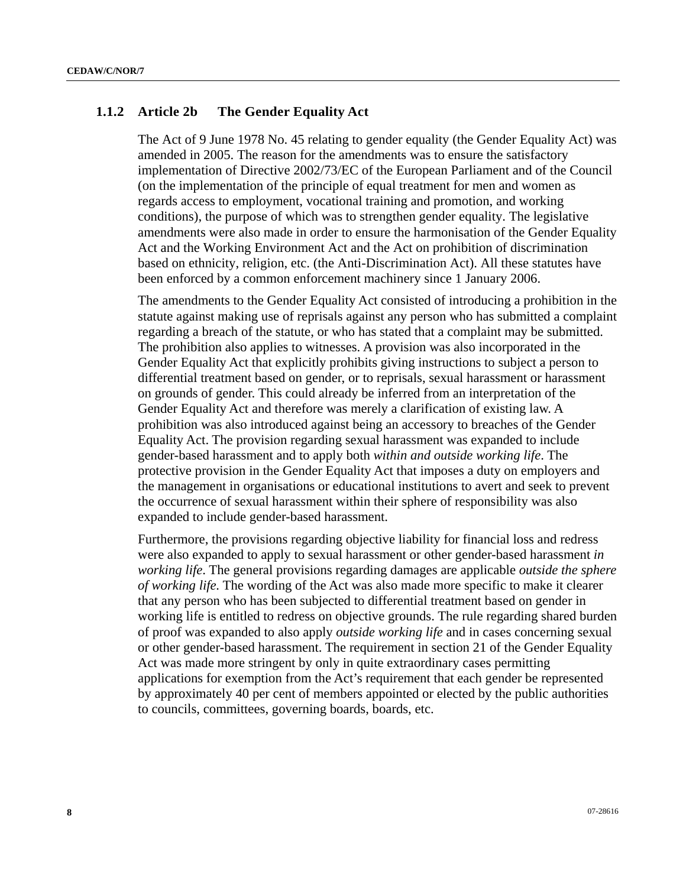### 1.1.2 Article 2b The Gender Equality Act

The Act of 9 June 1978 No. 45 relating to gender equality (the Gender Equality Act) was amended in 2005. The reason for the amendments was to ensure the satisfactory implementation of Directive 2002/73/EC of the European Parliament and of the Council (on the implementation of the principle of equal treatment for men and women as regards access to employment, vocational training and promotion, and working conditions), the purpose of which was to strengthen gender equality. The legislative amendments were also made in order to ensure the harmonisation of the Gender Equality Act and the Working Environment Act and the Act on prohibition of discrimination based on ethnicity, religion, etc. (the Anti-Discrimination Act). All these statutes have been enforced by a common enforcement machinery since 1 January 2006.

The amendments to the Gender Equality Act consisted of introducing a prohibition in the statute against making use of reprisals against any person who has submitted a complaint regarding a breach of the statute, or who has stated that a complaint may be submitted. The prohibition also applies to witnesses. A provision was also incorporated in the Gender Equality Act that explicitly prohibits giving instructions to subject a person to differential treatment based on gender, or to reprisals, sexual harassment or harassment on grounds of gender. This could already be inferred from an interpretation of the Gender Equality Act and therefore was merely a clarification of existing law. A prohibition was also introduced against being an accessory to breaches of the Gender Equality Act. The provision regarding sexual harassment was expanded to include gender-based harassment and to apply both *within and outside working life*. The protective provision in the Gender Equality Act that imposes a duty on employers and the management in organisations or educational institutions to avert and seek to prevent the occurrence of sexual harassment within their sphere of responsibility was also expanded to include gender-based harassment.

Furthermore, the provisions regarding objective liability for financial loss and redress were also expanded to apply to sexual harassment or other gender-based harassment *in working life*. The general provisions regarding damages are applicable *outside the sphere of working life*. The wording of the Act was also made more specific to make it clearer that any person who has been subjected to differential treatment based on gender in working life is entitled to redress on objective grounds. The rule regarding shared burden of proof was expanded to also apply *outside working life* and in cases concerning sexual or other gender-based harassment. The requirement in section 21 of the Gender Equality Act was made more stringent by only in quite extraordinary cases permitting applications for exemption from the Act's requirement that each gender be represented by approximately 40 per cent of members appointed or elected by the public authorities to councils, committees, governing boards, boards, etc.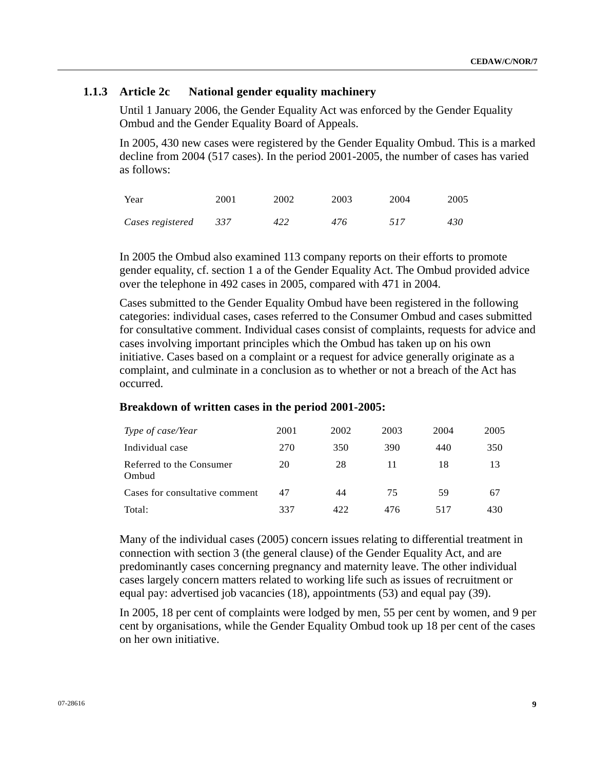### 1.1.3 Article 2c National gender equality machinery

Until 1 January 2006, the Gender Equality Act was enforced by the Gender Equality Ombud and the Gender Equality Board of Appeals.

In 2005, 430 new cases were registered by the Gender Equality Ombud. This is a marked decline from 2004 (517 cases). In the period 2001-2005, the number of cases has varied as follows:

| Year | 2001 | 2002 | 2003 | 2004 | 2005 |
|---|---|---|---|---|---|
| *Cases registered* | *337* | *422* | *476* | *517* | *430* |

In 2005 the Ombud also examined 113 company reports on their efforts to promote gender equality, cf. section 1 a of the Gender Equality Act. The Ombud provided advice over the telephone in 492 cases in 2005, compared with 471 in 2004.

Cases submitted to the Gender Equality Ombud have been registered in the following categories: individual cases, cases referred to the Consumer Ombud and cases submitted for consultative comment. Individual cases consist of complaints, requests for advice and cases involving important principles which the Ombud has taken up on his own initiative. Cases based on a complaint or a request for advice generally originate as a complaint, and culminate in a conclusion as to whether or not a breach of the Act has occurred.

**Breakdown of written cases in the period 2001-2005:**

| *Type of case/Year* | 2001 | 2002 | 2003 | 2004 | 2005 |
|---|---|---|---|---|---|
| Individual case | 270 | 350 | 390 | 440 | 350 |
| Referred to the Consumer Ombud | 20 | 28 | 11 | 18 | 13 |
| Cases for consultative comment | 47 | 44 | 75 | 59 | 67 |
| Total: | 337 | 422 | 476 | 517 | 430 |

Many of the individual cases (2005) concern issues relating to differential treatment in connection with section 3 (the general clause) of the Gender Equality Act, and are predominantly cases concerning pregnancy and maternity leave. The other individual cases largely concern matters related to working life such as issues of recruitment or equal pay: advertised job vacancies (18), appointments (53) and equal pay (39).

In 2005, 18 per cent of complaints were lodged by men, 55 per cent by women, and 9 per cent by organisations, while the Gender Equality Ombud took up 18 per cent of the cases on her own initiative.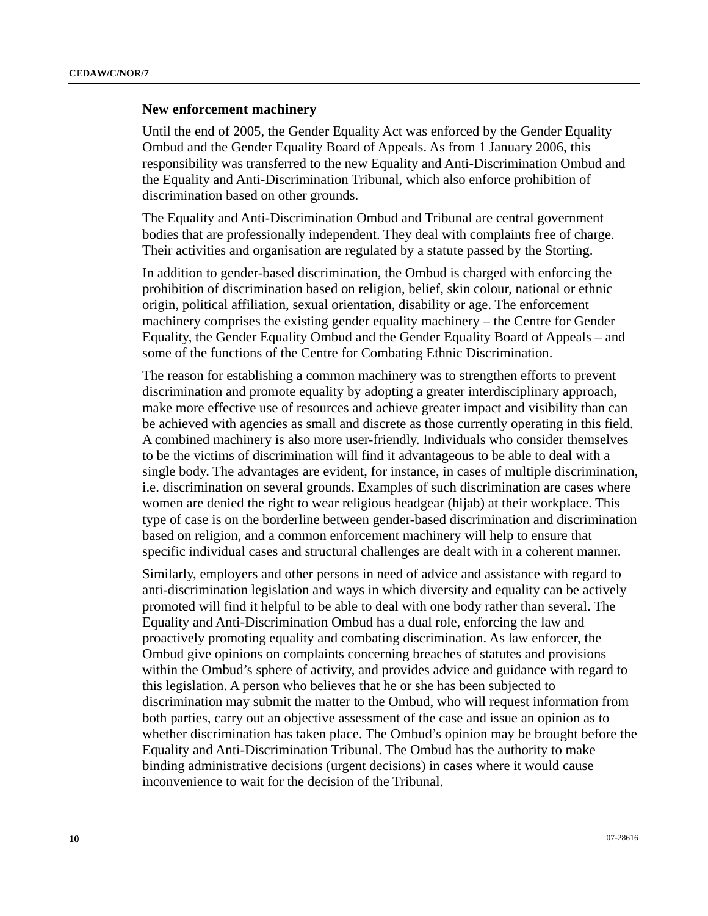### New enforcement machinery

Until the end of 2005, the Gender Equality Act was enforced by the Gender Equality Ombud and the Gender Equality Board of Appeals. As from 1 January 2006, this responsibility was transferred to the new Equality and Anti-Discrimination Ombud and the Equality and Anti-Discrimination Tribunal, which also enforce prohibition of discrimination based on other grounds.

The Equality and Anti-Discrimination Ombud and Tribunal are central government bodies that are professionally independent. They deal with complaints free of charge. Their activities and organisation are regulated by a statute passed by the Storting.

In addition to gender-based discrimination, the Ombud is charged with enforcing the prohibition of discrimination based on religion, belief, skin colour, national or ethnic origin, political affiliation, sexual orientation, disability or age. The enforcement machinery comprises the existing gender equality machinery – the Centre for Gender Equality, the Gender Equality Ombud and the Gender Equality Board of Appeals – and some of the functions of the Centre for Combating Ethnic Discrimination.

The reason for establishing a common machinery was to strengthen efforts to prevent discrimination and promote equality by adopting a greater interdisciplinary approach, make more effective use of resources and achieve greater impact and visibility than can be achieved with agencies as small and discrete as those currently operating in this field. A combined machinery is also more user-friendly. Individuals who consider themselves to be the victims of discrimination will find it advantageous to be able to deal with a single body. The advantages are evident, for instance, in cases of multiple discrimination, i.e. discrimination on several grounds. Examples of such discrimination are cases where women are denied the right to wear religious headgear (hijab) at their workplace. This type of case is on the borderline between gender-based discrimination and discrimination based on religion, and a common enforcement machinery will help to ensure that specific individual cases and structural challenges are dealt with in a coherent manner.

Similarly, employers and other persons in need of advice and assistance with regard to anti-discrimination legislation and ways in which diversity and equality can be actively promoted will find it helpful to be able to deal with one body rather than several. The Equality and Anti-Discrimination Ombud has a dual role, enforcing the law and proactively promoting equality and combating discrimination. As law enforcer, the Ombud give opinions on complaints concerning breaches of statutes and provisions within the Ombud's sphere of activity, and provides advice and guidance with regard to this legislation. A person who believes that he or she has been subjected to discrimination may submit the matter to the Ombud, who will request information from both parties, carry out an objective assessment of the case and issue an opinion as to whether discrimination has taken place. The Ombud's opinion may be brought before the Equality and Anti-Discrimination Tribunal. The Ombud has the authority to make binding administrative decisions (urgent decisions) in cases where it would cause inconvenience to wait for the decision of the Tribunal.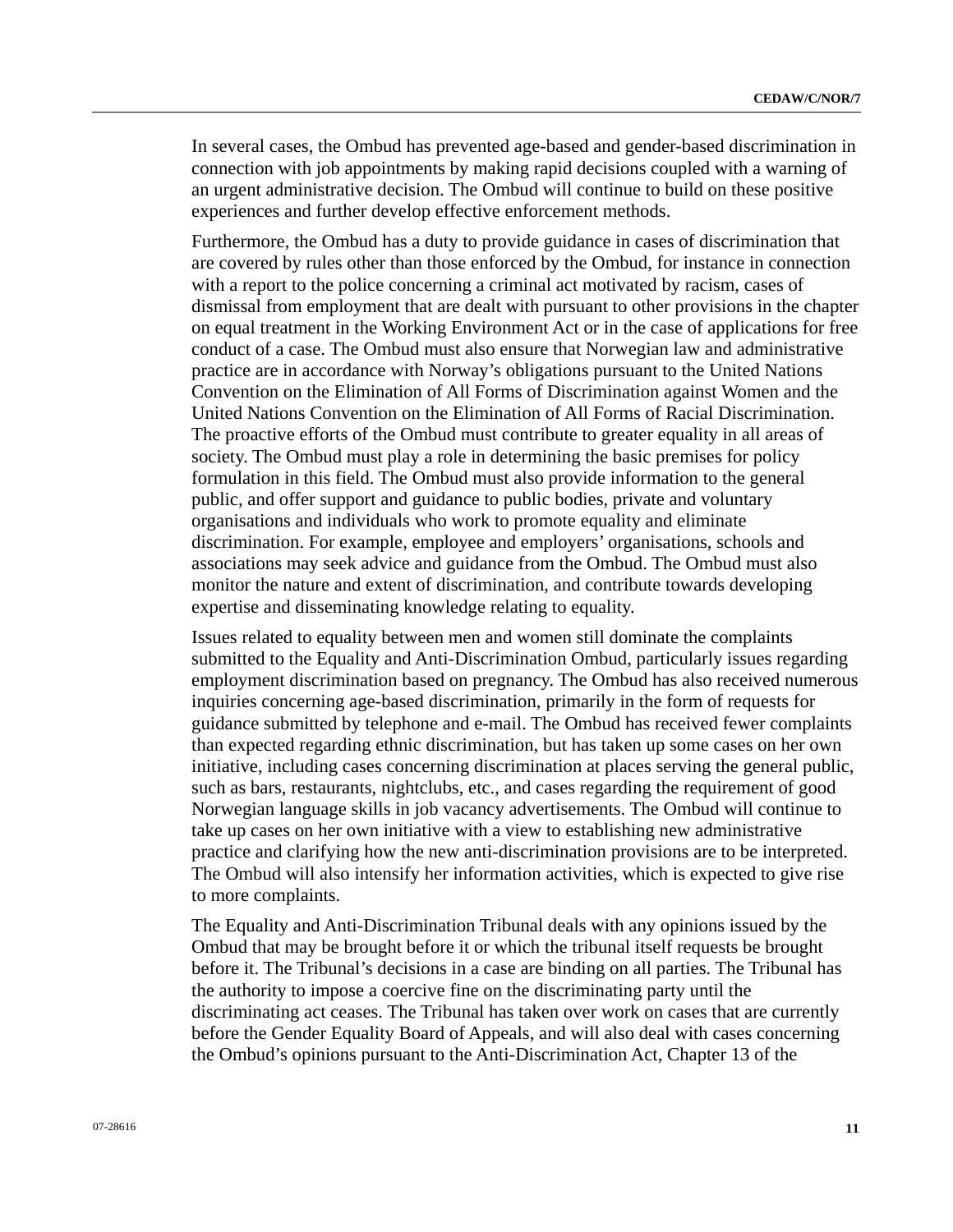In several cases, the Ombud has prevented age-based and gender-based discrimination in connection with job appointments by making rapid decisions coupled with a warning of an urgent administrative decision. The Ombud will continue to build on these positive experiences and further develop effective enforcement methods.

Furthermore, the Ombud has a duty to provide guidance in cases of discrimination that are covered by rules other than those enforced by the Ombud, for instance in connection with a report to the police concerning a criminal act motivated by racism, cases of dismissal from employment that are dealt with pursuant to other provisions in the chapter on equal treatment in the Working Environment Act or in the case of applications for free conduct of a case. The Ombud must also ensure that Norwegian law and administrative practice are in accordance with Norway's obligations pursuant to the United Nations Convention on the Elimination of All Forms of Discrimination against Women and the United Nations Convention on the Elimination of All Forms of Racial Discrimination. The proactive efforts of the Ombud must contribute to greater equality in all areas of society. The Ombud must play a role in determining the basic premises for policy formulation in this field. The Ombud must also provide information to the general public, and offer support and guidance to public bodies, private and voluntary organisations and individuals who work to promote equality and eliminate discrimination. For example, employee and employers' organisations, schools and associations may seek advice and guidance from the Ombud. The Ombud must also monitor the nature and extent of discrimination, and contribute towards developing expertise and disseminating knowledge relating to equality.

Issues related to equality between men and women still dominate the complaints submitted to the Equality and Anti-Discrimination Ombud, particularly issues regarding employment discrimination based on pregnancy. The Ombud has also received numerous inquiries concerning age-based discrimination, primarily in the form of requests for guidance submitted by telephone and e-mail. The Ombud has received fewer complaints than expected regarding ethnic discrimination, but has taken up some cases on her own initiative, including cases concerning discrimination at places serving the general public, such as bars, restaurants, nightclubs, etc., and cases regarding the requirement of good Norwegian language skills in job vacancy advertisements. The Ombud will continue to take up cases on her own initiative with a view to establishing new administrative practice and clarifying how the new anti-discrimination provisions are to be interpreted. The Ombud will also intensify her information activities, which is expected to give rise to more complaints.

The Equality and Anti-Discrimination Tribunal deals with any opinions issued by the Ombud that may be brought before it or which the tribunal itself requests be brought before it. The Tribunal's decisions in a case are binding on all parties. The Tribunal has the authority to impose a coercive fine on the discriminating party until the discriminating act ceases. The Tribunal has taken over work on cases that are currently before the Gender Equality Board of Appeals, and will also deal with cases concerning the Ombud's opinions pursuant to the Anti-Discrimination Act, Chapter 13 of the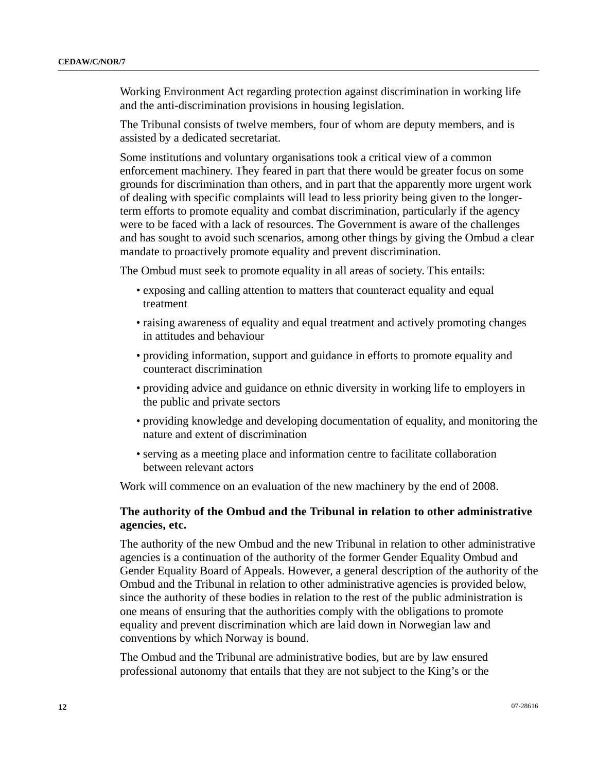Working Environment Act regarding protection against discrimination in working life and the anti-discrimination provisions in housing legislation.

The Tribunal consists of twelve members, four of whom are deputy members, and is assisted by a dedicated secretariat.

Some institutions and voluntary organisations took a critical view of a common enforcement machinery. They feared in part that there would be greater focus on some grounds for discrimination than others, and in part that the apparently more urgent work of dealing with specific complaints will lead to less priority being given to the longer-term efforts to promote equality and combat discrimination, particularly if the agency were to be faced with a lack of resources. The Government is aware of the challenges and has sought to avoid such scenarios, among other things by giving the Ombud a clear mandate to proactively promote equality and prevent discrimination.

The Ombud must seek to promote equality in all areas of society. This entails:

- exposing and calling attention to matters that counteract equality and equal treatment
- raising awareness of equality and equal treatment and actively promoting changes in attitudes and behaviour
- providing information, support and guidance in efforts to promote equality and counteract discrimination
- providing advice and guidance on ethnic diversity in working life to employers in the public and private sectors
- providing knowledge and developing documentation of equality, and monitoring the nature and extent of discrimination
- serving as a meeting place and information centre to facilitate collaboration between relevant actors

Work will commence on an evaluation of the new machinery by the end of 2008.

### The authority of the Ombud and the Tribunal in relation to other administrative agencies, etc.

The authority of the new Ombud and the new Tribunal in relation to other administrative agencies is a continuation of the authority of the former Gender Equality Ombud and Gender Equality Board of Appeals. However, a general description of the authority of the Ombud and the Tribunal in relation to other administrative agencies is provided below, since the authority of these bodies in relation to the rest of the public administration is one means of ensuring that the authorities comply with the obligations to promote equality and prevent discrimination which are laid down in Norwegian law and conventions by which Norway is bound.

The Ombud and the Tribunal are administrative bodies, but are by law ensured professional autonomy that entails that they are not subject to the King's or the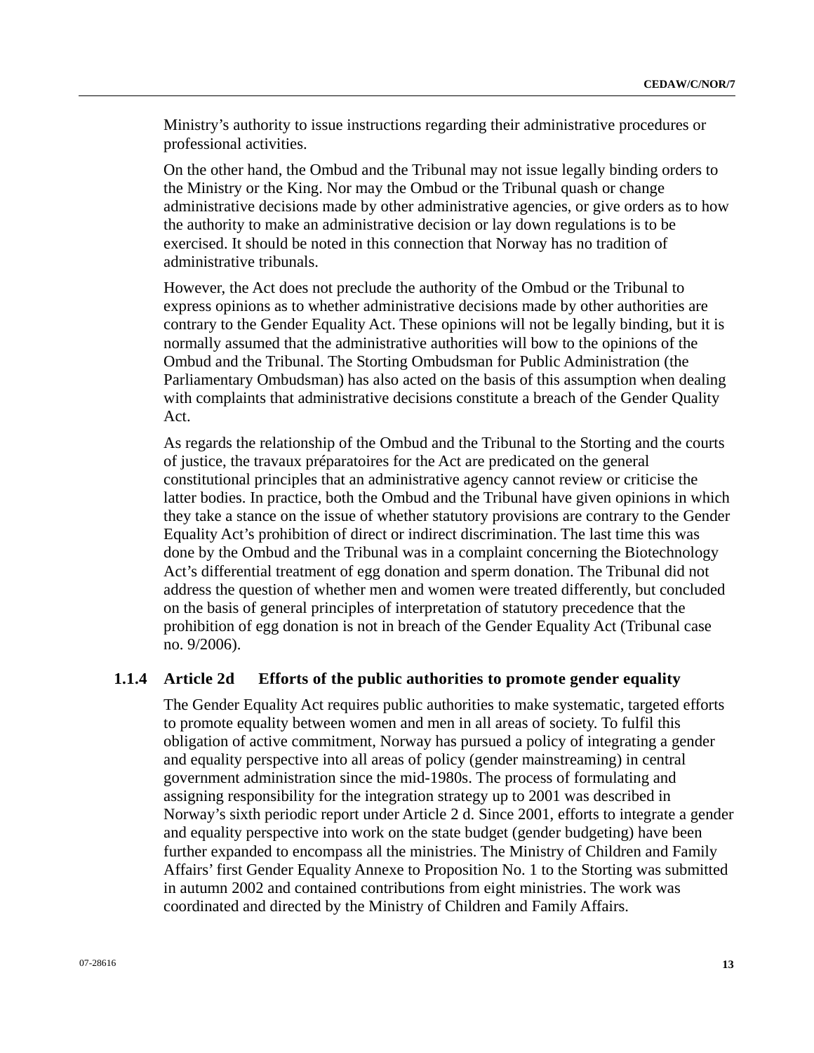Ministry's authority to issue instructions regarding their administrative procedures or professional activities.

On the other hand, the Ombud and the Tribunal may not issue legally binding orders to the Ministry or the King. Nor may the Ombud or the Tribunal quash or change administrative decisions made by other administrative agencies, or give orders as to how the authority to make an administrative decision or lay down regulations is to be exercised. It should be noted in this connection that Norway has no tradition of administrative tribunals.

However, the Act does not preclude the authority of the Ombud or the Tribunal to express opinions as to whether administrative decisions made by other authorities are contrary to the Gender Equality Act. These opinions will not be legally binding, but it is normally assumed that the administrative authorities will bow to the opinions of the Ombud and the Tribunal. The Storting Ombudsman for Public Administration (the Parliamentary Ombudsman) has also acted on the basis of this assumption when dealing with complaints that administrative decisions constitute a breach of the Gender Quality Act.

As regards the relationship of the Ombud and the Tribunal to the Storting and the courts of justice, the travaux préparatoires for the Act are predicated on the general constitutional principles that an administrative agency cannot review or criticise the latter bodies. In practice, both the Ombud and the Tribunal have given opinions in which they take a stance on the issue of whether statutory provisions are contrary to the Gender Equality Act's prohibition of direct or indirect discrimination. The last time this was done by the Ombud and the Tribunal was in a complaint concerning the Biotechnology Act's differential treatment of egg donation and sperm donation. The Tribunal did not address the question of whether men and women were treated differently, but concluded on the basis of general principles of interpretation of statutory precedence that the prohibition of egg donation is not in breach of the Gender Equality Act (Tribunal case no. 9/2006).

### 1.1.4 Article 2d Efforts of the public authorities to promote gender equality

The Gender Equality Act requires public authorities to make systematic, targeted efforts to promote equality between women and men in all areas of society. To fulfil this obligation of active commitment, Norway has pursued a policy of integrating a gender and equality perspective into all areas of policy (gender mainstreaming) in central government administration since the mid-1980s. The process of formulating and assigning responsibility for the integration strategy up to 2001 was described in Norway's sixth periodic report under Article 2 d. Since 2001, efforts to integrate a gender and equality perspective into work on the state budget (gender budgeting) have been further expanded to encompass all the ministries. The Ministry of Children and Family Affairs' first Gender Equality Annexe to Proposition No. 1 to the Storting was submitted in autumn 2002 and contained contributions from eight ministries. The work was coordinated and directed by the Ministry of Children and Family Affairs.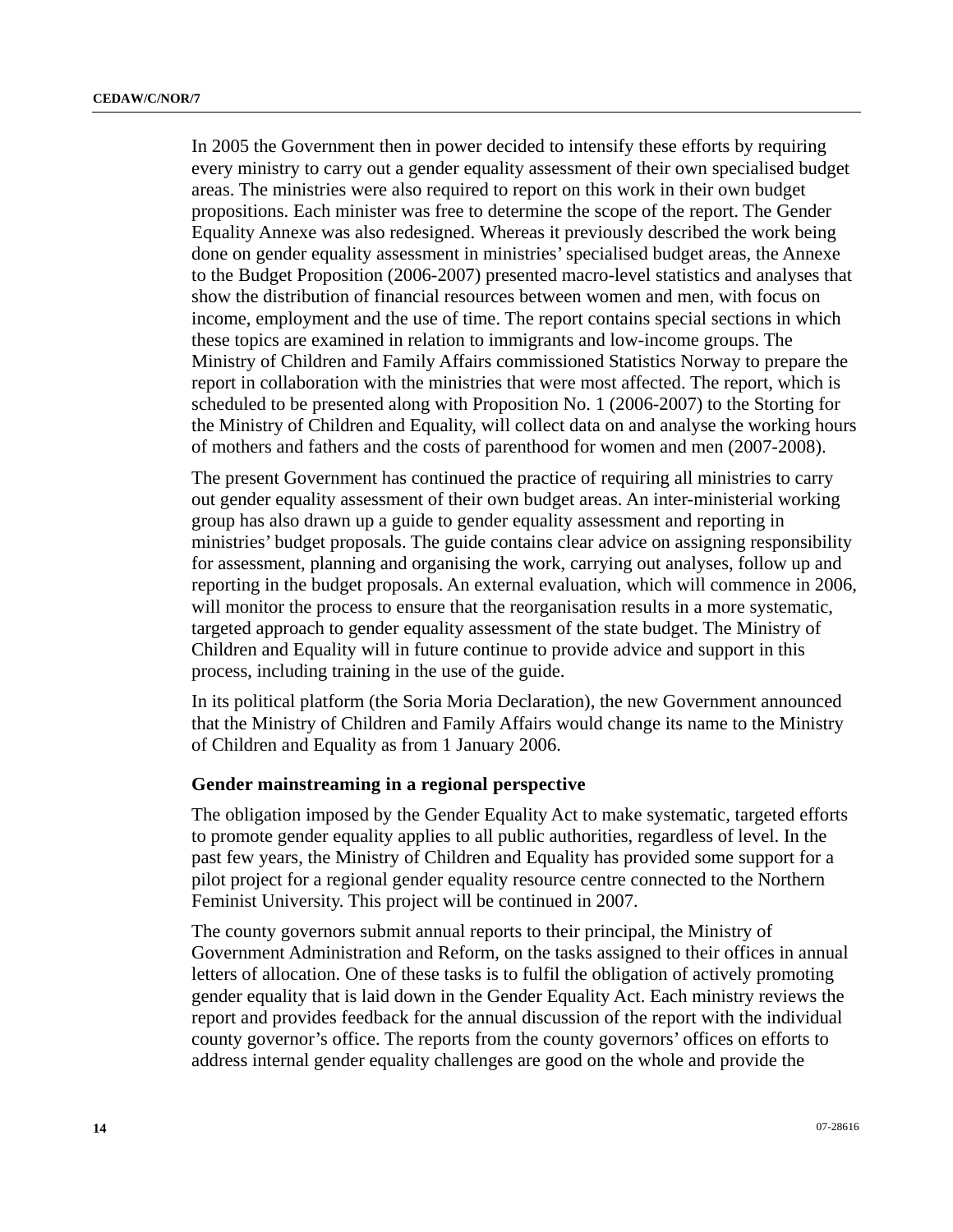In 2005 the Government then in power decided to intensify these efforts by requiring every ministry to carry out a gender equality assessment of their own specialised budget areas. The ministries were also required to report on this work in their own budget propositions. Each minister was free to determine the scope of the report. The Gender Equality Annexe was also redesigned. Whereas it previously described the work being done on gender equality assessment in ministries' specialised budget areas, the Annexe to the Budget Proposition (2006-2007) presented macro-level statistics and analyses that show the distribution of financial resources between women and men, with focus on income, employment and the use of time. The report contains special sections in which these topics are examined in relation to immigrants and low-income groups. The Ministry of Children and Family Affairs commissioned Statistics Norway to prepare the report in collaboration with the ministries that were most affected. The report, which is scheduled to be presented along with Proposition No. 1 (2006-2007) to the Storting for the Ministry of Children and Equality, will collect data on and analyse the working hours of mothers and fathers and the costs of parenthood for women and men (2007-2008).

The present Government has continued the practice of requiring all ministries to carry out gender equality assessment of their own budget areas. An inter-ministerial working group has also drawn up a guide to gender equality assessment and reporting in ministries' budget proposals. The guide contains clear advice on assigning responsibility for assessment, planning and organising the work, carrying out analyses, follow up and reporting in the budget proposals. An external evaluation, which will commence in 2006, will monitor the process to ensure that the reorganisation results in a more systematic, targeted approach to gender equality assessment of the state budget. The Ministry of Children and Equality will in future continue to provide advice and support in this process, including training in the use of the guide.

In its political platform (the Soria Moria Declaration), the new Government announced that the Ministry of Children and Family Affairs would change its name to the Ministry of Children and Equality as from 1 January 2006.

**Gender mainstreaming in a regional perspective**

The obligation imposed by the Gender Equality Act to make systematic, targeted efforts to promote gender equality applies to all public authorities, regardless of level. In the past few years, the Ministry of Children and Equality has provided some support for a pilot project for a regional gender equality resource centre connected to the Northern Feminist University. This project will be continued in 2007.

The county governors submit annual reports to their principal, the Ministry of Government Administration and Reform, on the tasks assigned to their offices in annual letters of allocation. One of these tasks is to fulfil the obligation of actively promoting gender equality that is laid down in the Gender Equality Act. Each ministry reviews the report and provides feedback for the annual discussion of the report with the individual county governor's office. The reports from the county governors' offices on efforts to address internal gender equality challenges are good on the whole and provide the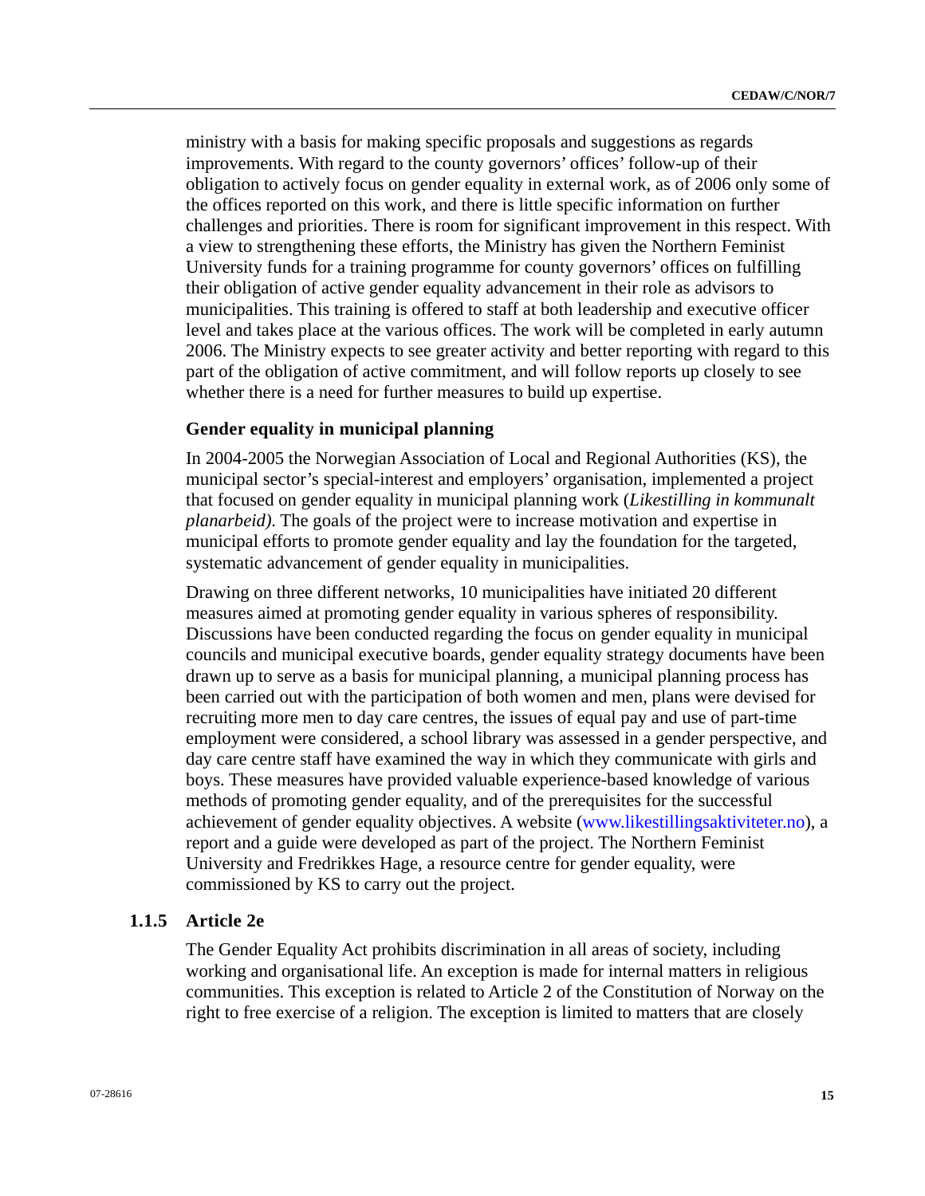ministry with a basis for making specific proposals and suggestions as regards improvements. With regard to the county governors' offices' follow-up of their obligation to actively focus on gender equality in external work, as of 2006 only some of the offices reported on this work, and there is little specific information on further challenges and priorities. There is room for significant improvement in this respect. With a view to strengthening these efforts, the Ministry has given the Northern Feminist University funds for a training programme for county governors' offices on fulfilling their obligation of active gender equality advancement in their role as advisors to municipalities. This training is offered to staff at both leadership and executive officer level and takes place at the various offices. The work will be completed in early autumn 2006. The Ministry expects to see greater activity and better reporting with regard to this part of the obligation of active commitment, and will follow reports up closely to see whether there is a need for further measures to build up expertise.

**Gender equality in municipal planning**

In 2004-2005 the Norwegian Association of Local and Regional Authorities (KS), the municipal sector's special-interest and employers' organisation, implemented a project that focused on gender equality in municipal planning work (*Likestilling in kommunalt planarbeid)*. The goals of the project were to increase motivation and expertise in municipal efforts to promote gender equality and lay the foundation for the targeted, systematic advancement of gender equality in municipalities.

Drawing on three different networks, 10 municipalities have initiated 20 different measures aimed at promoting gender equality in various spheres of responsibility. Discussions have been conducted regarding the focus on gender equality in municipal councils and municipal executive boards, gender equality strategy documents have been drawn up to serve as a basis for municipal planning, a municipal planning process has been carried out with the participation of both women and men, plans were devised for recruiting more men to day care centres, the issues of equal pay and use of part-time employment were considered, a school library was assessed in a gender perspective, and day care centre staff have examined the way in which they communicate with girls and boys. These measures have provided valuable experience-based knowledge of various methods of promoting gender equality, and of the prerequisites for the successful achievement of gender equality objectives. A website (www.likestillingsaktiviteter.no), a report and a guide were developed as part of the project. The Northern Feminist University and Fredrikkes Hage, a resource centre for gender equality, were commissioned by KS to carry out the project.

### 1.1.5 Article 2e

The Gender Equality Act prohibits discrimination in all areas of society, including working and organisational life. An exception is made for internal matters in religious communities. This exception is related to Article 2 of the Constitution of Norway on the right to free exercise of a religion. The exception is limited to matters that are closely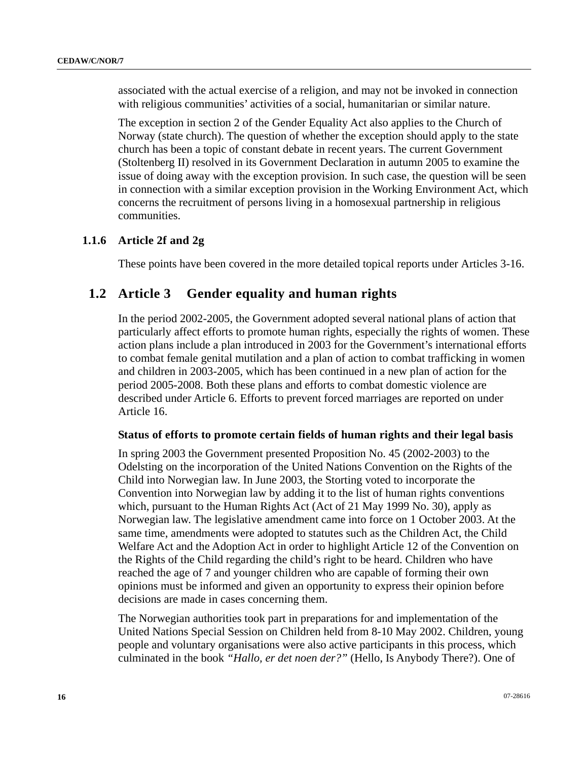associated with the actual exercise of a religion, and may not be invoked in connection with religious communities' activities of a social, humanitarian or similar nature.

The exception in section 2 of the Gender Equality Act also applies to the Church of Norway (state church). The question of whether the exception should apply to the state church has been a topic of constant debate in recent years. The current Government (Stoltenberg II) resolved in its Government Declaration in autumn 2005 to examine the issue of doing away with the exception provision. In such case, the question will be seen in connection with a similar exception provision in the Working Environment Act, which concerns the recruitment of persons living in a homosexual partnership in religious communities.

### 1.1.6 Article 2f and 2g

These points have been covered in the more detailed topical reports under Articles 3-16.

## 1.2 Article 3 Gender equality and human rights

In the period 2002-2005, the Government adopted several national plans of action that particularly affect efforts to promote human rights, especially the rights of women. These action plans include a plan introduced in 2003 for the Government's international efforts to combat female genital mutilation and a plan of action to combat trafficking in women and children in 2003-2005, which has been continued in a new plan of action for the period 2005-2008. Both these plans and efforts to combat domestic violence are described under Article 6. Efforts to prevent forced marriages are reported on under Article 16.

**Status of efforts to promote certain fields of human rights and their legal basis**

In spring 2003 the Government presented Proposition No. 45 (2002-2003) to the Odelsting on the incorporation of the United Nations Convention on the Rights of the Child into Norwegian law. In June 2003, the Storting voted to incorporate the Convention into Norwegian law by adding it to the list of human rights conventions which, pursuant to the Human Rights Act (Act of 21 May 1999 No. 30), apply as Norwegian law. The legislative amendment came into force on 1 October 2003. At the same time, amendments were adopted to statutes such as the Children Act, the Child Welfare Act and the Adoption Act in order to highlight Article 12 of the Convention on the Rights of the Child regarding the child's right to be heard. Children who have reached the age of 7 and younger children who are capable of forming their own opinions must be informed and given an opportunity to express their opinion before decisions are made in cases concerning them.

The Norwegian authorities took part in preparations for and implementation of the United Nations Special Session on Children held from 8-10 May 2002. Children, young people and voluntary organisations were also active participants in this process, which culminated in the book *"Hallo, er det noen der?"* (Hello, Is Anybody There?). One of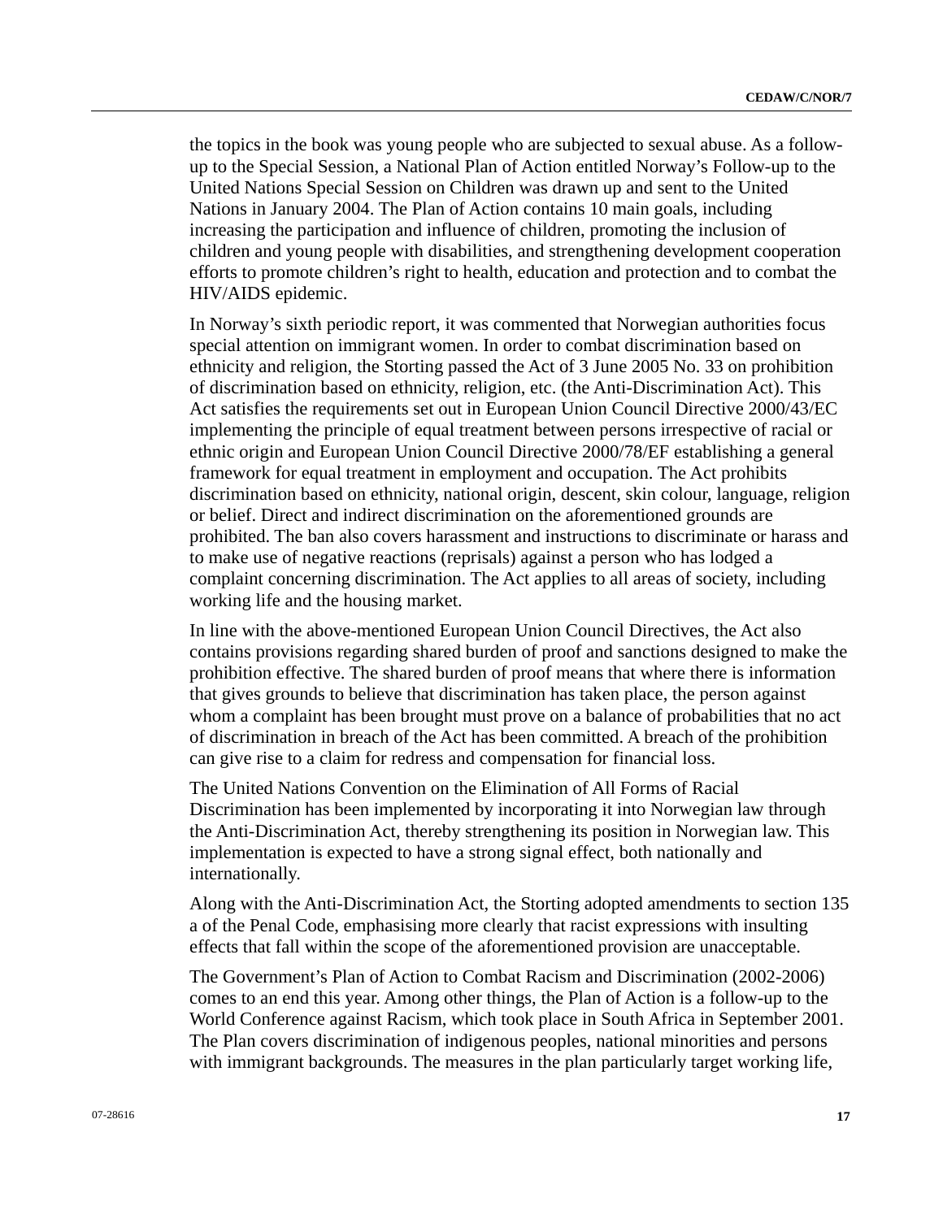the topics in the book was young people who are subjected to sexual abuse. As a follow-up to the Special Session, a National Plan of Action entitled Norway's Follow-up to the United Nations Special Session on Children was drawn up and sent to the United Nations in January 2004. The Plan of Action contains 10 main goals, including increasing the participation and influence of children, promoting the inclusion of children and young people with disabilities, and strengthening development cooperation efforts to promote children's right to health, education and protection and to combat the HIV/AIDS epidemic.

In Norway's sixth periodic report, it was commented that Norwegian authorities focus special attention on immigrant women. In order to combat discrimination based on ethnicity and religion, the Storting passed the Act of 3 June 2005 No. 33 on prohibition of discrimination based on ethnicity, religion, etc. (the Anti-Discrimination Act). This Act satisfies the requirements set out in European Union Council Directive 2000/43/EC implementing the principle of equal treatment between persons irrespective of racial or ethnic origin and European Union Council Directive 2000/78/EF establishing a general framework for equal treatment in employment and occupation. The Act prohibits discrimination based on ethnicity, national origin, descent, skin colour, language, religion or belief. Direct and indirect discrimination on the aforementioned grounds are prohibited. The ban also covers harassment and instructions to discriminate or harass and to make use of negative reactions (reprisals) against a person who has lodged a complaint concerning discrimination. The Act applies to all areas of society, including working life and the housing market.

In line with the above-mentioned European Union Council Directives, the Act also contains provisions regarding shared burden of proof and sanctions designed to make the prohibition effective. The shared burden of proof means that where there is information that gives grounds to believe that discrimination has taken place, the person against whom a complaint has been brought must prove on a balance of probabilities that no act of discrimination in breach of the Act has been committed. A breach of the prohibition can give rise to a claim for redress and compensation for financial loss.

The United Nations Convention on the Elimination of All Forms of Racial Discrimination has been implemented by incorporating it into Norwegian law through the Anti-Discrimination Act, thereby strengthening its position in Norwegian law. This implementation is expected to have a strong signal effect, both nationally and internationally.

Along with the Anti-Discrimination Act, the Storting adopted amendments to section 135 a of the Penal Code, emphasising more clearly that racist expressions with insulting effects that fall within the scope of the aforementioned provision are unacceptable.

The Government's Plan of Action to Combat Racism and Discrimination (2002-2006) comes to an end this year. Among other things, the Plan of Action is a follow-up to the World Conference against Racism, which took place in South Africa in September 2001. The Plan covers discrimination of indigenous peoples, national minorities and persons with immigrant backgrounds. The measures in the plan particularly target working life,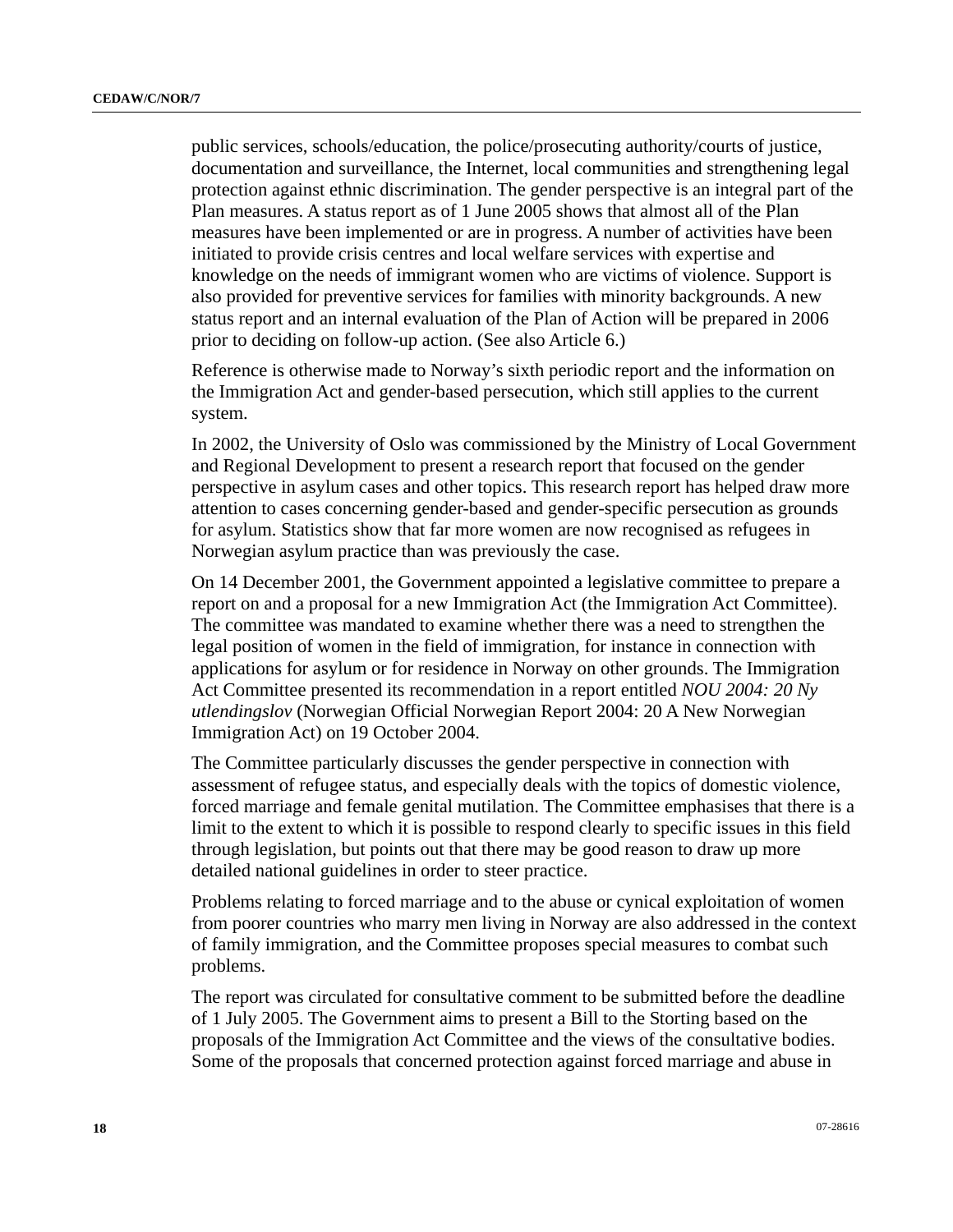public services, schools/education, the police/prosecuting authority/courts of justice, documentation and surveillance, the Internet, local communities and strengthening legal protection against ethnic discrimination. The gender perspective is an integral part of the Plan measures. A status report as of 1 June 2005 shows that almost all of the Plan measures have been implemented or are in progress. A number of activities have been initiated to provide crisis centres and local welfare services with expertise and knowledge on the needs of immigrant women who are victims of violence. Support is also provided for preventive services for families with minority backgrounds. A new status report and an internal evaluation of the Plan of Action will be prepared in 2006 prior to deciding on follow-up action. (See also Article 6.)

Reference is otherwise made to Norway's sixth periodic report and the information on the Immigration Act and gender-based persecution, which still applies to the current system.

In 2002, the University of Oslo was commissioned by the Ministry of Local Government and Regional Development to present a research report that focused on the gender perspective in asylum cases and other topics. This research report has helped draw more attention to cases concerning gender-based and gender-specific persecution as grounds for asylum. Statistics show that far more women are now recognised as refugees in Norwegian asylum practice than was previously the case.

On 14 December 2001, the Government appointed a legislative committee to prepare a report on and a proposal for a new Immigration Act (the Immigration Act Committee). The committee was mandated to examine whether there was a need to strengthen the legal position of women in the field of immigration, for instance in connection with applications for asylum or for residence in Norway on other grounds. The Immigration Act Committee presented its recommendation in a report entitled *NOU 2004: 20 Ny utlendingslov* (Norwegian Official Norwegian Report 2004: 20 A New Norwegian Immigration Act) on 19 October 2004.

The Committee particularly discusses the gender perspective in connection with assessment of refugee status, and especially deals with the topics of domestic violence, forced marriage and female genital mutilation. The Committee emphasises that there is a limit to the extent to which it is possible to respond clearly to specific issues in this field through legislation, but points out that there may be good reason to draw up more detailed national guidelines in order to steer practice.

Problems relating to forced marriage and to the abuse or cynical exploitation of women from poorer countries who marry men living in Norway are also addressed in the context of family immigration, and the Committee proposes special measures to combat such problems.

The report was circulated for consultative comment to be submitted before the deadline of 1 July 2005. The Government aims to present a Bill to the Storting based on the proposals of the Immigration Act Committee and the views of the consultative bodies. Some of the proposals that concerned protection against forced marriage and abuse in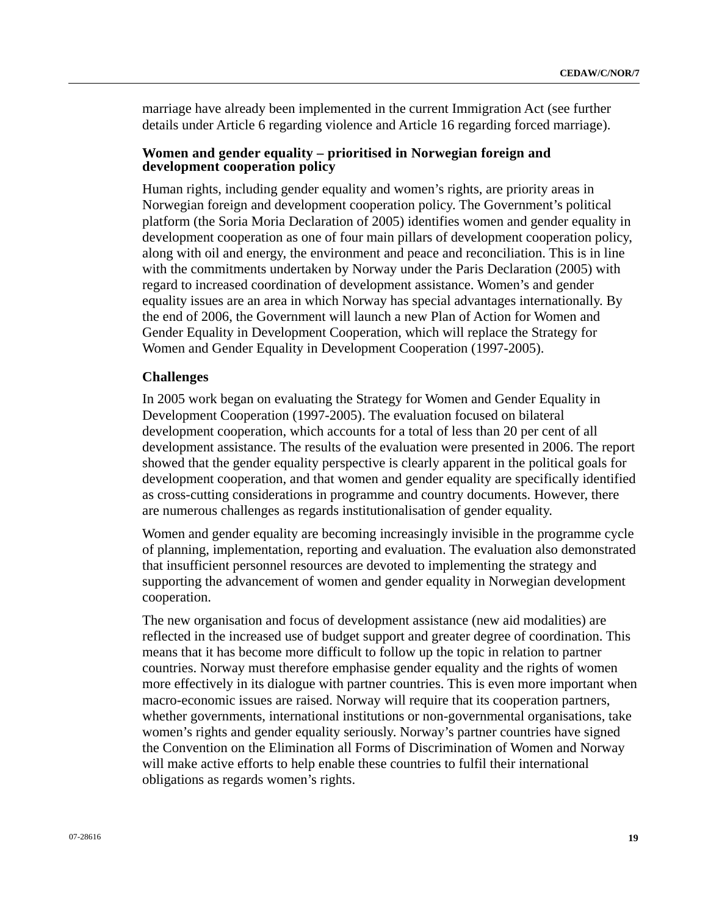marriage have already been implemented in the current Immigration Act (see further details under Article 6 regarding violence and Article 16 regarding forced marriage).

### Women and gender equality – prioritised in Norwegian foreign and development cooperation policy

Human rights, including gender equality and women's rights, are priority areas in Norwegian foreign and development cooperation policy. The Government's political platform (the Soria Moria Declaration of 2005) identifies women and gender equality in development cooperation as one of four main pillars of development cooperation policy, along with oil and energy, the environment and peace and reconciliation. This is in line with the commitments undertaken by Norway under the Paris Declaration (2005) with regard to increased coordination of development assistance. Women's and gender equality issues are an area in which Norway has special advantages internationally. By the end of 2006, the Government will launch a new Plan of Action for Women and Gender Equality in Development Cooperation, which will replace the Strategy for Women and Gender Equality in Development Cooperation (1997-2005).

### Challenges

In 2005 work began on evaluating the Strategy for Women and Gender Equality in Development Cooperation (1997-2005). The evaluation focused on bilateral development cooperation, which accounts for a total of less than 20 per cent of all development assistance. The results of the evaluation were presented in 2006. The report showed that the gender equality perspective is clearly apparent in the political goals for development cooperation, and that women and gender equality are specifically identified as cross-cutting considerations in programme and country documents. However, there are numerous challenges as regards institutionalisation of gender equality.

Women and gender equality are becoming increasingly invisible in the programme cycle of planning, implementation, reporting and evaluation. The evaluation also demonstrated that insufficient personnel resources are devoted to implementing the strategy and supporting the advancement of women and gender equality in Norwegian development cooperation.

The new organisation and focus of development assistance (new aid modalities) are reflected in the increased use of budget support and greater degree of coordination. This means that it has become more difficult to follow up the topic in relation to partner countries. Norway must therefore emphasise gender equality and the rights of women more effectively in its dialogue with partner countries. This is even more important when macro-economic issues are raised. Norway will require that its cooperation partners, whether governments, international institutions or non-governmental organisations, take women's rights and gender equality seriously. Norway's partner countries have signed the Convention on the Elimination all Forms of Discrimination of Women and Norway will make active efforts to help enable these countries to fulfil their international obligations as regards women's rights.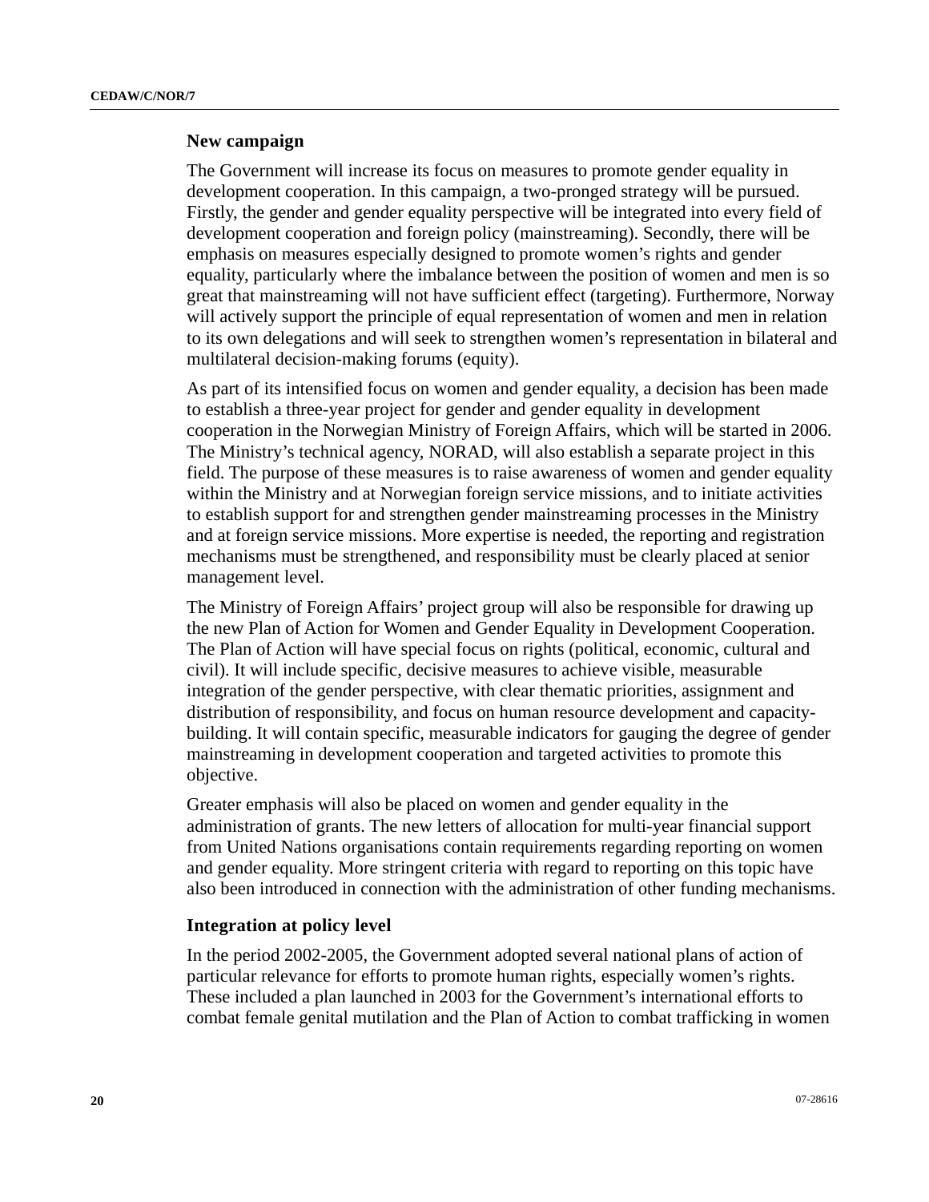### New campaign

The Government will increase its focus on measures to promote gender equality in development cooperation. In this campaign, a two-pronged strategy will be pursued. Firstly, the gender and gender equality perspective will be integrated into every field of development cooperation and foreign policy (mainstreaming). Secondly, there will be emphasis on measures especially designed to promote women's rights and gender equality, particularly where the imbalance between the position of women and men is so great that mainstreaming will not have sufficient effect (targeting). Furthermore, Norway will actively support the principle of equal representation of women and men in relation to its own delegations and will seek to strengthen women's representation in bilateral and multilateral decision-making forums (equity).

As part of its intensified focus on women and gender equality, a decision has been made to establish a three-year project for gender and gender equality in development cooperation in the Norwegian Ministry of Foreign Affairs, which will be started in 2006. The Ministry's technical agency, NORAD, will also establish a separate project in this field. The purpose of these measures is to raise awareness of women and gender equality within the Ministry and at Norwegian foreign service missions, and to initiate activities to establish support for and strengthen gender mainstreaming processes in the Ministry and at foreign service missions. More expertise is needed, the reporting and registration mechanisms must be strengthened, and responsibility must be clearly placed at senior management level.

The Ministry of Foreign Affairs' project group will also be responsible for drawing up the new Plan of Action for Women and Gender Equality in Development Cooperation. The Plan of Action will have special focus on rights (political, economic, cultural and civil). It will include specific, decisive measures to achieve visible, measurable integration of the gender perspective, with clear thematic priorities, assignment and distribution of responsibility, and focus on human resource development and capacity-building. It will contain specific, measurable indicators for gauging the degree of gender mainstreaming in development cooperation and targeted activities to promote this objective.

Greater emphasis will also be placed on women and gender equality in the administration of grants. The new letters of allocation for multi-year financial support from United Nations organisations contain requirements regarding reporting on women and gender equality. More stringent criteria with regard to reporting on this topic have also been introduced in connection with the administration of other funding mechanisms.

### Integration at policy level

In the period 2002-2005, the Government adopted several national plans of action of particular relevance for efforts to promote human rights, especially women's rights. These included a plan launched in 2003 for the Government's international efforts to combat female genital mutilation and the Plan of Action to combat trafficking in women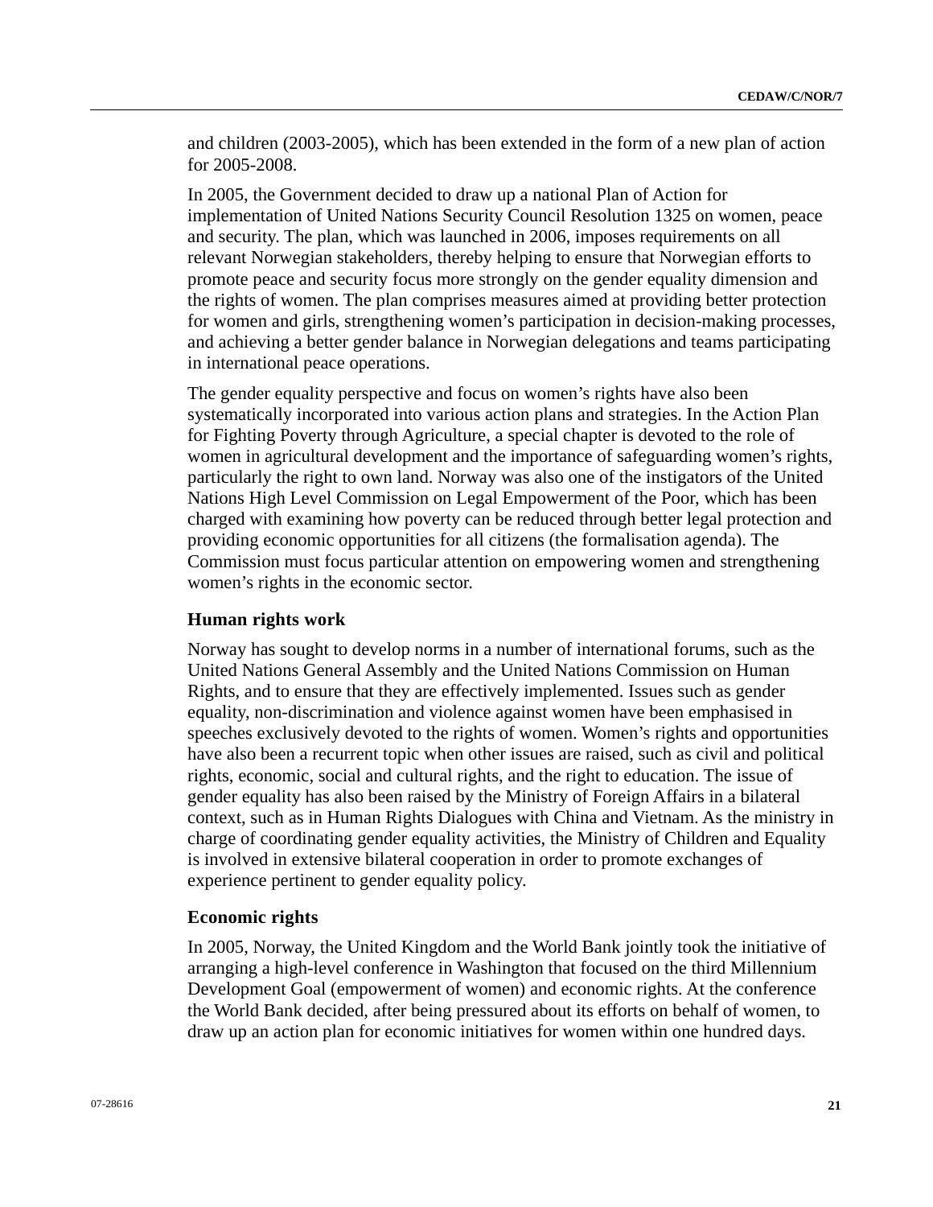and children (2003-2005), which has been extended in the form of a new plan of action for 2005-2008.

In 2005, the Government decided to draw up a national Plan of Action for implementation of United Nations Security Council Resolution 1325 on women, peace and security. The plan, which was launched in 2006, imposes requirements on all relevant Norwegian stakeholders, thereby helping to ensure that Norwegian efforts to promote peace and security focus more strongly on the gender equality dimension and the rights of women. The plan comprises measures aimed at providing better protection for women and girls, strengthening women's participation in decision-making processes, and achieving a better gender balance in Norwegian delegations and teams participating in international peace operations.

The gender equality perspective and focus on women's rights have also been systematically incorporated into various action plans and strategies. In the Action Plan for Fighting Poverty through Agriculture, a special chapter is devoted to the role of women in agricultural development and the importance of safeguarding women's rights, particularly the right to own land. Norway was also one of the instigators of the United Nations High Level Commission on Legal Empowerment of the Poor, which has been charged with examining how poverty can be reduced through better legal protection and providing economic opportunities for all citizens (the formalisation agenda). The Commission must focus particular attention on empowering women and strengthening women's rights in the economic sector.

### Human rights work

Norway has sought to develop norms in a number of international forums, such as the United Nations General Assembly and the United Nations Commission on Human Rights, and to ensure that they are effectively implemented. Issues such as gender equality, non-discrimination and violence against women have been emphasised in speeches exclusively devoted to the rights of women. Women's rights and opportunities have also been a recurrent topic when other issues are raised, such as civil and political rights, economic, social and cultural rights, and the right to education. The issue of gender equality has also been raised by the Ministry of Foreign Affairs in a bilateral context, such as in Human Rights Dialogues with China and Vietnam. As the ministry in charge of coordinating gender equality activities, the Ministry of Children and Equality is involved in extensive bilateral cooperation in order to promote exchanges of experience pertinent to gender equality policy.

### Economic rights

In 2005, Norway, the United Kingdom and the World Bank jointly took the initiative of arranging a high-level conference in Washington that focused on the third Millennium Development Goal (empowerment of women) and economic rights. At the conference the World Bank decided, after being pressured about its efforts on behalf of women, to draw up an action plan for economic initiatives for women within one hundred days.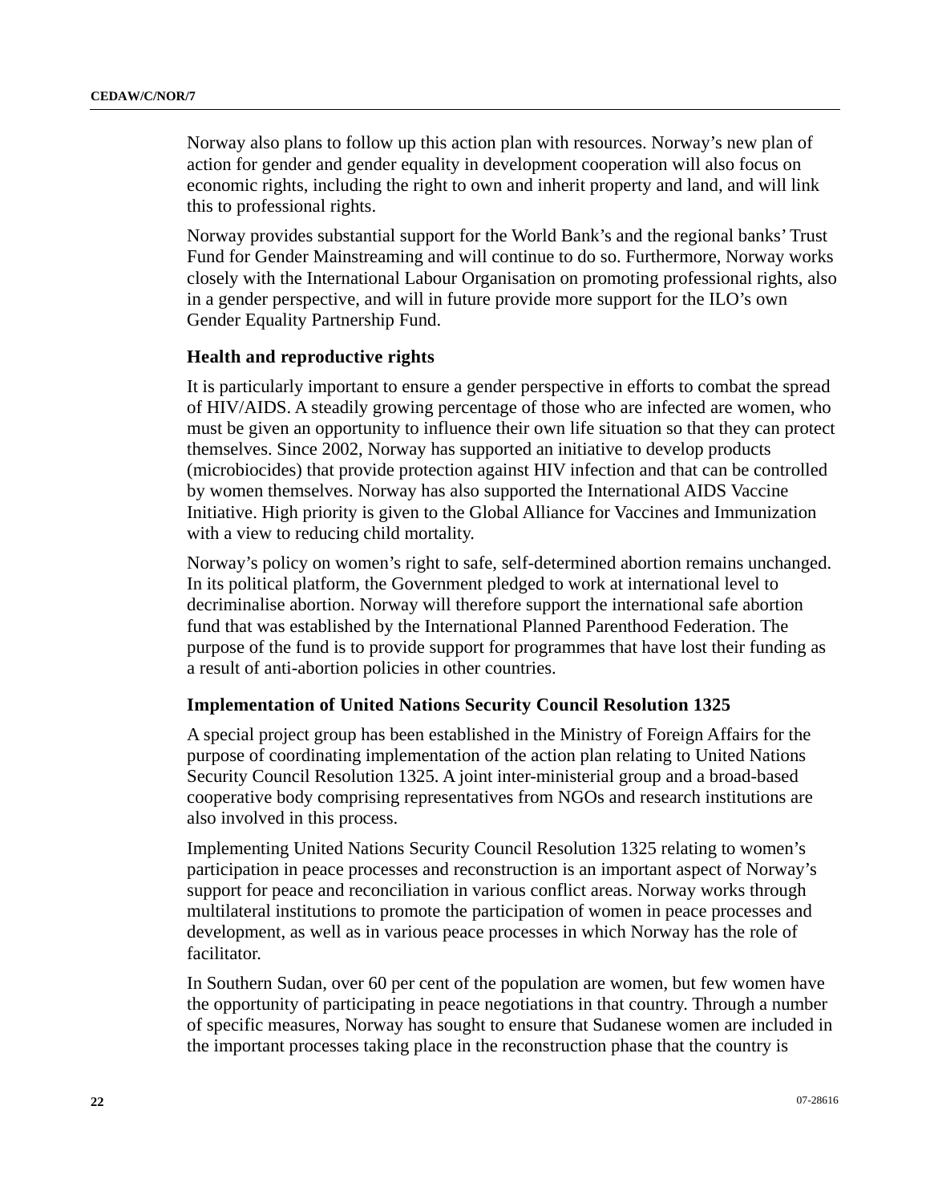Norway also plans to follow up this action plan with resources. Norway's new plan of action for gender and gender equality in development cooperation will also focus on economic rights, including the right to own and inherit property and land, and will link this to professional rights.

Norway provides substantial support for the World Bank's and the regional banks' Trust Fund for Gender Mainstreaming and will continue to do so. Furthermore, Norway works closely with the International Labour Organisation on promoting professional rights, also in a gender perspective, and will in future provide more support for the ILO's own Gender Equality Partnership Fund.

### Health and reproductive rights

It is particularly important to ensure a gender perspective in efforts to combat the spread of HIV/AIDS. A steadily growing percentage of those who are infected are women, who must be given an opportunity to influence their own life situation so that they can protect themselves. Since 2002, Norway has supported an initiative to develop products (microbiocides) that provide protection against HIV infection and that can be controlled by women themselves. Norway has also supported the International AIDS Vaccine Initiative. High priority is given to the Global Alliance for Vaccines and Immunization with a view to reducing child mortality.

Norway's policy on women's right to safe, self-determined abortion remains unchanged. In its political platform, the Government pledged to work at international level to decriminalise abortion. Norway will therefore support the international safe abortion fund that was established by the International Planned Parenthood Federation. The purpose of the fund is to provide support for programmes that have lost their funding as a result of anti-abortion policies in other countries.

### Implementation of United Nations Security Council Resolution 1325

A special project group has been established in the Ministry of Foreign Affairs for the purpose of coordinating implementation of the action plan relating to United Nations Security Council Resolution 1325. A joint inter-ministerial group and a broad-based cooperative body comprising representatives from NGOs and research institutions are also involved in this process.

Implementing United Nations Security Council Resolution 1325 relating to women's participation in peace processes and reconstruction is an important aspect of Norway's support for peace and reconciliation in various conflict areas. Norway works through multilateral institutions to promote the participation of women in peace processes and development, as well as in various peace processes in which Norway has the role of facilitator.

In Southern Sudan, over 60 per cent of the population are women, but few women have the opportunity of participating in peace negotiations in that country. Through a number of specific measures, Norway has sought to ensure that Sudanese women are included in the important processes taking place in the reconstruction phase that the country is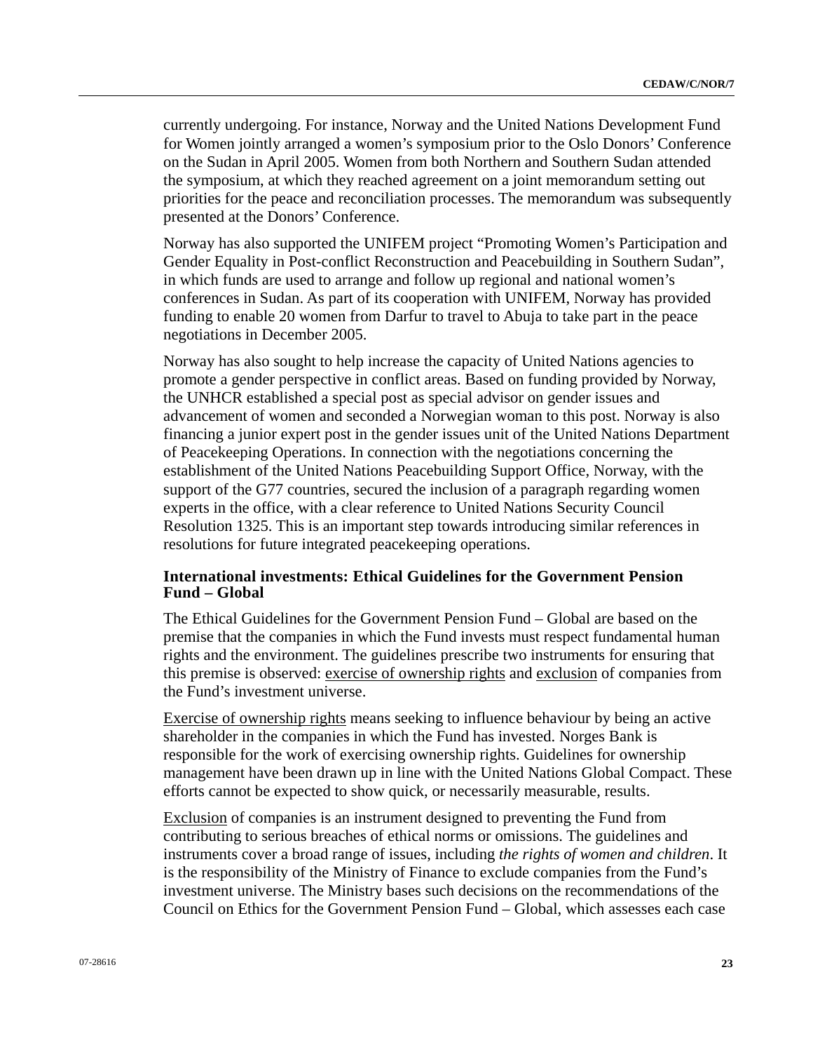currently undergoing. For instance, Norway and the United Nations Development Fund for Women jointly arranged a women's symposium prior to the Oslo Donors' Conference on the Sudan in April 2005. Women from both Northern and Southern Sudan attended the symposium, at which they reached agreement on a joint memorandum setting out priorities for the peace and reconciliation processes. The memorandum was subsequently presented at the Donors' Conference.

Norway has also supported the UNIFEM project "Promoting Women's Participation and Gender Equality in Post-conflict Reconstruction and Peacebuilding in Southern Sudan", in which funds are used to arrange and follow up regional and national women's conferences in Sudan. As part of its cooperation with UNIFEM, Norway has provided funding to enable 20 women from Darfur to travel to Abuja to take part in the peace negotiations in December 2005.

Norway has also sought to help increase the capacity of United Nations agencies to promote a gender perspective in conflict areas. Based on funding provided by Norway, the UNHCR established a special post as special advisor on gender issues and advancement of women and seconded a Norwegian woman to this post. Norway is also financing a junior expert post in the gender issues unit of the United Nations Department of Peacekeeping Operations. In connection with the negotiations concerning the establishment of the United Nations Peacebuilding Support Office, Norway, with the support of the G77 countries, secured the inclusion of a paragraph regarding women experts in the office, with a clear reference to United Nations Security Council Resolution 1325. This is an important step towards introducing similar references in resolutions for future integrated peacekeeping operations.

### International investments: Ethical Guidelines for the Government Pension Fund – Global

The Ethical Guidelines for the Government Pension Fund – Global are based on the premise that the companies in which the Fund invests must respect fundamental human rights and the environment. The guidelines prescribe two instruments for ensuring that this premise is observed: <u>exercise of ownership rights</u> and <u>exclusion</u> of companies from the Fund's investment universe.

<u>Exercise of ownership rights</u> means seeking to influence behaviour by being an active shareholder in the companies in which the Fund has invested. Norges Bank is responsible for the work of exercising ownership rights. Guidelines for ownership management have been drawn up in line with the United Nations Global Compact. These efforts cannot be expected to show quick, or necessarily measurable, results.

<u>Exclusion</u> of companies is an instrument designed to preventing the Fund from contributing to serious breaches of ethical norms or omissions. The guidelines and instruments cover a broad range of issues, including *the rights of women and children*. It is the responsibility of the Ministry of Finance to exclude companies from the Fund's investment universe. The Ministry bases such decisions on the recommendations of the Council on Ethics for the Government Pension Fund – Global, which assesses each case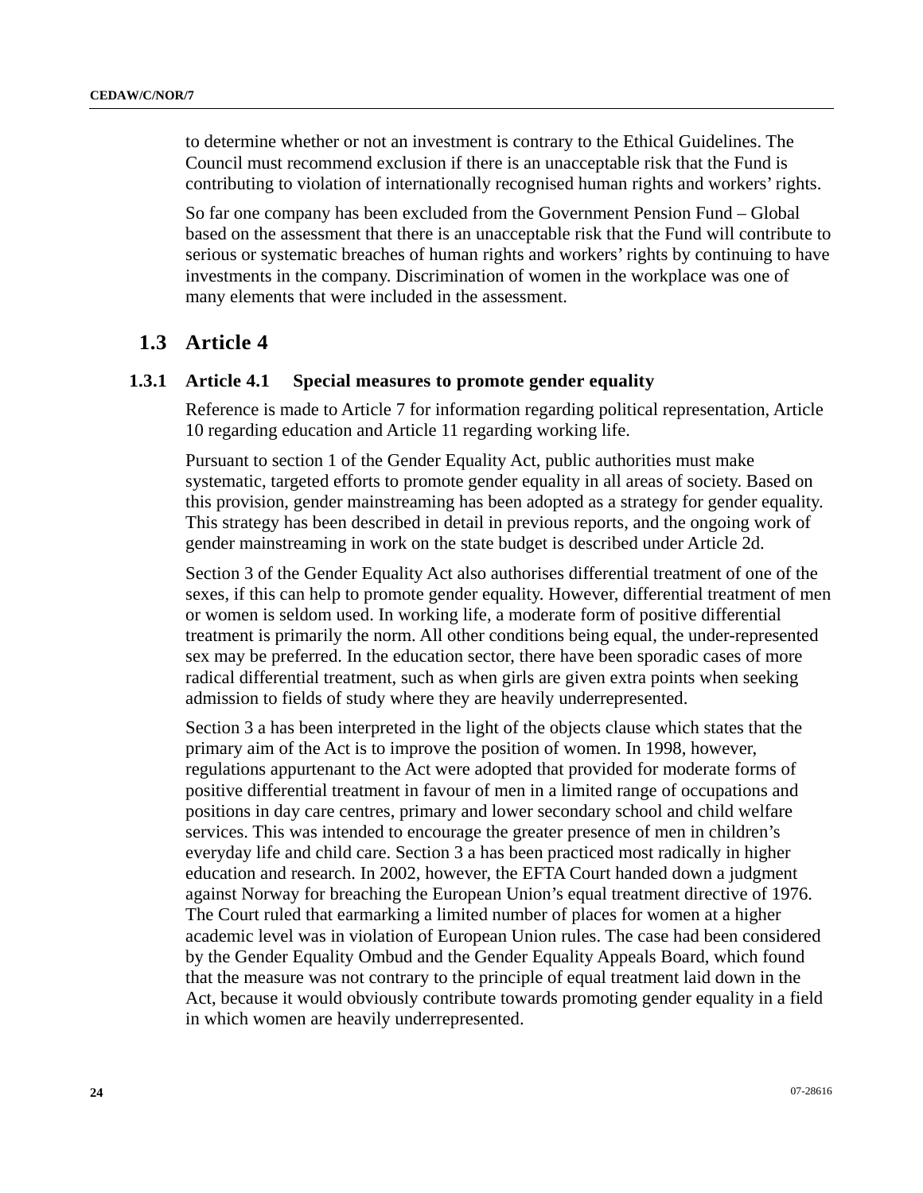to determine whether or not an investment is contrary to the Ethical Guidelines. The Council must recommend exclusion if there is an unacceptable risk that the Fund is contributing to violation of internationally recognised human rights and workers' rights.

So far one company has been excluded from the Government Pension Fund – Global based on the assessment that there is an unacceptable risk that the Fund will contribute to serious or systematic breaches of human rights and workers' rights by continuing to have investments in the company. Discrimination of women in the workplace was one of many elements that were included in the assessment.

## 1.3 Article 4

### 1.3.1 Article 4.1 Special measures to promote gender equality

Reference is made to Article 7 for information regarding political representation, Article 10 regarding education and Article 11 regarding working life.

Pursuant to section 1 of the Gender Equality Act, public authorities must make systematic, targeted efforts to promote gender equality in all areas of society. Based on this provision, gender mainstreaming has been adopted as a strategy for gender equality. This strategy has been described in detail in previous reports, and the ongoing work of gender mainstreaming in work on the state budget is described under Article 2d.

Section 3 of the Gender Equality Act also authorises differential treatment of one of the sexes, if this can help to promote gender equality. However, differential treatment of men or women is seldom used. In working life, a moderate form of positive differential treatment is primarily the norm. All other conditions being equal, the under-represented sex may be preferred. In the education sector, there have been sporadic cases of more radical differential treatment, such as when girls are given extra points when seeking admission to fields of study where they are heavily underrepresented.

Section 3 a has been interpreted in the light of the objects clause which states that the primary aim of the Act is to improve the position of women. In 1998, however, regulations appurtenant to the Act were adopted that provided for moderate forms of positive differential treatment in favour of men in a limited range of occupations and positions in day care centres, primary and lower secondary school and child welfare services. This was intended to encourage the greater presence of men in children's everyday life and child care. Section 3 a has been practiced most radically in higher education and research. In 2002, however, the EFTA Court handed down a judgment against Norway for breaching the European Union's equal treatment directive of 1976. The Court ruled that earmarking a limited number of places for women at a higher academic level was in violation of European Union rules. The case had been considered by the Gender Equality Ombud and the Gender Equality Appeals Board, which found that the measure was not contrary to the principle of equal treatment laid down in the Act, because it would obviously contribute towards promoting gender equality in a field in which women are heavily underrepresented.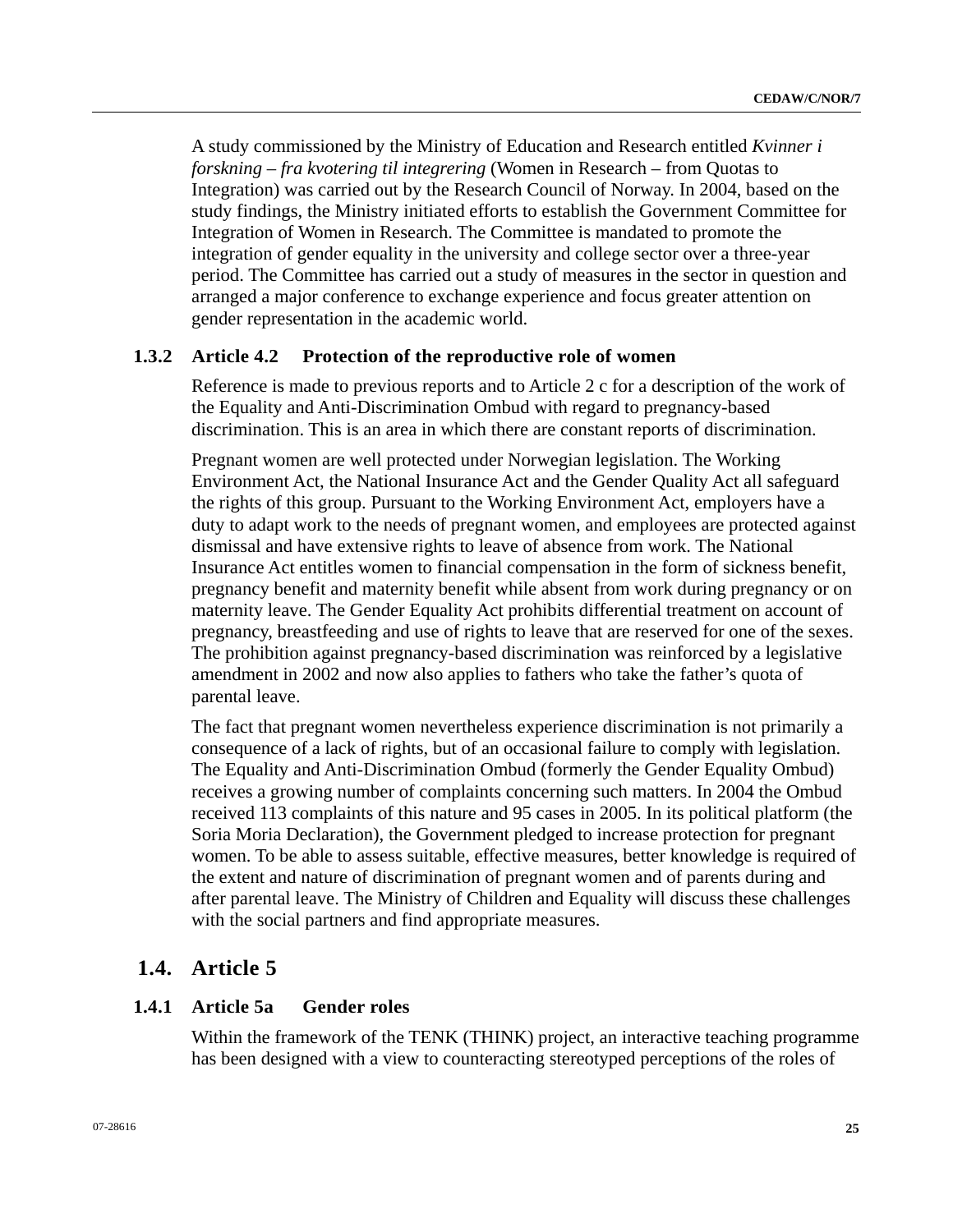A study commissioned by the Ministry of Education and Research entitled *Kvinner i forskning – fra kvotering til integrering* (Women in Research – from Quotas to Integration) was carried out by the Research Council of Norway. In 2004, based on the study findings, the Ministry initiated efforts to establish the Government Committee for Integration of Women in Research. The Committee is mandated to promote the integration of gender equality in the university and college sector over a three-year period. The Committee has carried out a study of measures in the sector in question and arranged a major conference to exchange experience and focus greater attention on gender representation in the academic world.

### 1.3.2 Article 4.2 Protection of the reproductive role of women

Reference is made to previous reports and to Article 2 c for a description of the work of the Equality and Anti-Discrimination Ombud with regard to pregnancy-based discrimination. This is an area in which there are constant reports of discrimination.

Pregnant women are well protected under Norwegian legislation. The Working Environment Act, the National Insurance Act and the Gender Quality Act all safeguard the rights of this group. Pursuant to the Working Environment Act, employers have a duty to adapt work to the needs of pregnant women, and employees are protected against dismissal and have extensive rights to leave of absence from work. The National Insurance Act entitles women to financial compensation in the form of sickness benefit, pregnancy benefit and maternity benefit while absent from work during pregnancy or on maternity leave. The Gender Equality Act prohibits differential treatment on account of pregnancy, breastfeeding and use of rights to leave that are reserved for one of the sexes. The prohibition against pregnancy-based discrimination was reinforced by a legislative amendment in 2002 and now also applies to fathers who take the father's quota of parental leave.

The fact that pregnant women nevertheless experience discrimination is not primarily a consequence of a lack of rights, but of an occasional failure to comply with legislation. The Equality and Anti-Discrimination Ombud (formerly the Gender Equality Ombud) receives a growing number of complaints concerning such matters. In 2004 the Ombud received 113 complaints of this nature and 95 cases in 2005. In its political platform (the Soria Moria Declaration), the Government pledged to increase protection for pregnant women. To be able to assess suitable, effective measures, better knowledge is required of the extent and nature of discrimination of pregnant women and of parents during and after parental leave. The Ministry of Children and Equality will discuss these challenges with the social partners and find appropriate measures.

## 1.4. Article 5

### 1.4.1 Article 5a Gender roles

Within the framework of the TENK (THINK) project, an interactive teaching programme has been designed with a view to counteracting stereotyped perceptions of the roles of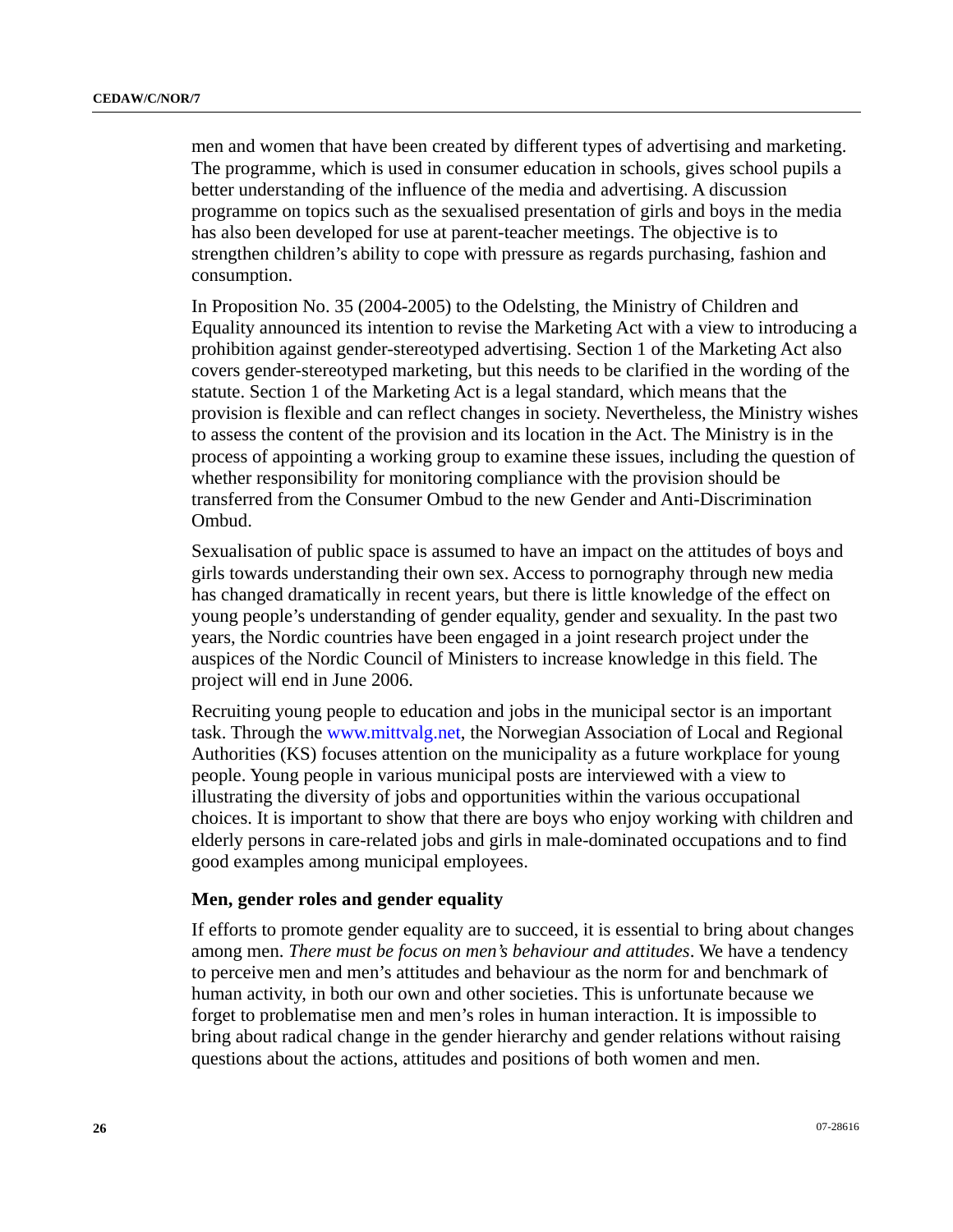men and women that have been created by different types of advertising and marketing. The programme, which is used in consumer education in schools, gives school pupils a better understanding of the influence of the media and advertising. A discussion programme on topics such as the sexualised presentation of girls and boys in the media has also been developed for use at parent-teacher meetings. The objective is to strengthen children's ability to cope with pressure as regards purchasing, fashion and consumption.

In Proposition No. 35 (2004-2005) to the Odelsting, the Ministry of Children and Equality announced its intention to revise the Marketing Act with a view to introducing a prohibition against gender-stereotyped advertising. Section 1 of the Marketing Act also covers gender-stereotyped marketing, but this needs to be clarified in the wording of the statute. Section 1 of the Marketing Act is a legal standard, which means that the provision is flexible and can reflect changes in society. Nevertheless, the Ministry wishes to assess the content of the provision and its location in the Act. The Ministry is in the process of appointing a working group to examine these issues, including the question of whether responsibility for monitoring compliance with the provision should be transferred from the Consumer Ombud to the new Gender and Anti-Discrimination Ombud.

Sexualisation of public space is assumed to have an impact on the attitudes of boys and girls towards understanding their own sex. Access to pornography through new media has changed dramatically in recent years, but there is little knowledge of the effect on young people's understanding of gender equality, gender and sexuality. In the past two years, the Nordic countries have been engaged in a joint research project under the auspices of the Nordic Council of Ministers to increase knowledge in this field. The project will end in June 2006.

Recruiting young people to education and jobs in the municipal sector is an important task. Through the www.mittvalg.net, the Norwegian Association of Local and Regional Authorities (KS) focuses attention on the municipality as a future workplace for young people. Young people in various municipal posts are interviewed with a view to illustrating the diversity of jobs and opportunities within the various occupational choices. It is important to show that there are boys who enjoy working with children and elderly persons in care-related jobs and girls in male-dominated occupations and to find good examples among municipal employees.

### Men, gender roles and gender equality

If efforts to promote gender equality are to succeed, it is essential to bring about changes among men. *There must be focus on men's behaviour and attitudes*. We have a tendency to perceive men and men's attitudes and behaviour as the norm for and benchmark of human activity, in both our own and other societies. This is unfortunate because we forget to problematise men and men's roles in human interaction. It is impossible to bring about radical change in the gender hierarchy and gender relations without raising questions about the actions, attitudes and positions of both women and men.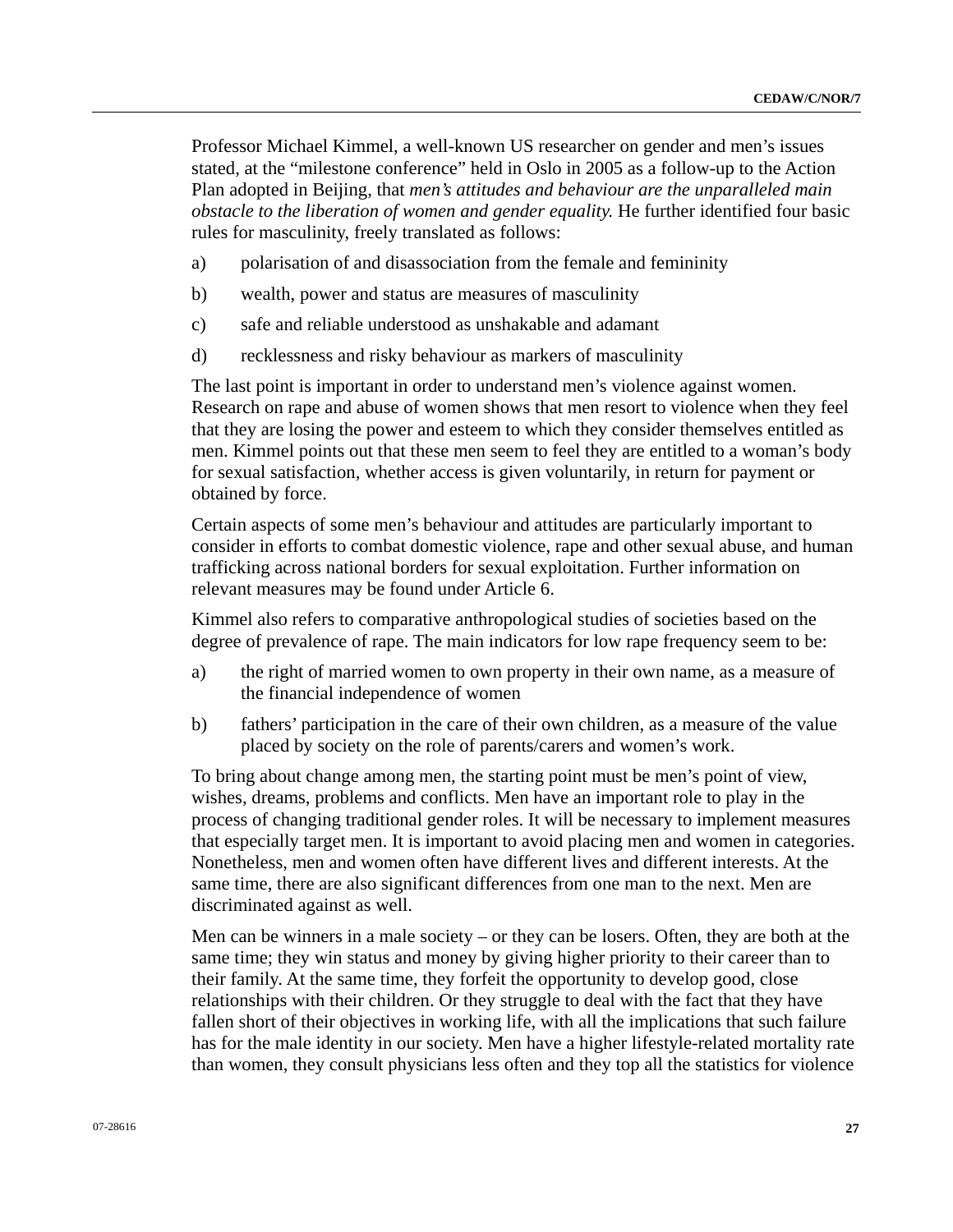Professor Michael Kimmel, a well-known US researcher on gender and men's issues stated, at the "milestone conference" held in Oslo in 2005 as a follow-up to the Action Plan adopted in Beijing, that *men's attitudes and behaviour are the unparalleled main obstacle to the liberation of women and gender equality.* He further identified four basic rules for masculinity, freely translated as follows:

a) polarisation of and disassociation from the female and femininity

b) wealth, power and status are measures of masculinity

c) safe and reliable understood as unshakable and adamant

d) recklessness and risky behaviour as markers of masculinity

The last point is important in order to understand men's violence against women. Research on rape and abuse of women shows that men resort to violence when they feel that they are losing the power and esteem to which they consider themselves entitled as men. Kimmel points out that these men seem to feel they are entitled to a woman's body for sexual satisfaction, whether access is given voluntarily, in return for payment or obtained by force.

Certain aspects of some men's behaviour and attitudes are particularly important to consider in efforts to combat domestic violence, rape and other sexual abuse, and human trafficking across national borders for sexual exploitation. Further information on relevant measures may be found under Article 6.

Kimmel also refers to comparative anthropological studies of societies based on the degree of prevalence of rape. The main indicators for low rape frequency seem to be:

a) the right of married women to own property in their own name, as a measure of the financial independence of women

b) fathers' participation in the care of their own children, as a measure of the value placed by society on the role of parents/carers and women's work.

To bring about change among men, the starting point must be men's point of view, wishes, dreams, problems and conflicts. Men have an important role to play in the process of changing traditional gender roles. It will be necessary to implement measures that especially target men. It is important to avoid placing men and women in categories. Nonetheless, men and women often have different lives and different interests. At the same time, there are also significant differences from one man to the next. Men are discriminated against as well.

Men can be winners in a male society – or they can be losers. Often, they are both at the same time; they win status and money by giving higher priority to their career than to their family. At the same time, they forfeit the opportunity to develop good, close relationships with their children. Or they struggle to deal with the fact that they have fallen short of their objectives in working life, with all the implications that such failure has for the male identity in our society. Men have a higher lifestyle-related mortality rate than women, they consult physicians less often and they top all the statistics for violence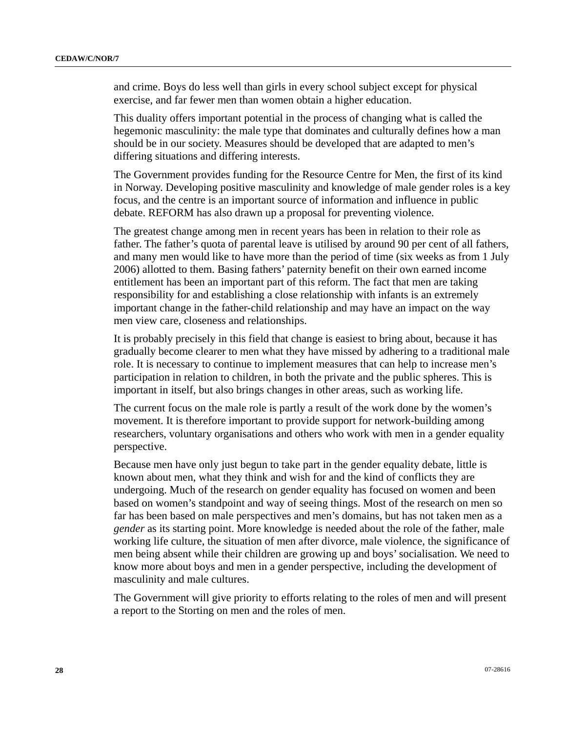and crime. Boys do less well than girls in every school subject except for physical exercise, and far fewer men than women obtain a higher education.

This duality offers important potential in the process of changing what is called the hegemonic masculinity: the male type that dominates and culturally defines how a man should be in our society. Measures should be developed that are adapted to men's differing situations and differing interests.

The Government provides funding for the Resource Centre for Men, the first of its kind in Norway. Developing positive masculinity and knowledge of male gender roles is a key focus, and the centre is an important source of information and influence in public debate. REFORM has also drawn up a proposal for preventing violence.

The greatest change among men in recent years has been in relation to their role as father. The father's quota of parental leave is utilised by around 90 per cent of all fathers, and many men would like to have more than the period of time (six weeks as from 1 July 2006) allotted to them. Basing fathers' paternity benefit on their own earned income entitlement has been an important part of this reform. The fact that men are taking responsibility for and establishing a close relationship with infants is an extremely important change in the father-child relationship and may have an impact on the way men view care, closeness and relationships.

It is probably precisely in this field that change is easiest to bring about, because it has gradually become clearer to men what they have missed by adhering to a traditional male role. It is necessary to continue to implement measures that can help to increase men's participation in relation to children, in both the private and the public spheres. This is important in itself, but also brings changes in other areas, such as working life.

The current focus on the male role is partly a result of the work done by the women's movement. It is therefore important to provide support for network-building among researchers, voluntary organisations and others who work with men in a gender equality perspective.

Because men have only just begun to take part in the gender equality debate, little is known about men, what they think and wish for and the kind of conflicts they are undergoing. Much of the research on gender equality has focused on women and been based on women's standpoint and way of seeing things. Most of the research on men so far has been based on male perspectives and men's domains, but has not taken men as a *gender* as its starting point. More knowledge is needed about the role of the father, male working life culture, the situation of men after divorce, male violence, the significance of men being absent while their children are growing up and boys' socialisation. We need to know more about boys and men in a gender perspective, including the development of masculinity and male cultures.

The Government will give priority to efforts relating to the roles of men and will present a report to the Storting on men and the roles of men.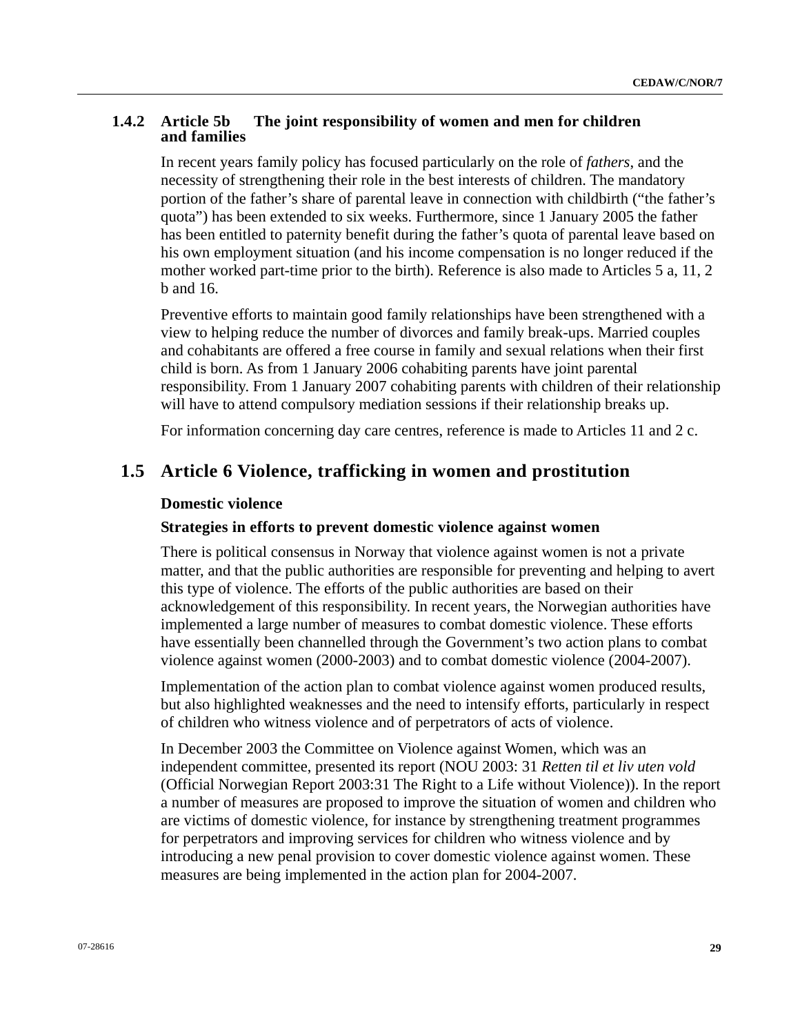### 1.4.2 Article 5b The joint responsibility of women and men for children and families

In recent years family policy has focused particularly on the role of *fathers*, and the necessity of strengthening their role in the best interests of children. The mandatory portion of the father's share of parental leave in connection with childbirth ("the father's quota") has been extended to six weeks. Furthermore, since 1 January 2005 the father has been entitled to paternity benefit during the father's quota of parental leave based on his own employment situation (and his income compensation is no longer reduced if the mother worked part-time prior to the birth). Reference is also made to Articles 5 a, 11, 2 b and 16.

Preventive efforts to maintain good family relationships have been strengthened with a view to helping reduce the number of divorces and family break-ups. Married couples and cohabitants are offered a free course in family and sexual relations when their first child is born. As from 1 January 2006 cohabiting parents have joint parental responsibility. From 1 January 2007 cohabiting parents with children of their relationship will have to attend compulsory mediation sessions if their relationship breaks up.

For information concerning day care centres, reference is made to Articles 11 and 2 c.

## 1.5 Article 6 Violence, trafficking in women and prostitution

**Domestic violence**

**Strategies in efforts to prevent domestic violence against women**

There is political consensus in Norway that violence against women is not a private matter, and that the public authorities are responsible for preventing and helping to avert this type of violence. The efforts of the public authorities are based on their acknowledgement of this responsibility. In recent years, the Norwegian authorities have implemented a large number of measures to combat domestic violence. These efforts have essentially been channelled through the Government's two action plans to combat violence against women (2000-2003) and to combat domestic violence (2004-2007).

Implementation of the action plan to combat violence against women produced results, but also highlighted weaknesses and the need to intensify efforts, particularly in respect of children who witness violence and of perpetrators of acts of violence.

In December 2003 the Committee on Violence against Women, which was an independent committee, presented its report (NOU 2003: 31 *Retten til et liv uten vold* (Official Norwegian Report 2003:31 The Right to a Life without Violence)). In the report a number of measures are proposed to improve the situation of women and children who are victims of domestic violence, for instance by strengthening treatment programmes for perpetrators and improving services for children who witness violence and by introducing a new penal provision to cover domestic violence against women. These measures are being implemented in the action plan for 2004-2007.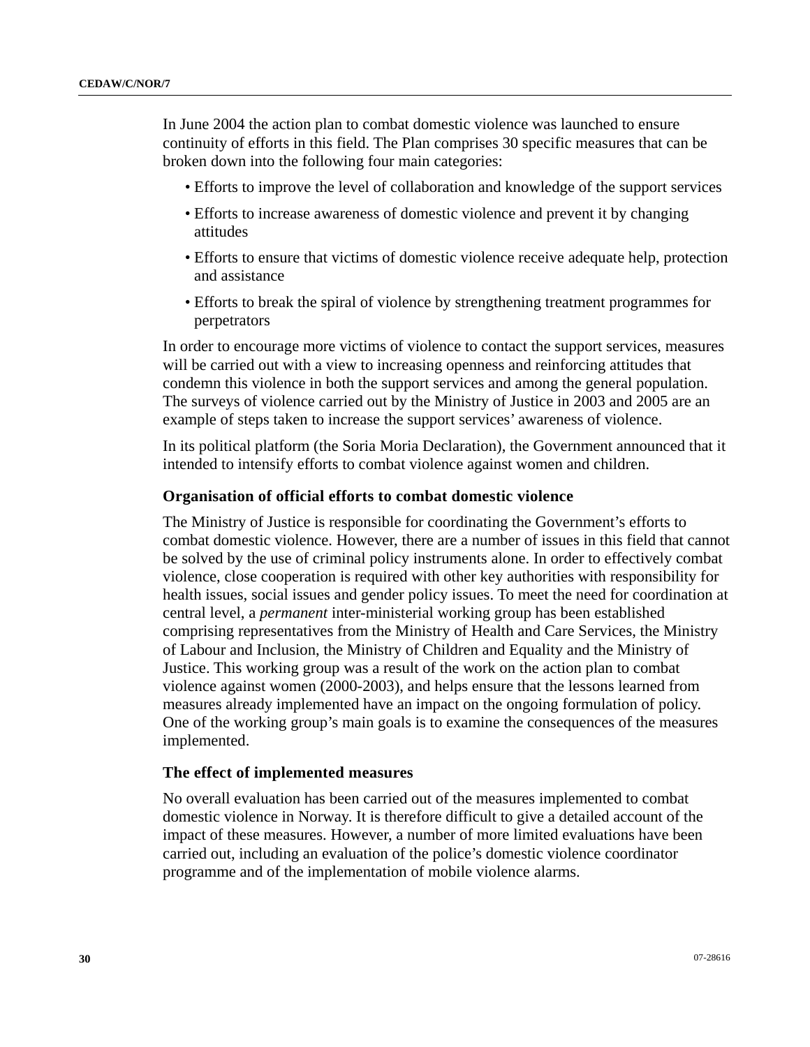In June 2004 the action plan to combat domestic violence was launched to ensure continuity of efforts in this field. The Plan comprises 30 specific measures that can be broken down into the following four main categories:

- Efforts to improve the level of collaboration and knowledge of the support services
- Efforts to increase awareness of domestic violence and prevent it by changing attitudes
- Efforts to ensure that victims of domestic violence receive adequate help, protection and assistance
- Efforts to break the spiral of violence by strengthening treatment programmes for perpetrators

In order to encourage more victims of violence to contact the support services, measures will be carried out with a view to increasing openness and reinforcing attitudes that condemn this violence in both the support services and among the general population. The surveys of violence carried out by the Ministry of Justice in 2003 and 2005 are an example of steps taken to increase the support services' awareness of violence.

In its political platform (the Soria Moria Declaration), the Government announced that it intended to intensify efforts to combat violence against women and children.

### Organisation of official efforts to combat domestic violence

The Ministry of Justice is responsible for coordinating the Government's efforts to combat domestic violence. However, there are a number of issues in this field that cannot be solved by the use of criminal policy instruments alone. In order to effectively combat violence, close cooperation is required with other key authorities with responsibility for health issues, social issues and gender policy issues. To meet the need for coordination at central level, a *permanent* inter-ministerial working group has been established comprising representatives from the Ministry of Health and Care Services, the Ministry of Labour and Inclusion, the Ministry of Children and Equality and the Ministry of Justice. This working group was a result of the work on the action plan to combat violence against women (2000-2003), and helps ensure that the lessons learned from measures already implemented have an impact on the ongoing formulation of policy. One of the working group's main goals is to examine the consequences of the measures implemented.

### The effect of implemented measures

No overall evaluation has been carried out of the measures implemented to combat domestic violence in Norway. It is therefore difficult to give a detailed account of the impact of these measures. However, a number of more limited evaluations have been carried out, including an evaluation of the police's domestic violence coordinator programme and of the implementation of mobile violence alarms.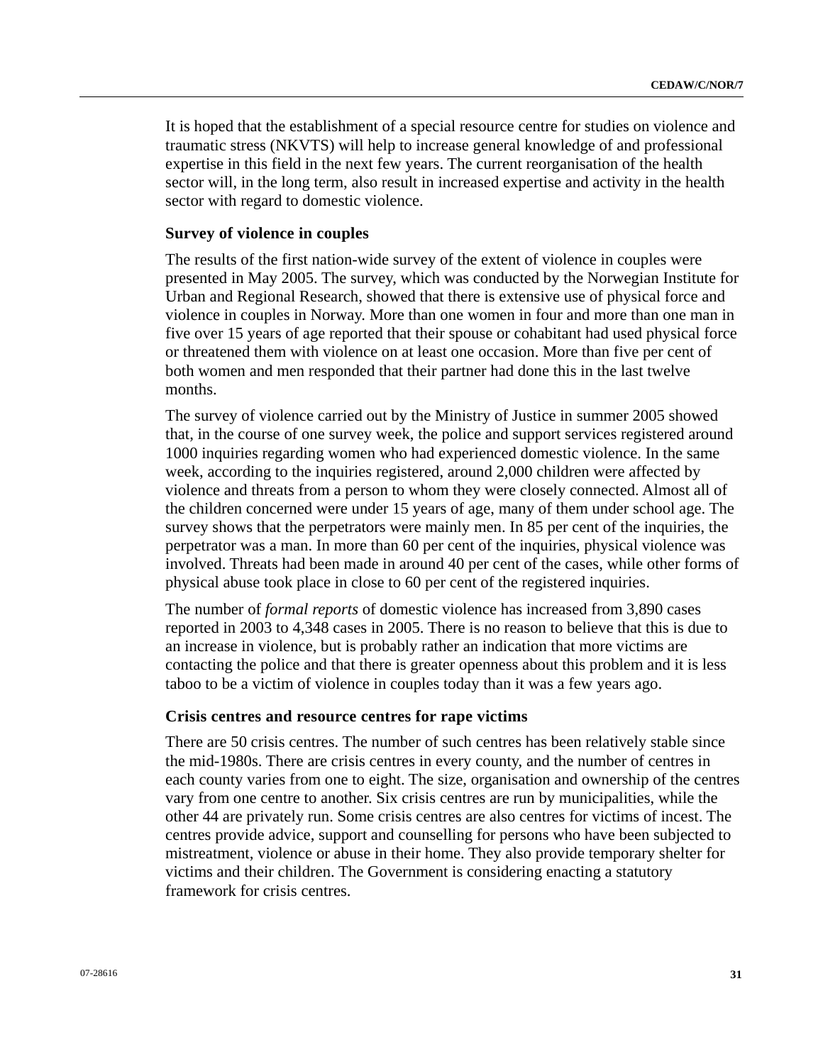It is hoped that the establishment of a special resource centre for studies on violence and traumatic stress (NKVTS) will help to increase general knowledge of and professional expertise in this field in the next few years. The current reorganisation of the health sector will, in the long term, also result in increased expertise and activity in the health sector with regard to domestic violence.

**Survey of violence in couples**

The results of the first nation-wide survey of the extent of violence in couples were presented in May 2005. The survey, which was conducted by the Norwegian Institute for Urban and Regional Research, showed that there is extensive use of physical force and violence in couples in Norway. More than one women in four and more than one man in five over 15 years of age reported that their spouse or cohabitant had used physical force or threatened them with violence on at least one occasion. More than five per cent of both women and men responded that their partner had done this in the last twelve months.

The survey of violence carried out by the Ministry of Justice in summer 2005 showed that, in the course of one survey week, the police and support services registered around 1000 inquiries regarding women who had experienced domestic violence. In the same week, according to the inquiries registered, around 2,000 children were affected by violence and threats from a person to whom they were closely connected. Almost all of the children concerned were under 15 years of age, many of them under school age. The survey shows that the perpetrators were mainly men. In 85 per cent of the inquiries, the perpetrator was a man. In more than 60 per cent of the inquiries, physical violence was involved. Threats had been made in around 40 per cent of the cases, while other forms of physical abuse took place in close to 60 per cent of the registered inquiries.

The number of *formal reports* of domestic violence has increased from 3,890 cases reported in 2003 to 4,348 cases in 2005. There is no reason to believe that this is due to an increase in violence, but is probably rather an indication that more victims are contacting the police and that there is greater openness about this problem and it is less taboo to be a victim of violence in couples today than it was a few years ago.

**Crisis centres and resource centres for rape victims**

There are 50 crisis centres. The number of such centres has been relatively stable since the mid-1980s. There are crisis centres in every county, and the number of centres in each county varies from one to eight. The size, organisation and ownership of the centres vary from one centre to another. Six crisis centres are run by municipalities, while the other 44 are privately run. Some crisis centres are also centres for victims of incest. The centres provide advice, support and counselling for persons who have been subjected to mistreatment, violence or abuse in their home. They also provide temporary shelter for victims and their children. The Government is considering enacting a statutory framework for crisis centres.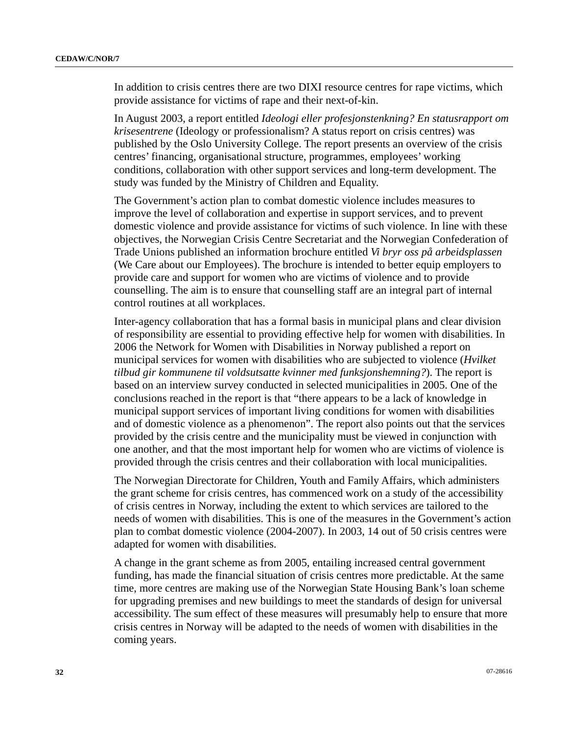In addition to crisis centres there are two DIXI resource centres for rape victims, which provide assistance for victims of rape and their next-of-kin.

In August 2003, a report entitled *Ideologi eller profesjonstenkning? En statusrapport om krisesentrene* (Ideology or professionalism? A status report on crisis centres) was published by the Oslo University College. The report presents an overview of the crisis centres' financing, organisational structure, programmes, employees' working conditions, collaboration with other support services and long-term development. The study was funded by the Ministry of Children and Equality.

The Government's action plan to combat domestic violence includes measures to improve the level of collaboration and expertise in support services, and to prevent domestic violence and provide assistance for victims of such violence. In line with these objectives, the Norwegian Crisis Centre Secretariat and the Norwegian Confederation of Trade Unions published an information brochure entitled *Vi bryr oss på arbeidsplassen* (We Care about our Employees). The brochure is intended to better equip employers to provide care and support for women who are victims of violence and to provide counselling. The aim is to ensure that counselling staff are an integral part of internal control routines at all workplaces.

Inter-agency collaboration that has a formal basis in municipal plans and clear division of responsibility are essential to providing effective help for women with disabilities. In 2006 the Network for Women with Disabilities in Norway published a report on municipal services for women with disabilities who are subjected to violence (*Hvilket tilbud gir kommunene til voldsutsatte kvinner med funksjonshemning?*). The report is based on an interview survey conducted in selected municipalities in 2005. One of the conclusions reached in the report is that "there appears to be a lack of knowledge in municipal support services of important living conditions for women with disabilities and of domestic violence as a phenomenon". The report also points out that the services provided by the crisis centre and the municipality must be viewed in conjunction with one another, and that the most important help for women who are victims of violence is provided through the crisis centres and their collaboration with local municipalities.

The Norwegian Directorate for Children, Youth and Family Affairs, which administers the grant scheme for crisis centres, has commenced work on a study of the accessibility of crisis centres in Norway, including the extent to which services are tailored to the needs of women with disabilities. This is one of the measures in the Government's action plan to combat domestic violence (2004-2007). In 2003, 14 out of 50 crisis centres were adapted for women with disabilities.

A change in the grant scheme as from 2005, entailing increased central government funding, has made the financial situation of crisis centres more predictable. At the same time, more centres are making use of the Norwegian State Housing Bank's loan scheme for upgrading premises and new buildings to meet the standards of design for universal accessibility. The sum effect of these measures will presumably help to ensure that more crisis centres in Norway will be adapted to the needs of women with disabilities in the coming years.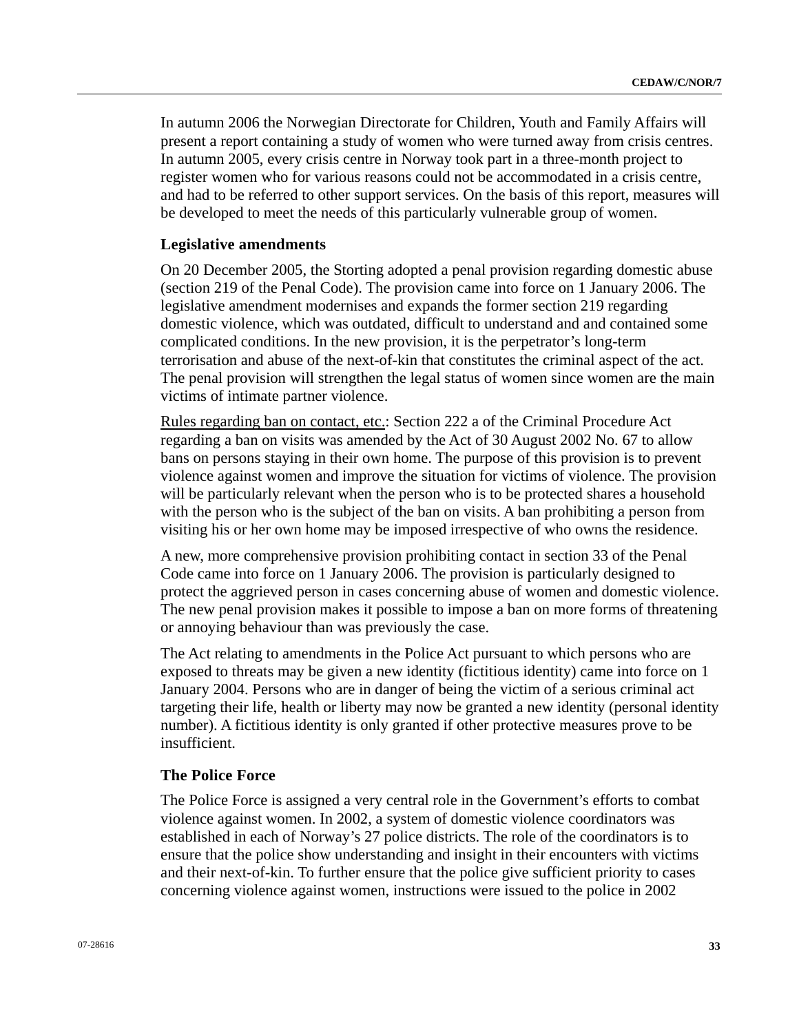In autumn 2006 the Norwegian Directorate for Children, Youth and Family Affairs will present a report containing a study of women who were turned away from crisis centres. In autumn 2005, every crisis centre in Norway took part in a three-month project to register women who for various reasons could not be accommodated in a crisis centre, and had to be referred to other support services. On the basis of this report, measures will be developed to meet the needs of this particularly vulnerable group of women.

### Legislative amendments

On 20 December 2005, the Storting adopted a penal provision regarding domestic abuse (section 219 of the Penal Code). The provision came into force on 1 January 2006. The legislative amendment modernises and expands the former section 219 regarding domestic violence, which was outdated, difficult to understand and and contained some complicated conditions. In the new provision, it is the perpetrator's long-term terrorisation and abuse of the next-of-kin that constitutes the criminal aspect of the act. The penal provision will strengthen the legal status of women since women are the main victims of intimate partner violence.

<u>Rules regarding ban on contact, etc.</u>: Section 222 a of the Criminal Procedure Act regarding a ban on visits was amended by the Act of 30 August 2002 No. 67 to allow bans on persons staying in their own home. The purpose of this provision is to prevent violence against women and improve the situation for victims of violence. The provision will be particularly relevant when the person who is to be protected shares a household with the person who is the subject of the ban on visits. A ban prohibiting a person from visiting his or her own home may be imposed irrespective of who owns the residence.

A new, more comprehensive provision prohibiting contact in section 33 of the Penal Code came into force on 1 January 2006. The provision is particularly designed to protect the aggrieved person in cases concerning abuse of women and domestic violence. The new penal provision makes it possible to impose a ban on more forms of threatening or annoying behaviour than was previously the case.

The Act relating to amendments in the Police Act pursuant to which persons who are exposed to threats may be given a new identity (fictitious identity) came into force on 1 January 2004. Persons who are in danger of being the victim of a serious criminal act targeting their life, health or liberty may now be granted a new identity (personal identity number). A fictitious identity is only granted if other protective measures prove to be insufficient.

### The Police Force

The Police Force is assigned a very central role in the Government's efforts to combat violence against women. In 2002, a system of domestic violence coordinators was established in each of Norway's 27 police districts. The role of the coordinators is to ensure that the police show understanding and insight in their encounters with victims and their next-of-kin. To further ensure that the police give sufficient priority to cases concerning violence against women, instructions were issued to the police in 2002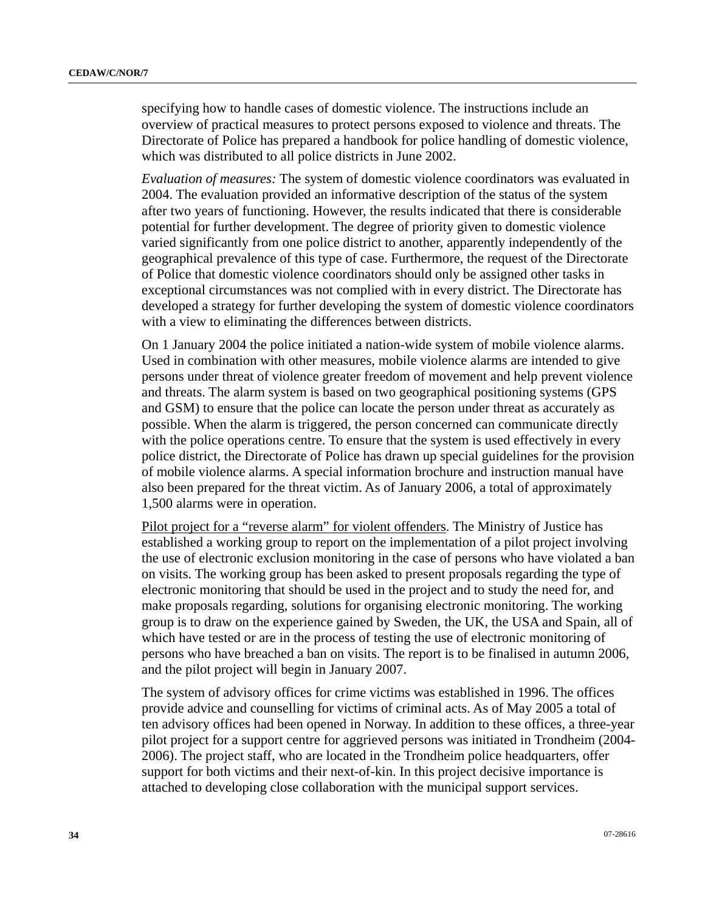specifying how to handle cases of domestic violence. The instructions include an overview of practical measures to protect persons exposed to violence and threats. The Directorate of Police has prepared a handbook for police handling of domestic violence, which was distributed to all police districts in June 2002.

*Evaluation of measures:* The system of domestic violence coordinators was evaluated in 2004. The evaluation provided an informative description of the status of the system after two years of functioning. However, the results indicated that there is considerable potential for further development. The degree of priority given to domestic violence varied significantly from one police district to another, apparently independently of the geographical prevalence of this type of case. Furthermore, the request of the Directorate of Police that domestic violence coordinators should only be assigned other tasks in exceptional circumstances was not complied with in every district. The Directorate has developed a strategy for further developing the system of domestic violence coordinators with a view to eliminating the differences between districts.

On 1 January 2004 the police initiated a nation-wide system of mobile violence alarms. Used in combination with other measures, mobile violence alarms are intended to give persons under threat of violence greater freedom of movement and help prevent violence and threats. The alarm system is based on two geographical positioning systems (GPS and GSM) to ensure that the police can locate the person under threat as accurately as possible. When the alarm is triggered, the person concerned can communicate directly with the police operations centre. To ensure that the system is used effectively in every police district, the Directorate of Police has drawn up special guidelines for the provision of mobile violence alarms. A special information brochure and instruction manual have also been prepared for the threat victim. As of January 2006, a total of approximately 1,500 alarms were in operation.

<u>Pilot project for a “reverse alarm” for violent offenders</u>. The Ministry of Justice has established a working group to report on the implementation of a pilot project involving the use of electronic exclusion monitoring in the case of persons who have violated a ban on visits. The working group has been asked to present proposals regarding the type of electronic monitoring that should be used in the project and to study the need for, and make proposals regarding, solutions for organising electronic monitoring. The working group is to draw on the experience gained by Sweden, the UK, the USA and Spain, all of which have tested or are in the process of testing the use of electronic monitoring of persons who have breached a ban on visits. The report is to be finalised in autumn 2006, and the pilot project will begin in January 2007.

The system of advisory offices for crime victims was established in 1996. The offices provide advice and counselling for victims of criminal acts. As of May 2005 a total of ten advisory offices had been opened in Norway. In addition to these offices, a three-year pilot project for a support centre for aggrieved persons was initiated in Trondheim (2004-2006). The project staff, who are located in the Trondheim police headquarters, offer support for both victims and their next-of-kin. In this project decisive importance is attached to developing close collaboration with the municipal support services.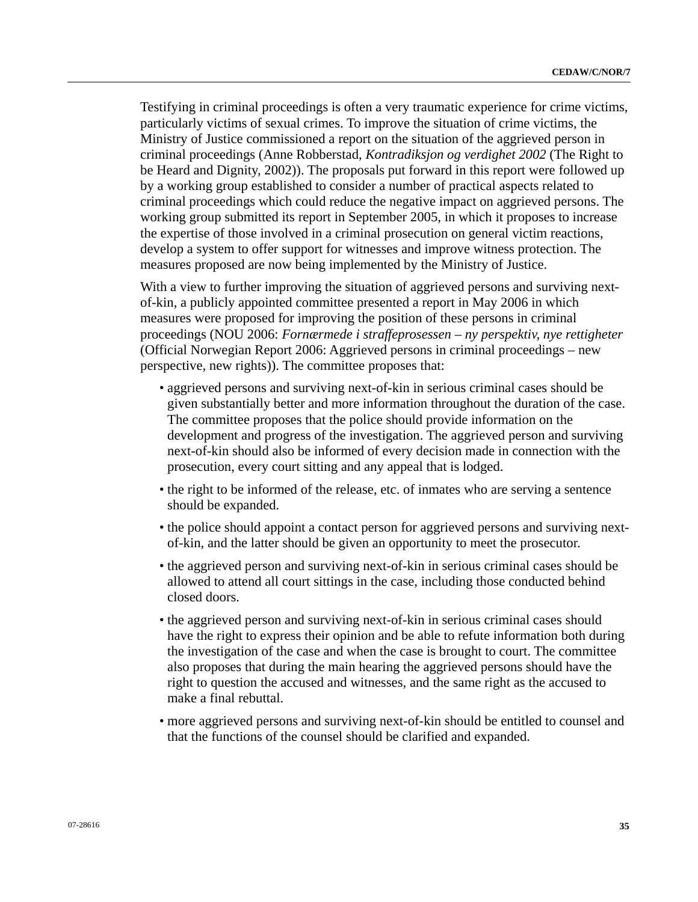Testifying in criminal proceedings is often a very traumatic experience for crime victims, particularly victims of sexual crimes. To improve the situation of crime victims, the Ministry of Justice commissioned a report on the situation of the aggrieved person in criminal proceedings (Anne Robberstad, *Kontradiksjon og verdighet 2002* (The Right to be Heard and Dignity, 2002)). The proposals put forward in this report were followed up by a working group established to consider a number of practical aspects related to criminal proceedings which could reduce the negative impact on aggrieved persons. The working group submitted its report in September 2005, in which it proposes to increase the expertise of those involved in a criminal prosecution on general victim reactions, develop a system to offer support for witnesses and improve witness protection. The measures proposed are now being implemented by the Ministry of Justice.

With a view to further improving the situation of aggrieved persons and surviving next-of-kin, a publicly appointed committee presented a report in May 2006 in which measures were proposed for improving the position of these persons in criminal proceedings (NOU 2006: *Fornærmede i straffeprosessen – ny perspektiv, nye rettigheter* (Official Norwegian Report 2006: Aggrieved persons in criminal proceedings – new perspective, new rights)). The committee proposes that:

- aggrieved persons and surviving next-of-kin in serious criminal cases should be given substantially better and more information throughout the duration of the case. The committee proposes that the police should provide information on the development and progress of the investigation. The aggrieved person and surviving next-of-kin should also be informed of every decision made in connection with the prosecution, every court sitting and any appeal that is lodged.
- the right to be informed of the release, etc. of inmates who are serving a sentence should be expanded.
- the police should appoint a contact person for aggrieved persons and surviving next-of-kin, and the latter should be given an opportunity to meet the prosecutor.
- the aggrieved person and surviving next-of-kin in serious criminal cases should be allowed to attend all court sittings in the case, including those conducted behind closed doors.
- the aggrieved person and surviving next-of-kin in serious criminal cases should have the right to express their opinion and be able to refute information both during the investigation of the case and when the case is brought to court. The committee also proposes that during the main hearing the aggrieved persons should have the right to question the accused and witnesses, and the same right as the accused to make a final rebuttal.
- more aggrieved persons and surviving next-of-kin should be entitled to counsel and that the functions of the counsel should be clarified and expanded.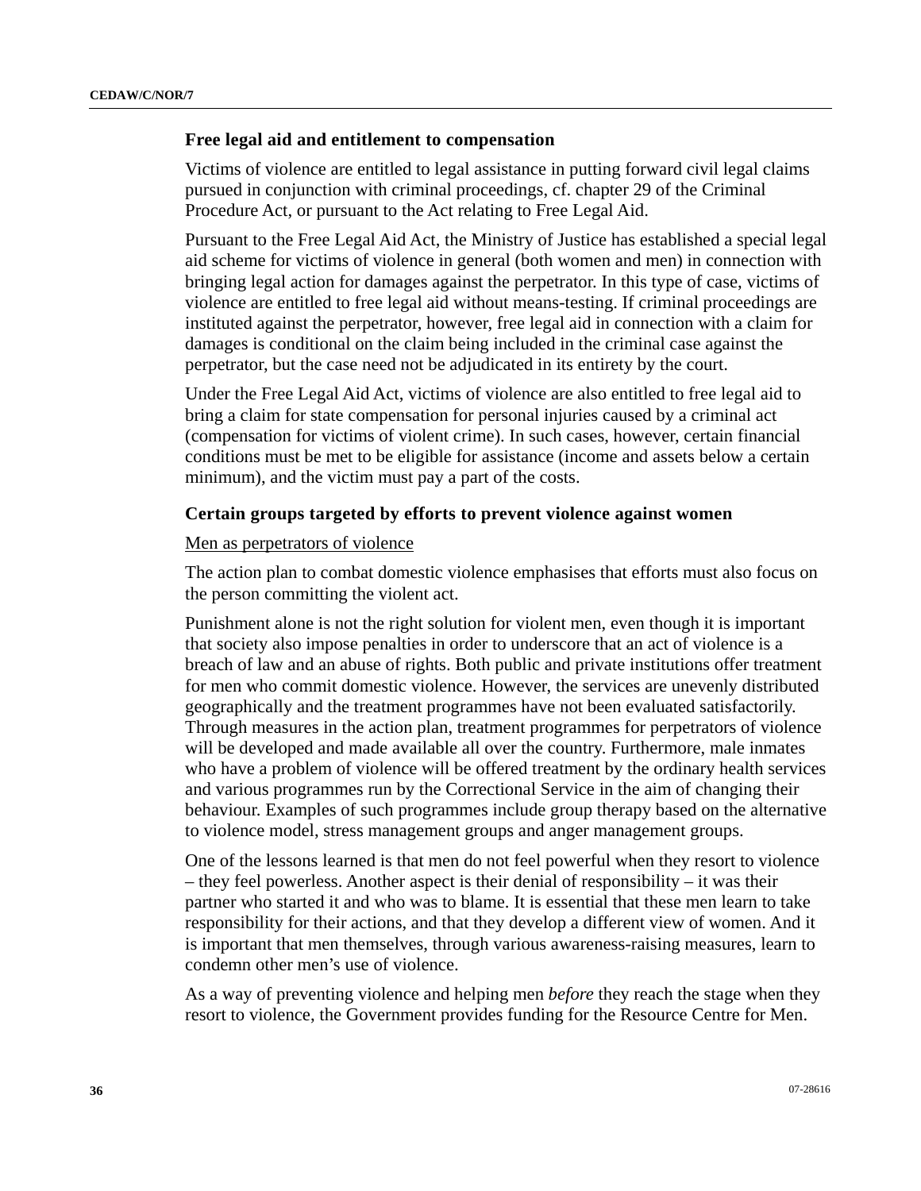### Free legal aid and entitlement to compensation

Victims of violence are entitled to legal assistance in putting forward civil legal claims pursued in conjunction with criminal proceedings, cf. chapter 29 of the Criminal Procedure Act, or pursuant to the Act relating to Free Legal Aid.

Pursuant to the Free Legal Aid Act, the Ministry of Justice has established a special legal aid scheme for victims of violence in general (both women and men) in connection with bringing legal action for damages against the perpetrator. In this type of case, victims of violence are entitled to free legal aid without means-testing. If criminal proceedings are instituted against the perpetrator, however, free legal aid in connection with a claim for damages is conditional on the claim being included in the criminal case against the perpetrator, but the case need not be adjudicated in its entirety by the court.

Under the Free Legal Aid Act, victims of violence are also entitled to free legal aid to bring a claim for state compensation for personal injuries caused by a criminal act (compensation for victims of violent crime). In such cases, however, certain financial conditions must be met to be eligible for assistance (income and assets below a certain minimum), and the victim must pay a part of the costs.

### Certain groups targeted by efforts to prevent violence against women

<u>Men as perpetrators of violence</u>

The action plan to combat domestic violence emphasises that efforts must also focus on the person committing the violent act.

Punishment alone is not the right solution for violent men, even though it is important that society also impose penalties in order to underscore that an act of violence is a breach of law and an abuse of rights. Both public and private institutions offer treatment for men who commit domestic violence. However, the services are unevenly distributed geographically and the treatment programmes have not been evaluated satisfactorily. Through measures in the action plan, treatment programmes for perpetrators of violence will be developed and made available all over the country. Furthermore, male inmates who have a problem of violence will be offered treatment by the ordinary health services and various programmes run by the Correctional Service in the aim of changing their behaviour. Examples of such programmes include group therapy based on the alternative to violence model, stress management groups and anger management groups.

One of the lessons learned is that men do not feel powerful when they resort to violence – they feel powerless. Another aspect is their denial of responsibility – it was their partner who started it and who was to blame. It is essential that these men learn to take responsibility for their actions, and that they develop a different view of women. And it is important that men themselves, through various awareness-raising measures, learn to condemn other men's use of violence.

As a way of preventing violence and helping men *before* they reach the stage when they resort to violence, the Government provides funding for the Resource Centre for Men.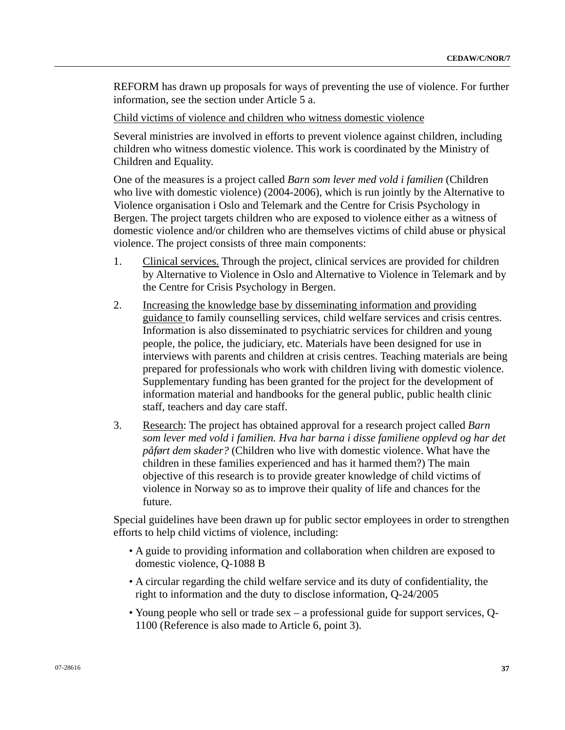REFORM has drawn up proposals for ways of preventing the use of violence. For further information, see the section under Article 5 a.

Child victims of violence and children who witness domestic violence

Several ministries are involved in efforts to prevent violence against children, including children who witness domestic violence. This work is coordinated by the Ministry of Children and Equality.

One of the measures is a project called *Barn som lever med vold i familien* (Children who live with domestic violence) (2004-2006), which is run jointly by the Alternative to Violence organisation i Oslo and Telemark and the Centre for Crisis Psychology in Bergen. The project targets children who are exposed to violence either as a witness of domestic violence and/or children who are themselves victims of child abuse or physical violence. The project consists of three main components:

1. Clinical services. Through the project, clinical services are provided for children by Alternative to Violence in Oslo and Alternative to Violence in Telemark and by the Centre for Crisis Psychology in Bergen.

2. Increasing the knowledge base by disseminating information and providing guidance to family counselling services, child welfare services and crisis centres. Information is also disseminated to psychiatric services for children and young people, the police, the judiciary, etc. Materials have been designed for use in interviews with parents and children at crisis centres. Teaching materials are being prepared for professionals who work with children living with domestic violence. Supplementary funding has been granted for the project for the development of information material and handbooks for the general public, public health clinic staff, teachers and day care staff.

3. Research: The project has obtained approval for a research project called *Barn som lever med vold i familien. Hva har barna i disse familiene opplevd og har det påført dem skader?* (Children who live with domestic violence. What have the children in these families experienced and has it harmed them?) The main objective of this research is to provide greater knowledge of child victims of violence in Norway so as to improve their quality of life and chances for the future.

Special guidelines have been drawn up for public sector employees in order to strengthen efforts to help child victims of violence, including:

- A guide to providing information and collaboration when children are exposed to domestic violence, Q-1088 B
- A circular regarding the child welfare service and its duty of confidentiality, the right to information and the duty to disclose information, Q-24/2005
- Young people who sell or trade sex – a professional guide for support services, Q-1100 (Reference is also made to Article 6, point 3).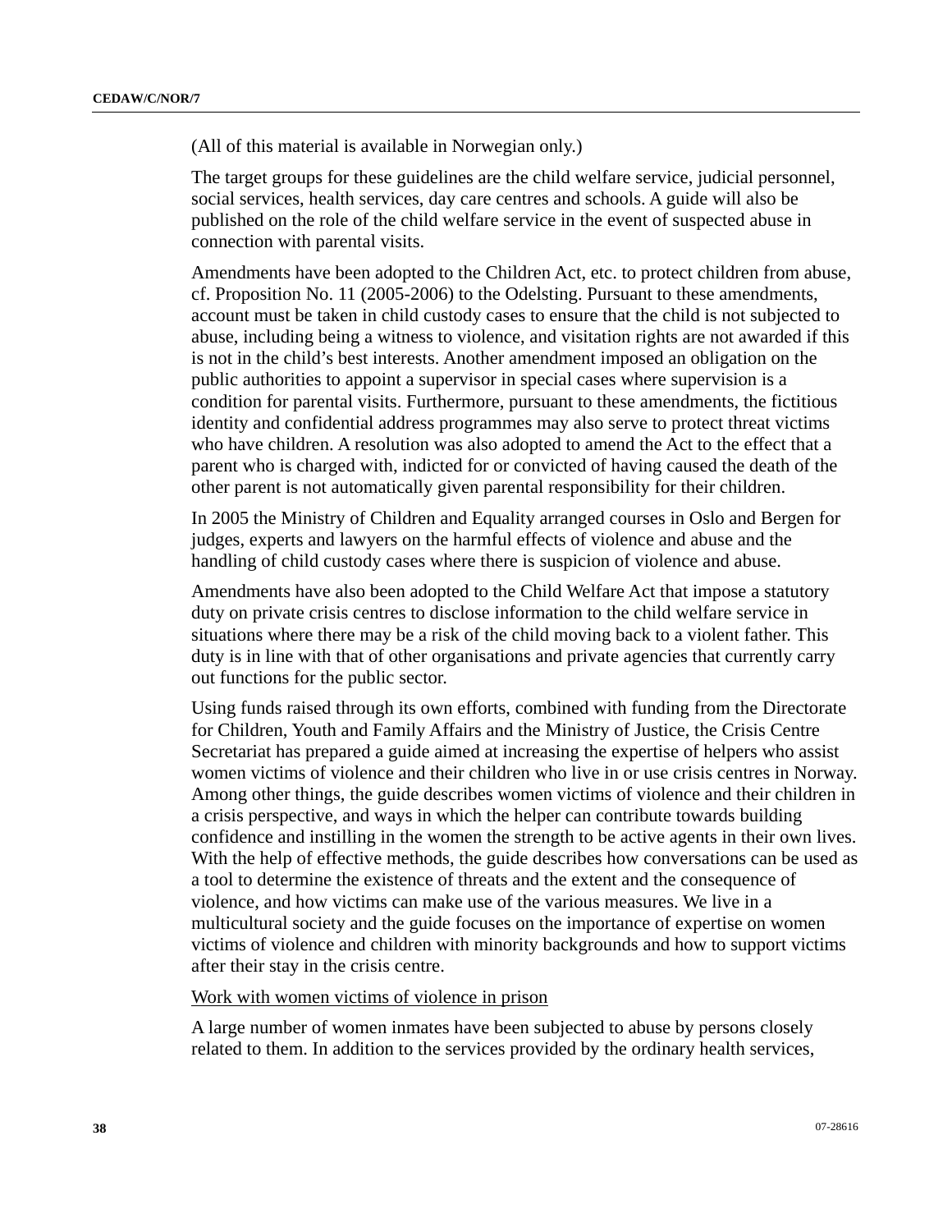(All of this material is available in Norwegian only.)

The target groups for these guidelines are the child welfare service, judicial personnel, social services, health services, day care centres and schools. A guide will also be published on the role of the child welfare service in the event of suspected abuse in connection with parental visits.

Amendments have been adopted to the Children Act, etc. to protect children from abuse, cf. Proposition No. 11 (2005-2006) to the Odelsting. Pursuant to these amendments, account must be taken in child custody cases to ensure that the child is not subjected to abuse, including being a witness to violence, and visitation rights are not awarded if this is not in the child's best interests. Another amendment imposed an obligation on the public authorities to appoint a supervisor in special cases where supervision is a condition for parental visits. Furthermore, pursuant to these amendments, the fictitious identity and confidential address programmes may also serve to protect threat victims who have children. A resolution was also adopted to amend the Act to the effect that a parent who is charged with, indicted for or convicted of having caused the death of the other parent is not automatically given parental responsibility for their children.

In 2005 the Ministry of Children and Equality arranged courses in Oslo and Bergen for judges, experts and lawyers on the harmful effects of violence and abuse and the handling of child custody cases where there is suspicion of violence and abuse.

Amendments have also been adopted to the Child Welfare Act that impose a statutory duty on private crisis centres to disclose information to the child welfare service in situations where there may be a risk of the child moving back to a violent father. This duty is in line with that of other organisations and private agencies that currently carry out functions for the public sector.

Using funds raised through its own efforts, combined with funding from the Directorate for Children, Youth and Family Affairs and the Ministry of Justice, the Crisis Centre Secretariat has prepared a guide aimed at increasing the expertise of helpers who assist women victims of violence and their children who live in or use crisis centres in Norway. Among other things, the guide describes women victims of violence and their children in a crisis perspective, and ways in which the helper can contribute towards building confidence and instilling in the women the strength to be active agents in their own lives. With the help of effective methods, the guide describes how conversations can be used as a tool to determine the existence of threats and the extent and the consequence of violence, and how victims can make use of the various measures. We live in a multicultural society and the guide focuses on the importance of expertise on women victims of violence and children with minority backgrounds and how to support victims after their stay in the crisis centre.

Work with women victims of violence in prison

A large number of women inmates have been subjected to abuse by persons closely related to them. In addition to the services provided by the ordinary health services,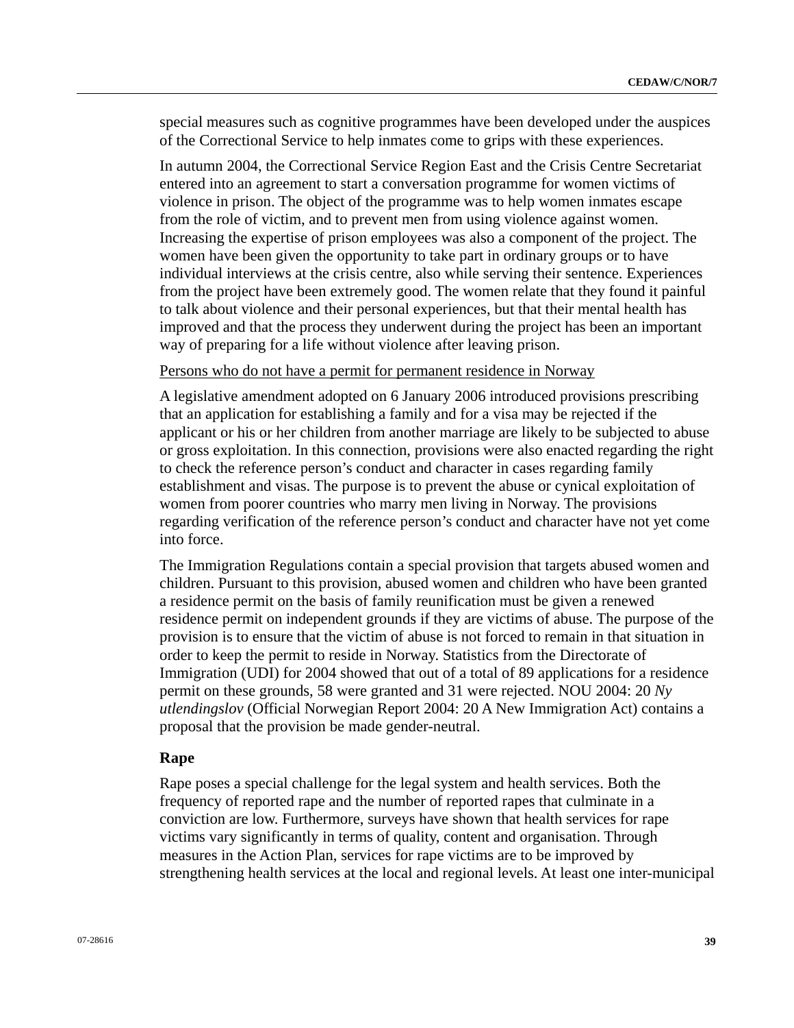special measures such as cognitive programmes have been developed under the auspices of the Correctional Service to help inmates come to grips with these experiences.

In autumn 2004, the Correctional Service Region East and the Crisis Centre Secretariat entered into an agreement to start a conversation programme for women victims of violence in prison. The object of the programme was to help women inmates escape from the role of victim, and to prevent men from using violence against women. Increasing the expertise of prison employees was also a component of the project. The women have been given the opportunity to take part in ordinary groups or to have individual interviews at the crisis centre, also while serving their sentence. Experiences from the project have been extremely good. The women relate that they found it painful to talk about violence and their personal experiences, but that their mental health has improved and that the process they underwent during the project has been an important way of preparing for a life without violence after leaving prison.

<u>Persons who do not have a permit for permanent residence in Norway</u>

A legislative amendment adopted on 6 January 2006 introduced provisions prescribing that an application for establishing a family and for a visa may be rejected if the applicant or his or her children from another marriage are likely to be subjected to abuse or gross exploitation. In this connection, provisions were also enacted regarding the right to check the reference person's conduct and character in cases regarding family establishment and visas. The purpose is to prevent the abuse or cynical exploitation of women from poorer countries who marry men living in Norway. The provisions regarding verification of the reference person's conduct and character have not yet come into force.

The Immigration Regulations contain a special provision that targets abused women and children. Pursuant to this provision, abused women and children who have been granted a residence permit on the basis of family reunification must be given a renewed residence permit on independent grounds if they are victims of abuse. The purpose of the provision is to ensure that the victim of abuse is not forced to remain in that situation in order to keep the permit to reside in Norway. Statistics from the Directorate of Immigration (UDI) for 2004 showed that out of a total of 89 applications for a residence permit on these grounds, 58 were granted and 31 were rejected. NOU 2004: 20 *Ny utlendingslov* (Official Norwegian Report 2004: 20 A New Immigration Act) contains a proposal that the provision be made gender-neutral.

### Rape

Rape poses a special challenge for the legal system and health services. Both the frequency of reported rape and the number of reported rapes that culminate in a conviction are low. Furthermore, surveys have shown that health services for rape victims vary significantly in terms of quality, content and organisation. Through measures in the Action Plan, services for rape victims are to be improved by strengthening health services at the local and regional levels. At least one inter-municipal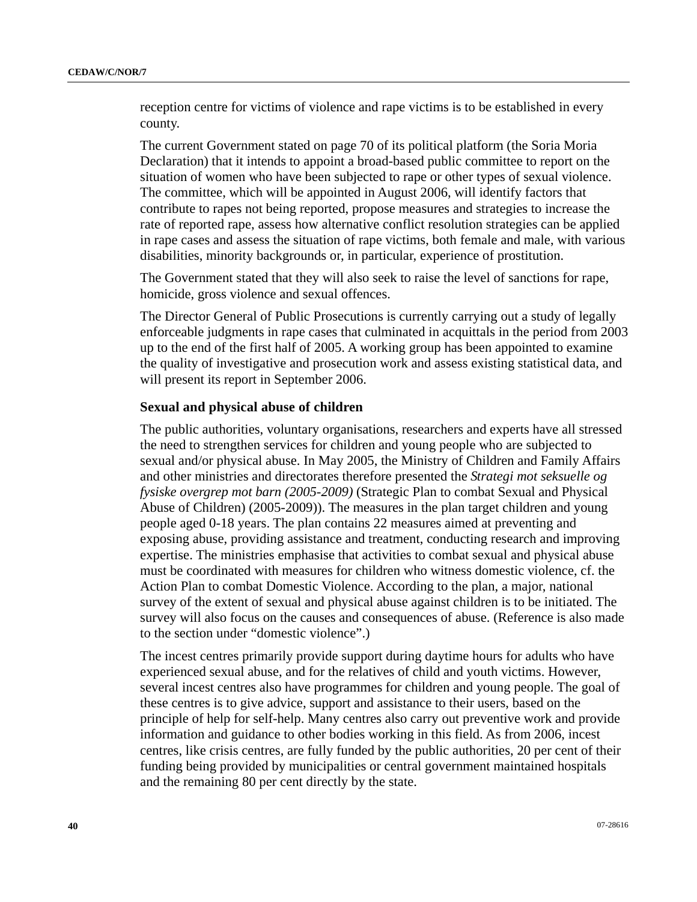reception centre for victims of violence and rape victims is to be established in every county.

The current Government stated on page 70 of its political platform (the Soria Moria Declaration) that it intends to appoint a broad-based public committee to report on the situation of women who have been subjected to rape or other types of sexual violence. The committee, which will be appointed in August 2006, will identify factors that contribute to rapes not being reported, propose measures and strategies to increase the rate of reported rape, assess how alternative conflict resolution strategies can be applied in rape cases and assess the situation of rape victims, both female and male, with various disabilities, minority backgrounds or, in particular, experience of prostitution.

The Government stated that they will also seek to raise the level of sanctions for rape, homicide, gross violence and sexual offences.

The Director General of Public Prosecutions is currently carrying out a study of legally enforceable judgments in rape cases that culminated in acquittals in the period from 2003 up to the end of the first half of 2005. A working group has been appointed to examine the quality of investigative and prosecution work and assess existing statistical data, and will present its report in September 2006.

**Sexual and physical abuse of children**

The public authorities, voluntary organisations, researchers and experts have all stressed the need to strengthen services for children and young people who are subjected to sexual and/or physical abuse. In May 2005, the Ministry of Children and Family Affairs and other ministries and directorates therefore presented the *Strategi mot seksuelle og fysiske overgrep mot barn (2005-2009)* (Strategic Plan to combat Sexual and Physical Abuse of Children) (2005-2009)). The measures in the plan target children and young people aged 0-18 years. The plan contains 22 measures aimed at preventing and exposing abuse, providing assistance and treatment, conducting research and improving expertise. The ministries emphasise that activities to combat sexual and physical abuse must be coordinated with measures for children who witness domestic violence, cf. the Action Plan to combat Domestic Violence. According to the plan, a major, national survey of the extent of sexual and physical abuse against children is to be initiated. The survey will also focus on the causes and consequences of abuse. (Reference is also made to the section under “domestic violence”.)

The incest centres primarily provide support during daytime hours for adults who have experienced sexual abuse, and for the relatives of child and youth victims. However, several incest centres also have programmes for children and young people. The goal of these centres is to give advice, support and assistance to their users, based on the principle of help for self-help. Many centres also carry out preventive work and provide information and guidance to other bodies working in this field. As from 2006, incest centres, like crisis centres, are fully funded by the public authorities, 20 per cent of their funding being provided by municipalities or central government maintained hospitals and the remaining 80 per cent directly by the state.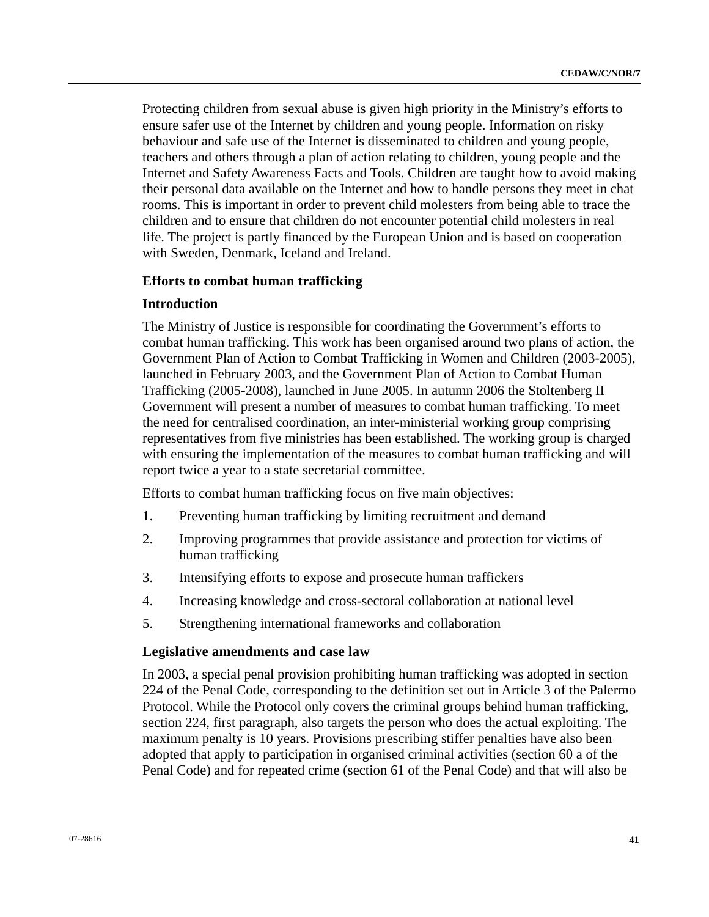Protecting children from sexual abuse is given high priority in the Ministry's efforts to ensure safer use of the Internet by children and young people. Information on risky behaviour and safe use of the Internet is disseminated to children and young people, teachers and others through a plan of action relating to children, young people and the Internet and Safety Awareness Facts and Tools. Children are taught how to avoid making their personal data available on the Internet and how to handle persons they meet in chat rooms. This is important in order to prevent child molesters from being able to trace the children and to ensure that children do not encounter potential child molesters in real life. The project is partly financed by the European Union and is based on cooperation with Sweden, Denmark, Iceland and Ireland.

### Efforts to combat human trafficking

### Introduction

The Ministry of Justice is responsible for coordinating the Government's efforts to combat human trafficking. This work has been organised around two plans of action, the Government Plan of Action to Combat Trafficking in Women and Children (2003-2005), launched in February 2003, and the Government Plan of Action to Combat Human Trafficking (2005-2008), launched in June 2005. In autumn 2006 the Stoltenberg II Government will present a number of measures to combat human trafficking. To meet the need for centralised coordination, an inter-ministerial working group comprising representatives from five ministries has been established. The working group is charged with ensuring the implementation of the measures to combat human trafficking and will report twice a year to a state secretarial committee.

Efforts to combat human trafficking focus on five main objectives:

1. Preventing human trafficking by limiting recruitment and demand
2. Improving programmes that provide assistance and protection for victims of human trafficking
3. Intensifying efforts to expose and prosecute human traffickers
4. Increasing knowledge and cross-sectoral collaboration at national level
5. Strengthening international frameworks and collaboration

### Legislative amendments and case law

In 2003, a special penal provision prohibiting human trafficking was adopted in section 224 of the Penal Code, corresponding to the definition set out in Article 3 of the Palermo Protocol. While the Protocol only covers the criminal groups behind human trafficking, section 224, first paragraph, also targets the person who does the actual exploiting. The maximum penalty is 10 years. Provisions prescribing stiffer penalties have also been adopted that apply to participation in organised criminal activities (section 60 a of the Penal Code) and for repeated crime (section 61 of the Penal Code) and that will also be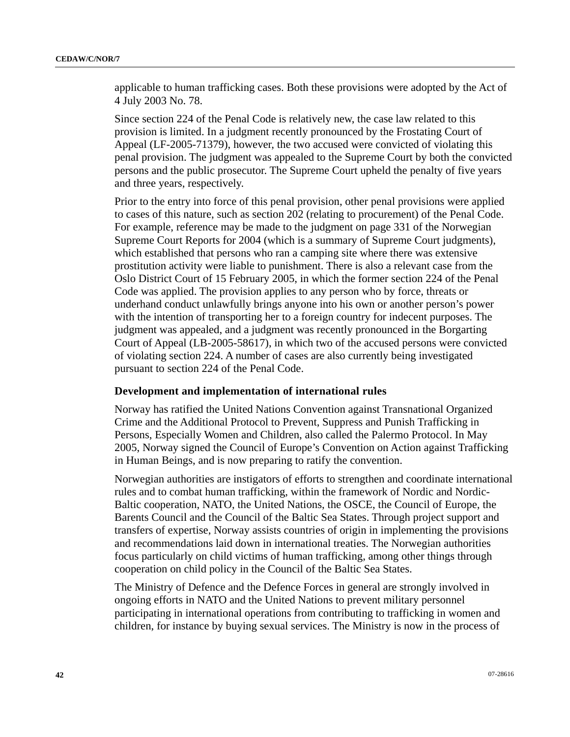applicable to human trafficking cases. Both these provisions were adopted by the Act of 4 July 2003 No. 78.

Since section 224 of the Penal Code is relatively new, the case law related to this provision is limited. In a judgment recently pronounced by the Frostating Court of Appeal (LF-2005-71379), however, the two accused were convicted of violating this penal provision. The judgment was appealed to the Supreme Court by both the convicted persons and the public prosecutor. The Supreme Court upheld the penalty of five years and three years, respectively.

Prior to the entry into force of this penal provision, other penal provisions were applied to cases of this nature, such as section 202 (relating to procurement) of the Penal Code. For example, reference may be made to the judgment on page 331 of the Norwegian Supreme Court Reports for 2004 (which is a summary of Supreme Court judgments), which established that persons who ran a camping site where there was extensive prostitution activity were liable to punishment. There is also a relevant case from the Oslo District Court of 15 February 2005, in which the former section 224 of the Penal Code was applied. The provision applies to any person who by force, threats or underhand conduct unlawfully brings anyone into his own or another person's power with the intention of transporting her to a foreign country for indecent purposes. The judgment was appealed, and a judgment was recently pronounced in the Borgarting Court of Appeal (LB-2005-58617), in which two of the accused persons were convicted of violating section 224. A number of cases are also currently being investigated pursuant to section 224 of the Penal Code.

### Development and implementation of international rules

Norway has ratified the United Nations Convention against Transnational Organized Crime and the Additional Protocol to Prevent, Suppress and Punish Trafficking in Persons, Especially Women and Children, also called the Palermo Protocol. In May 2005, Norway signed the Council of Europe's Convention on Action against Trafficking in Human Beings, and is now preparing to ratify the convention.

Norwegian authorities are instigators of efforts to strengthen and coordinate international rules and to combat human trafficking, within the framework of Nordic and Nordic-Baltic cooperation, NATO, the United Nations, the OSCE, the Council of Europe, the Barents Council and the Council of the Baltic Sea States. Through project support and transfers of expertise, Norway assists countries of origin in implementing the provisions and recommendations laid down in international treaties. The Norwegian authorities focus particularly on child victims of human trafficking, among other things through cooperation on child policy in the Council of the Baltic Sea States.

The Ministry of Defence and the Defence Forces in general are strongly involved in ongoing efforts in NATO and the United Nations to prevent military personnel participating in international operations from contributing to trafficking in women and children, for instance by buying sexual services. The Ministry is now in the process of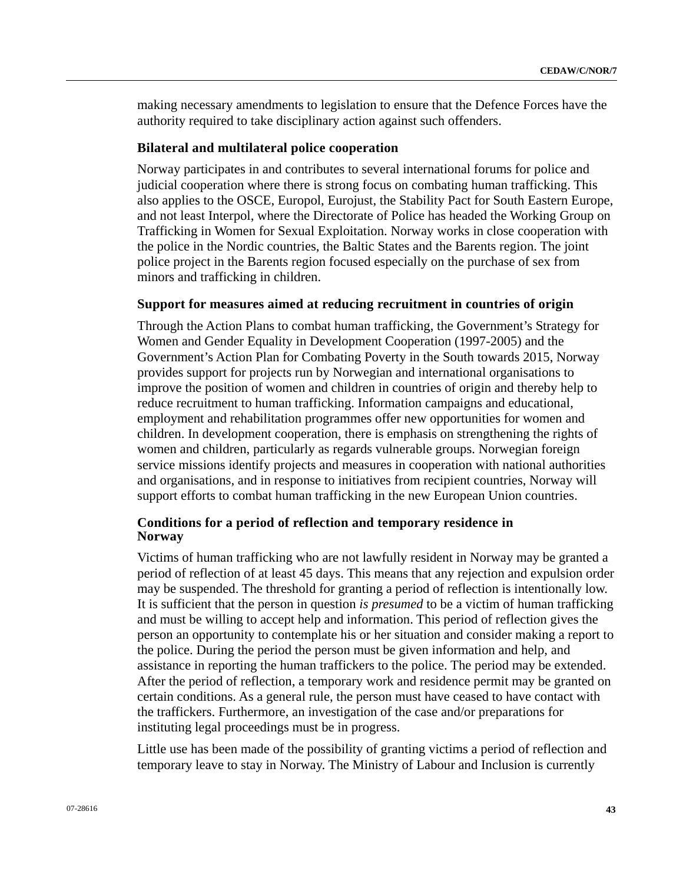making necessary amendments to legislation to ensure that the Defence Forces have the authority required to take disciplinary action against such offenders.

### Bilateral and multilateral police cooperation

Norway participates in and contributes to several international forums for police and judicial cooperation where there is strong focus on combating human trafficking. This also applies to the OSCE, Europol, Eurojust, the Stability Pact for South Eastern Europe, and not least Interpol, where the Directorate of Police has headed the Working Group on Trafficking in Women for Sexual Exploitation. Norway works in close cooperation with the police in the Nordic countries, the Baltic States and the Barents region. The joint police project in the Barents region focused especially on the purchase of sex from minors and trafficking in children.

### Support for measures aimed at reducing recruitment in countries of origin

Through the Action Plans to combat human trafficking, the Government's Strategy for Women and Gender Equality in Development Cooperation (1997-2005) and the Government's Action Plan for Combating Poverty in the South towards 2015, Norway provides support for projects run by Norwegian and international organisations to improve the position of women and children in countries of origin and thereby help to reduce recruitment to human trafficking. Information campaigns and educational, employment and rehabilitation programmes offer new opportunities for women and children. In development cooperation, there is emphasis on strengthening the rights of women and children, particularly as regards vulnerable groups. Norwegian foreign service missions identify projects and measures in cooperation with national authorities and organisations, and in response to initiatives from recipient countries, Norway will support efforts to combat human trafficking in the new European Union countries.

### Conditions for a period of reflection and temporary residence in Norway

Victims of human trafficking who are not lawfully resident in Norway may be granted a period of reflection of at least 45 days. This means that any rejection and expulsion order may be suspended. The threshold for granting a period of reflection is intentionally low. It is sufficient that the person in question *is presumed* to be a victim of human trafficking and must be willing to accept help and information. This period of reflection gives the person an opportunity to contemplate his or her situation and consider making a report to the police. During the period the person must be given information and help, and assistance in reporting the human traffickers to the police. The period may be extended. After the period of reflection, a temporary work and residence permit may be granted on certain conditions. As a general rule, the person must have ceased to have contact with the traffickers. Furthermore, an investigation of the case and/or preparations for instituting legal proceedings must be in progress.

Little use has been made of the possibility of granting victims a period of reflection and temporary leave to stay in Norway. The Ministry of Labour and Inclusion is currently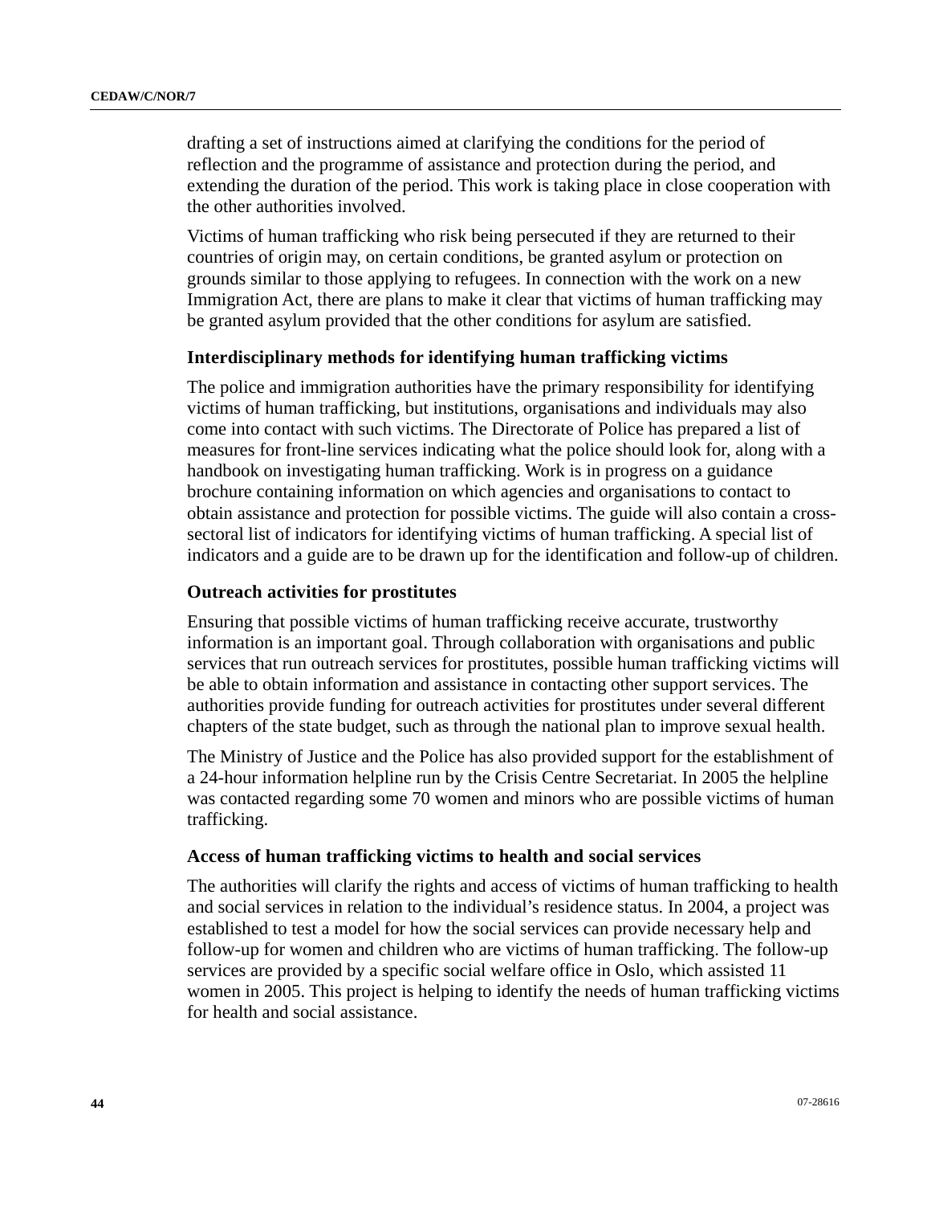drafting a set of instructions aimed at clarifying the conditions for the period of reflection and the programme of assistance and protection during the period, and extending the duration of the period. This work is taking place in close cooperation with the other authorities involved.

Victims of human trafficking who risk being persecuted if they are returned to their countries of origin may, on certain conditions, be granted asylum or protection on grounds similar to those applying to refugees. In connection with the work on a new Immigration Act, there are plans to make it clear that victims of human trafficking may be granted asylum provided that the other conditions for asylum are satisfied.

### Interdisciplinary methods for identifying human trafficking victims

The police and immigration authorities have the primary responsibility for identifying victims of human trafficking, but institutions, organisations and individuals may also come into contact with such victims. The Directorate of Police has prepared a list of measures for front-line services indicating what the police should look for, along with a handbook on investigating human trafficking. Work is in progress on a guidance brochure containing information on which agencies and organisations to contact to obtain assistance and protection for possible victims. The guide will also contain a cross-sectoral list of indicators for identifying victims of human trafficking. A special list of indicators and a guide are to be drawn up for the identification and follow-up of children.

### Outreach activities for prostitutes

Ensuring that possible victims of human trafficking receive accurate, trustworthy information is an important goal. Through collaboration with organisations and public services that run outreach services for prostitutes, possible human trafficking victims will be able to obtain information and assistance in contacting other support services. The authorities provide funding for outreach activities for prostitutes under several different chapters of the state budget, such as through the national plan to improve sexual health.

The Ministry of Justice and the Police has also provided support for the establishment of a 24-hour information helpline run by the Crisis Centre Secretariat. In 2005 the helpline was contacted regarding some 70 women and minors who are possible victims of human trafficking.

### Access of human trafficking victims to health and social services

The authorities will clarify the rights and access of victims of human trafficking to health and social services in relation to the individual's residence status. In 2004, a project was established to test a model for how the social services can provide necessary help and follow-up for women and children who are victims of human trafficking. The follow-up services are provided by a specific social welfare office in Oslo, which assisted 11 women in 2005. This project is helping to identify the needs of human trafficking victims for health and social assistance.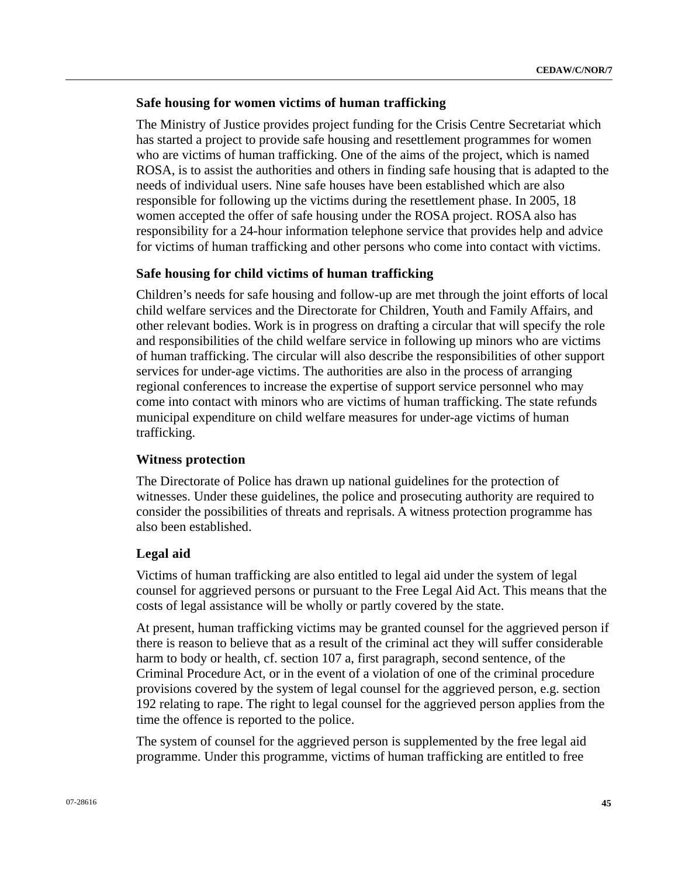### Safe housing for women victims of human trafficking

The Ministry of Justice provides project funding for the Crisis Centre Secretariat which has started a project to provide safe housing and resettlement programmes for women who are victims of human trafficking. One of the aims of the project, which is named ROSA, is to assist the authorities and others in finding safe housing that is adapted to the needs of individual users. Nine safe houses have been established which are also responsible for following up the victims during the resettlement phase. In 2005, 18 women accepted the offer of safe housing under the ROSA project. ROSA also has responsibility for a 24-hour information telephone service that provides help and advice for victims of human trafficking and other persons who come into contact with victims.

### Safe housing for child victims of human trafficking

Children's needs for safe housing and follow-up are met through the joint efforts of local child welfare services and the Directorate for Children, Youth and Family Affairs, and other relevant bodies. Work is in progress on drafting a circular that will specify the role and responsibilities of the child welfare service in following up minors who are victims of human trafficking. The circular will also describe the responsibilities of other support services for under-age victims. The authorities are also in the process of arranging regional conferences to increase the expertise of support service personnel who may come into contact with minors who are victims of human trafficking. The state refunds municipal expenditure on child welfare measures for under-age victims of human trafficking.

### Witness protection

The Directorate of Police has drawn up national guidelines for the protection of witnesses. Under these guidelines, the police and prosecuting authority are required to consider the possibilities of threats and reprisals. A witness protection programme has also been established.

### Legal aid

Victims of human trafficking are also entitled to legal aid under the system of legal counsel for aggrieved persons or pursuant to the Free Legal Aid Act. This means that the costs of legal assistance will be wholly or partly covered by the state.

At present, human trafficking victims may be granted counsel for the aggrieved person if there is reason to believe that as a result of the criminal act they will suffer considerable harm to body or health, cf. section 107 a, first paragraph, second sentence, of the Criminal Procedure Act, or in the event of a violation of one of the criminal procedure provisions covered by the system of legal counsel for the aggrieved person, e.g. section 192 relating to rape. The right to legal counsel for the aggrieved person applies from the time the offence is reported to the police.

The system of counsel for the aggrieved person is supplemented by the free legal aid programme. Under this programme, victims of human trafficking are entitled to free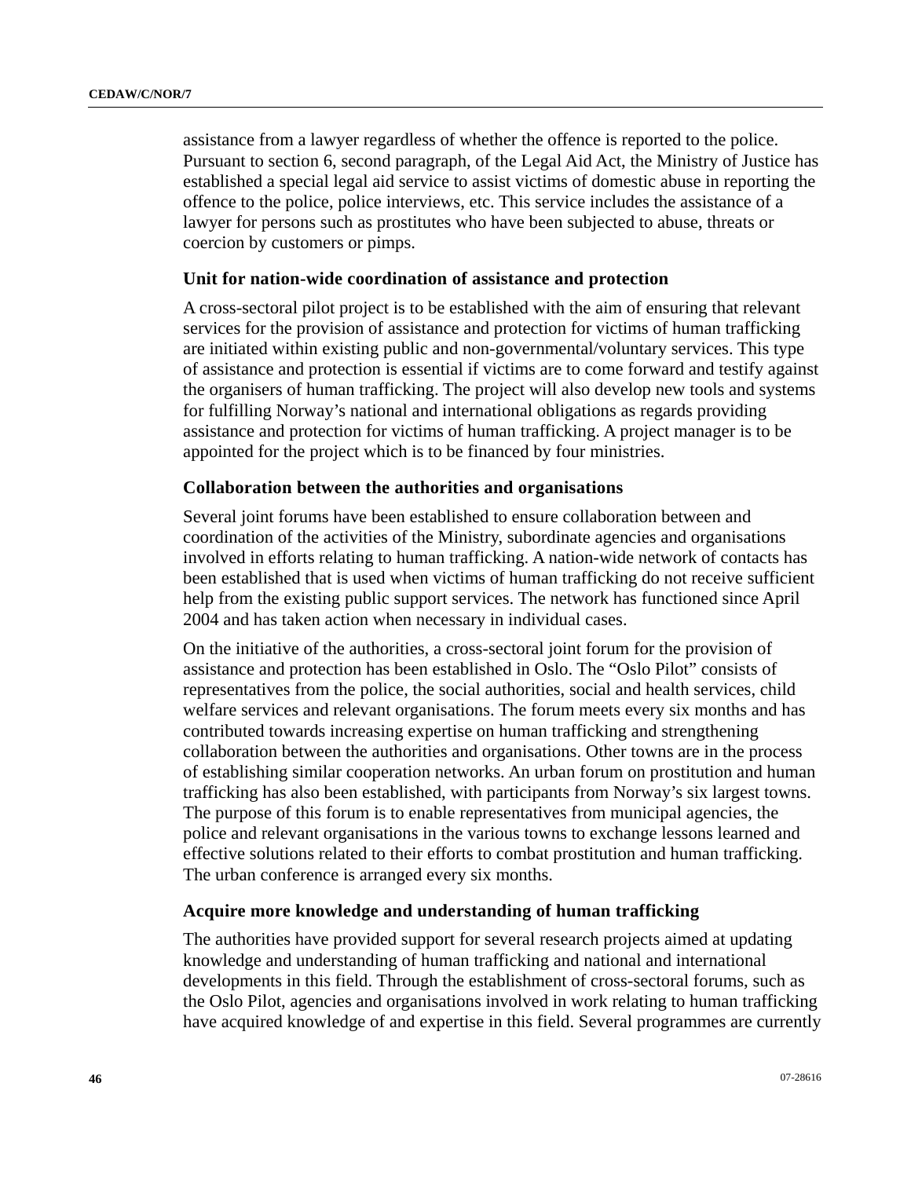assistance from a lawyer regardless of whether the offence is reported to the police. Pursuant to section 6, second paragraph, of the Legal Aid Act, the Ministry of Justice has established a special legal aid service to assist victims of domestic abuse in reporting the offence to the police, police interviews, etc. This service includes the assistance of a lawyer for persons such as prostitutes who have been subjected to abuse, threats or coercion by customers or pimps.

### Unit for nation-wide coordination of assistance and protection

A cross-sectoral pilot project is to be established with the aim of ensuring that relevant services for the provision of assistance and protection for victims of human trafficking are initiated within existing public and non-governmental/voluntary services. This type of assistance and protection is essential if victims are to come forward and testify against the organisers of human trafficking. The project will also develop new tools and systems for fulfilling Norway's national and international obligations as regards providing assistance and protection for victims of human trafficking. A project manager is to be appointed for the project which is to be financed by four ministries.

### Collaboration between the authorities and organisations

Several joint forums have been established to ensure collaboration between and coordination of the activities of the Ministry, subordinate agencies and organisations involved in efforts relating to human trafficking. A nation-wide network of contacts has been established that is used when victims of human trafficking do not receive sufficient help from the existing public support services. The network has functioned since April 2004 and has taken action when necessary in individual cases.

On the initiative of the authorities, a cross-sectoral joint forum for the provision of assistance and protection has been established in Oslo. The "Oslo Pilot" consists of representatives from the police, the social authorities, social and health services, child welfare services and relevant organisations. The forum meets every six months and has contributed towards increasing expertise on human trafficking and strengthening collaboration between the authorities and organisations. Other towns are in the process of establishing similar cooperation networks. An urban forum on prostitution and human trafficking has also been established, with participants from Norway's six largest towns. The purpose of this forum is to enable representatives from municipal agencies, the police and relevant organisations in the various towns to exchange lessons learned and effective solutions related to their efforts to combat prostitution and human trafficking. The urban conference is arranged every six months.

### Acquire more knowledge and understanding of human trafficking

The authorities have provided support for several research projects aimed at updating knowledge and understanding of human trafficking and national and international developments in this field. Through the establishment of cross-sectoral forums, such as the Oslo Pilot, agencies and organisations involved in work relating to human trafficking have acquired knowledge of and expertise in this field. Several programmes are currently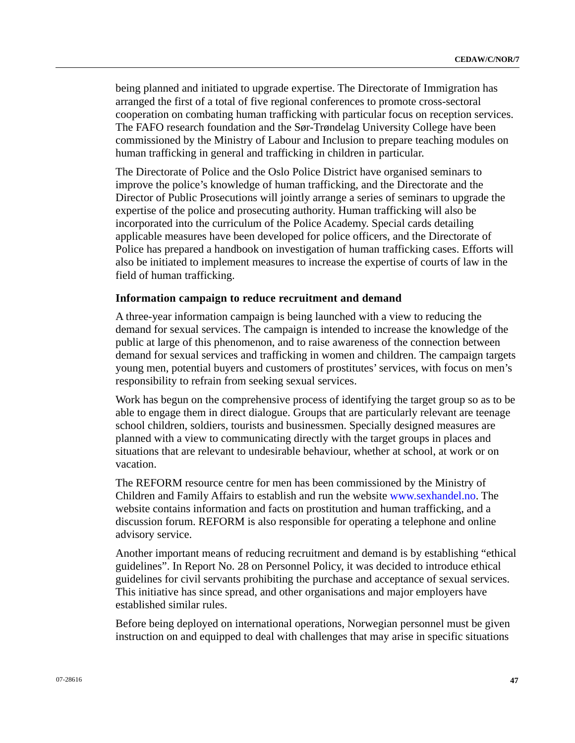being planned and initiated to upgrade expertise. The Directorate of Immigration has arranged the first of a total of five regional conferences to promote cross-sectoral cooperation on combating human trafficking with particular focus on reception services. The FAFO research foundation and the Sør-Trøndelag University College have been commissioned by the Ministry of Labour and Inclusion to prepare teaching modules on human trafficking in general and trafficking in children in particular.

The Directorate of Police and the Oslo Police District have organised seminars to improve the police's knowledge of human trafficking, and the Directorate and the Director of Public Prosecutions will jointly arrange a series of seminars to upgrade the expertise of the police and prosecuting authority. Human trafficking will also be incorporated into the curriculum of the Police Academy. Special cards detailing applicable measures have been developed for police officers, and the Directorate of Police has prepared a handbook on investigation of human trafficking cases. Efforts will also be initiated to implement measures to increase the expertise of courts of law in the field of human trafficking.

**Information campaign to reduce recruitment and demand**

A three-year information campaign is being launched with a view to reducing the demand for sexual services. The campaign is intended to increase the knowledge of the public at large of this phenomenon, and to raise awareness of the connection between demand for sexual services and trafficking in women and children. The campaign targets young men, potential buyers and customers of prostitutes' services, with focus on men's responsibility to refrain from seeking sexual services.

Work has begun on the comprehensive process of identifying the target group so as to be able to engage them in direct dialogue. Groups that are particularly relevant are teenage school children, soldiers, tourists and businessmen. Specially designed measures are planned with a view to communicating directly with the target groups in places and situations that are relevant to undesirable behaviour, whether at school, at work or on vacation.

The REFORM resource centre for men has been commissioned by the Ministry of Children and Family Affairs to establish and run the website www.sexhandel.no. The website contains information and facts on prostitution and human trafficking, and a discussion forum. REFORM is also responsible for operating a telephone and online advisory service.

Another important means of reducing recruitment and demand is by establishing "ethical guidelines". In Report No. 28 on Personnel Policy, it was decided to introduce ethical guidelines for civil servants prohibiting the purchase and acceptance of sexual services. This initiative has since spread, and other organisations and major employers have established similar rules.

Before being deployed on international operations, Norwegian personnel must be given instruction on and equipped to deal with challenges that may arise in specific situations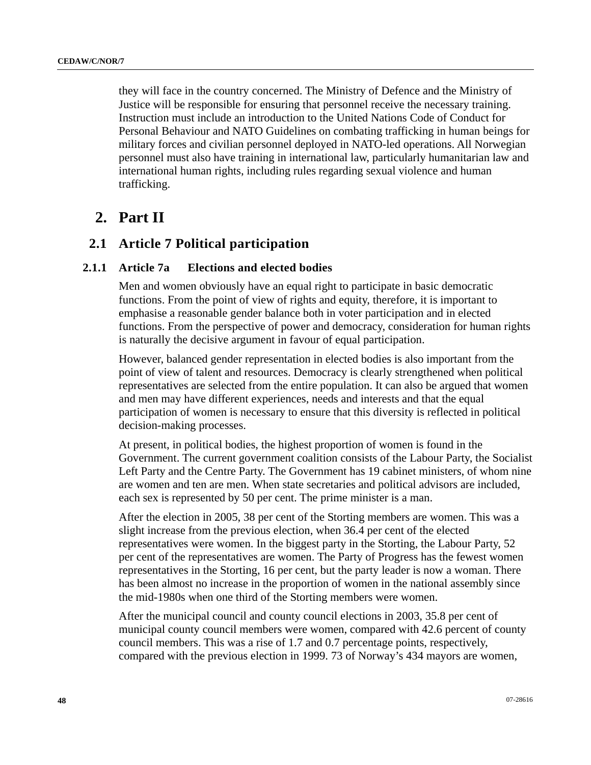they will face in the country concerned. The Ministry of Defence and the Ministry of Justice will be responsible for ensuring that personnel receive the necessary training. Instruction must include an introduction to the United Nations Code of Conduct for Personal Behaviour and NATO Guidelines on combating trafficking in human beings for military forces and civilian personnel deployed in NATO-led operations. All Norwegian personnel must also have training in international law, particularly humanitarian law and international human rights, including rules regarding sexual violence and human trafficking.

# 2. Part II

## 2.1 Article 7 Political participation

### 2.1.1 Article 7a Elections and elected bodies

Men and women obviously have an equal right to participate in basic democratic functions. From the point of view of rights and equity, therefore, it is important to emphasise a reasonable gender balance both in voter participation and in elected functions. From the perspective of power and democracy, consideration for human rights is naturally the decisive argument in favour of equal participation.

However, balanced gender representation in elected bodies is also important from the point of view of talent and resources. Democracy is clearly strengthened when political representatives are selected from the entire population. It can also be argued that women and men may have different experiences, needs and interests and that the equal participation of women is necessary to ensure that this diversity is reflected in political decision-making processes.

At present, in political bodies, the highest proportion of women is found in the Government. The current government coalition consists of the Labour Party, the Socialist Left Party and the Centre Party. The Government has 19 cabinet ministers, of whom nine are women and ten are men. When state secretaries and political advisors are included, each sex is represented by 50 per cent. The prime minister is a man.

After the election in 2005, 38 per cent of the Storting members are women. This was a slight increase from the previous election, when 36.4 per cent of the elected representatives were women. In the biggest party in the Storting, the Labour Party, 52 per cent of the representatives are women. The Party of Progress has the fewest women representatives in the Storting, 16 per cent, but the party leader is now a woman. There has been almost no increase in the proportion of women in the national assembly since the mid-1980s when one third of the Storting members were women.

After the municipal council and county council elections in 2003, 35.8 per cent of municipal county council members were women, compared with 42.6 percent of county council members. This was a rise of 1.7 and 0.7 percentage points, respectively, compared with the previous election in 1999. 73 of Norway's 434 mayors are women,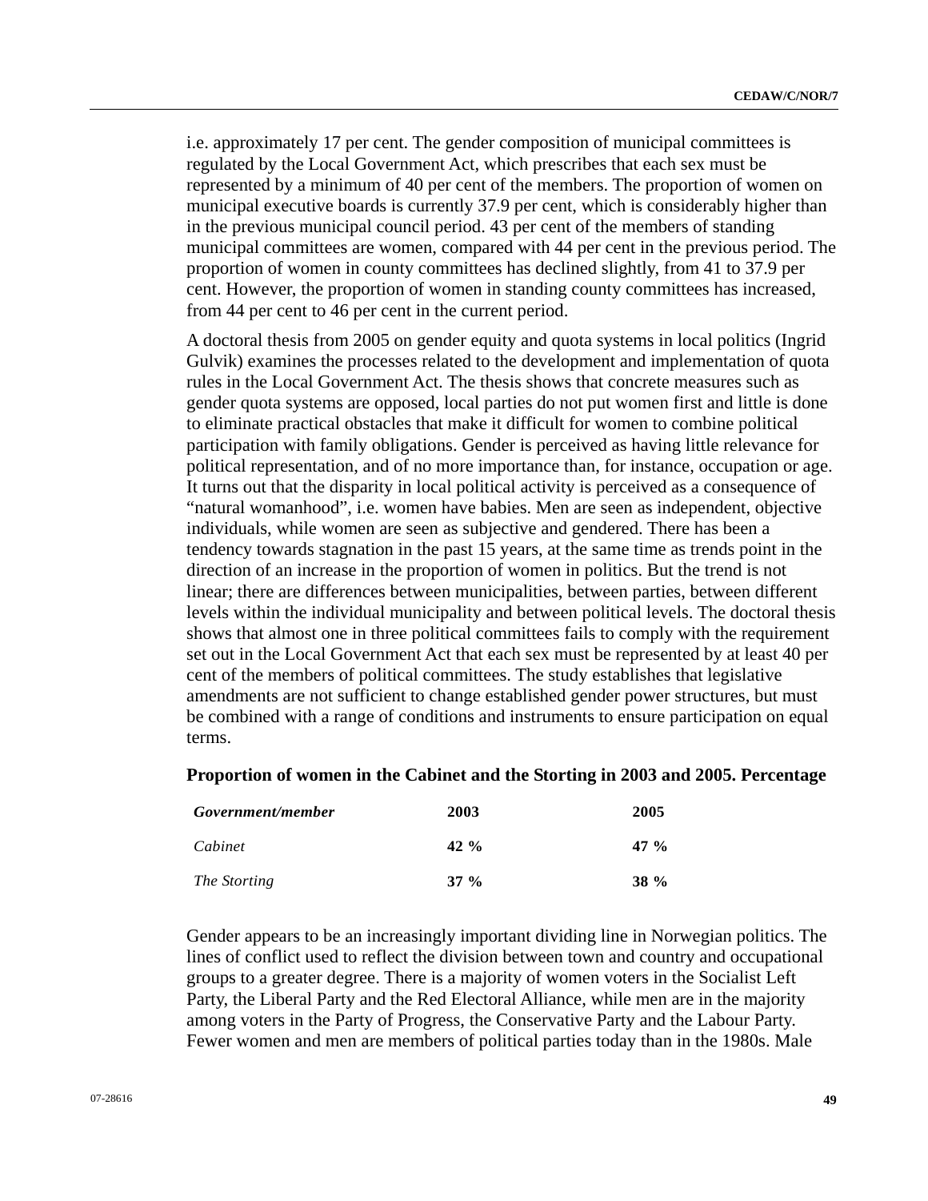i.e. approximately 17 per cent. The gender composition of municipal committees is regulated by the Local Government Act, which prescribes that each sex must be represented by a minimum of 40 per cent of the members. The proportion of women on municipal executive boards is currently 37.9 per cent, which is considerably higher than in the previous municipal council period. 43 per cent of the members of standing municipal committees are women, compared with 44 per cent in the previous period. The proportion of women in county committees has declined slightly, from 41 to 37.9 per cent. However, the proportion of women in standing county committees has increased, from 44 per cent to 46 per cent in the current period.

A doctoral thesis from 2005 on gender equity and quota systems in local politics (Ingrid Gulvik) examines the processes related to the development and implementation of quota rules in the Local Government Act. The thesis shows that concrete measures such as gender quota systems are opposed, local parties do not put women first and little is done to eliminate practical obstacles that make it difficult for women to combine political participation with family obligations. Gender is perceived as having little relevance for political representation, and of no more importance than, for instance, occupation or age. It turns out that the disparity in local political activity is perceived as a consequence of "natural womanhood", i.e. women have babies. Men are seen as independent, objective individuals, while women are seen as subjective and gendered. There has been a tendency towards stagnation in the past 15 years, at the same time as trends point in the direction of an increase in the proportion of women in politics. But the trend is not linear; there are differences between municipalities, between parties, between different levels within the individual municipality and between political levels. The doctoral thesis shows that almost one in three political committees fails to comply with the requirement set out in the Local Government Act that each sex must be represented by at least 40 per cent of the members of political committees. The study establishes that legislative amendments are not sufficient to change established gender power structures, but must be combined with a range of conditions and instruments to ensure participation on equal terms.

**Proportion of women in the Cabinet and the Storting in 2003 and 2005. Percentage**

| *Government/member* | 2003 | 2005 |
|---|---|---|
| *Cabinet* | **42 %** | **47 %** |
| *The Storting* | **37 %** | **38 %** |

Gender appears to be an increasingly important dividing line in Norwegian politics. The lines of conflict used to reflect the division between town and country and occupational groups to a greater degree. There is a majority of women voters in the Socialist Left Party, the Liberal Party and the Red Electoral Alliance, while men are in the majority among voters in the Party of Progress, the Conservative Party and the Labour Party. Fewer women and men are members of political parties today than in the 1980s. Male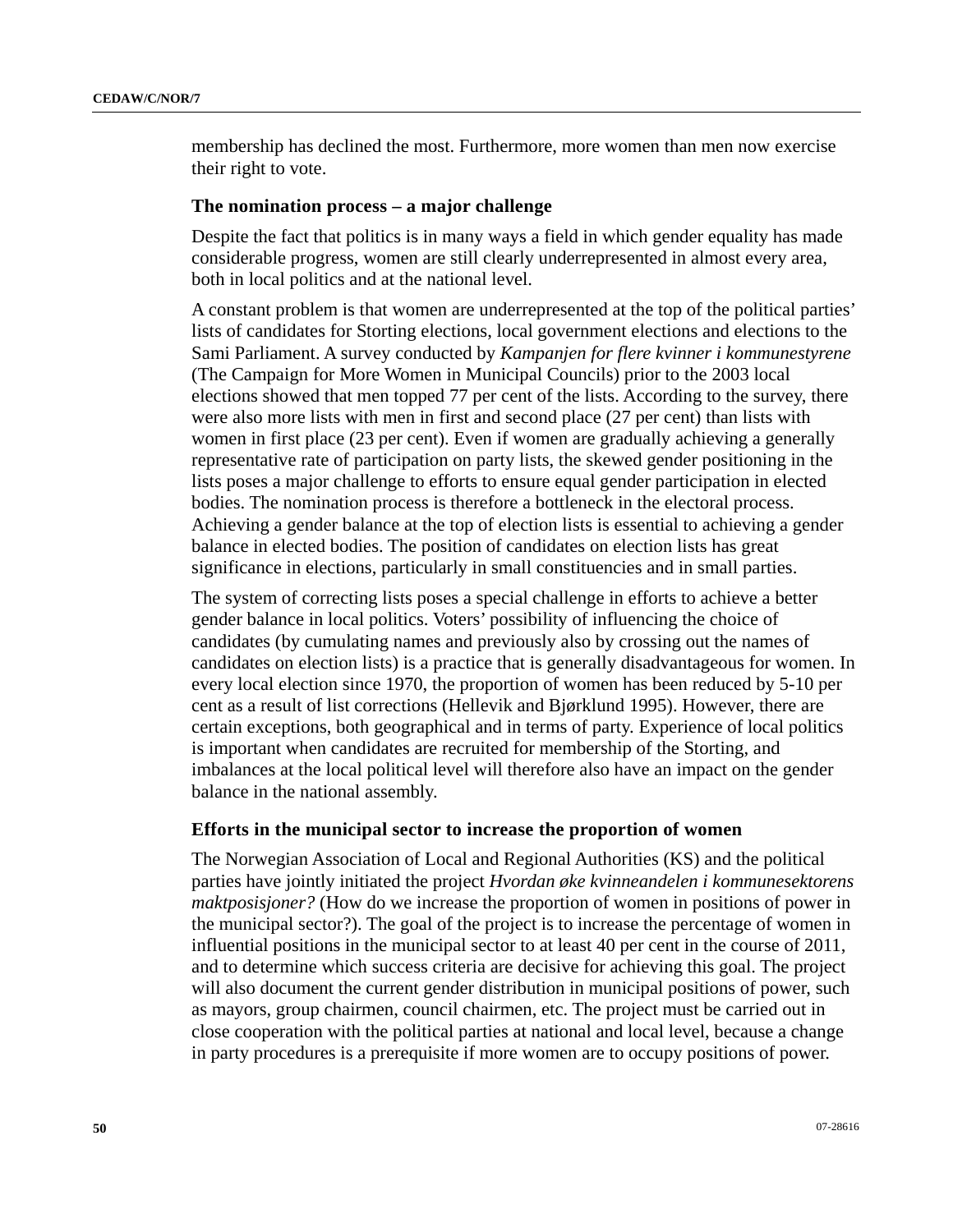membership has declined the most. Furthermore, more women than men now exercise their right to vote.

### The nomination process – a major challenge

Despite the fact that politics is in many ways a field in which gender equality has made considerable progress, women are still clearly underrepresented in almost every area, both in local politics and at the national level.

A constant problem is that women are underrepresented at the top of the political parties' lists of candidates for Storting elections, local government elections and elections to the Sami Parliament. A survey conducted by *Kampanjen for flere kvinner i kommunestyrene* (The Campaign for More Women in Municipal Councils) prior to the 2003 local elections showed that men topped 77 per cent of the lists. According to the survey, there were also more lists with men in first and second place (27 per cent) than lists with women in first place (23 per cent). Even if women are gradually achieving a generally representative rate of participation on party lists, the skewed gender positioning in the lists poses a major challenge to efforts to ensure equal gender participation in elected bodies. The nomination process is therefore a bottleneck in the electoral process. Achieving a gender balance at the top of election lists is essential to achieving a gender balance in elected bodies. The position of candidates on election lists has great significance in elections, particularly in small constituencies and in small parties.

The system of correcting lists poses a special challenge in efforts to achieve a better gender balance in local politics. Voters' possibility of influencing the choice of candidates (by cumulating names and previously also by crossing out the names of candidates on election lists) is a practice that is generally disadvantageous for women. In every local election since 1970, the proportion of women has been reduced by 5-10 per cent as a result of list corrections (Hellevik and Bjørklund 1995). However, there are certain exceptions, both geographical and in terms of party. Experience of local politics is important when candidates are recruited for membership of the Storting, and imbalances at the local political level will therefore also have an impact on the gender balance in the national assembly.

### Efforts in the municipal sector to increase the proportion of women

The Norwegian Association of Local and Regional Authorities (KS) and the political parties have jointly initiated the project *Hvordan øke kvinneandelen i kommunesektorens maktposisjoner?* (How do we increase the proportion of women in positions of power in the municipal sector?). The goal of the project is to increase the percentage of women in influential positions in the municipal sector to at least 40 per cent in the course of 2011, and to determine which success criteria are decisive for achieving this goal. The project will also document the current gender distribution in municipal positions of power, such as mayors, group chairmen, council chairmen, etc. The project must be carried out in close cooperation with the political parties at national and local level, because a change in party procedures is a prerequisite if more women are to occupy positions of power.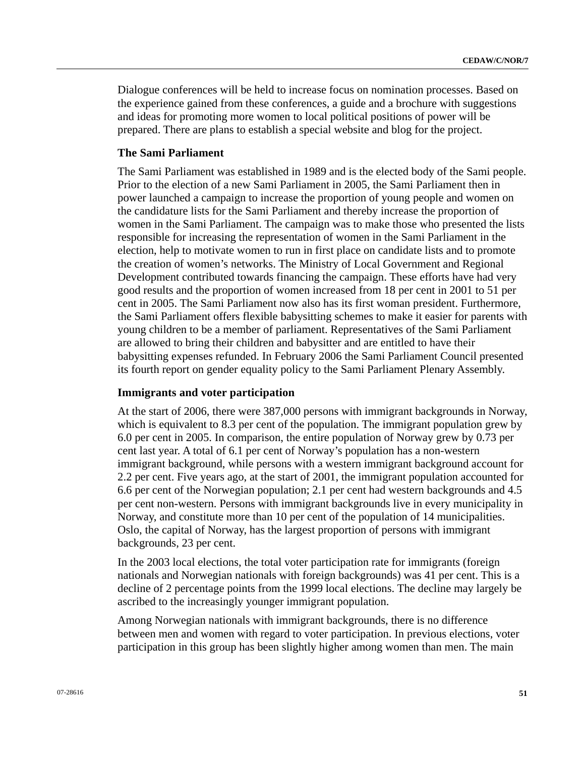Dialogue conferences will be held to increase focus on nomination processes. Based on the experience gained from these conferences, a guide and a brochure with suggestions and ideas for promoting more women to local political positions of power will be prepared. There are plans to establish a special website and blog for the project.

### The Sami Parliament

The Sami Parliament was established in 1989 and is the elected body of the Sami people. Prior to the election of a new Sami Parliament in 2005, the Sami Parliament then in power launched a campaign to increase the proportion of young people and women on the candidature lists for the Sami Parliament and thereby increase the proportion of women in the Sami Parliament. The campaign was to make those who presented the lists responsible for increasing the representation of women in the Sami Parliament in the election, help to motivate women to run in first place on candidate lists and to promote the creation of women's networks. The Ministry of Local Government and Regional Development contributed towards financing the campaign. These efforts have had very good results and the proportion of women increased from 18 per cent in 2001 to 51 per cent in 2005. The Sami Parliament now also has its first woman president. Furthermore, the Sami Parliament offers flexible babysitting schemes to make it easier for parents with young children to be a member of parliament. Representatives of the Sami Parliament are allowed to bring their children and babysitter and are entitled to have their babysitting expenses refunded. In February 2006 the Sami Parliament Council presented its fourth report on gender equality policy to the Sami Parliament Plenary Assembly.

### Immigrants and voter participation

At the start of 2006, there were 387,000 persons with immigrant backgrounds in Norway, which is equivalent to 8.3 per cent of the population. The immigrant population grew by 6.0 per cent in 2005. In comparison, the entire population of Norway grew by 0.73 per cent last year. A total of 6.1 per cent of Norway's population has a non-western immigrant background, while persons with a western immigrant background account for 2.2 per cent. Five years ago, at the start of 2001, the immigrant population accounted for 6.6 per cent of the Norwegian population; 2.1 per cent had western backgrounds and 4.5 per cent non-western. Persons with immigrant backgrounds live in every municipality in Norway, and constitute more than 10 per cent of the population of 14 municipalities. Oslo, the capital of Norway, has the largest proportion of persons with immigrant backgrounds, 23 per cent.

In the 2003 local elections, the total voter participation rate for immigrants (foreign nationals and Norwegian nationals with foreign backgrounds) was 41 per cent. This is a decline of 2 percentage points from the 1999 local elections. The decline may largely be ascribed to the increasingly younger immigrant population.

Among Norwegian nationals with immigrant backgrounds, there is no difference between men and women with regard to voter participation. In previous elections, voter participation in this group has been slightly higher among women than men. The main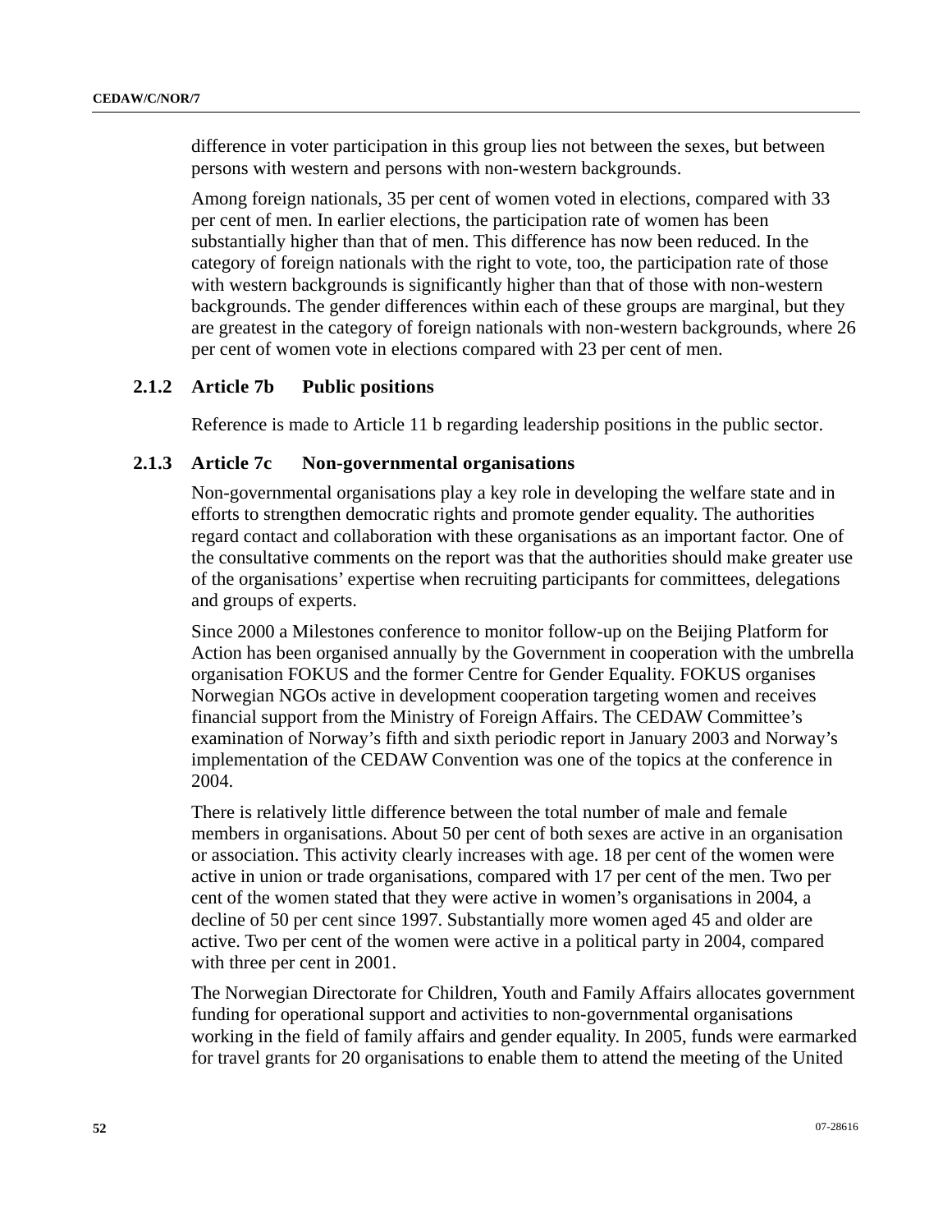difference in voter participation in this group lies not between the sexes, but between persons with western and persons with non-western backgrounds.

Among foreign nationals, 35 per cent of women voted in elections, compared with 33 per cent of men. In earlier elections, the participation rate of women has been substantially higher than that of men. This difference has now been reduced. In the category of foreign nationals with the right to vote, too, the participation rate of those with western backgrounds is significantly higher than that of those with non-western backgrounds. The gender differences within each of these groups are marginal, but they are greatest in the category of foreign nationals with non-western backgrounds, where 26 per cent of women vote in elections compared with 23 per cent of men.

### 2.1.2 Article 7b Public positions

Reference is made to Article 11 b regarding leadership positions in the public sector.

### 2.1.3 Article 7c Non-governmental organisations

Non-governmental organisations play a key role in developing the welfare state and in efforts to strengthen democratic rights and promote gender equality. The authorities regard contact and collaboration with these organisations as an important factor. One of the consultative comments on the report was that the authorities should make greater use of the organisations' expertise when recruiting participants for committees, delegations and groups of experts.

Since 2000 a Milestones conference to monitor follow-up on the Beijing Platform for Action has been organised annually by the Government in cooperation with the umbrella organisation FOKUS and the former Centre for Gender Equality. FOKUS organises Norwegian NGOs active in development cooperation targeting women and receives financial support from the Ministry of Foreign Affairs. The CEDAW Committee's examination of Norway's fifth and sixth periodic report in January 2003 and Norway's implementation of the CEDAW Convention was one of the topics at the conference in 2004.

There is relatively little difference between the total number of male and female members in organisations. About 50 per cent of both sexes are active in an organisation or association. This activity clearly increases with age. 18 per cent of the women were active in union or trade organisations, compared with 17 per cent of the men. Two per cent of the women stated that they were active in women's organisations in 2004, a decline of 50 per cent since 1997. Substantially more women aged 45 and older are active. Two per cent of the women were active in a political party in 2004, compared with three per cent in 2001.

The Norwegian Directorate for Children, Youth and Family Affairs allocates government funding for operational support and activities to non-governmental organisations working in the field of family affairs and gender equality. In 2005, funds were earmarked for travel grants for 20 organisations to enable them to attend the meeting of the United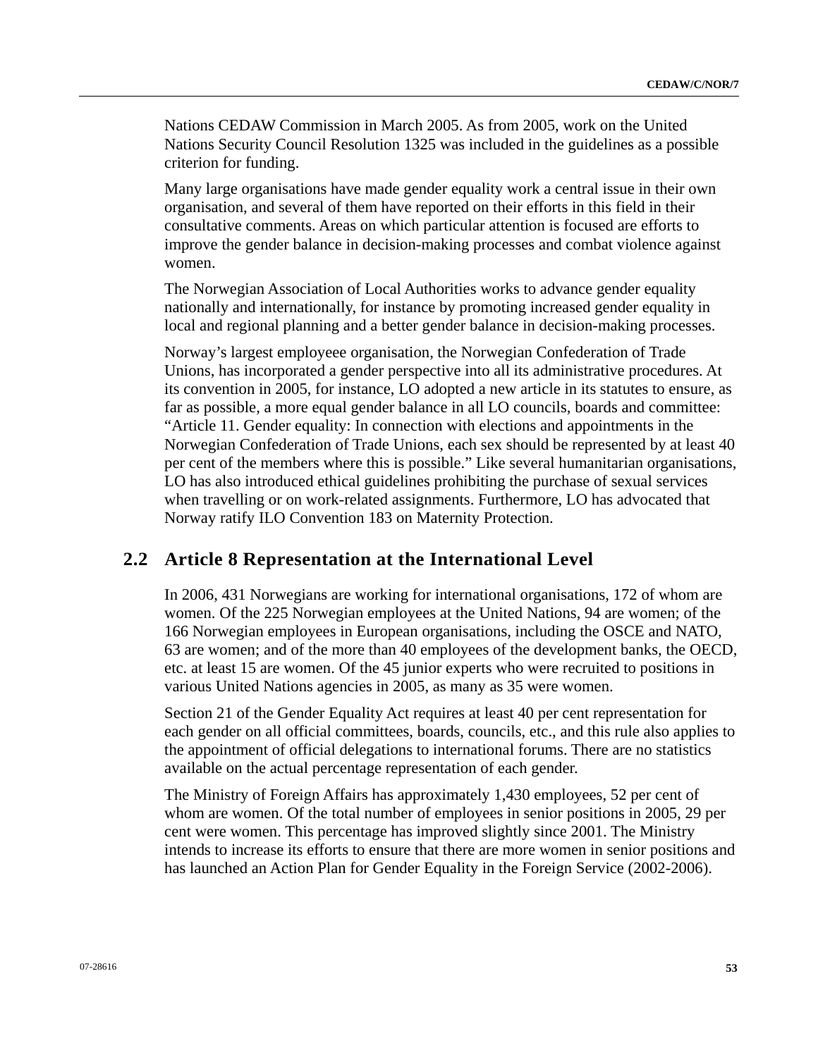Nations CEDAW Commission in March 2005. As from 2005, work on the United Nations Security Council Resolution 1325 was included in the guidelines as a possible criterion for funding.

Many large organisations have made gender equality work a central issue in their own organisation, and several of them have reported on their efforts in this field in their consultative comments. Areas on which particular attention is focused are efforts to improve the gender balance in decision-making processes and combat violence against women.

The Norwegian Association of Local Authorities works to advance gender equality nationally and internationally, for instance by promoting increased gender equality in local and regional planning and a better gender balance in decision-making processes.

Norway's largest employeee organisation, the Norwegian Confederation of Trade Unions, has incorporated a gender perspective into all its administrative procedures. At its convention in 2005, for instance, LO adopted a new article in its statutes to ensure, as far as possible, a more equal gender balance in all LO councils, boards and committee: "Article 11. Gender equality: In connection with elections and appointments in the Norwegian Confederation of Trade Unions, each sex should be represented by at least 40 per cent of the members where this is possible." Like several humanitarian organisations, LO has also introduced ethical guidelines prohibiting the purchase of sexual services when travelling or on work-related assignments. Furthermore, LO has advocated that Norway ratify ILO Convention 183 on Maternity Protection.

## 2.2 Article 8 Representation at the International Level

In 2006, 431 Norwegians are working for international organisations, 172 of whom are women. Of the 225 Norwegian employees at the United Nations, 94 are women; of the 166 Norwegian employees in European organisations, including the OSCE and NATO, 63 are women; and of the more than 40 employees of the development banks, the OECD, etc. at least 15 are women. Of the 45 junior experts who were recruited to positions in various United Nations agencies in 2005, as many as 35 were women.

Section 21 of the Gender Equality Act requires at least 40 per cent representation for each gender on all official committees, boards, councils, etc., and this rule also applies to the appointment of official delegations to international forums. There are no statistics available on the actual percentage representation of each gender.

The Ministry of Foreign Affairs has approximately 1,430 employees, 52 per cent of whom are women. Of the total number of employees in senior positions in 2005, 29 per cent were women. This percentage has improved slightly since 2001. The Ministry intends to increase its efforts to ensure that there are more women in senior positions and has launched an Action Plan for Gender Equality in the Foreign Service (2002-2006).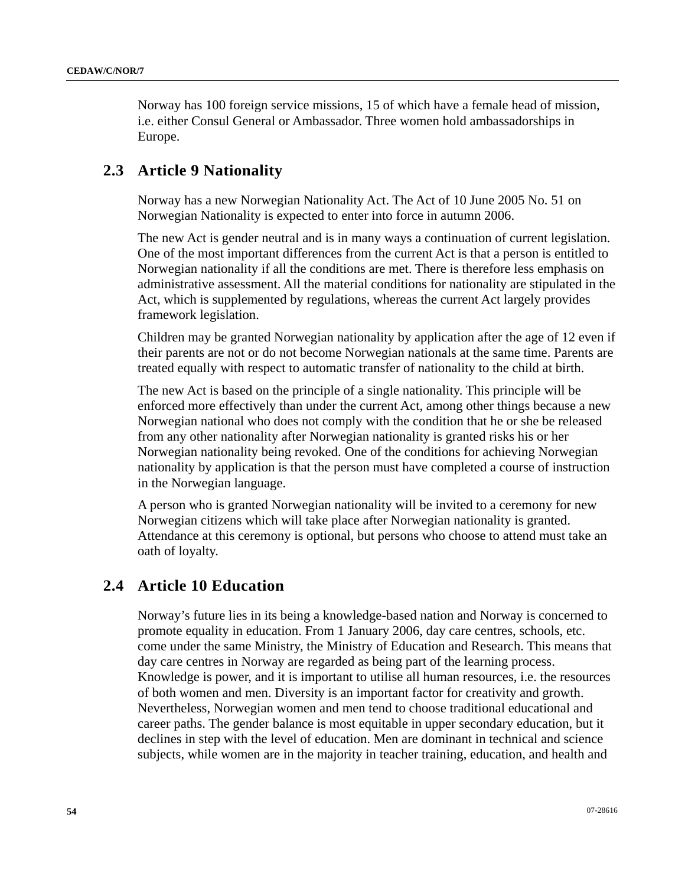Norway has 100 foreign service missions, 15 of which have a female head of mission, i.e. either Consul General or Ambassador. Three women hold ambassadorships in Europe.

## 2.3 Article 9 Nationality

Norway has a new Norwegian Nationality Act. The Act of 10 June 2005 No. 51 on Norwegian Nationality is expected to enter into force in autumn 2006.

The new Act is gender neutral and is in many ways a continuation of current legislation. One of the most important differences from the current Act is that a person is entitled to Norwegian nationality if all the conditions are met. There is therefore less emphasis on administrative assessment. All the material conditions for nationality are stipulated in the Act, which is supplemented by regulations, whereas the current Act largely provides framework legislation.

Children may be granted Norwegian nationality by application after the age of 12 even if their parents are not or do not become Norwegian nationals at the same time. Parents are treated equally with respect to automatic transfer of nationality to the child at birth.

The new Act is based on the principle of a single nationality. This principle will be enforced more effectively than under the current Act, among other things because a new Norwegian national who does not comply with the condition that he or she be released from any other nationality after Norwegian nationality is granted risks his or her Norwegian nationality being revoked. One of the conditions for achieving Norwegian nationality by application is that the person must have completed a course of instruction in the Norwegian language.

A person who is granted Norwegian nationality will be invited to a ceremony for new Norwegian citizens which will take place after Norwegian nationality is granted. Attendance at this ceremony is optional, but persons who choose to attend must take an oath of loyalty.

## 2.4 Article 10 Education

Norway's future lies in its being a knowledge-based nation and Norway is concerned to promote equality in education. From 1 January 2006, day care centres, schools, etc. come under the same Ministry, the Ministry of Education and Research. This means that day care centres in Norway are regarded as being part of the learning process. Knowledge is power, and it is important to utilise all human resources, i.e. the resources of both women and men. Diversity is an important factor for creativity and growth. Nevertheless, Norwegian women and men tend to choose traditional educational and career paths. The gender balance is most equitable in upper secondary education, but it declines in step with the level of education. Men are dominant in technical and science subjects, while women are in the majority in teacher training, education, and health and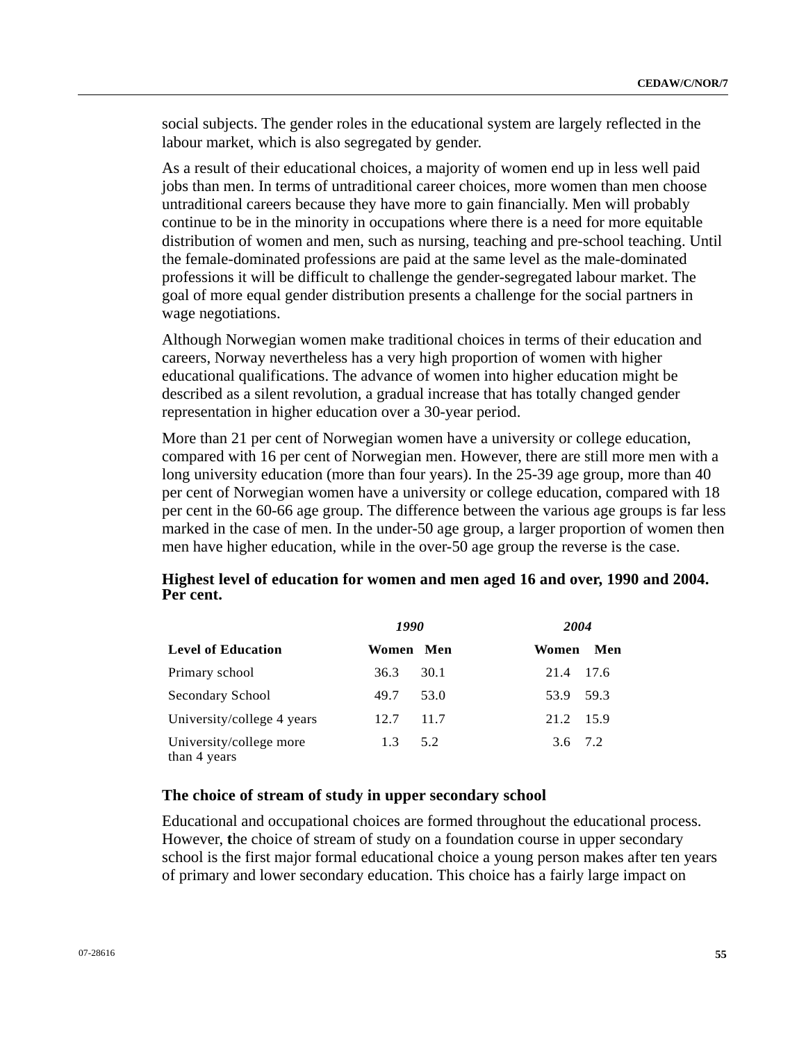social subjects. The gender roles in the educational system are largely reflected in the labour market, which is also segregated by gender.

As a result of their educational choices, a majority of women end up in less well paid jobs than men. In terms of untraditional career choices, more women than men choose untraditional careers because they have more to gain financially. Men will probably continue to be in the minority in occupations where there is a need for more equitable distribution of women and men, such as nursing, teaching and pre-school teaching. Until the female-dominated professions are paid at the same level as the male-dominated professions it will be difficult to challenge the gender-segregated labour market. The goal of more equal gender distribution presents a challenge for the social partners in wage negotiations.

Although Norwegian women make traditional choices in terms of their education and careers, Norway nevertheless has a very high proportion of women with higher educational qualifications. The advance of women into higher education might be described as a silent revolution, a gradual increase that has totally changed gender representation in higher education over a 30-year period.

More than 21 per cent of Norwegian women have a university or college education, compared with 16 per cent of Norwegian men. However, there are still more men with a long university education (more than four years). In the 25-39 age group, more than 40 per cent of Norwegian women have a university or college education, compared with 18 per cent in the 60-66 age group. The difference between the various age groups is far less marked in the case of men. In the under-50 age group, a larger proportion of women then men have higher education, while in the over-50 age group the reverse is the case.

**Highest level of education for women and men aged 16 and over, 1990 and 2004. Per cent.**

| | *1990* | | *2004* | |
|---|---|---|---|---|
| **Level of Education** | **Women** | **Men** | **Women** | **Men** |
| Primary school | 36.3 | 30.1 | 21.4 | 17.6 |
| Secondary School | 49.7 | 53.0 | 53.9 | 59.3 |
| University/college 4 years | 12.7 | 11.7 | 21.2 | 15.9 |
| University/college more than 4 years | 1.3 | 5.2 | 3.6 | 7.2 |

### The choice of stream of study in upper secondary school

Educational and occupational choices are formed throughout the educational process. However, the choice of stream of study on a foundation course in upper secondary school is the first major formal educational choice a young person makes after ten years of primary and lower secondary education. This choice has a fairly large impact on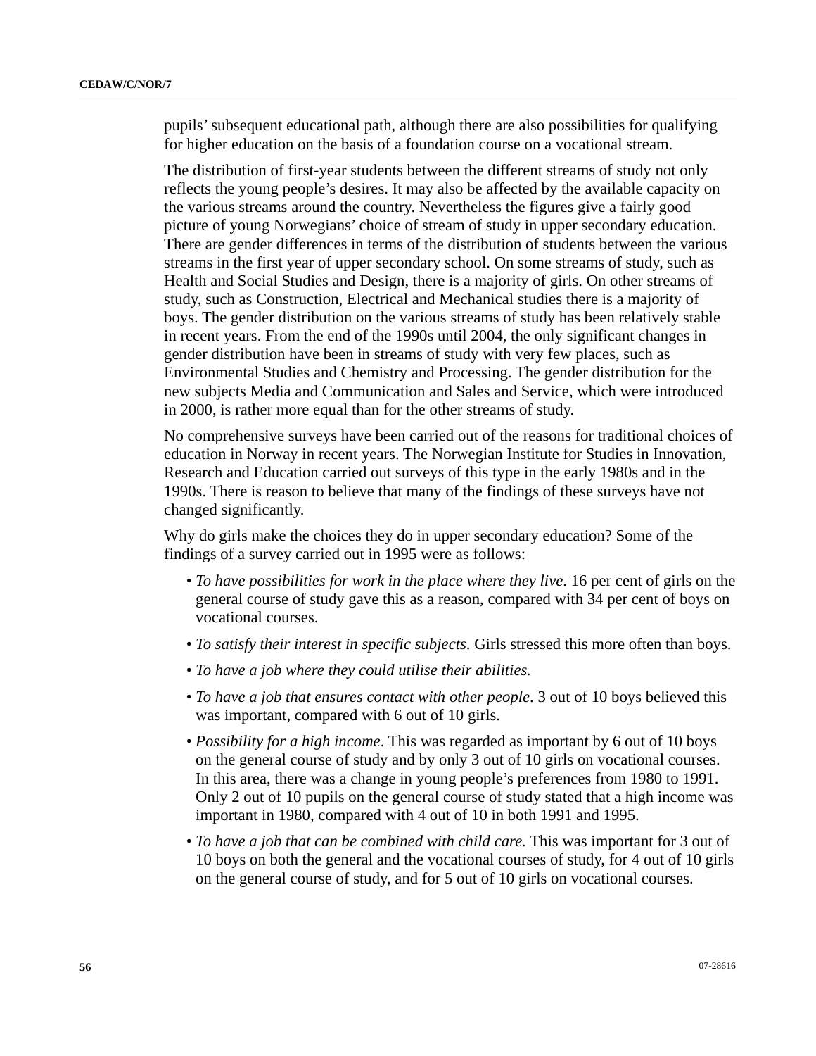pupils' subsequent educational path, although there are also possibilities for qualifying for higher education on the basis of a foundation course on a vocational stream.

The distribution of first-year students between the different streams of study not only reflects the young people's desires. It may also be affected by the available capacity on the various streams around the country. Nevertheless the figures give a fairly good picture of young Norwegians' choice of stream of study in upper secondary education. There are gender differences in terms of the distribution of students between the various streams in the first year of upper secondary school. On some streams of study, such as Health and Social Studies and Design, there is a majority of girls. On other streams of study, such as Construction, Electrical and Mechanical studies there is a majority of boys. The gender distribution on the various streams of study has been relatively stable in recent years. From the end of the 1990s until 2004, the only significant changes in gender distribution have been in streams of study with very few places, such as Environmental Studies and Chemistry and Processing. The gender distribution for the new subjects Media and Communication and Sales and Service, which were introduced in 2000, is rather more equal than for the other streams of study.

No comprehensive surveys have been carried out of the reasons for traditional choices of education in Norway in recent years. The Norwegian Institute for Studies in Innovation, Research and Education carried out surveys of this type in the early 1980s and in the 1990s. There is reason to believe that many of the findings of these surveys have not changed significantly.

Why do girls make the choices they do in upper secondary education? Some of the findings of a survey carried out in 1995 were as follows:

- *To have possibilities for work in the place where they live*. 16 per cent of girls on the general course of study gave this as a reason, compared with 34 per cent of boys on vocational courses.
- *To satisfy their interest in specific subjects*. Girls stressed this more often than boys.
- *To have a job where they could utilise their abilities.*
- *To have a job that ensures contact with other people*. 3 out of 10 boys believed this was important, compared with 6 out of 10 girls.
- *Possibility for a high income*. This was regarded as important by 6 out of 10 boys on the general course of study and by only 3 out of 10 girls on vocational courses. In this area, there was a change in young people's preferences from 1980 to 1991. Only 2 out of 10 pupils on the general course of study stated that a high income was important in 1980, compared with 4 out of 10 in both 1991 and 1995.
- *To have a job that can be combined with child care.* This was important for 3 out of 10 boys on both the general and the vocational courses of study, for 4 out of 10 girls on the general course of study, and for 5 out of 10 girls on vocational courses.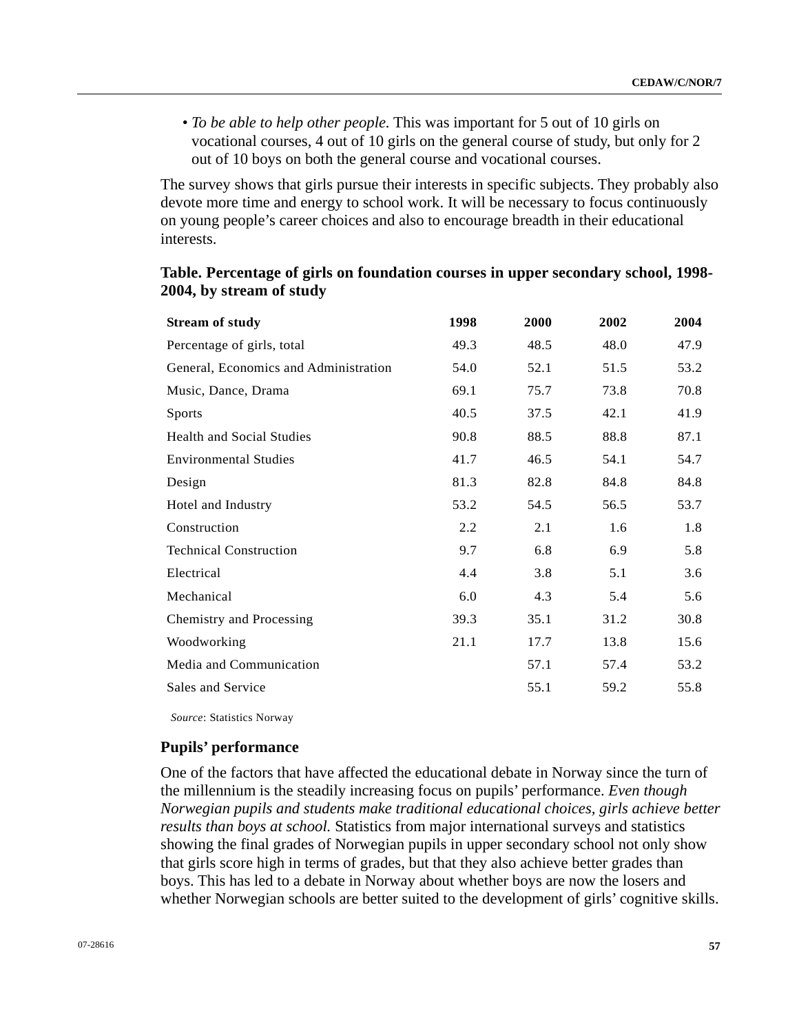- *To be able to help other people.* This was important for 5 out of 10 girls on vocational courses, 4 out of 10 girls on the general course of study, but only for 2 out of 10 boys on both the general course and vocational courses.

The survey shows that girls pursue their interests in specific subjects. They probably also devote more time and energy to school work. It will be necessary to focus continuously on young people's career choices and also to encourage breadth in their educational interests.

**Table. Percentage of girls on foundation courses in upper secondary school, 1998-2004, by stream of study**

| Stream of study | 1998 | 2000 | 2002 | 2004 |
|---|---|---|---|---|
| Percentage of girls, total | 49.3 | 48.5 | 48.0 | 47.9 |
| General, Economics and Administration | 54.0 | 52.1 | 51.5 | 53.2 |
| Music, Dance, Drama | 69.1 | 75.7 | 73.8 | 70.8 |
| Sports | 40.5 | 37.5 | 42.1 | 41.9 |
| Health and Social Studies | 90.8 | 88.5 | 88.8 | 87.1 |
| Environmental Studies | 41.7 | 46.5 | 54.1 | 54.7 |
| Design | 81.3 | 82.8 | 84.8 | 84.8 |
| Hotel and Industry | 53.2 | 54.5 | 56.5 | 53.7 |
| Construction | 2.2 | 2.1 | 1.6 | 1.8 |
| Technical Construction | 9.7 | 6.8 | 6.9 | 5.8 |
| Electrical | 4.4 | 3.8 | 5.1 | 3.6 |
| Mechanical | 6.0 | 4.3 | 5.4 | 5.6 |
| Chemistry and Processing | 39.3 | 35.1 | 31.2 | 30.8 |
| Woodworking | 21.1 | 17.7 | 13.8 | 15.6 |
| Media and Communication | | 57.1 | 57.4 | 53.2 |
| Sales and Service | | 55.1 | 59.2 | 55.8 |

*Source*: Statistics Norway

### Pupils' performance

One of the factors that have affected the educational debate in Norway since the turn of the millennium is the steadily increasing focus on pupils' performance. *Even though Norwegian pupils and students make traditional educational choices, girls achieve better results than boys at school.* Statistics from major international surveys and statistics showing the final grades of Norwegian pupils in upper secondary school not only show that girls score high in terms of grades, but that they also achieve better grades than boys. This has led to a debate in Norway about whether boys are now the losers and whether Norwegian schools are better suited to the development of girls' cognitive skills.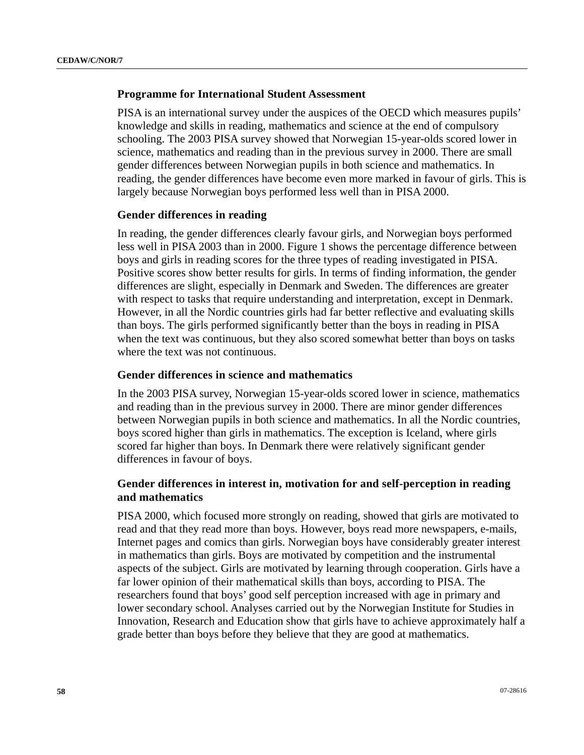### Programme for International Student Assessment

PISA is an international survey under the auspices of the OECD which measures pupils' knowledge and skills in reading, mathematics and science at the end of compulsory schooling. The 2003 PISA survey showed that Norwegian 15-year-olds scored lower in science, mathematics and reading than in the previous survey in 2000. There are small gender differences between Norwegian pupils in both science and mathematics. In reading, the gender differences have become even more marked in favour of girls. This is largely because Norwegian boys performed less well than in PISA 2000.

### Gender differences in reading

In reading, the gender differences clearly favour girls, and Norwegian boys performed less well in PISA 2003 than in 2000. Figure 1 shows the percentage difference between boys and girls in reading scores for the three types of reading investigated in PISA. Positive scores show better results for girls. In terms of finding information, the gender differences are slight, especially in Denmark and Sweden. The differences are greater with respect to tasks that require understanding and interpretation, except in Denmark. However, in all the Nordic countries girls had far better reflective and evaluating skills than boys. The girls performed significantly better than the boys in reading in PISA when the text was continuous, but they also scored somewhat better than boys on tasks where the text was not continuous.

### Gender differences in science and mathematics

In the 2003 PISA survey, Norwegian 15-year-olds scored lower in science, mathematics and reading than in the previous survey in 2000. There are minor gender differences between Norwegian pupils in both science and mathematics. In all the Nordic countries, boys scored higher than girls in mathematics. The exception is Iceland, where girls scored far higher than boys. In Denmark there were relatively significant gender differences in favour of boys.

### Gender differences in interest in, motivation for and self-perception in reading and mathematics

PISA 2000, which focused more strongly on reading, showed that girls are motivated to read and that they read more than boys. However, boys read more newspapers, e-mails, Internet pages and comics than girls. Norwegian boys have considerably greater interest in mathematics than girls. Boys are motivated by competition and the instrumental aspects of the subject. Girls are motivated by learning through cooperation. Girls have a far lower opinion of their mathematical skills than boys, according to PISA. The researchers found that boys' good self perception increased with age in primary and lower secondary school. Analyses carried out by the Norwegian Institute for Studies in Innovation, Research and Education show that girls have to achieve approximately half a grade better than boys before they believe that they are good at mathematics.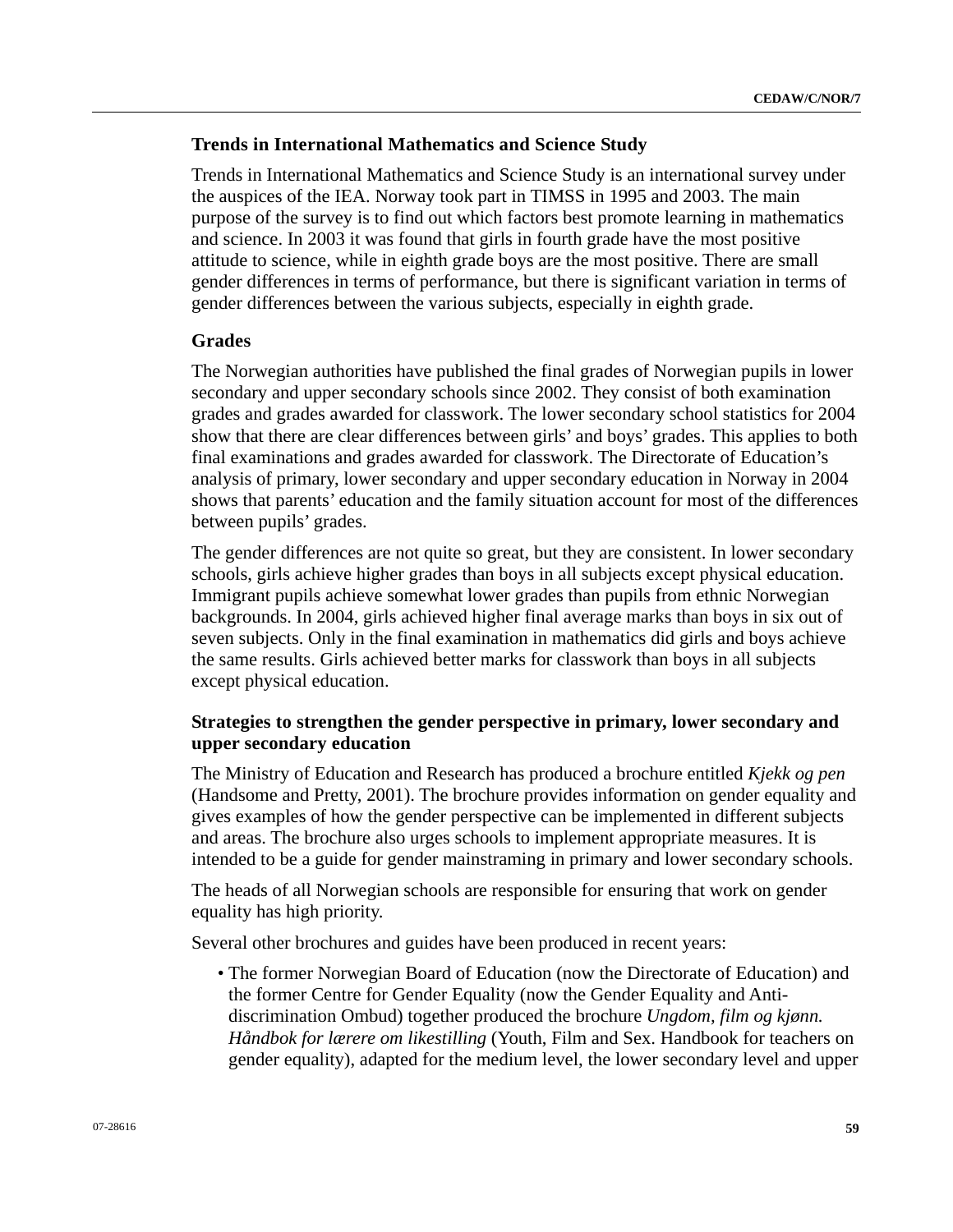### Trends in International Mathematics and Science Study

Trends in International Mathematics and Science Study is an international survey under the auspices of the IEA. Norway took part in TIMSS in 1995 and 2003. The main purpose of the survey is to find out which factors best promote learning in mathematics and science. In 2003 it was found that girls in fourth grade have the most positive attitude to science, while in eighth grade boys are the most positive. There are small gender differences in terms of performance, but there is significant variation in terms of gender differences between the various subjects, especially in eighth grade.

### Grades

The Norwegian authorities have published the final grades of Norwegian pupils in lower secondary and upper secondary schools since 2002. They consist of both examination grades and grades awarded for classwork. The lower secondary school statistics for 2004 show that there are clear differences between girls' and boys' grades. This applies to both final examinations and grades awarded for classwork. The Directorate of Education's analysis of primary, lower secondary and upper secondary education in Norway in 2004 shows that parents' education and the family situation account for most of the differences between pupils' grades.

The gender differences are not quite so great, but they are consistent. In lower secondary schools, girls achieve higher grades than boys in all subjects except physical education. Immigrant pupils achieve somewhat lower grades than pupils from ethnic Norwegian backgrounds. In 2004, girls achieved higher final average marks than boys in six out of seven subjects. Only in the final examination in mathematics did girls and boys achieve the same results. Girls achieved better marks for classwork than boys in all subjects except physical education.

### Strategies to strengthen the gender perspective in primary, lower secondary and upper secondary education

The Ministry of Education and Research has produced a brochure entitled *Kjekk og pen* (Handsome and Pretty, 2001). The brochure provides information on gender equality and gives examples of how the gender perspective can be implemented in different subjects and areas. The brochure also urges schools to implement appropriate measures. It is intended to be a guide for gender mainstraming in primary and lower secondary schools.

The heads of all Norwegian schools are responsible for ensuring that work on gender equality has high priority.

Several other brochures and guides have been produced in recent years:

- The former Norwegian Board of Education (now the Directorate of Education) and the former Centre for Gender Equality (now the Gender Equality and Anti-discrimination Ombud) together produced the brochure *Ungdom, film og kjønn. Håndbok for lærere om likestilling* (Youth, Film and Sex. Handbook for teachers on gender equality), adapted for the medium level, the lower secondary level and upper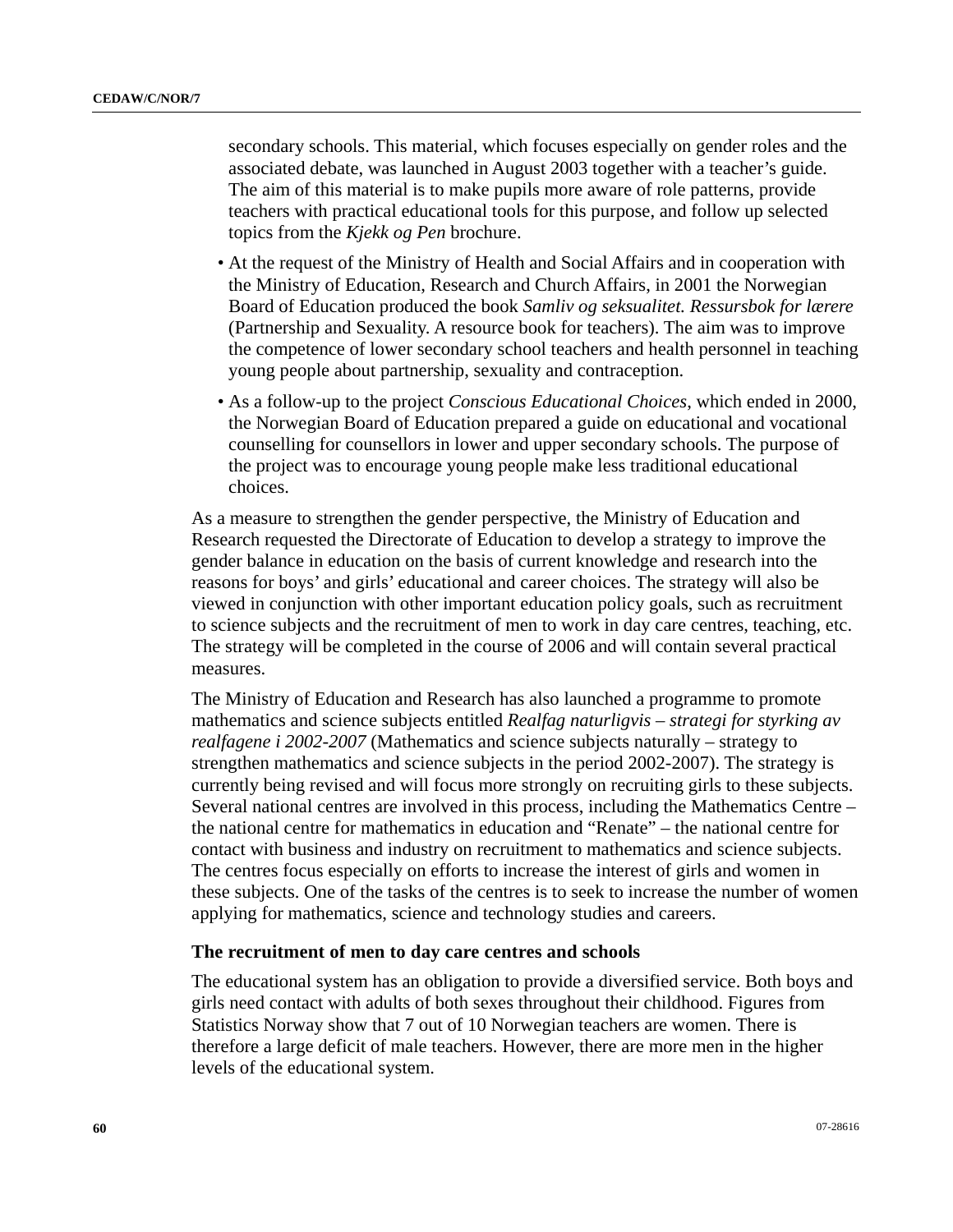secondary schools. This material, which focuses especially on gender roles and the associated debate, was launched in August 2003 together with a teacher's guide. The aim of this material is to make pupils more aware of role patterns, provide teachers with practical educational tools for this purpose, and follow up selected topics from the *Kjekk og Pen* brochure.

- At the request of the Ministry of Health and Social Affairs and in cooperation with the Ministry of Education, Research and Church Affairs, in 2001 the Norwegian Board of Education produced the book *Samliv og seksualitet. Ressursbok for lærere* (Partnership and Sexuality. A resource book for teachers). The aim was to improve the competence of lower secondary school teachers and health personnel in teaching young people about partnership, sexuality and contraception.
- As a follow-up to the project *Conscious Educational Choices*, which ended in 2000, the Norwegian Board of Education prepared a guide on educational and vocational counselling for counsellors in lower and upper secondary schools. The purpose of the project was to encourage young people make less traditional educational choices.

As a measure to strengthen the gender perspective, the Ministry of Education and Research requested the Directorate of Education to develop a strategy to improve the gender balance in education on the basis of current knowledge and research into the reasons for boys' and girls' educational and career choices. The strategy will also be viewed in conjunction with other important education policy goals, such as recruitment to science subjects and the recruitment of men to work in day care centres, teaching, etc. The strategy will be completed in the course of 2006 and will contain several practical measures.

The Ministry of Education and Research has also launched a programme to promote mathematics and science subjects entitled *Realfag naturligvis – strategi for styrking av realfagene i 2002-2007* (Mathematics and science subjects naturally – strategy to strengthen mathematics and science subjects in the period 2002-2007). The strategy is currently being revised and will focus more strongly on recruiting girls to these subjects. Several national centres are involved in this process, including the Mathematics Centre – the national centre for mathematics in education and "Renate" – the national centre for contact with business and industry on recruitment to mathematics and science subjects. The centres focus especially on efforts to increase the interest of girls and women in these subjects. One of the tasks of the centres is to seek to increase the number of women applying for mathematics, science and technology studies and careers.

### The recruitment of men to day care centres and schools

The educational system has an obligation to provide a diversified service. Both boys and girls need contact with adults of both sexes throughout their childhood. Figures from Statistics Norway show that 7 out of 10 Norwegian teachers are women. There is therefore a large deficit of male teachers. However, there are more men in the higher levels of the educational system.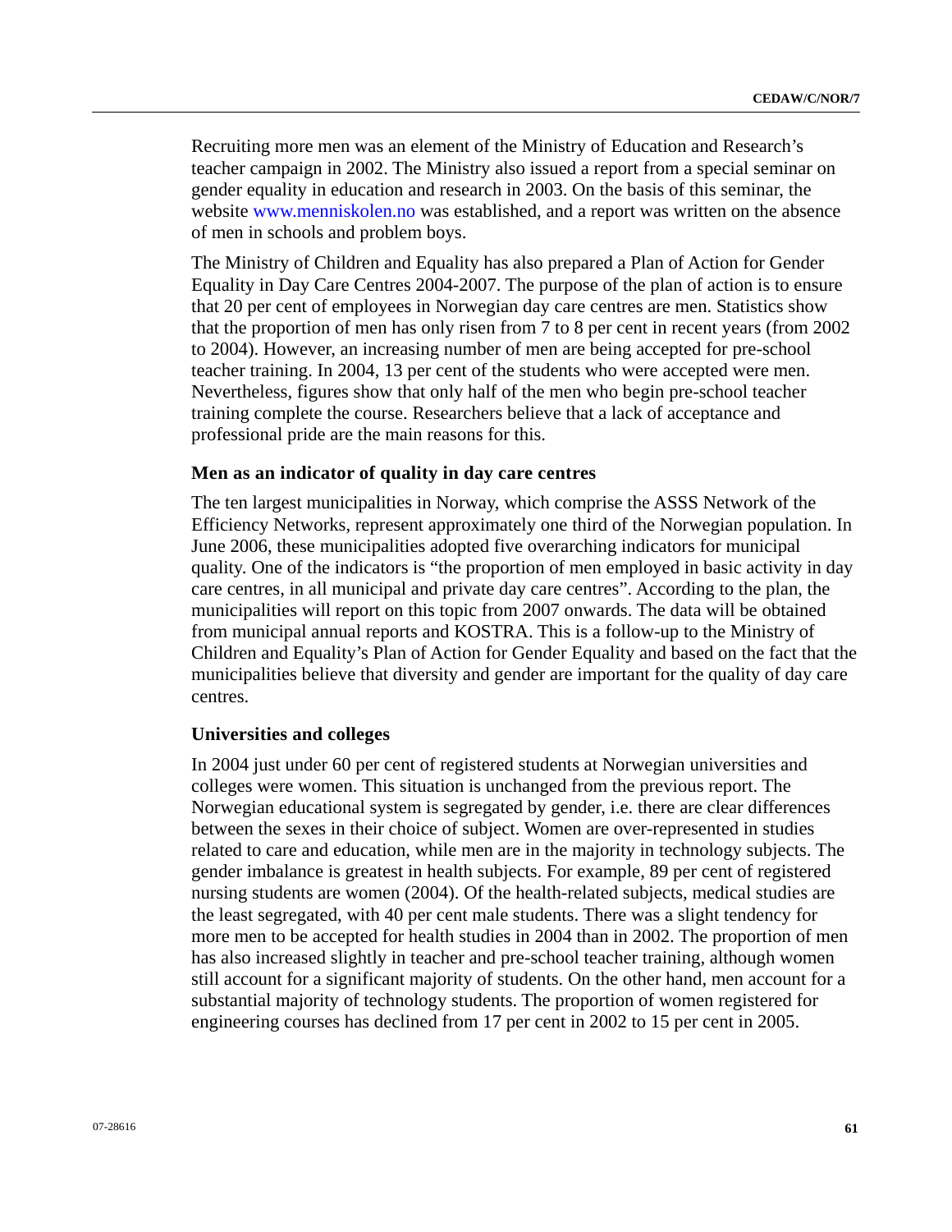Recruiting more men was an element of the Ministry of Education and Research's teacher campaign in 2002. The Ministry also issued a report from a special seminar on gender equality in education and research in 2003. On the basis of this seminar, the website www.menniskolen.no was established, and a report was written on the absence of men in schools and problem boys.

The Ministry of Children and Equality has also prepared a Plan of Action for Gender Equality in Day Care Centres 2004-2007. The purpose of the plan of action is to ensure that 20 per cent of employees in Norwegian day care centres are men. Statistics show that the proportion of men has only risen from 7 to 8 per cent in recent years (from 2002 to 2004). However, an increasing number of men are being accepted for pre-school teacher training. In 2004, 13 per cent of the students who were accepted were men. Nevertheless, figures show that only half of the men who begin pre-school teacher training complete the course. Researchers believe that a lack of acceptance and professional pride are the main reasons for this.

### Men as an indicator of quality in day care centres

The ten largest municipalities in Norway, which comprise the ASSS Network of the Efficiency Networks, represent approximately one third of the Norwegian population. In June 2006, these municipalities adopted five overarching indicators for municipal quality. One of the indicators is "the proportion of men employed in basic activity in day care centres, in all municipal and private day care centres". According to the plan, the municipalities will report on this topic from 2007 onwards. The data will be obtained from municipal annual reports and KOSTRA. This is a follow-up to the Ministry of Children and Equality's Plan of Action for Gender Equality and based on the fact that the municipalities believe that diversity and gender are important for the quality of day care centres.

### Universities and colleges

In 2004 just under 60 per cent of registered students at Norwegian universities and colleges were women. This situation is unchanged from the previous report. The Norwegian educational system is segregated by gender, i.e. there are clear differences between the sexes in their choice of subject. Women are over-represented in studies related to care and education, while men are in the majority in technology subjects. The gender imbalance is greatest in health subjects. For example, 89 per cent of registered nursing students are women (2004). Of the health-related subjects, medical studies are the least segregated, with 40 per cent male students. There was a slight tendency for more men to be accepted for health studies in 2004 than in 2002. The proportion of men has also increased slightly in teacher and pre-school teacher training, although women still account for a significant majority of students. On the other hand, men account for a substantial majority of technology students. The proportion of women registered for engineering courses has declined from 17 per cent in 2002 to 15 per cent in 2005.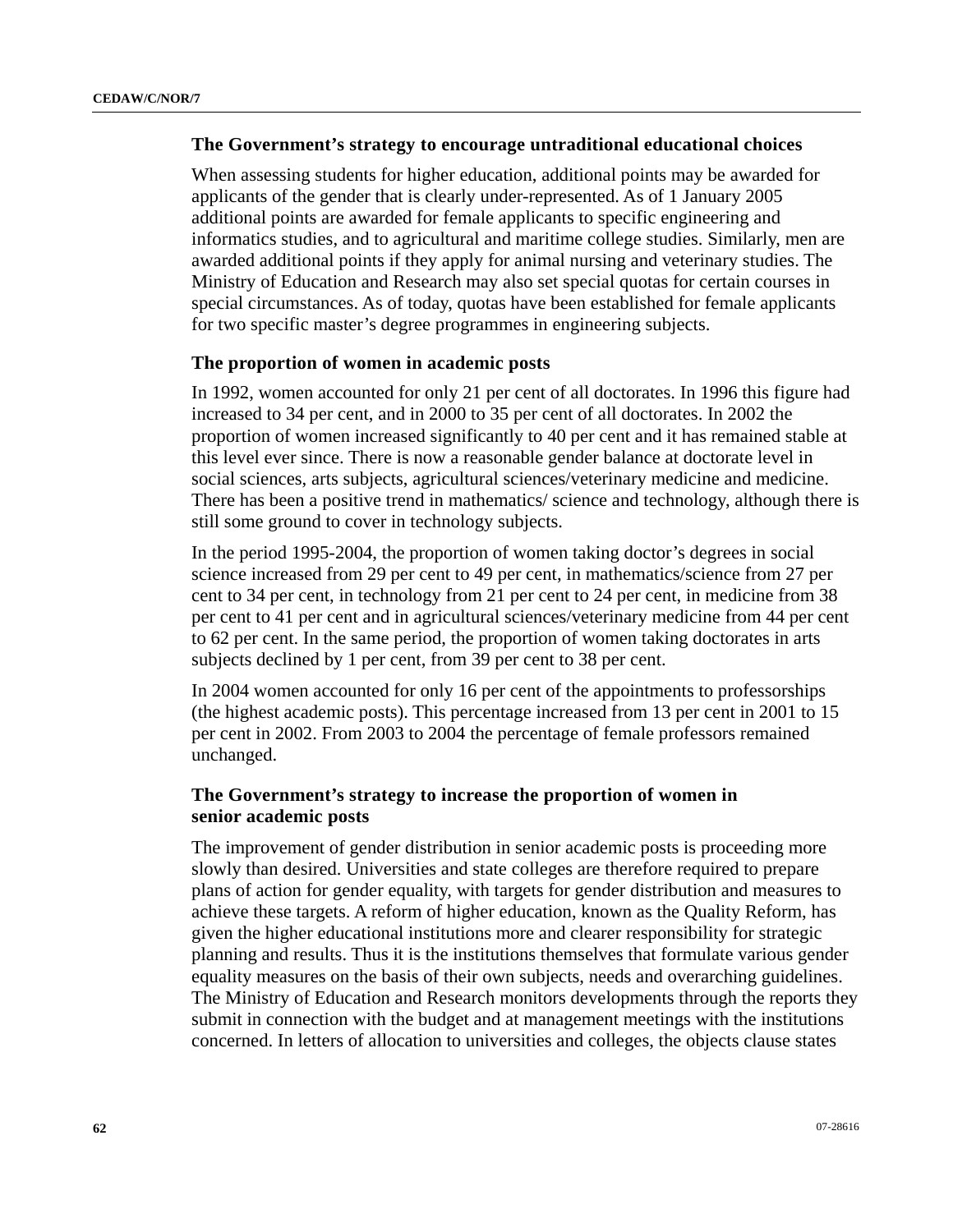### The Government's strategy to encourage untraditional educational choices

When assessing students for higher education, additional points may be awarded for applicants of the gender that is clearly under-represented. As of 1 January 2005 additional points are awarded for female applicants to specific engineering and informatics studies, and to agricultural and maritime college studies. Similarly, men are awarded additional points if they apply for animal nursing and veterinary studies. The Ministry of Education and Research may also set special quotas for certain courses in special circumstances. As of today, quotas have been established for female applicants for two specific master's degree programmes in engineering subjects.

### The proportion of women in academic posts

In 1992, women accounted for only 21 per cent of all doctorates. In 1996 this figure had increased to 34 per cent, and in 2000 to 35 per cent of all doctorates. In 2002 the proportion of women increased significantly to 40 per cent and it has remained stable at this level ever since. There is now a reasonable gender balance at doctorate level in social sciences, arts subjects, agricultural sciences/veterinary medicine and medicine. There has been a positive trend in mathematics/ science and technology, although there is still some ground to cover in technology subjects.

In the period 1995-2004, the proportion of women taking doctor's degrees in social science increased from 29 per cent to 49 per cent, in mathematics/science from 27 per cent to 34 per cent, in technology from 21 per cent to 24 per cent, in medicine from 38 per cent to 41 per cent and in agricultural sciences/veterinary medicine from 44 per cent to 62 per cent. In the same period, the proportion of women taking doctorates in arts subjects declined by 1 per cent, from 39 per cent to 38 per cent.

In 2004 women accounted for only 16 per cent of the appointments to professorships (the highest academic posts). This percentage increased from 13 per cent in 2001 to 15 per cent in 2002. From 2003 to 2004 the percentage of female professors remained unchanged.

### The Government's strategy to increase the proportion of women in senior academic posts

The improvement of gender distribution in senior academic posts is proceeding more slowly than desired. Universities and state colleges are therefore required to prepare plans of action for gender equality, with targets for gender distribution and measures to achieve these targets. A reform of higher education, known as the Quality Reform, has given the higher educational institutions more and clearer responsibility for strategic planning and results. Thus it is the institutions themselves that formulate various gender equality measures on the basis of their own subjects, needs and overarching guidelines. The Ministry of Education and Research monitors developments through the reports they submit in connection with the budget and at management meetings with the institutions concerned. In letters of allocation to universities and colleges, the objects clause states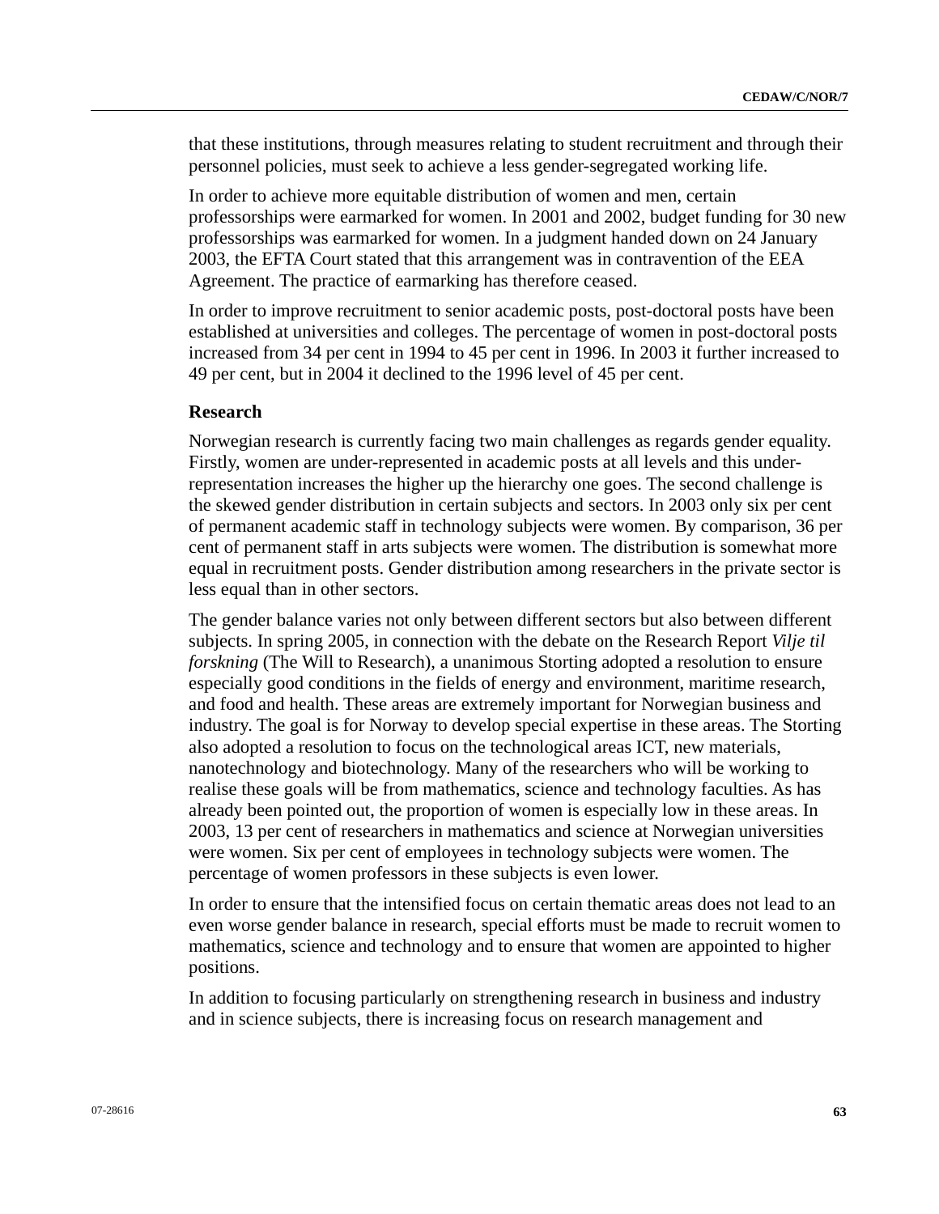that these institutions, through measures relating to student recruitment and through their personnel policies, must seek to achieve a less gender-segregated working life.

In order to achieve more equitable distribution of women and men, certain professorships were earmarked for women. In 2001 and 2002, budget funding for 30 new professorships was earmarked for women. In a judgment handed down on 24 January 2003, the EFTA Court stated that this arrangement was in contravention of the EEA Agreement. The practice of earmarking has therefore ceased.

In order to improve recruitment to senior academic posts, post-doctoral posts have been established at universities and colleges. The percentage of women in post-doctoral posts increased from 34 per cent in 1994 to 45 per cent in 1996. In 2003 it further increased to 49 per cent, but in 2004 it declined to the 1996 level of 45 per cent.

**Research**

Norwegian research is currently facing two main challenges as regards gender equality. Firstly, women are under-represented in academic posts at all levels and this under-representation increases the higher up the hierarchy one goes. The second challenge is the skewed gender distribution in certain subjects and sectors. In 2003 only six per cent of permanent academic staff in technology subjects were women. By comparison, 36 per cent of permanent staff in arts subjects were women. The distribution is somewhat more equal in recruitment posts. Gender distribution among researchers in the private sector is less equal than in other sectors.

The gender balance varies not only between different sectors but also between different subjects. In spring 2005, in connection with the debate on the Research Report *Vilje til forskning* (The Will to Research), a unanimous Storting adopted a resolution to ensure especially good conditions in the fields of energy and environment, maritime research, and food and health. These areas are extremely important for Norwegian business and industry. The goal is for Norway to develop special expertise in these areas. The Storting also adopted a resolution to focus on the technological areas ICT, new materials, nanotechnology and biotechnology. Many of the researchers who will be working to realise these goals will be from mathematics, science and technology faculties. As has already been pointed out, the proportion of women is especially low in these areas. In 2003, 13 per cent of researchers in mathematics and science at Norwegian universities were women. Six per cent of employees in technology subjects were women. The percentage of women professors in these subjects is even lower.

In order to ensure that the intensified focus on certain thematic areas does not lead to an even worse gender balance in research, special efforts must be made to recruit women to mathematics, science and technology and to ensure that women are appointed to higher positions.

In addition to focusing particularly on strengthening research in business and industry and in science subjects, there is increasing focus on research management and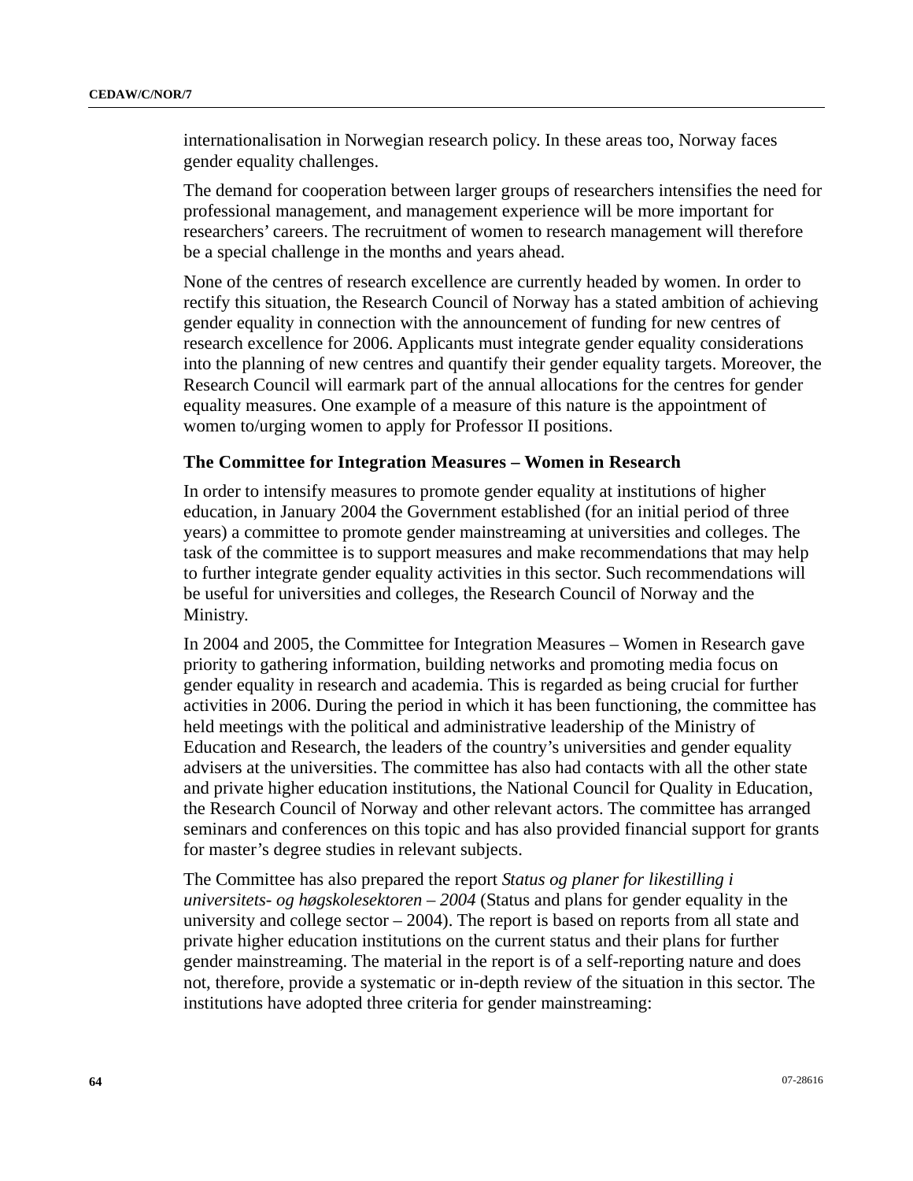internationalisation in Norwegian research policy. In these areas too, Norway faces gender equality challenges.

The demand for cooperation between larger groups of researchers intensifies the need for professional management, and management experience will be more important for researchers' careers. The recruitment of women to research management will therefore be a special challenge in the months and years ahead.

None of the centres of research excellence are currently headed by women. In order to rectify this situation, the Research Council of Norway has a stated ambition of achieving gender equality in connection with the announcement of funding for new centres of research excellence for 2006. Applicants must integrate gender equality considerations into the planning of new centres and quantify their gender equality targets. Moreover, the Research Council will earmark part of the annual allocations for the centres for gender equality measures. One example of a measure of this nature is the appointment of women to/urging women to apply for Professor II positions.

### The Committee for Integration Measures – Women in Research

In order to intensify measures to promote gender equality at institutions of higher education, in January 2004 the Government established (for an initial period of three years) a committee to promote gender mainstreaming at universities and colleges. The task of the committee is to support measures and make recommendations that may help to further integrate gender equality activities in this sector. Such recommendations will be useful for universities and colleges, the Research Council of Norway and the Ministry.

In 2004 and 2005, the Committee for Integration Measures – Women in Research gave priority to gathering information, building networks and promoting media focus on gender equality in research and academia. This is regarded as being crucial for further activities in 2006. During the period in which it has been functioning, the committee has held meetings with the political and administrative leadership of the Ministry of Education and Research, the leaders of the country's universities and gender equality advisers at the universities. The committee has also had contacts with all the other state and private higher education institutions, the National Council for Quality in Education, the Research Council of Norway and other relevant actors. The committee has arranged seminars and conferences on this topic and has also provided financial support for grants for master's degree studies in relevant subjects.

The Committee has also prepared the report *Status og planer for likestilling i universitets- og høgskolesektoren – 2004* (Status and plans for gender equality in the university and college sector – 2004). The report is based on reports from all state and private higher education institutions on the current status and their plans for further gender mainstreaming. The material in the report is of a self-reporting nature and does not, therefore, provide a systematic or in-depth review of the situation in this sector. The institutions have adopted three criteria for gender mainstreaming: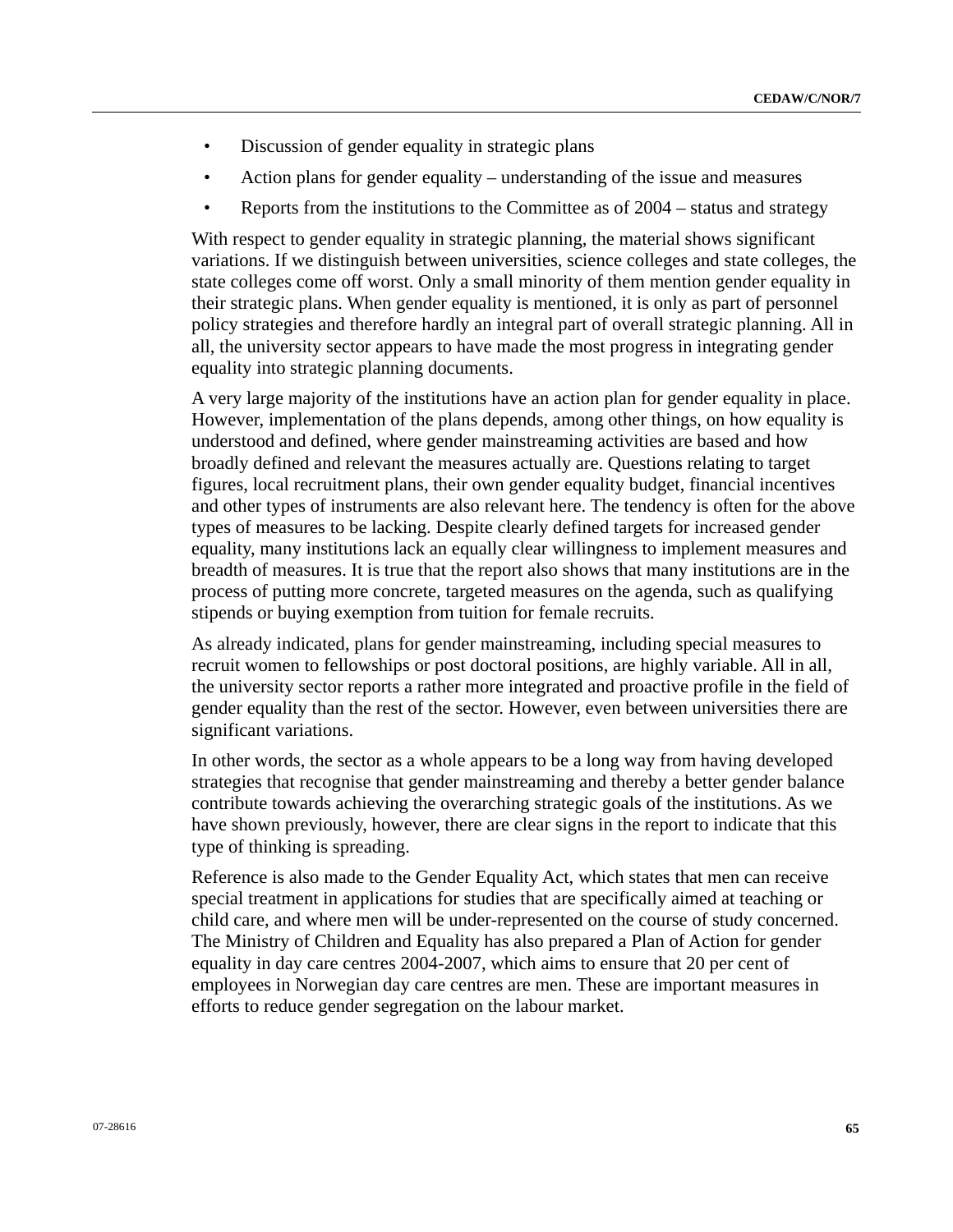- Discussion of gender equality in strategic plans
- Action plans for gender equality – understanding of the issue and measures
- Reports from the institutions to the Committee as of 2004 – status and strategy

With respect to gender equality in strategic planning, the material shows significant variations. If we distinguish between universities, science colleges and state colleges, the state colleges come off worst. Only a small minority of them mention gender equality in their strategic plans. When gender equality is mentioned, it is only as part of personnel policy strategies and therefore hardly an integral part of overall strategic planning. All in all, the university sector appears to have made the most progress in integrating gender equality into strategic planning documents.

A very large majority of the institutions have an action plan for gender equality in place. However, implementation of the plans depends, among other things, on how equality is understood and defined, where gender mainstreaming activities are based and how broadly defined and relevant the measures actually are. Questions relating to target figures, local recruitment plans, their own gender equality budget, financial incentives and other types of instruments are also relevant here. The tendency is often for the above types of measures to be lacking. Despite clearly defined targets for increased gender equality, many institutions lack an equally clear willingness to implement measures and breadth of measures. It is true that the report also shows that many institutions are in the process of putting more concrete, targeted measures on the agenda, such as qualifying stipends or buying exemption from tuition for female recruits.

As already indicated, plans for gender mainstreaming, including special measures to recruit women to fellowships or post doctoral positions, are highly variable. All in all, the university sector reports a rather more integrated and proactive profile in the field of gender equality than the rest of the sector. However, even between universities there are significant variations.

In other words, the sector as a whole appears to be a long way from having developed strategies that recognise that gender mainstreaming and thereby a better gender balance contribute towards achieving the overarching strategic goals of the institutions. As we have shown previously, however, there are clear signs in the report to indicate that this type of thinking is spreading.

Reference is also made to the Gender Equality Act, which states that men can receive special treatment in applications for studies that are specifically aimed at teaching or child care, and where men will be under-represented on the course of study concerned. The Ministry of Children and Equality has also prepared a Plan of Action for gender equality in day care centres 2004-2007, which aims to ensure that 20 per cent of employees in Norwegian day care centres are men. These are important measures in efforts to reduce gender segregation on the labour market.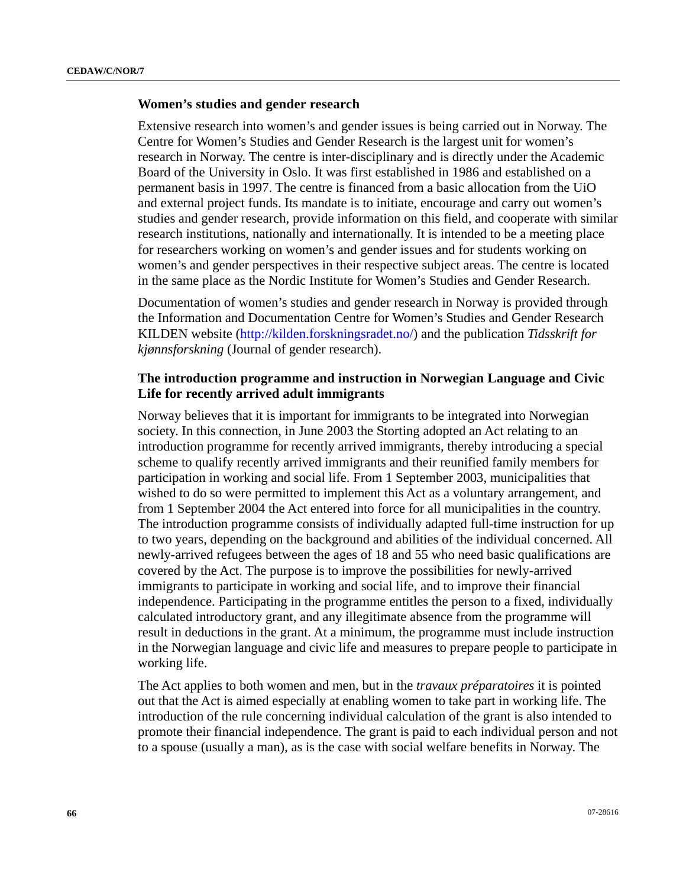### Women's studies and gender research

Extensive research into women's and gender issues is being carried out in Norway. The Centre for Women's Studies and Gender Research is the largest unit for women's research in Norway. The centre is inter-disciplinary and is directly under the Academic Board of the University in Oslo. It was first established in 1986 and established on a permanent basis in 1997. The centre is financed from a basic allocation from the UiO and external project funds. Its mandate is to initiate, encourage and carry out women's studies and gender research, provide information on this field, and cooperate with similar research institutions, nationally and internationally. It is intended to be a meeting place for researchers working on women's and gender issues and for students working on women's and gender perspectives in their respective subject areas. The centre is located in the same place as the Nordic Institute for Women's Studies and Gender Research.

Documentation of women's studies and gender research in Norway is provided through the Information and Documentation Centre for Women's Studies and Gender Research KILDEN website (http://kilden.forskningsradet.no/) and the publication *Tidsskrift for kjønnsforskning* (Journal of gender research).

### The introduction programme and instruction in Norwegian Language and Civic Life for recently arrived adult immigrants

Norway believes that it is important for immigrants to be integrated into Norwegian society. In this connection, in June 2003 the Storting adopted an Act relating to an introduction programme for recently arrived immigrants, thereby introducing a special scheme to qualify recently arrived immigrants and their reunified family members for participation in working and social life. From 1 September 2003, municipalities that wished to do so were permitted to implement this Act as a voluntary arrangement, and from 1 September 2004 the Act entered into force for all municipalities in the country. The introduction programme consists of individually adapted full-time instruction for up to two years, depending on the background and abilities of the individual concerned. All newly-arrived refugees between the ages of 18 and 55 who need basic qualifications are covered by the Act. The purpose is to improve the possibilities for newly-arrived immigrants to participate in working and social life, and to improve their financial independence. Participating in the programme entitles the person to a fixed, individually calculated introductory grant, and any illegitimate absence from the programme will result in deductions in the grant. At a minimum, the programme must include instruction in the Norwegian language and civic life and measures to prepare people to participate in working life.

The Act applies to both women and men, but in the *travaux préparatoires* it is pointed out that the Act is aimed especially at enabling women to take part in working life. The introduction of the rule concerning individual calculation of the grant is also intended to promote their financial independence. The grant is paid to each individual person and not to a spouse (usually a man), as is the case with social welfare benefits in Norway. The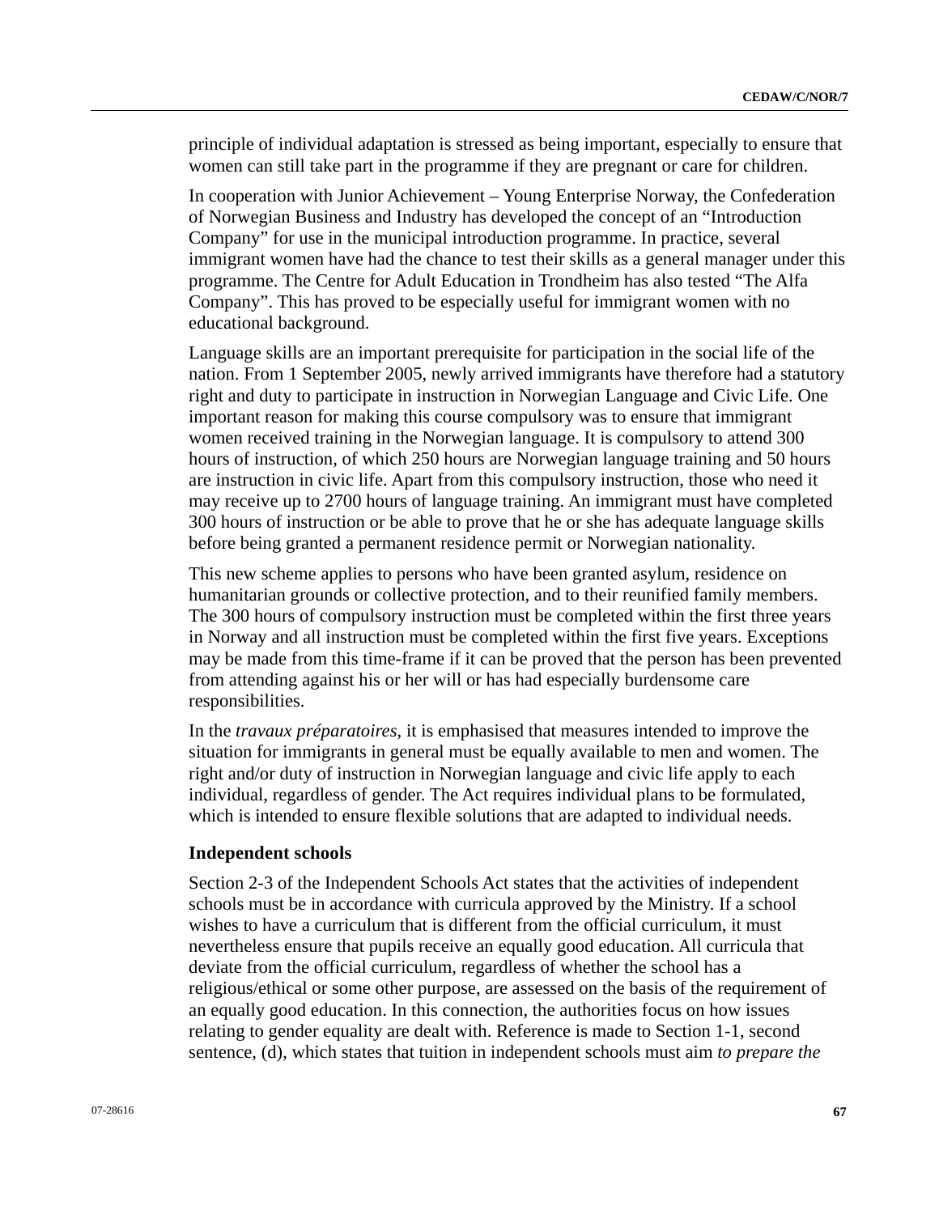principle of individual adaptation is stressed as being important, especially to ensure that women can still take part in the programme if they are pregnant or care for children.

In cooperation with Junior Achievement – Young Enterprise Norway, the Confederation of Norwegian Business and Industry has developed the concept of an "Introduction Company" for use in the municipal introduction programme. In practice, several immigrant women have had the chance to test their skills as a general manager under this programme. The Centre for Adult Education in Trondheim has also tested "The Alfa Company". This has proved to be especially useful for immigrant women with no educational background.

Language skills are an important prerequisite for participation in the social life of the nation. From 1 September 2005, newly arrived immigrants have therefore had a statutory right and duty to participate in instruction in Norwegian Language and Civic Life. One important reason for making this course compulsory was to ensure that immigrant women received training in the Norwegian language. It is compulsory to attend 300 hours of instruction, of which 250 hours are Norwegian language training and 50 hours are instruction in civic life. Apart from this compulsory instruction, those who need it may receive up to 2700 hours of language training. An immigrant must have completed 300 hours of instruction or be able to prove that he or she has adequate language skills before being granted a permanent residence permit or Norwegian nationality.

This new scheme applies to persons who have been granted asylum, residence on humanitarian grounds or collective protection, and to their reunified family members. The 300 hours of compulsory instruction must be completed within the first three years in Norway and all instruction must be completed within the first five years. Exceptions may be made from this time-frame if it can be proved that the person has been prevented from attending against his or her will or has had especially burdensome care responsibilities.

In the *travaux préparatoires*, it is emphasised that measures intended to improve the situation for immigrants in general must be equally available to men and women. The right and/or duty of instruction in Norwegian language and civic life apply to each individual, regardless of gender. The Act requires individual plans to be formulated, which is intended to ensure flexible solutions that are adapted to individual needs.

### Independent schools

Section 2-3 of the Independent Schools Act states that the activities of independent schools must be in accordance with curricula approved by the Ministry. If a school wishes to have a curriculum that is different from the official curriculum, it must nevertheless ensure that pupils receive an equally good education. All curricula that deviate from the official curriculum, regardless of whether the school has a religious/ethical or some other purpose, are assessed on the basis of the requirement of an equally good education. In this connection, the authorities focus on how issues relating to gender equality are dealt with. Reference is made to Section 1-1, second sentence, (d), which states that tuition in independent schools must aim *to prepare the*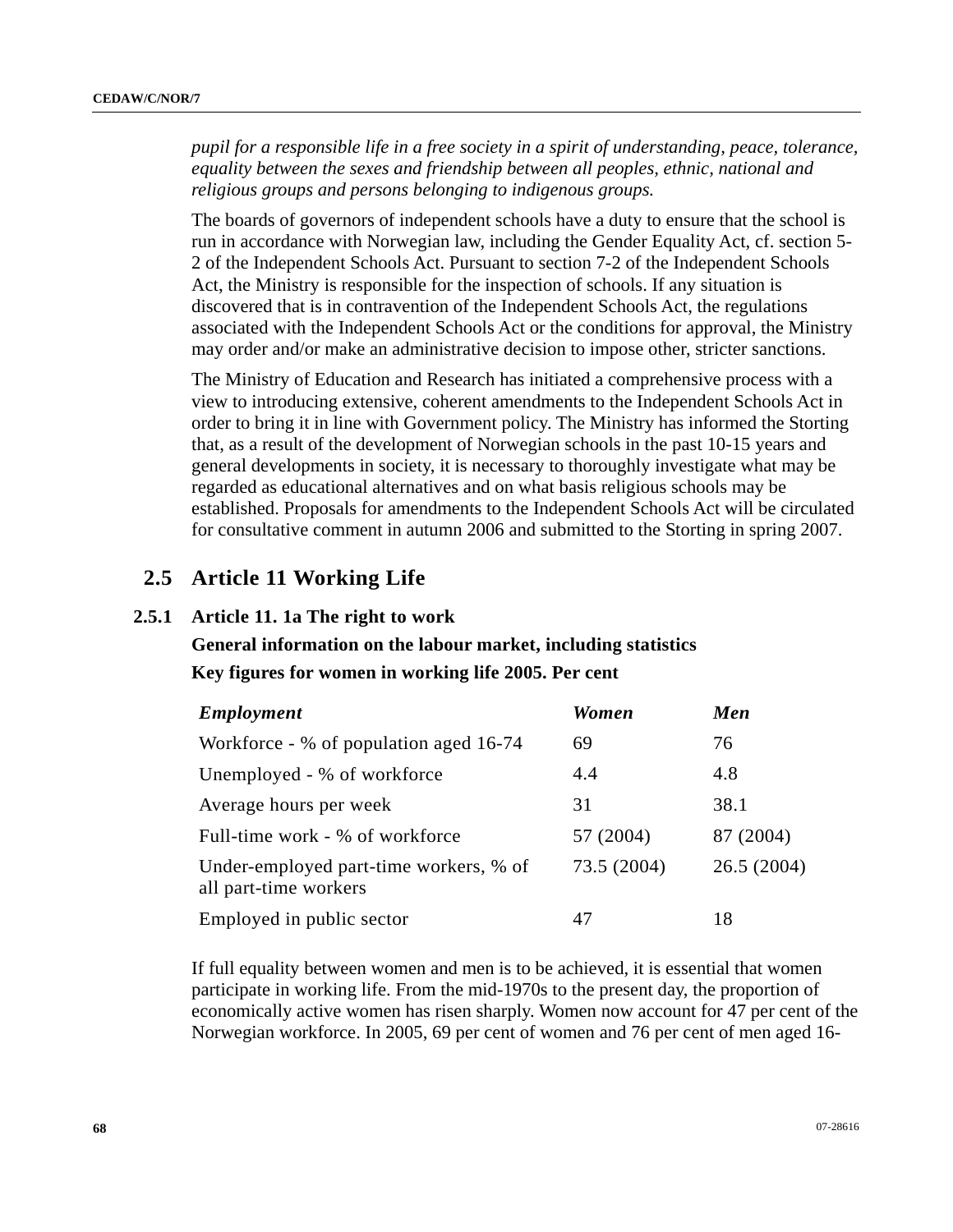*pupil for a responsible life in a free society in a spirit of understanding, peace, tolerance, equality between the sexes and friendship between all peoples, ethnic, national and religious groups and persons belonging to indigenous groups.*

The boards of governors of independent schools have a duty to ensure that the school is run in accordance with Norwegian law, including the Gender Equality Act, cf. section 5-2 of the Independent Schools Act. Pursuant to section 7-2 of the Independent Schools Act, the Ministry is responsible for the inspection of schools. If any situation is discovered that is in contravention of the Independent Schools Act, the regulations associated with the Independent Schools Act or the conditions for approval, the Ministry may order and/or make an administrative decision to impose other, stricter sanctions.

The Ministry of Education and Research has initiated a comprehensive process with a view to introducing extensive, coherent amendments to the Independent Schools Act in order to bring it in line with Government policy. The Ministry has informed the Storting that, as a result of the development of Norwegian schools in the past 10-15 years and general developments in society, it is necessary to thoroughly investigate what may be regarded as educational alternatives and on what basis religious schools may be established. Proposals for amendments to the Independent Schools Act will be circulated for consultative comment in autumn 2006 and submitted to the Storting in spring 2007.

## 2.5 Article 11 Working Life

### 2.5.1 Article 11. 1a The right to work

**General information on the labour market, including statistics**

**Key figures for women in working life 2005. Per cent**

| *Employment* | *Women* | *Men* |
|---|---|---|
| Workforce - % of population aged 16-74 | 69 | 76 |
| Unemployed - % of workforce | 4.4 | 4.8 |
| Average hours per week | 31 | 38.1 |
| Full-time work - % of workforce | 57 (2004) | 87 (2004) |
| Under-employed part-time workers, % of all part-time workers | 73.5 (2004) | 26.5 (2004) |
| Employed in public sector | 47 | 18 |

If full equality between women and men is to be achieved, it is essential that women participate in working life. From the mid-1970s to the present day, the proportion of economically active women has risen sharply. Women now account for 47 per cent of the Norwegian workforce. In 2005, 69 per cent of women and 76 per cent of men aged 16-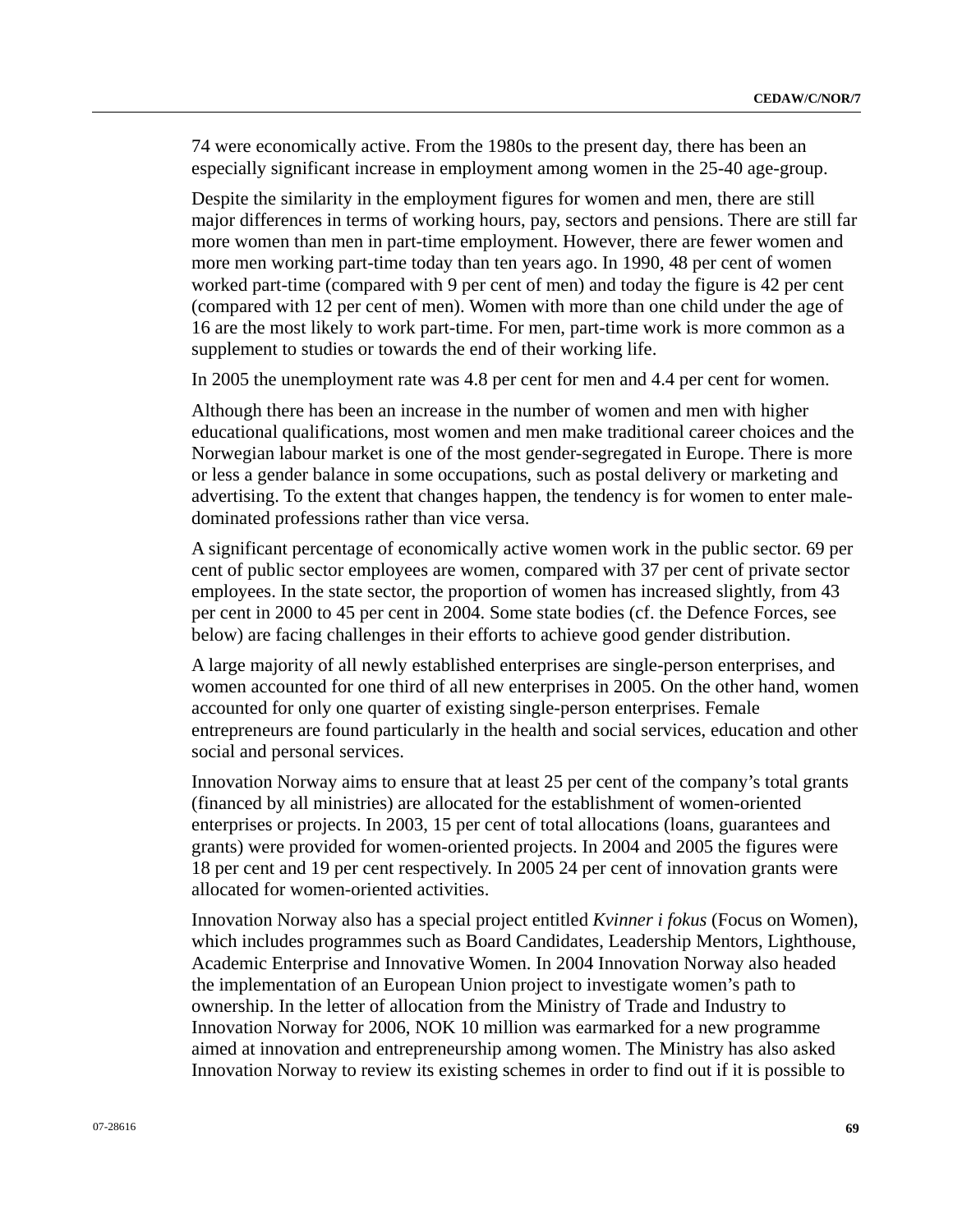74 were economically active. From the 1980s to the present day, there has been an especially significant increase in employment among women in the 25-40 age-group.

Despite the similarity in the employment figures for women and men, there are still major differences in terms of working hours, pay, sectors and pensions. There are still far more women than men in part-time employment. However, there are fewer women and more men working part-time today than ten years ago. In 1990, 48 per cent of women worked part-time (compared with 9 per cent of men) and today the figure is 42 per cent (compared with 12 per cent of men). Women with more than one child under the age of 16 are the most likely to work part-time. For men, part-time work is more common as a supplement to studies or towards the end of their working life.

In 2005 the unemployment rate was 4.8 per cent for men and 4.4 per cent for women.

Although there has been an increase in the number of women and men with higher educational qualifications, most women and men make traditional career choices and the Norwegian labour market is one of the most gender-segregated in Europe. There is more or less a gender balance in some occupations, such as postal delivery or marketing and advertising. To the extent that changes happen, the tendency is for women to enter male-dominated professions rather than vice versa.

A significant percentage of economically active women work in the public sector. 69 per cent of public sector employees are women, compared with 37 per cent of private sector employees. In the state sector, the proportion of women has increased slightly, from 43 per cent in 2000 to 45 per cent in 2004. Some state bodies (cf. the Defence Forces, see below) are facing challenges in their efforts to achieve good gender distribution.

A large majority of all newly established enterprises are single-person enterprises, and women accounted for one third of all new enterprises in 2005. On the other hand, women accounted for only one quarter of existing single-person enterprises. Female entrepreneurs are found particularly in the health and social services, education and other social and personal services.

Innovation Norway aims to ensure that at least 25 per cent of the company's total grants (financed by all ministries) are allocated for the establishment of women-oriented enterprises or projects. In 2003, 15 per cent of total allocations (loans, guarantees and grants) were provided for women-oriented projects. In 2004 and 2005 the figures were 18 per cent and 19 per cent respectively. In 2005 24 per cent of innovation grants were allocated for women-oriented activities.

Innovation Norway also has a special project entitled *Kvinner i fokus* (Focus on Women), which includes programmes such as Board Candidates, Leadership Mentors, Lighthouse, Academic Enterprise and Innovative Women. In 2004 Innovation Norway also headed the implementation of an European Union project to investigate women's path to ownership. In the letter of allocation from the Ministry of Trade and Industry to Innovation Norway for 2006, NOK 10 million was earmarked for a new programme aimed at innovation and entrepreneurship among women. The Ministry has also asked Innovation Norway to review its existing schemes in order to find out if it is possible to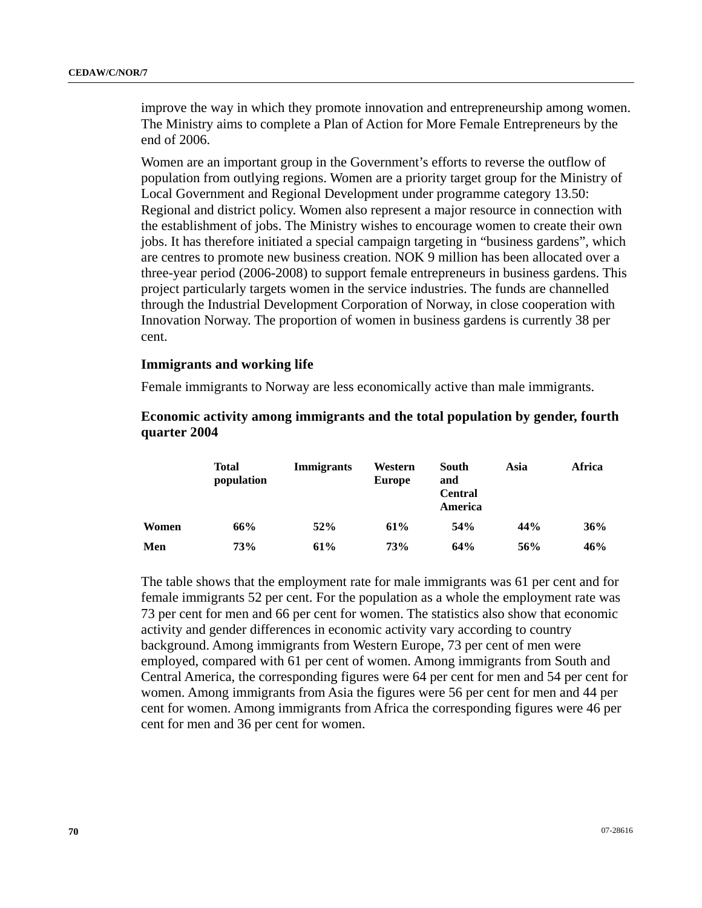improve the way in which they promote innovation and entrepreneurship among women. The Ministry aims to complete a Plan of Action for More Female Entrepreneurs by the end of 2006.

Women are an important group in the Government’s efforts to reverse the outflow of population from outlying regions. Women are a priority target group for the Ministry of Local Government and Regional Development under programme category 13.50: Regional and district policy. Women also represent a major resource in connection with the establishment of jobs. The Ministry wishes to encourage women to create their own jobs. It has therefore initiated a special campaign targeting in “business gardens”, which are centres to promote new business creation. NOK 9 million has been allocated over a three-year period (2006-2008) to support female entrepreneurs in business gardens. This project particularly targets women in the service industries. The funds are channelled through the Industrial Development Corporation of Norway, in close cooperation with Innovation Norway. The proportion of women in business gardens is currently 38 per cent.

### Immigrants and working life

Female immigrants to Norway are less economically active than male immigrants.

### Economic activity among immigrants and the total population by gender, fourth quarter 2004

| | Total population | Immigrants | Western Europe | South and Central America | Asia | Africa |
|---|---|---|---|---|---|---|
| **Women** | **66%** | **52%** | **61%** | **54%** | **44%** | **36%** |
| **Men** | **73%** | **61%** | **73%** | **64%** | **56%** | **46%** |

The table shows that the employment rate for male immigrants was 61 per cent and for female immigrants 52 per cent. For the population as a whole the employment rate was 73 per cent for men and 66 per cent for women. The statistics also show that economic activity and gender differences in economic activity vary according to country background. Among immigrants from Western Europe, 73 per cent of men were employed, compared with 61 per cent of women. Among immigrants from South and Central America, the corresponding figures were 64 per cent for men and 54 per cent for women. Among immigrants from Asia the figures were 56 per cent for men and 44 per cent for women. Among immigrants from Africa the corresponding figures were 46 per cent for men and 36 per cent for women.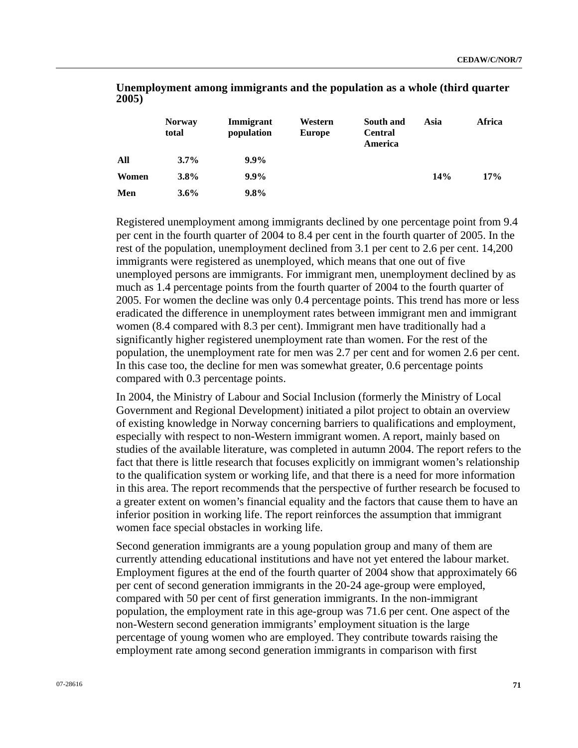**Unemployment among immigrants and the population as a whole (third quarter 2005)**

| | Norway total | Immigrant population | Western Europe | South and Central America | Asia | Africa |
|---|---|---|---|---|---|---|
| **All** | **3.7%** | **9.9%** | | | | |
| **Women** | **3.8%** | **9.9%** | | | **14%** | **17%** |
| **Men** | **3.6%** | **9.8%** | | | | |

Registered unemployment among immigrants declined by one percentage point from 9.4 per cent in the fourth quarter of 2004 to 8.4 per cent in the fourth quarter of 2005. In the rest of the population, unemployment declined from 3.1 per cent to 2.6 per cent. 14,200 immigrants were registered as unemployed, which means that one out of five unemployed persons are immigrants. For immigrant men, unemployment declined by as much as 1.4 percentage points from the fourth quarter of 2004 to the fourth quarter of 2005. For women the decline was only 0.4 percentage points. This trend has more or less eradicated the difference in unemployment rates between immigrant men and immigrant women (8.4 compared with 8.3 per cent). Immigrant men have traditionally had a significantly higher registered unemployment rate than women. For the rest of the population, the unemployment rate for men was 2.7 per cent and for women 2.6 per cent. In this case too, the decline for men was somewhat greater, 0.6 percentage points compared with 0.3 percentage points.

In 2004, the Ministry of Labour and Social Inclusion (formerly the Ministry of Local Government and Regional Development) initiated a pilot project to obtain an overview of existing knowledge in Norway concerning barriers to qualifications and employment, especially with respect to non-Western immigrant women. A report, mainly based on studies of the available literature, was completed in autumn 2004. The report refers to the fact that there is little research that focuses explicitly on immigrant women's relationship to the qualification system or working life, and that there is a need for more information in this area. The report recommends that the perspective of further research be focused to a greater extent on women's financial equality and the factors that cause them to have an inferior position in working life. The report reinforces the assumption that immigrant women face special obstacles in working life.

Second generation immigrants are a young population group and many of them are currently attending educational institutions and have not yet entered the labour market. Employment figures at the end of the fourth quarter of 2004 show that approximately 66 per cent of second generation immigrants in the 20-24 age-group were employed, compared with 50 per cent of first generation immigrants. In the non-immigrant population, the employment rate in this age-group was 71.6 per cent. One aspect of the non-Western second generation immigrants' employment situation is the large percentage of young women who are employed. They contribute towards raising the employment rate among second generation immigrants in comparison with first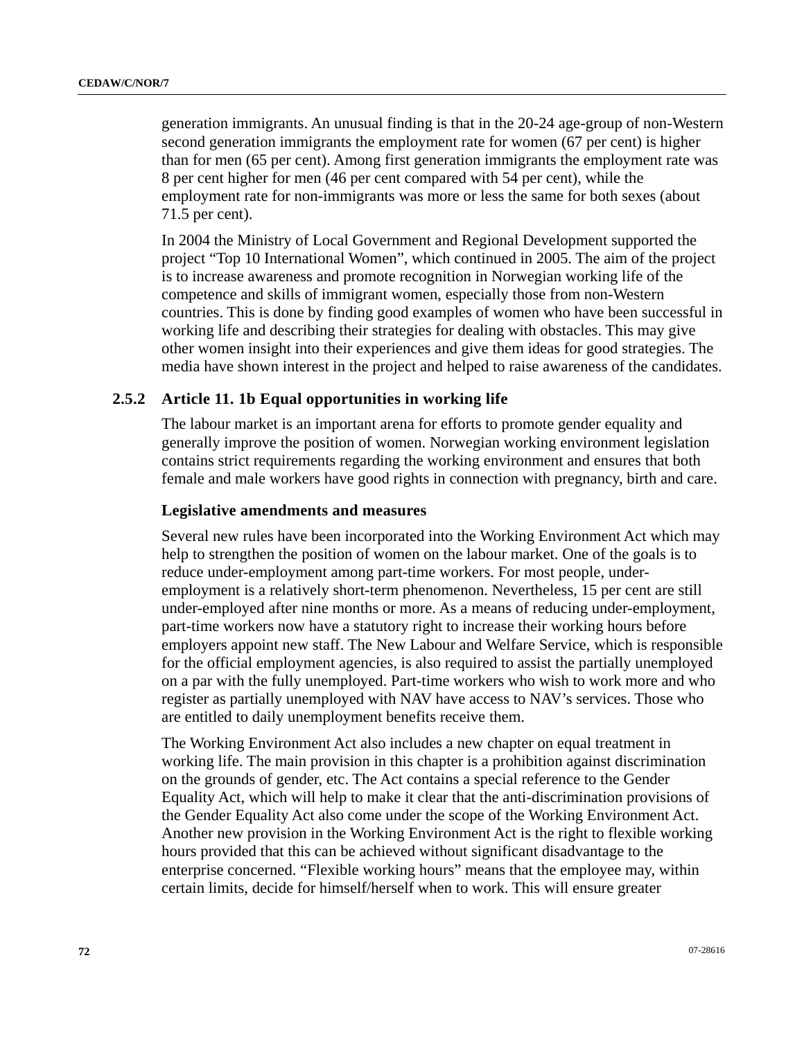generation immigrants. An unusual finding is that in the 20-24 age-group of non-Western second generation immigrants the employment rate for women (67 per cent) is higher than for men (65 per cent). Among first generation immigrants the employment rate was 8 per cent higher for men (46 per cent compared with 54 per cent), while the employment rate for non-immigrants was more or less the same for both sexes (about 71.5 per cent).

In 2004 the Ministry of Local Government and Regional Development supported the project "Top 10 International Women", which continued in 2005. The aim of the project is to increase awareness and promote recognition in Norwegian working life of the competence and skills of immigrant women, especially those from non-Western countries. This is done by finding good examples of women who have been successful in working life and describing their strategies for dealing with obstacles. This may give other women insight into their experiences and give them ideas for good strategies. The media have shown interest in the project and helped to raise awareness of the candidates.

### 2.5.2 Article 11. 1b Equal opportunities in working life

The labour market is an important arena for efforts to promote gender equality and generally improve the position of women. Norwegian working environment legislation contains strict requirements regarding the working environment and ensures that both female and male workers have good rights in connection with pregnancy, birth and care.

#### Legislative amendments and measures

Several new rules have been incorporated into the Working Environment Act which may help to strengthen the position of women on the labour market. One of the goals is to reduce under-employment among part-time workers. For most people, under-employment is a relatively short-term phenomenon. Nevertheless, 15 per cent are still under-employed after nine months or more. As a means of reducing under-employment, part-time workers now have a statutory right to increase their working hours before employers appoint new staff. The New Labour and Welfare Service, which is responsible for the official employment agencies, is also required to assist the partially unemployed on a par with the fully unemployed. Part-time workers who wish to work more and who register as partially unemployed with NAV have access to NAV's services. Those who are entitled to daily unemployment benefits receive them.

The Working Environment Act also includes a new chapter on equal treatment in working life. The main provision in this chapter is a prohibition against discrimination on the grounds of gender, etc. The Act contains a special reference to the Gender Equality Act, which will help to make it clear that the anti-discrimination provisions of the Gender Equality Act also come under the scope of the Working Environment Act. Another new provision in the Working Environment Act is the right to flexible working hours provided that this can be achieved without significant disadvantage to the enterprise concerned. "Flexible working hours" means that the employee may, within certain limits, decide for himself/herself when to work. This will ensure greater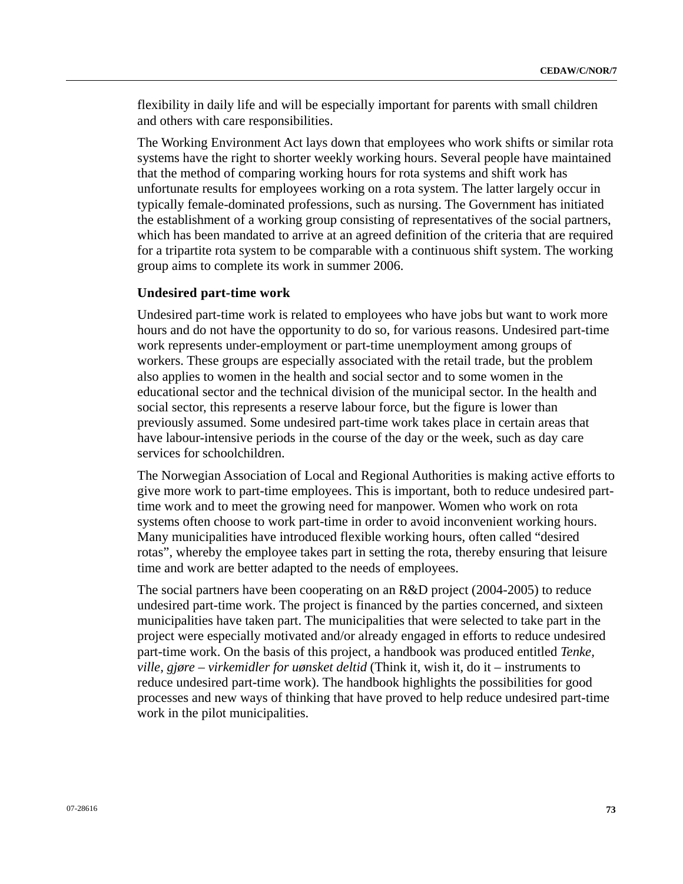flexibility in daily life and will be especially important for parents with small children and others with care responsibilities.

The Working Environment Act lays down that employees who work shifts or similar rota systems have the right to shorter weekly working hours. Several people have maintained that the method of comparing working hours for rota systems and shift work has unfortunate results for employees working on a rota system. The latter largely occur in typically female-dominated professions, such as nursing. The Government has initiated the establishment of a working group consisting of representatives of the social partners, which has been mandated to arrive at an agreed definition of the criteria that are required for a tripartite rota system to be comparable with a continuous shift system. The working group aims to complete its work in summer 2006.

### Undesired part-time work

Undesired part-time work is related to employees who have jobs but want to work more hours and do not have the opportunity to do so, for various reasons. Undesired part-time work represents under-employment or part-time unemployment among groups of workers. These groups are especially associated with the retail trade, but the problem also applies to women in the health and social sector and to some women in the educational sector and the technical division of the municipal sector. In the health and social sector, this represents a reserve labour force, but the figure is lower than previously assumed. Some undesired part-time work takes place in certain areas that have labour-intensive periods in the course of the day or the week, such as day care services for schoolchildren.

The Norwegian Association of Local and Regional Authorities is making active efforts to give more work to part-time employees. This is important, both to reduce undesired part-time work and to meet the growing need for manpower. Women who work on rota systems often choose to work part-time in order to avoid inconvenient working hours. Many municipalities have introduced flexible working hours, often called “desired rotas”, whereby the employee takes part in setting the rota, thereby ensuring that leisure time and work are better adapted to the needs of employees.

The social partners have been cooperating on an R&D project (2004-2005) to reduce undesired part-time work. The project is financed by the parties concerned, and sixteen municipalities have taken part. The municipalities that were selected to take part in the project were especially motivated and/or already engaged in efforts to reduce undesired part-time work. On the basis of this project, a handbook was produced entitled *Tenke, ville, gjøre – virkemidler for uønsket deltid* (Think it, wish it, do it – instruments to reduce undesired part-time work). The handbook highlights the possibilities for good processes and new ways of thinking that have proved to help reduce undesired part-time work in the pilot municipalities.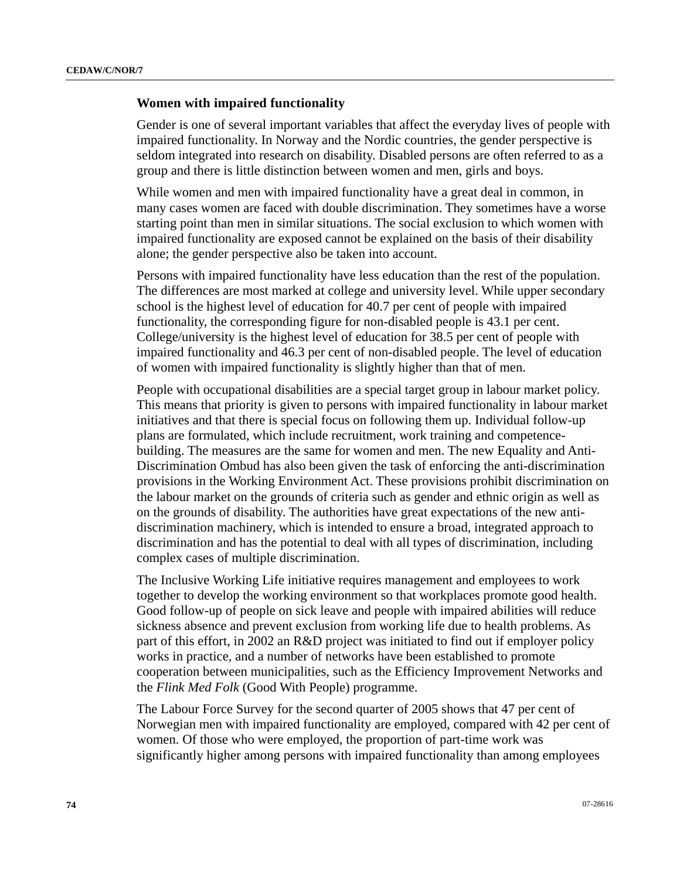### Women with impaired functionality

Gender is one of several important variables that affect the everyday lives of people with impaired functionality. In Norway and the Nordic countries, the gender perspective is seldom integrated into research on disability. Disabled persons are often referred to as a group and there is little distinction between women and men, girls and boys.

While women and men with impaired functionality have a great deal in common, in many cases women are faced with double discrimination. They sometimes have a worse starting point than men in similar situations. The social exclusion to which women with impaired functionality are exposed cannot be explained on the basis of their disability alone; the gender perspective also be taken into account.

Persons with impaired functionality have less education than the rest of the population. The differences are most marked at college and university level. While upper secondary school is the highest level of education for 40.7 per cent of people with impaired functionality, the corresponding figure for non-disabled people is 43.1 per cent. College/university is the highest level of education for 38.5 per cent of people with impaired functionality and 46.3 per cent of non-disabled people. The level of education of women with impaired functionality is slightly higher than that of men.

People with occupational disabilities are a special target group in labour market policy. This means that priority is given to persons with impaired functionality in labour market initiatives and that there is special focus on following them up. Individual follow-up plans are formulated, which include recruitment, work training and competence-building. The measures are the same for women and men. The new Equality and Anti-Discrimination Ombud has also been given the task of enforcing the anti-discrimination provisions in the Working Environment Act. These provisions prohibit discrimination on the labour market on the grounds of criteria such as gender and ethnic origin as well as on the grounds of disability. The authorities have great expectations of the new anti-discrimination machinery, which is intended to ensure a broad, integrated approach to discrimination and has the potential to deal with all types of discrimination, including complex cases of multiple discrimination.

The Inclusive Working Life initiative requires management and employees to work together to develop the working environment so that workplaces promote good health. Good follow-up of people on sick leave and people with impaired abilities will reduce sickness absence and prevent exclusion from working life due to health problems. As part of this effort, in 2002 an R&D project was initiated to find out if employer policy works in practice, and a number of networks have been established to promote cooperation between municipalities, such as the Efficiency Improvement Networks and the *Flink Med Folk* (Good With People) programme.

The Labour Force Survey for the second quarter of 2005 shows that 47 per cent of Norwegian men with impaired functionality are employed, compared with 42 per cent of women. Of those who were employed, the proportion of part-time work was significantly higher among persons with impaired functionality than among employees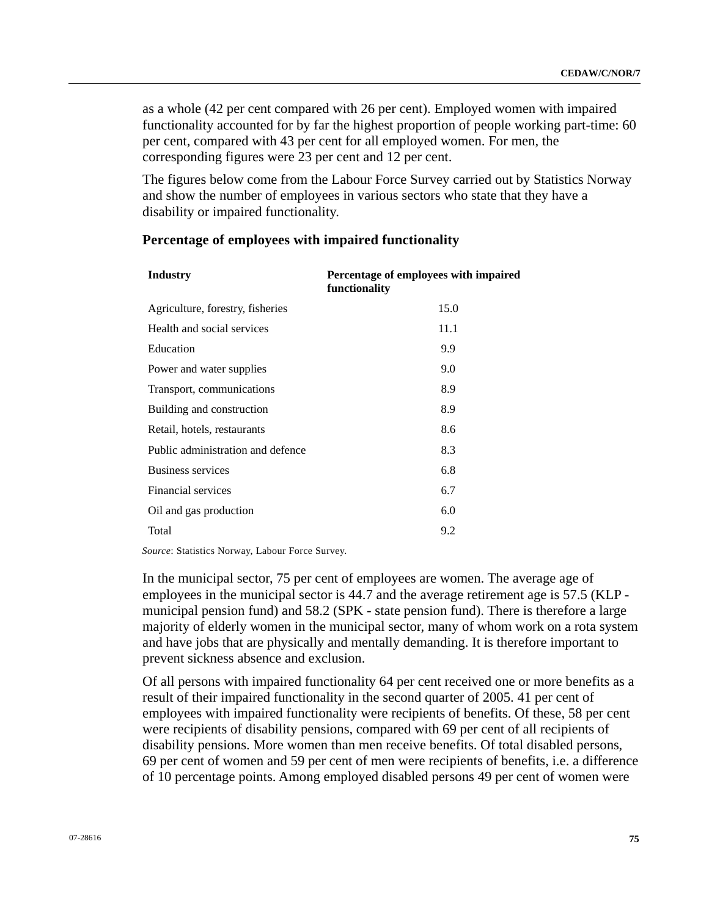as a whole (42 per cent compared with 26 per cent). Employed women with impaired functionality accounted for by far the highest proportion of people working part-time: 60 per cent, compared with 43 per cent for all employed women. For men, the corresponding figures were 23 per cent and 12 per cent.

The figures below come from the Labour Force Survey carried out by Statistics Norway and show the number of employees in various sectors who state that they have a disability or impaired functionality.

**Percentage of employees with impaired functionality**

| Industry | Percentage of employees with impaired functionality |
|---|---|
| Agriculture, forestry, fisheries | 15.0 |
| Health and social services | 11.1 |
| Education | 9.9 |
| Power and water supplies | 9.0 |
| Transport, communications | 8.9 |
| Building and construction | 8.9 |
| Retail, hotels, restaurants | 8.6 |
| Public administration and defence | 8.3 |
| Business services | 6.8 |
| Financial services | 6.7 |
| Oil and gas production | 6.0 |
| Total | 9.2 |

*Source*: Statistics Norway, Labour Force Survey.

In the municipal sector, 75 per cent of employees are women. The average age of employees in the municipal sector is 44.7 and the average retirement age is 57.5 (KLP - municipal pension fund) and 58.2 (SPK - state pension fund). There is therefore a large majority of elderly women in the municipal sector, many of whom work on a rota system and have jobs that are physically and mentally demanding. It is therefore important to prevent sickness absence and exclusion.

Of all persons with impaired functionality 64 per cent received one or more benefits as a result of their impaired functionality in the second quarter of 2005. 41 per cent of employees with impaired functionality were recipients of benefits. Of these, 58 per cent were recipients of disability pensions, compared with 69 per cent of all recipients of disability pensions. More women than men receive benefits. Of total disabled persons, 69 per cent of women and 59 per cent of men were recipients of benefits, i.e. a difference of 10 percentage points. Among employed disabled persons 49 per cent of women were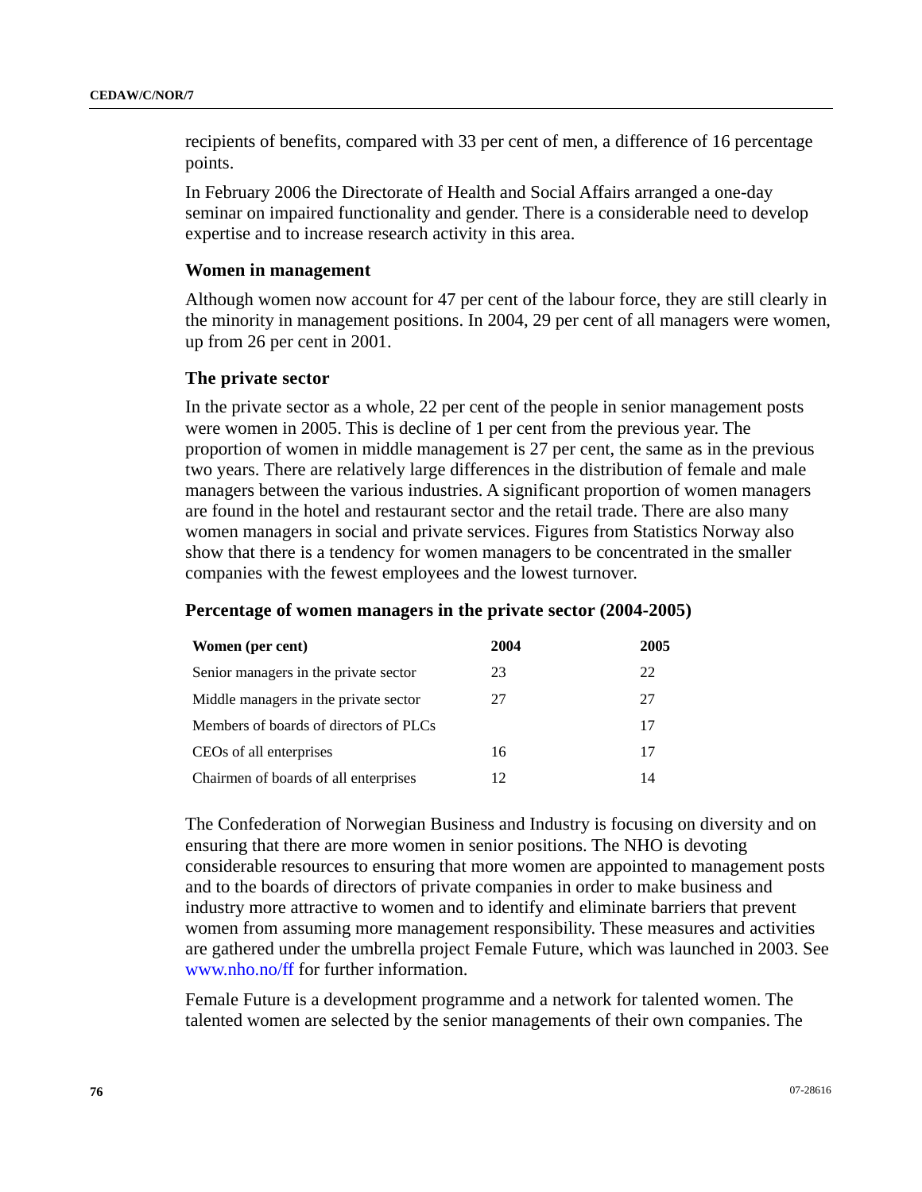recipients of benefits, compared with 33 per cent of men, a difference of 16 percentage points.

In February 2006 the Directorate of Health and Social Affairs arranged a one-day seminar on impaired functionality and gender. There is a considerable need to develop expertise and to increase research activity in this area.

### Women in management

Although women now account for 47 per cent of the labour force, they are still clearly in the minority in management positions. In 2004, 29 per cent of all managers were women, up from 26 per cent in 2001.

### The private sector

In the private sector as a whole, 22 per cent of the people in senior management posts were women in 2005. This is decline of 1 per cent from the previous year. The proportion of women in middle management is 27 per cent, the same as in the previous two years. There are relatively large differences in the distribution of female and male managers between the various industries. A significant proportion of women managers are found in the hotel and restaurant sector and the retail trade. There are also many women managers in social and private services. Figures from Statistics Norway also show that there is a tendency for women managers to be concentrated in the smaller companies with the fewest employees and the lowest turnover.

**Percentage of women managers in the private sector (2004-2005)**

| Women (per cent) | 2004 | 2005 |
|---|---|---|
| Senior managers in the private sector | 23 | 22 |
| Middle managers in the private sector | 27 | 27 |
| Members of boards of directors of PLCs | | 17 |
| CEOs of all enterprises | 16 | 17 |
| Chairmen of boards of all enterprises | 12 | 14 |

The Confederation of Norwegian Business and Industry is focusing on diversity and on ensuring that there are more women in senior positions. The NHO is devoting considerable resources to ensuring that more women are appointed to management posts and to the boards of directors of private companies in order to make business and industry more attractive to women and to identify and eliminate barriers that prevent women from assuming more management responsibility. These measures and activities are gathered under the umbrella project Female Future, which was launched in 2003. See www.nho.no/ff for further information.

Female Future is a development programme and a network for talented women. The talented women are selected by the senior managements of their own companies. The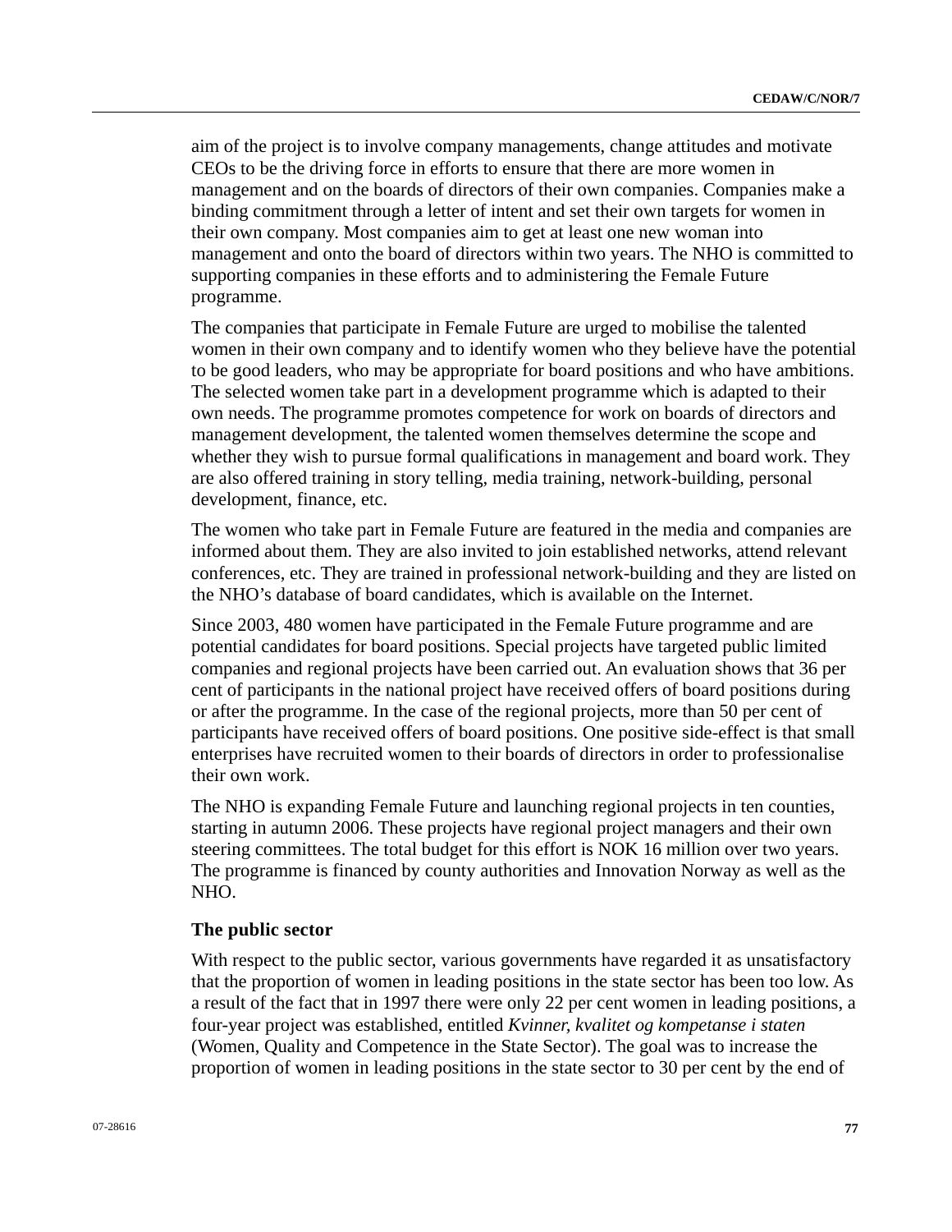aim of the project is to involve company managements, change attitudes and motivate CEOs to be the driving force in efforts to ensure that there are more women in management and on the boards of directors of their own companies. Companies make a binding commitment through a letter of intent and set their own targets for women in their own company. Most companies aim to get at least one new woman into management and onto the board of directors within two years. The NHO is committed to supporting companies in these efforts and to administering the Female Future programme.

The companies that participate in Female Future are urged to mobilise the talented women in their own company and to identify women who they believe have the potential to be good leaders, who may be appropriate for board positions and who have ambitions. The selected women take part in a development programme which is adapted to their own needs. The programme promotes competence for work on boards of directors and management development, the talented women themselves determine the scope and whether they wish to pursue formal qualifications in management and board work. They are also offered training in story telling, media training, network-building, personal development, finance, etc.

The women who take part in Female Future are featured in the media and companies are informed about them. They are also invited to join established networks, attend relevant conferences, etc. They are trained in professional network-building and they are listed on the NHO's database of board candidates, which is available on the Internet.

Since 2003, 480 women have participated in the Female Future programme and are potential candidates for board positions. Special projects have targeted public limited companies and regional projects have been carried out. An evaluation shows that 36 per cent of participants in the national project have received offers of board positions during or after the programme. In the case of the regional projects, more than 50 per cent of participants have received offers of board positions. One positive side-effect is that small enterprises have recruited women to their boards of directors in order to professionalise their own work.

The NHO is expanding Female Future and launching regional projects in ten counties, starting in autumn 2006. These projects have regional project managers and their own steering committees. The total budget for this effort is NOK 16 million over two years. The programme is financed by county authorities and Innovation Norway as well as the NHO.

**The public sector**

With respect to the public sector, various governments have regarded it as unsatisfactory that the proportion of women in leading positions in the state sector has been too low. As a result of the fact that in 1997 there were only 22 per cent women in leading positions, a four-year project was established, entitled *Kvinner, kvalitet og kompetanse i staten* (Women, Quality and Competence in the State Sector). The goal was to increase the proportion of women in leading positions in the state sector to 30 per cent by the end of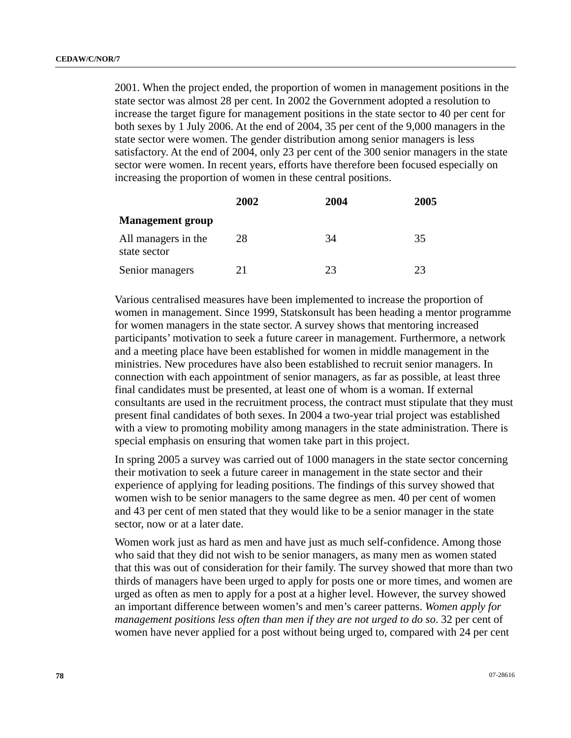2001. When the project ended, the proportion of women in management positions in the state sector was almost 28 per cent. In 2002 the Government adopted a resolution to increase the target figure for management positions in the state sector to 40 per cent for both sexes by 1 July 2006. At the end of 2004, 35 per cent of the 9,000 managers in the state sector were women. The gender distribution among senior managers is less satisfactory. At the end of 2004, only 23 per cent of the 300 senior managers in the state sector were women. In recent years, efforts have therefore been focused especially on increasing the proportion of women in these central positions.

| | **2002** | **2004** | **2005** |
|---|---|---|---|
| **Management group** | | | |
| All managers in the state sector | 28 | 34 | 35 |
| Senior managers | 21 | 23 | 23 |

Various centralised measures have been implemented to increase the proportion of women in management. Since 1999, Statskonsult has been heading a mentor programme for women managers in the state sector. A survey shows that mentoring increased participants' motivation to seek a future career in management. Furthermore, a network and a meeting place have been established for women in middle management in the ministries. New procedures have also been established to recruit senior managers. In connection with each appointment of senior managers, as far as possible, at least three final candidates must be presented, at least one of whom is a woman. If external consultants are used in the recruitment process, the contract must stipulate that they must present final candidates of both sexes. In 2004 a two-year trial project was established with a view to promoting mobility among managers in the state administration. There is special emphasis on ensuring that women take part in this project.

In spring 2005 a survey was carried out of 1000 managers in the state sector concerning their motivation to seek a future career in management in the state sector and their experience of applying for leading positions. The findings of this survey showed that women wish to be senior managers to the same degree as men. 40 per cent of women and 43 per cent of men stated that they would like to be a senior manager in the state sector, now or at a later date.

Women work just as hard as men and have just as much self-confidence. Among those who said that they did not wish to be senior managers, as many men as women stated that this was out of consideration for their family. The survey showed that more than two thirds of managers have been urged to apply for posts one or more times, and women are urged as often as men to apply for a post at a higher level. However, the survey showed an important difference between women's and men's career patterns. *Women apply for management positions less often than men if they are not urged to do so*. 32 per cent of women have never applied for a post without being urged to, compared with 24 per cent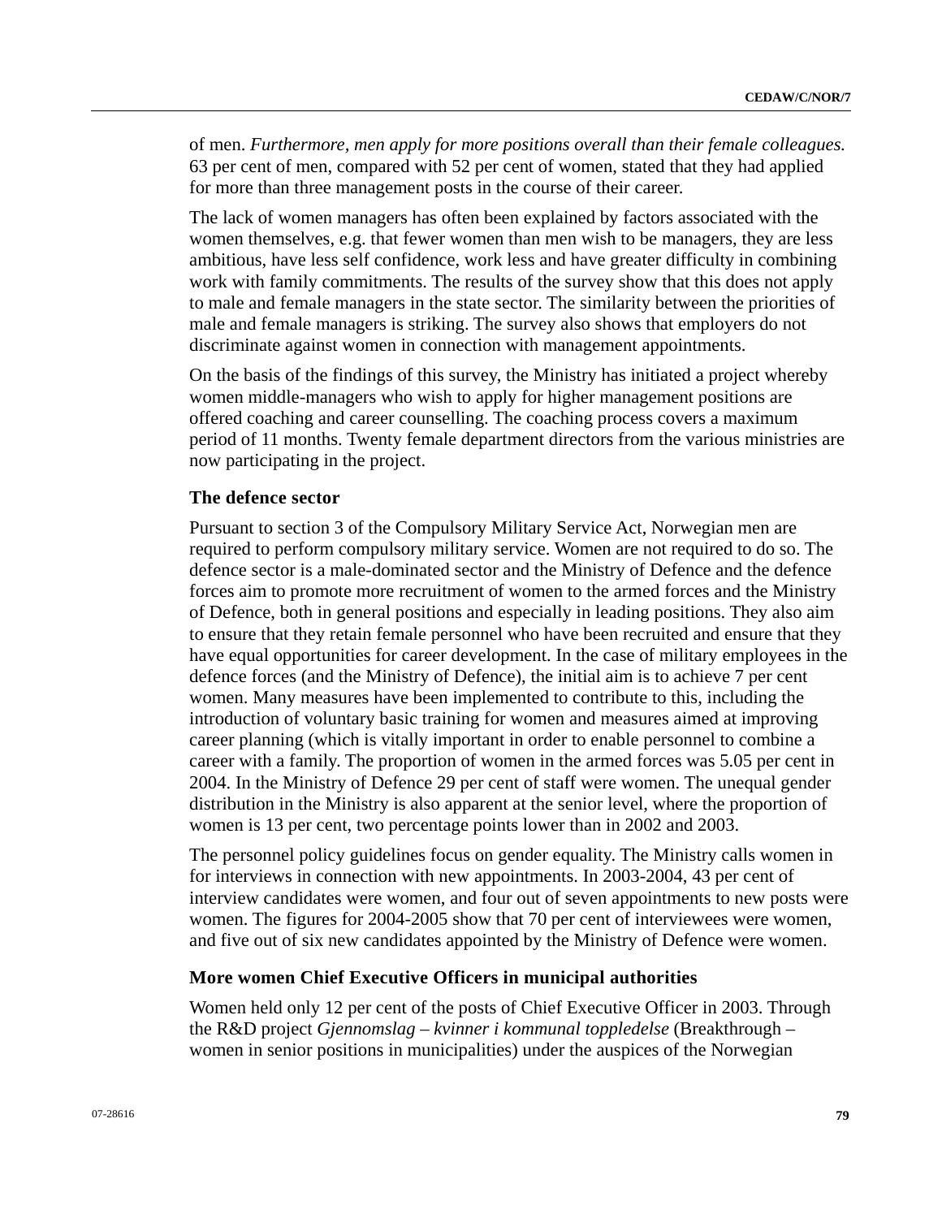of men. *Furthermore, men apply for more positions overall than their female colleagues.* 63 per cent of men, compared with 52 per cent of women, stated that they had applied for more than three management posts in the course of their career.

The lack of women managers has often been explained by factors associated with the women themselves, e.g. that fewer women than men wish to be managers, they are less ambitious, have less self confidence, work less and have greater difficulty in combining work with family commitments. The results of the survey show that this does not apply to male and female managers in the state sector. The similarity between the priorities of male and female managers is striking. The survey also shows that employers do not discriminate against women in connection with management appointments.

On the basis of the findings of this survey, the Ministry has initiated a project whereby women middle-managers who wish to apply for higher management positions are offered coaching and career counselling. The coaching process covers a maximum period of 11 months. Twenty female department directors from the various ministries are now participating in the project.

### The defence sector

Pursuant to section 3 of the Compulsory Military Service Act, Norwegian men are required to perform compulsory military service. Women are not required to do so. The defence sector is a male-dominated sector and the Ministry of Defence and the defence forces aim to promote more recruitment of women to the armed forces and the Ministry of Defence, both in general positions and especially in leading positions. They also aim to ensure that they retain female personnel who have been recruited and ensure that they have equal opportunities for career development. In the case of military employees in the defence forces (and the Ministry of Defence), the initial aim is to achieve 7 per cent women. Many measures have been implemented to contribute to this, including the introduction of voluntary basic training for women and measures aimed at improving career planning (which is vitally important in order to enable personnel to combine a career with a family. The proportion of women in the armed forces was 5.05 per cent in 2004. In the Ministry of Defence 29 per cent of staff were women. The unequal gender distribution in the Ministry is also apparent at the senior level, where the proportion of women is 13 per cent, two percentage points lower than in 2002 and 2003.

The personnel policy guidelines focus on gender equality. The Ministry calls women in for interviews in connection with new appointments. In 2003-2004, 43 per cent of interview candidates were women, and four out of seven appointments to new posts were women. The figures for 2004-2005 show that 70 per cent of interviewees were women, and five out of six new candidates appointed by the Ministry of Defence were women.

### More women Chief Executive Officers in municipal authorities

Women held only 12 per cent of the posts of Chief Executive Officer in 2003. Through the R&D project *Gjennomslag – kvinner i kommunal toppledelse* (Breakthrough – women in senior positions in municipalities) under the auspices of the Norwegian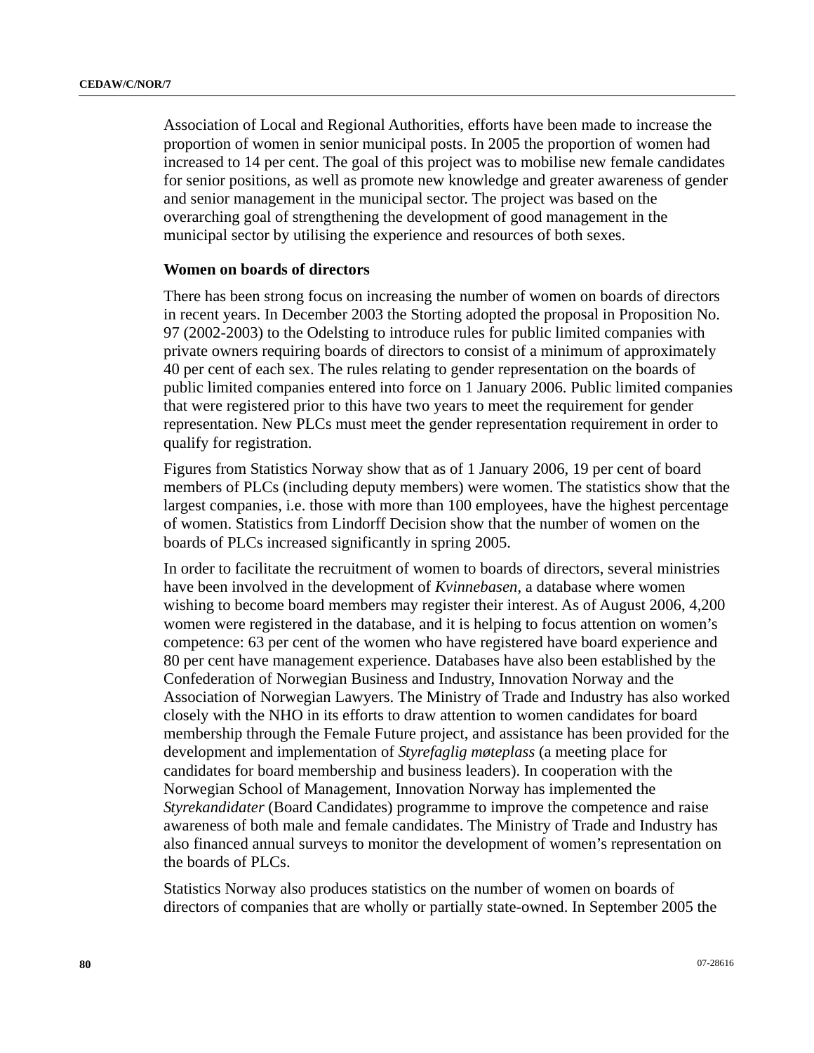Association of Local and Regional Authorities, efforts have been made to increase the proportion of women in senior municipal posts. In 2005 the proportion of women had increased to 14 per cent. The goal of this project was to mobilise new female candidates for senior positions, as well as promote new knowledge and greater awareness of gender and senior management in the municipal sector. The project was based on the overarching goal of strengthening the development of good management in the municipal sector by utilising the experience and resources of both sexes.

**Women on boards of directors**

There has been strong focus on increasing the number of women on boards of directors in recent years. In December 2003 the Storting adopted the proposal in Proposition No. 97 (2002-2003) to the Odelsting to introduce rules for public limited companies with private owners requiring boards of directors to consist of a minimum of approximately 40 per cent of each sex. The rules relating to gender representation on the boards of public limited companies entered into force on 1 January 2006. Public limited companies that were registered prior to this have two years to meet the requirement for gender representation. New PLCs must meet the gender representation requirement in order to qualify for registration.

Figures from Statistics Norway show that as of 1 January 2006, 19 per cent of board members of PLCs (including deputy members) were women. The statistics show that the largest companies, i.e. those with more than 100 employees, have the highest percentage of women. Statistics from Lindorff Decision show that the number of women on the boards of PLCs increased significantly in spring 2005.

In order to facilitate the recruitment of women to boards of directors, several ministries have been involved in the development of *Kvinnebasen*, a database where women wishing to become board members may register their interest. As of August 2006, 4,200 women were registered in the database, and it is helping to focus attention on women's competence: 63 per cent of the women who have registered have board experience and 80 per cent have management experience. Databases have also been established by the Confederation of Norwegian Business and Industry, Innovation Norway and the Association of Norwegian Lawyers. The Ministry of Trade and Industry has also worked closely with the NHO in its efforts to draw attention to women candidates for board membership through the Female Future project, and assistance has been provided for the development and implementation of *Styrefaglig møteplass* (a meeting place for candidates for board membership and business leaders). In cooperation with the Norwegian School of Management, Innovation Norway has implemented the *Styrekandidater* (Board Candidates) programme to improve the competence and raise awareness of both male and female candidates. The Ministry of Trade and Industry has also financed annual surveys to monitor the development of women's representation on the boards of PLCs.

Statistics Norway also produces statistics on the number of women on boards of directors of companies that are wholly or partially state-owned. In September 2005 the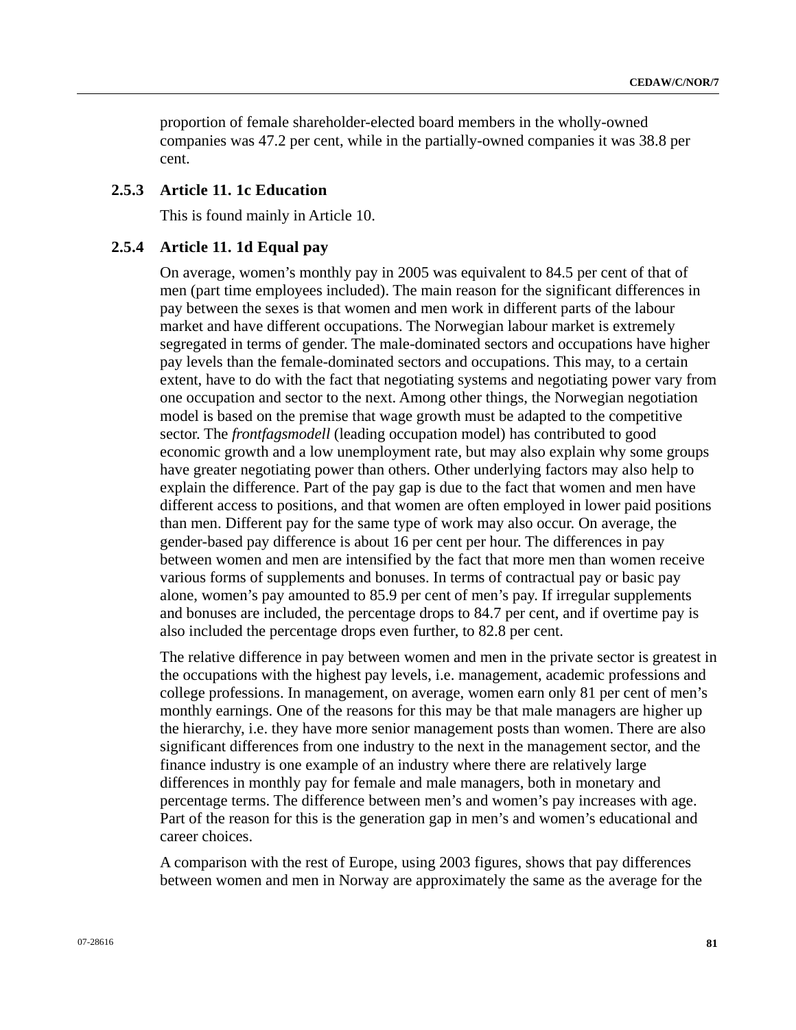proportion of female shareholder-elected board members in the wholly-owned companies was 47.2 per cent, while in the partially-owned companies it was 38.8 per cent.

### 2.5.3 Article 11. 1c Education

This is found mainly in Article 10.

### 2.5.4 Article 11. 1d Equal pay

On average, women's monthly pay in 2005 was equivalent to 84.5 per cent of that of men (part time employees included). The main reason for the significant differences in pay between the sexes is that women and men work in different parts of the labour market and have different occupations. The Norwegian labour market is extremely segregated in terms of gender. The male-dominated sectors and occupations have higher pay levels than the female-dominated sectors and occupations. This may, to a certain extent, have to do with the fact that negotiating systems and negotiating power vary from one occupation and sector to the next. Among other things, the Norwegian negotiation model is based on the premise that wage growth must be adapted to the competitive sector. The *frontfagsmodell* (leading occupation model) has contributed to good economic growth and a low unemployment rate, but may also explain why some groups have greater negotiating power than others. Other underlying factors may also help to explain the difference. Part of the pay gap is due to the fact that women and men have different access to positions, and that women are often employed in lower paid positions than men. Different pay for the same type of work may also occur. On average, the gender-based pay difference is about 16 per cent per hour. The differences in pay between women and men are intensified by the fact that more men than women receive various forms of supplements and bonuses. In terms of contractual pay or basic pay alone, women's pay amounted to 85.9 per cent of men's pay. If irregular supplements and bonuses are included, the percentage drops to 84.7 per cent, and if overtime pay is also included the percentage drops even further, to 82.8 per cent.

The relative difference in pay between women and men in the private sector is greatest in the occupations with the highest pay levels, i.e. management, academic professions and college professions. In management, on average, women earn only 81 per cent of men's monthly earnings. One of the reasons for this may be that male managers are higher up the hierarchy, i.e. they have more senior management posts than women. There are also significant differences from one industry to the next in the management sector, and the finance industry is one example of an industry where there are relatively large differences in monthly pay for female and male managers, both in monetary and percentage terms. The difference between men's and women's pay increases with age. Part of the reason for this is the generation gap in men's and women's educational and career choices.

A comparison with the rest of Europe, using 2003 figures, shows that pay differences between women and men in Norway are approximately the same as the average for the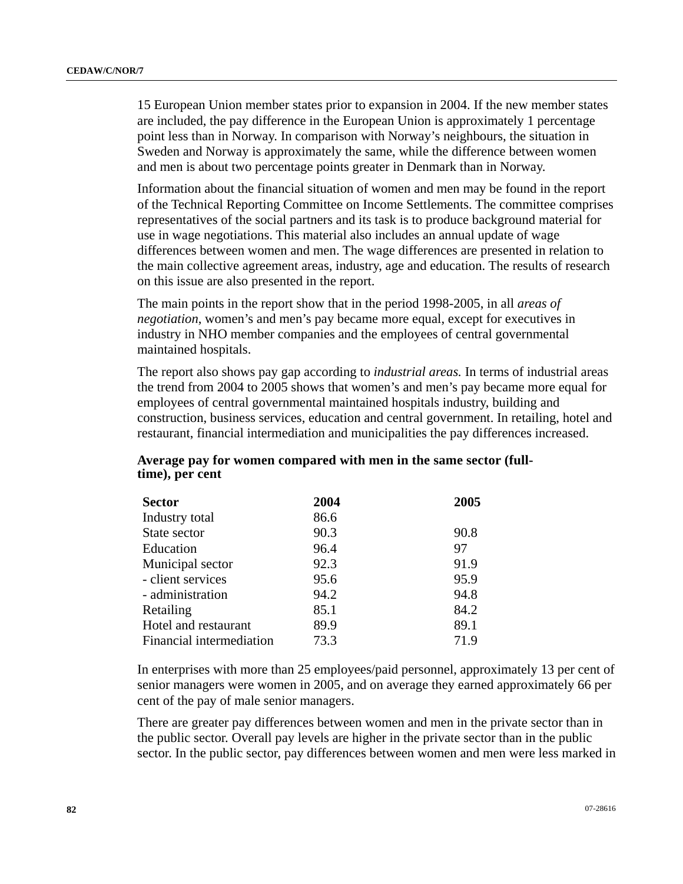15 European Union member states prior to expansion in 2004. If the new member states are included, the pay difference in the European Union is approximately 1 percentage point less than in Norway. In comparison with Norway's neighbours, the situation in Sweden and Norway is approximately the same, while the difference between women and men is about two percentage points greater in Denmark than in Norway.

Information about the financial situation of women and men may be found in the report of the Technical Reporting Committee on Income Settlements. The committee comprises representatives of the social partners and its task is to produce background material for use in wage negotiations. This material also includes an annual update of wage differences between women and men. The wage differences are presented in relation to the main collective agreement areas, industry, age and education. The results of research on this issue are also presented in the report.

The main points in the report show that in the period 1998-2005, in all *areas of negotiation*, women's and men's pay became more equal, except for executives in industry in NHO member companies and the employees of central governmental maintained hospitals.

The report also shows pay gap according to *industrial areas.* In terms of industrial areas the trend from 2004 to 2005 shows that women's and men's pay became more equal for employees of central governmental maintained hospitals industry, building and construction, business services, education and central government. In retailing, hotel and restaurant, financial intermediation and municipalities the pay differences increased.

**Average pay for women compared with men in the same sector (full-time), per cent**

| Sector | 2004 | 2005 |
|---|---|---|
| Industry total | 86.6 | |
| State sector | 90.3 | 90.8 |
| Education | 96.4 | 97 |
| Municipal sector | 92.3 | 91.9 |
| - client services | 95.6 | 95.9 |
| - administration | 94.2 | 94.8 |
| Retailing | 85.1 | 84.2 |
| Hotel and restaurant | 89.9 | 89.1 |
| Financial intermediation | 73.3 | 71.9 |

In enterprises with more than 25 employees/paid personnel, approximately 13 per cent of senior managers were women in 2005, and on average they earned approximately 66 per cent of the pay of male senior managers.

There are greater pay differences between women and men in the private sector than in the public sector. Overall pay levels are higher in the private sector than in the public sector. In the public sector, pay differences between women and men were less marked in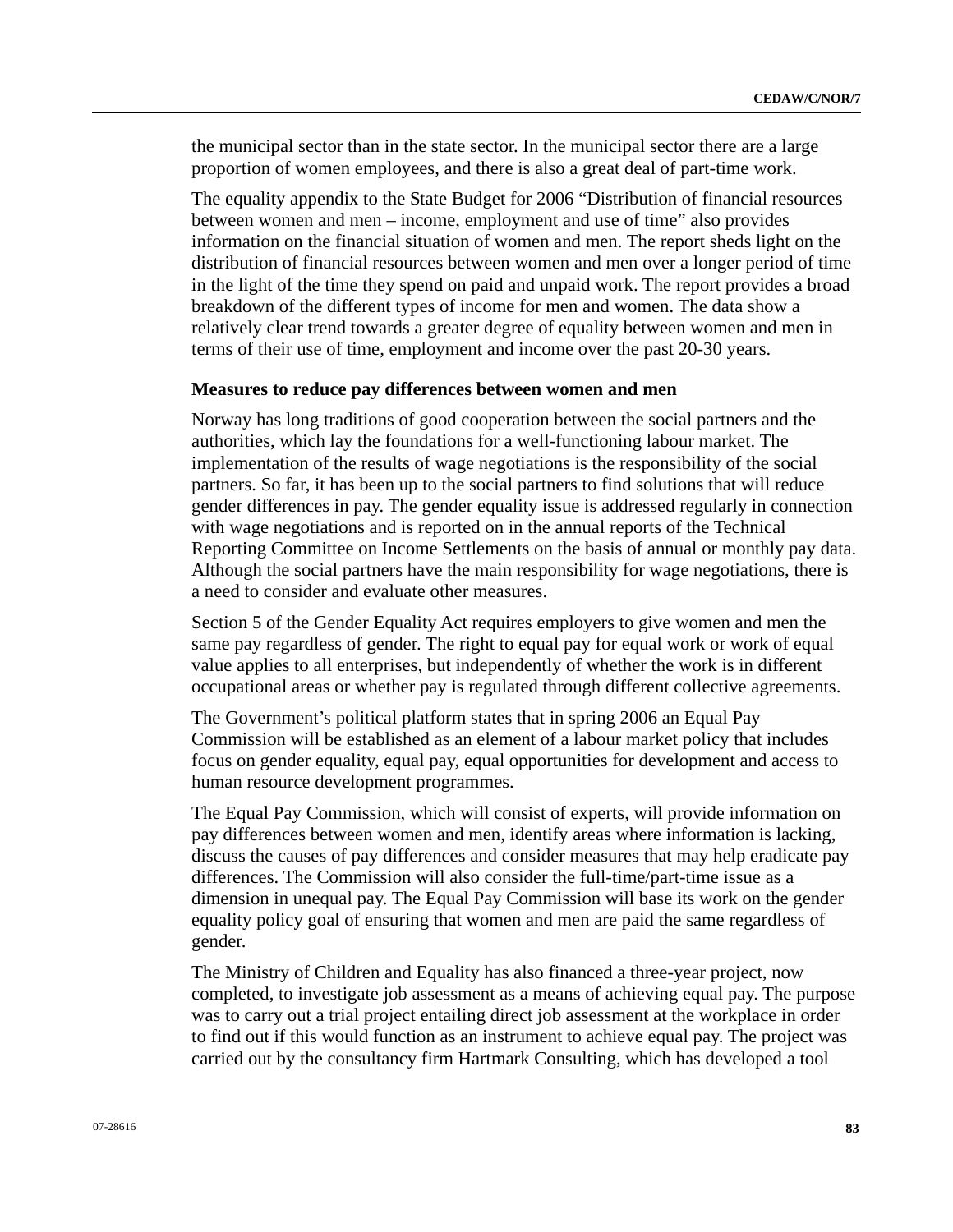the municipal sector than in the state sector. In the municipal sector there are a large proportion of women employees, and there is also a great deal of part-time work.

The equality appendix to the State Budget for 2006 “Distribution of financial resources between women and men – income, employment and use of time” also provides information on the financial situation of women and men. The report sheds light on the distribution of financial resources between women and men over a longer period of time in the light of the time they spend on paid and unpaid work. The report provides a broad breakdown of the different types of income for men and women. The data show a relatively clear trend towards a greater degree of equality between women and men in terms of their use of time, employment and income over the past 20-30 years.

**Measures to reduce pay differences between women and men**

Norway has long traditions of good cooperation between the social partners and the authorities, which lay the foundations for a well-functioning labour market. The implementation of the results of wage negotiations is the responsibility of the social partners. So far, it has been up to the social partners to find solutions that will reduce gender differences in pay. The gender equality issue is addressed regularly in connection with wage negotiations and is reported on in the annual reports of the Technical Reporting Committee on Income Settlements on the basis of annual or monthly pay data. Although the social partners have the main responsibility for wage negotiations, there is a need to consider and evaluate other measures.

Section 5 of the Gender Equality Act requires employers to give women and men the same pay regardless of gender. The right to equal pay for equal work or work of equal value applies to all enterprises, but independently of whether the work is in different occupational areas or whether pay is regulated through different collective agreements.

The Government’s political platform states that in spring 2006 an Equal Pay Commission will be established as an element of a labour market policy that includes focus on gender equality, equal pay, equal opportunities for development and access to human resource development programmes.

The Equal Pay Commission, which will consist of experts, will provide information on pay differences between women and men, identify areas where information is lacking, discuss the causes of pay differences and consider measures that may help eradicate pay differences. The Commission will also consider the full-time/part-time issue as a dimension in unequal pay. The Equal Pay Commission will base its work on the gender equality policy goal of ensuring that women and men are paid the same regardless of gender.

The Ministry of Children and Equality has also financed a three-year project, now completed, to investigate job assessment as a means of achieving equal pay. The purpose was to carry out a trial project entailing direct job assessment at the workplace in order to find out if this would function as an instrument to achieve equal pay. The project was carried out by the consultancy firm Hartmark Consulting, which has developed a tool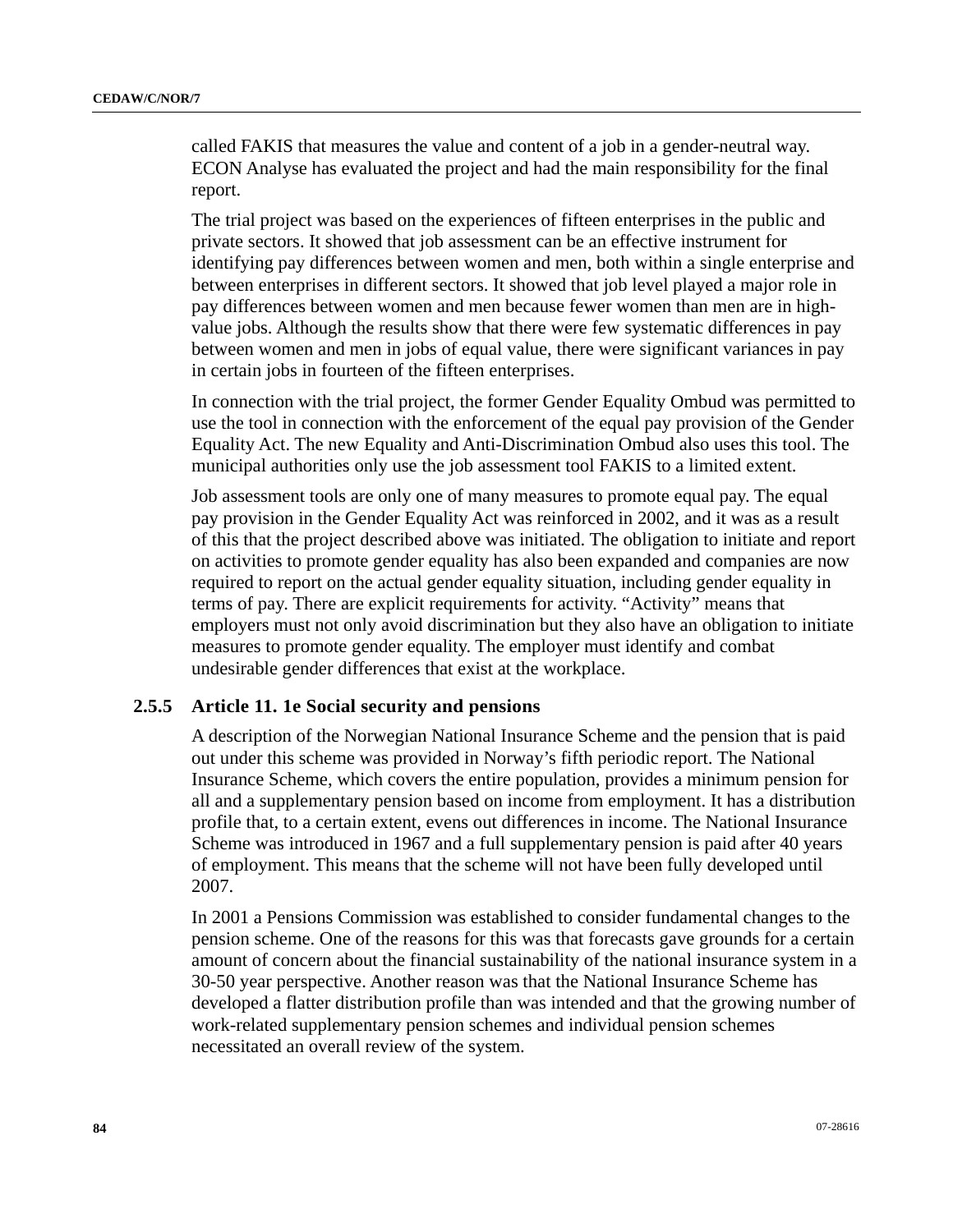called FAKIS that measures the value and content of a job in a gender-neutral way. ECON Analyse has evaluated the project and had the main responsibility for the final report.

The trial project was based on the experiences of fifteen enterprises in the public and private sectors. It showed that job assessment can be an effective instrument for identifying pay differences between women and men, both within a single enterprise and between enterprises in different sectors. It showed that job level played a major role in pay differences between women and men because fewer women than men are in high-value jobs. Although the results show that there were few systematic differences in pay between women and men in jobs of equal value, there were significant variances in pay in certain jobs in fourteen of the fifteen enterprises.

In connection with the trial project, the former Gender Equality Ombud was permitted to use the tool in connection with the enforcement of the equal pay provision of the Gender Equality Act. The new Equality and Anti-Discrimination Ombud also uses this tool. The municipal authorities only use the job assessment tool FAKIS to a limited extent.

Job assessment tools are only one of many measures to promote equal pay. The equal pay provision in the Gender Equality Act was reinforced in 2002, and it was as a result of this that the project described above was initiated. The obligation to initiate and report on activities to promote gender equality has also been expanded and companies are now required to report on the actual gender equality situation, including gender equality in terms of pay. There are explicit requirements for activity. “Activity” means that employers must not only avoid discrimination but they also have an obligation to initiate measures to promote gender equality. The employer must identify and combat undesirable gender differences that exist at the workplace.

### 2.5.5 Article 11. 1e Social security and pensions

A description of the Norwegian National Insurance Scheme and the pension that is paid out under this scheme was provided in Norway’s fifth periodic report. The National Insurance Scheme, which covers the entire population, provides a minimum pension for all and a supplementary pension based on income from employment. It has a distribution profile that, to a certain extent, evens out differences in income. The National Insurance Scheme was introduced in 1967 and a full supplementary pension is paid after 40 years of employment. This means that the scheme will not have been fully developed until 2007.

In 2001 a Pensions Commission was established to consider fundamental changes to the pension scheme. One of the reasons for this was that forecasts gave grounds for a certain amount of concern about the financial sustainability of the national insurance system in a 30-50 year perspective. Another reason was that the National Insurance Scheme has developed a flatter distribution profile than was intended and that the growing number of work-related supplementary pension schemes and individual pension schemes necessitated an overall review of the system.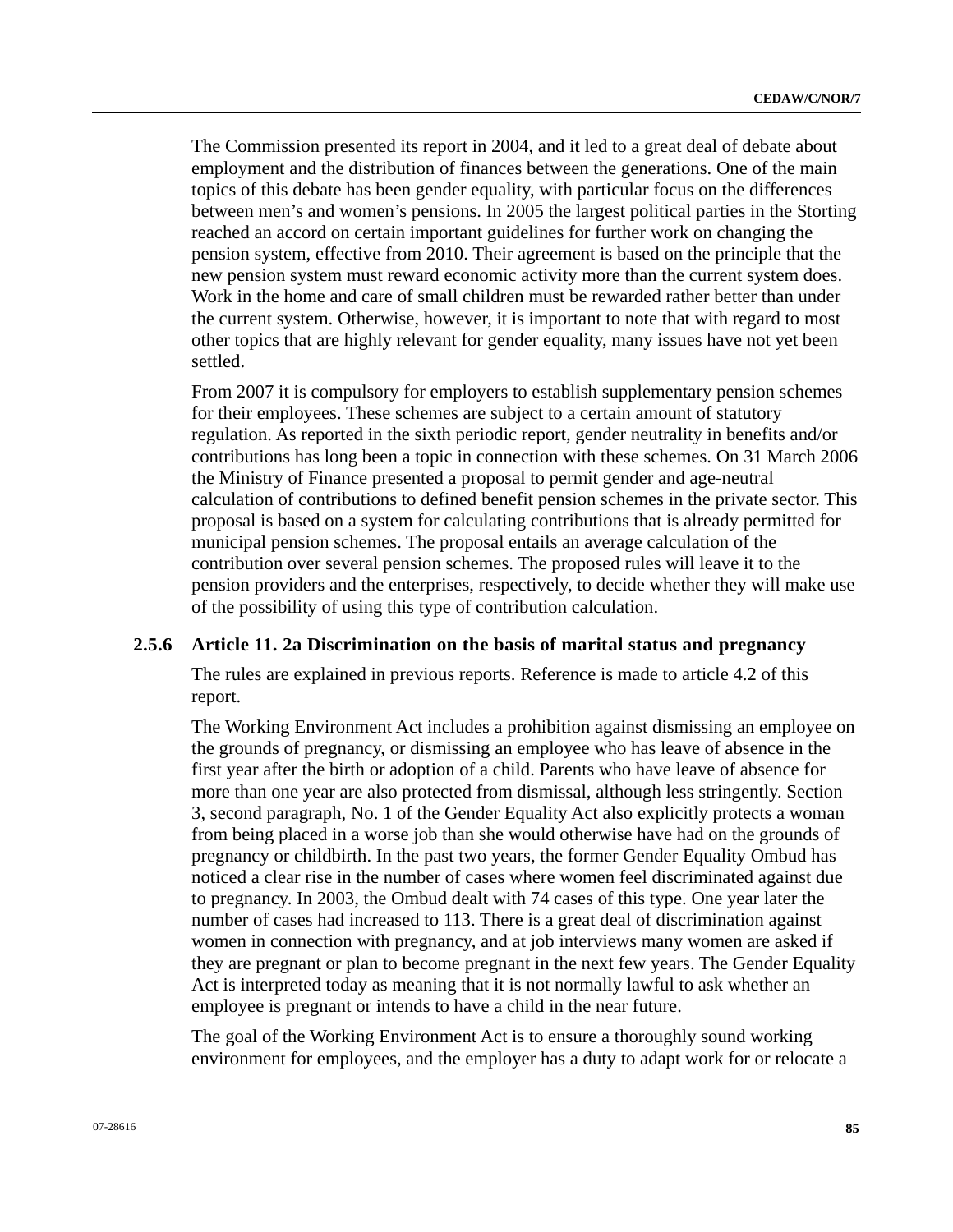The Commission presented its report in 2004, and it led to a great deal of debate about employment and the distribution of finances between the generations. One of the main topics of this debate has been gender equality, with particular focus on the differences between men's and women's pensions. In 2005 the largest political parties in the Storting reached an accord on certain important guidelines for further work on changing the pension system, effective from 2010. Their agreement is based on the principle that the new pension system must reward economic activity more than the current system does. Work in the home and care of small children must be rewarded rather better than under the current system. Otherwise, however, it is important to note that with regard to most other topics that are highly relevant for gender equality, many issues have not yet been settled.

From 2007 it is compulsory for employers to establish supplementary pension schemes for their employees. These schemes are subject to a certain amount of statutory regulation. As reported in the sixth periodic report, gender neutrality in benefits and/or contributions has long been a topic in connection with these schemes. On 31 March 2006 the Ministry of Finance presented a proposal to permit gender and age-neutral calculation of contributions to defined benefit pension schemes in the private sector. This proposal is based on a system for calculating contributions that is already permitted for municipal pension schemes. The proposal entails an average calculation of the contribution over several pension schemes. The proposed rules will leave it to the pension providers and the enterprises, respectively, to decide whether they will make use of the possibility of using this type of contribution calculation.

### 2.5.6 Article 11. 2a Discrimination on the basis of marital status and pregnancy

The rules are explained in previous reports. Reference is made to article 4.2 of this report.

The Working Environment Act includes a prohibition against dismissing an employee on the grounds of pregnancy, or dismissing an employee who has leave of absence in the first year after the birth or adoption of a child. Parents who have leave of absence for more than one year are also protected from dismissal, although less stringently. Section 3, second paragraph, No. 1 of the Gender Equality Act also explicitly protects a woman from being placed in a worse job than she would otherwise have had on the grounds of pregnancy or childbirth. In the past two years, the former Gender Equality Ombud has noticed a clear rise in the number of cases where women feel discriminated against due to pregnancy. In 2003, the Ombud dealt with 74 cases of this type. One year later the number of cases had increased to 113. There is a great deal of discrimination against women in connection with pregnancy, and at job interviews many women are asked if they are pregnant or plan to become pregnant in the next few years. The Gender Equality Act is interpreted today as meaning that it is not normally lawful to ask whether an employee is pregnant or intends to have a child in the near future.

The goal of the Working Environment Act is to ensure a thoroughly sound working environment for employees, and the employer has a duty to adapt work for or relocate a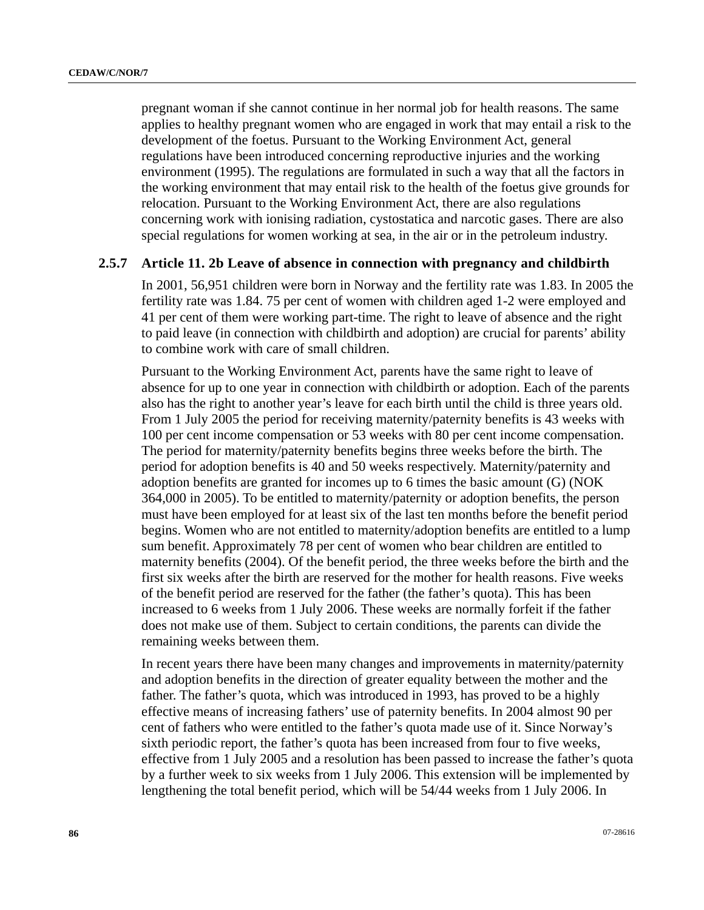pregnant woman if she cannot continue in her normal job for health reasons. The same applies to healthy pregnant women who are engaged in work that may entail a risk to the development of the foetus. Pursuant to the Working Environment Act, general regulations have been introduced concerning reproductive injuries and the working environment (1995). The regulations are formulated in such a way that all the factors in the working environment that may entail risk to the health of the foetus give grounds for relocation. Pursuant to the Working Environment Act, there are also regulations concerning work with ionising radiation, cystostatica and narcotic gases. There are also special regulations for women working at sea, in the air or in the petroleum industry.

### 2.5.7 Article 11. 2b Leave of absence in connection with pregnancy and childbirth

In 2001, 56,951 children were born in Norway and the fertility rate was 1.83. In 2005 the fertility rate was 1.84. 75 per cent of women with children aged 1-2 were employed and 41 per cent of them were working part-time. The right to leave of absence and the right to paid leave (in connection with childbirth and adoption) are crucial for parents' ability to combine work with care of small children.

Pursuant to the Working Environment Act, parents have the same right to leave of absence for up to one year in connection with childbirth or adoption. Each of the parents also has the right to another year's leave for each birth until the child is three years old. From 1 July 2005 the period for receiving maternity/paternity benefits is 43 weeks with 100 per cent income compensation or 53 weeks with 80 per cent income compensation. The period for maternity/paternity benefits begins three weeks before the birth. The period for adoption benefits is 40 and 50 weeks respectively. Maternity/paternity and adoption benefits are granted for incomes up to 6 times the basic amount (G) (NOK 364,000 in 2005). To be entitled to maternity/paternity or adoption benefits, the person must have been employed for at least six of the last ten months before the benefit period begins. Women who are not entitled to maternity/adoption benefits are entitled to a lump sum benefit. Approximately 78 per cent of women who bear children are entitled to maternity benefits (2004). Of the benefit period, the three weeks before the birth and the first six weeks after the birth are reserved for the mother for health reasons. Five weeks of the benefit period are reserved for the father (the father's quota). This has been increased to 6 weeks from 1 July 2006. These weeks are normally forfeit if the father does not make use of them. Subject to certain conditions, the parents can divide the remaining weeks between them.

In recent years there have been many changes and improvements in maternity/paternity and adoption benefits in the direction of greater equality between the mother and the father. The father's quota, which was introduced in 1993, has proved to be a highly effective means of increasing fathers' use of paternity benefits. In 2004 almost 90 per cent of fathers who were entitled to the father's quota made use of it. Since Norway's sixth periodic report, the father's quota has been increased from four to five weeks, effective from 1 July 2005 and a resolution has been passed to increase the father's quota by a further week to six weeks from 1 July 2006. This extension will be implemented by lengthening the total benefit period, which will be 54/44 weeks from 1 July 2006. In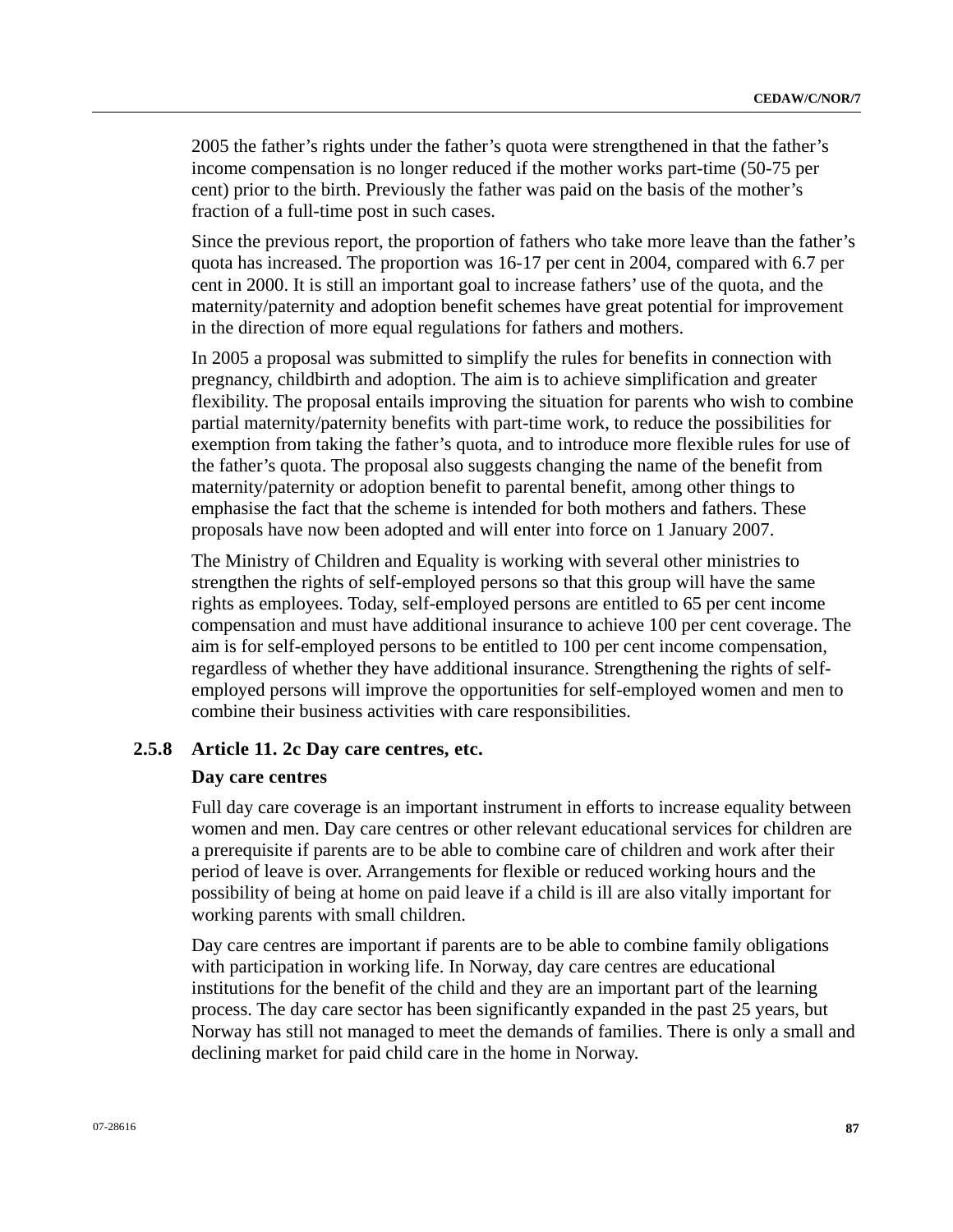2005 the father's rights under the father's quota were strengthened in that the father's income compensation is no longer reduced if the mother works part-time (50-75 per cent) prior to the birth. Previously the father was paid on the basis of the mother's fraction of a full-time post in such cases.

Since the previous report, the proportion of fathers who take more leave than the father's quota has increased. The proportion was 16-17 per cent in 2004, compared with 6.7 per cent in 2000. It is still an important goal to increase fathers' use of the quota, and the maternity/paternity and adoption benefit schemes have great potential for improvement in the direction of more equal regulations for fathers and mothers.

In 2005 a proposal was submitted to simplify the rules for benefits in connection with pregnancy, childbirth and adoption. The aim is to achieve simplification and greater flexibility. The proposal entails improving the situation for parents who wish to combine partial maternity/paternity benefits with part-time work, to reduce the possibilities for exemption from taking the father's quota, and to introduce more flexible rules for use of the father's quota. The proposal also suggests changing the name of the benefit from maternity/paternity or adoption benefit to parental benefit, among other things to emphasise the fact that the scheme is intended for both mothers and fathers. These proposals have now been adopted and will enter into force on 1 January 2007.

The Ministry of Children and Equality is working with several other ministries to strengthen the rights of self-employed persons so that this group will have the same rights as employees. Today, self-employed persons are entitled to 65 per cent income compensation and must have additional insurance to achieve 100 per cent coverage. The aim is for self-employed persons to be entitled to 100 per cent income compensation, regardless of whether they have additional insurance. Strengthening the rights of self-employed persons will improve the opportunities for self-employed women and men to combine their business activities with care responsibilities.

### 2.5.8 Article 11. 2c Day care centres, etc.

**Day care centres**

Full day care coverage is an important instrument in efforts to increase equality between women and men. Day care centres or other relevant educational services for children are a prerequisite if parents are to be able to combine care of children and work after their period of leave is over. Arrangements for flexible or reduced working hours and the possibility of being at home on paid leave if a child is ill are also vitally important for working parents with small children.

Day care centres are important if parents are to be able to combine family obligations with participation in working life. In Norway, day care centres are educational institutions for the benefit of the child and they are an important part of the learning process. The day care sector has been significantly expanded in the past 25 years, but Norway has still not managed to meet the demands of families. There is only a small and declining market for paid child care in the home in Norway.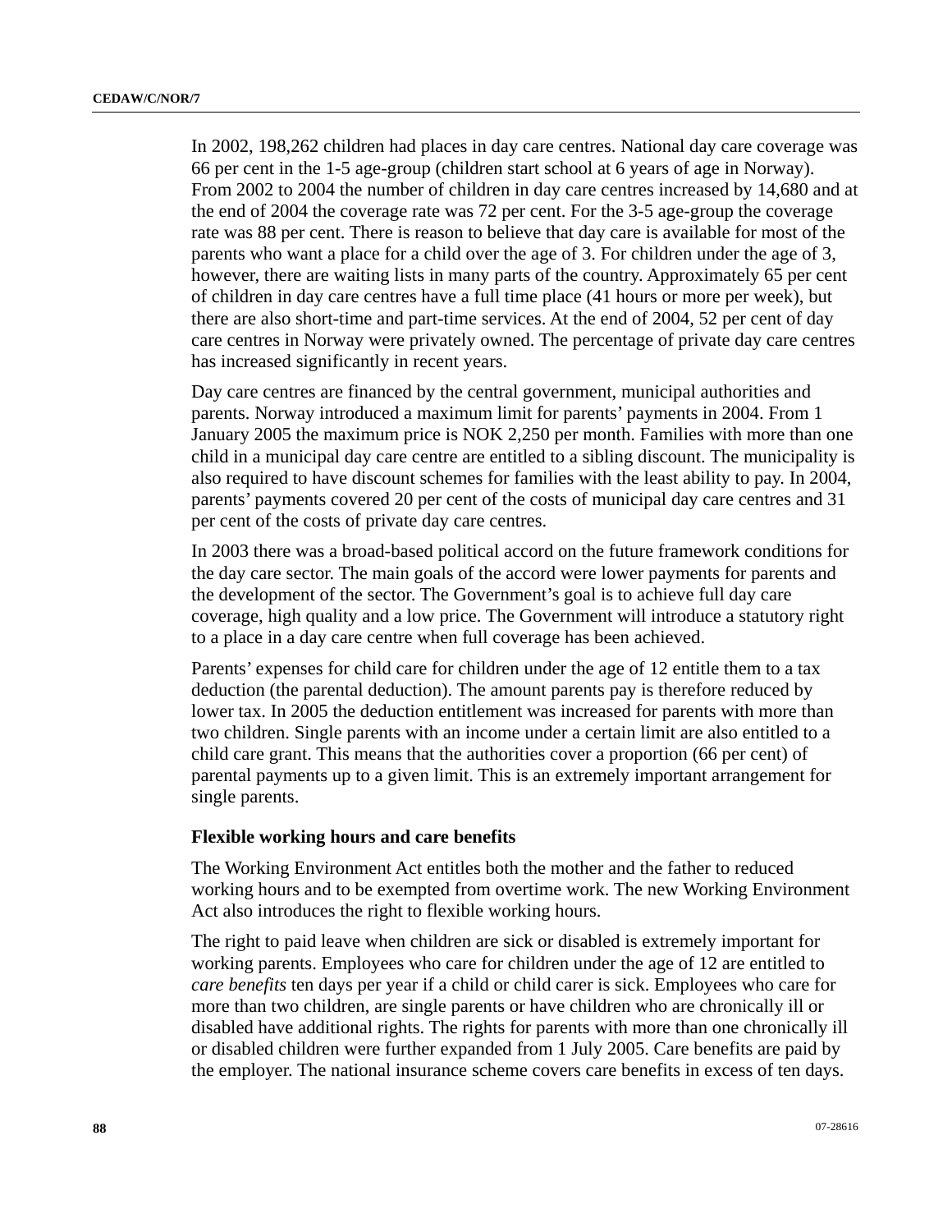In 2002, 198,262 children had places in day care centres. National day care coverage was 66 per cent in the 1-5 age-group (children start school at 6 years of age in Norway). From 2002 to 2004 the number of children in day care centres increased by 14,680 and at the end of 2004 the coverage rate was 72 per cent. For the 3-5 age-group the coverage rate was 88 per cent. There is reason to believe that day care is available for most of the parents who want a place for a child over the age of 3. For children under the age of 3, however, there are waiting lists in many parts of the country. Approximately 65 per cent of children in day care centres have a full time place (41 hours or more per week), but there are also short-time and part-time services. At the end of 2004, 52 per cent of day care centres in Norway were privately owned. The percentage of private day care centres has increased significantly in recent years.

Day care centres are financed by the central government, municipal authorities and parents. Norway introduced a maximum limit for parents' payments in 2004. From 1 January 2005 the maximum price is NOK 2,250 per month. Families with more than one child in a municipal day care centre are entitled to a sibling discount. The municipality is also required to have discount schemes for families with the least ability to pay. In 2004, parents' payments covered 20 per cent of the costs of municipal day care centres and 31 per cent of the costs of private day care centres.

In 2003 there was a broad-based political accord on the future framework conditions for the day care sector. The main goals of the accord were lower payments for parents and the development of the sector. The Government's goal is to achieve full day care coverage, high quality and a low price. The Government will introduce a statutory right to a place in a day care centre when full coverage has been achieved.

Parents' expenses for child care for children under the age of 12 entitle them to a tax deduction (the parental deduction). The amount parents pay is therefore reduced by lower tax. In 2005 the deduction entitlement was increased for parents with more than two children. Single parents with an income under a certain limit are also entitled to a child care grant. This means that the authorities cover a proportion (66 per cent) of parental payments up to a given limit. This is an extremely important arrangement for single parents.

**Flexible working hours and care benefits**

The Working Environment Act entitles both the mother and the father to reduced working hours and to be exempted from overtime work. The new Working Environment Act also introduces the right to flexible working hours.

The right to paid leave when children are sick or disabled is extremely important for working parents. Employees who care for children under the age of 12 are entitled to *care benefits* ten days per year if a child or child carer is sick. Employees who care for more than two children, are single parents or have children who are chronically ill or disabled have additional rights. The rights for parents with more than one chronically ill or disabled children were further expanded from 1 July 2005. Care benefits are paid by the employer. The national insurance scheme covers care benefits in excess of ten days.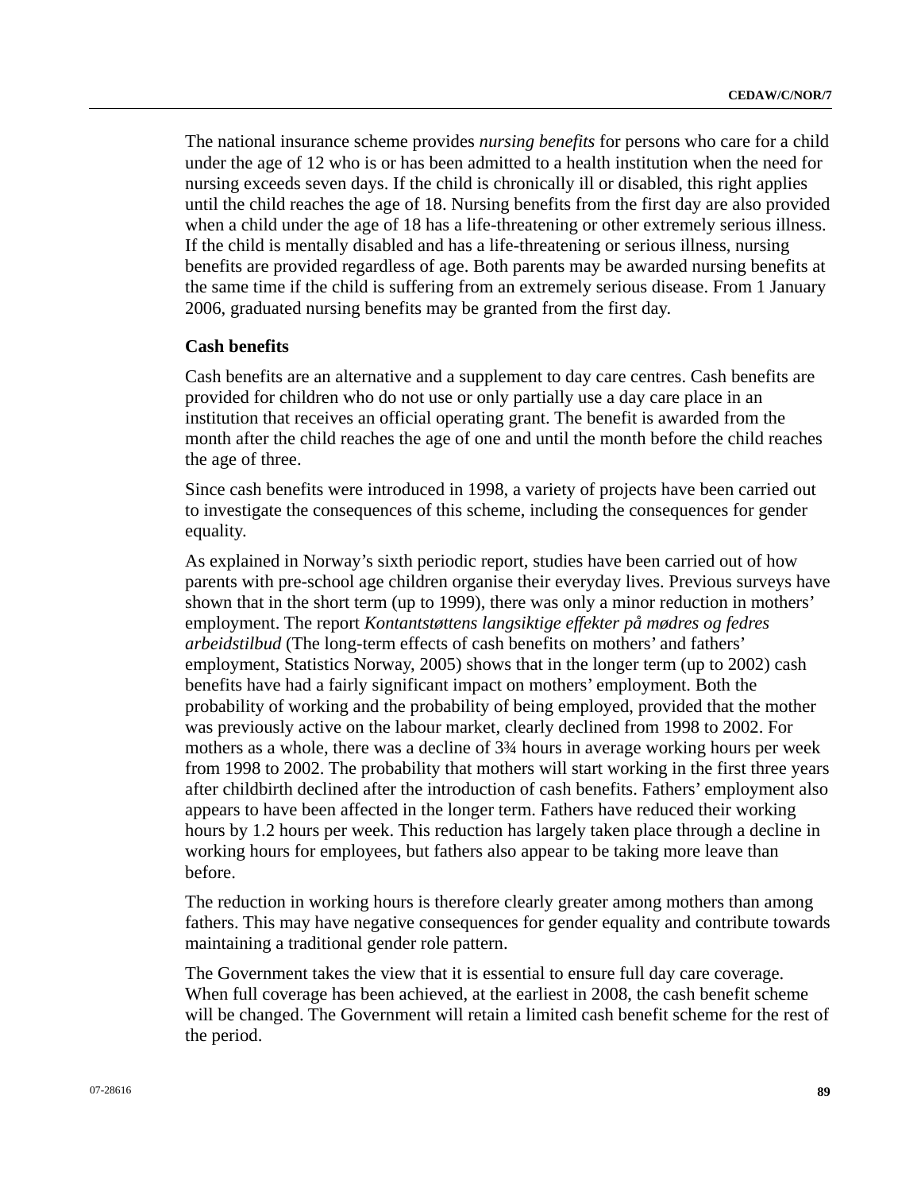The national insurance scheme provides *nursing benefits* for persons who care for a child under the age of 12 who is or has been admitted to a health institution when the need for nursing exceeds seven days. If the child is chronically ill or disabled, this right applies until the child reaches the age of 18. Nursing benefits from the first day are also provided when a child under the age of 18 has a life-threatening or other extremely serious illness. If the child is mentally disabled and has a life-threatening or serious illness, nursing benefits are provided regardless of age. Both parents may be awarded nursing benefits at the same time if the child is suffering from an extremely serious disease. From 1 January 2006, graduated nursing benefits may be granted from the first day.

**Cash benefits**

Cash benefits are an alternative and a supplement to day care centres. Cash benefits are provided for children who do not use or only partially use a day care place in an institution that receives an official operating grant. The benefit is awarded from the month after the child reaches the age of one and until the month before the child reaches the age of three.

Since cash benefits were introduced in 1998, a variety of projects have been carried out to investigate the consequences of this scheme, including the consequences for gender equality.

As explained in Norway's sixth periodic report, studies have been carried out of how parents with pre-school age children organise their everyday lives. Previous surveys have shown that in the short term (up to 1999), there was only a minor reduction in mothers' employment. The report *Kontantstøttens langsiktige effekter på mødres og fedres arbeidstilbud* (The long-term effects of cash benefits on mothers' and fathers' employment, Statistics Norway, 2005) shows that in the longer term (up to 2002) cash benefits have had a fairly significant impact on mothers' employment. Both the probability of working and the probability of being employed, provided that the mother was previously active on the labour market, clearly declined from 1998 to 2002. For mothers as a whole, there was a decline of 3¾ hours in average working hours per week from 1998 to 2002. The probability that mothers will start working in the first three years after childbirth declined after the introduction of cash benefits. Fathers' employment also appears to have been affected in the longer term. Fathers have reduced their working hours by 1.2 hours per week. This reduction has largely taken place through a decline in working hours for employees, but fathers also appear to be taking more leave than before.

The reduction in working hours is therefore clearly greater among mothers than among fathers. This may have negative consequences for gender equality and contribute towards maintaining a traditional gender role pattern.

The Government takes the view that it is essential to ensure full day care coverage. When full coverage has been achieved, at the earliest in 2008, the cash benefit scheme will be changed. The Government will retain a limited cash benefit scheme for the rest of the period.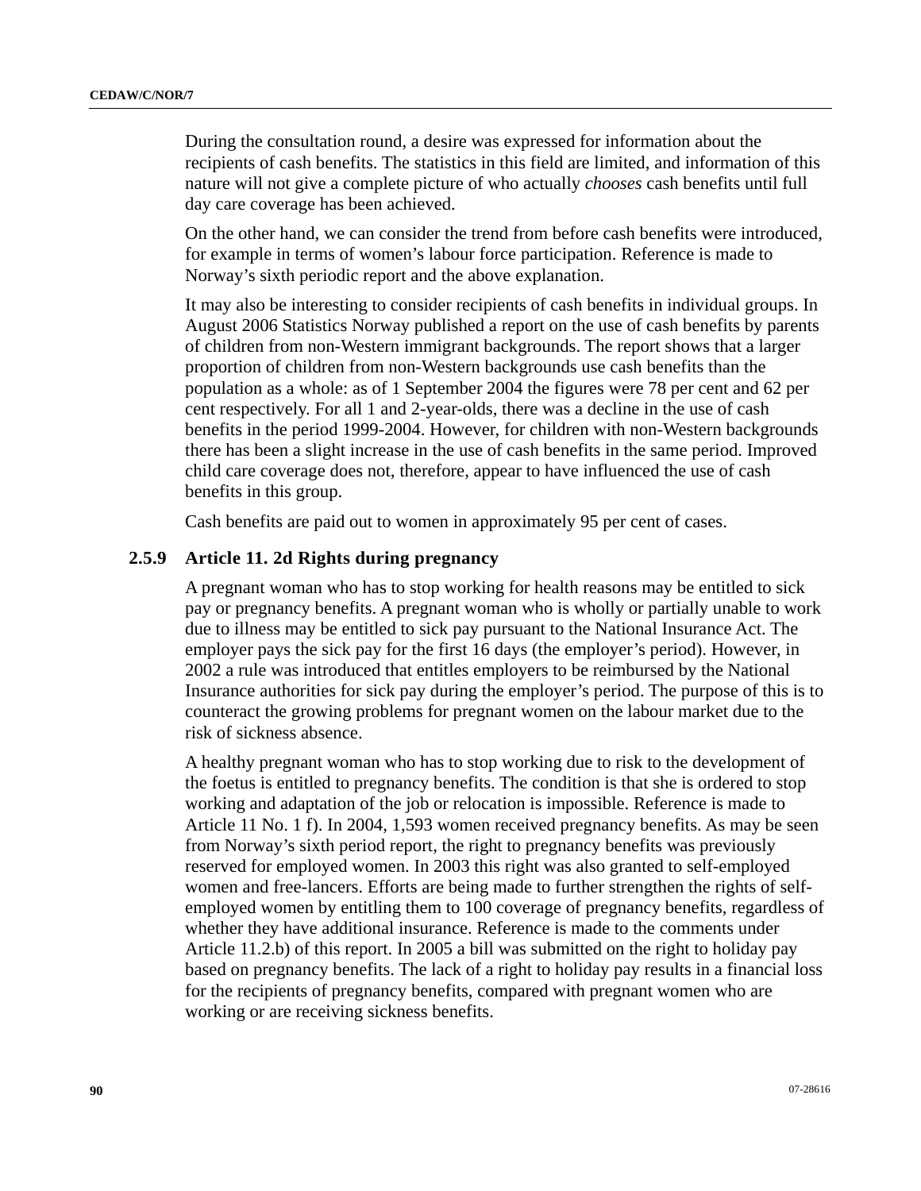During the consultation round, a desire was expressed for information about the recipients of cash benefits. The statistics in this field are limited, and information of this nature will not give a complete picture of who actually *chooses* cash benefits until full day care coverage has been achieved.

On the other hand, we can consider the trend from before cash benefits were introduced, for example in terms of women's labour force participation. Reference is made to Norway's sixth periodic report and the above explanation.

It may also be interesting to consider recipients of cash benefits in individual groups. In August 2006 Statistics Norway published a report on the use of cash benefits by parents of children from non-Western immigrant backgrounds. The report shows that a larger proportion of children from non-Western backgrounds use cash benefits than the population as a whole: as of 1 September 2004 the figures were 78 per cent and 62 per cent respectively. For all 1 and 2-year-olds, there was a decline in the use of cash benefits in the period 1999-2004. However, for children with non-Western backgrounds there has been a slight increase in the use of cash benefits in the same period. Improved child care coverage does not, therefore, appear to have influenced the use of cash benefits in this group.

Cash benefits are paid out to women in approximately 95 per cent of cases.

### 2.5.9 Article 11. 2d Rights during pregnancy

A pregnant woman who has to stop working for health reasons may be entitled to sick pay or pregnancy benefits. A pregnant woman who is wholly or partially unable to work due to illness may be entitled to sick pay pursuant to the National Insurance Act. The employer pays the sick pay for the first 16 days (the employer's period). However, in 2002 a rule was introduced that entitles employers to be reimbursed by the National Insurance authorities for sick pay during the employer's period. The purpose of this is to counteract the growing problems for pregnant women on the labour market due to the risk of sickness absence.

A healthy pregnant woman who has to stop working due to risk to the development of the foetus is entitled to pregnancy benefits. The condition is that she is ordered to stop working and adaptation of the job or relocation is impossible. Reference is made to Article 11 No. 1 f). In 2004, 1,593 women received pregnancy benefits. As may be seen from Norway's sixth period report, the right to pregnancy benefits was previously reserved for employed women. In 2003 this right was also granted to self-employed women and free-lancers. Efforts are being made to further strengthen the rights of self-employed women by entitling them to 100 coverage of pregnancy benefits, regardless of whether they have additional insurance. Reference is made to the comments under Article 11.2.b) of this report. In 2005 a bill was submitted on the right to holiday pay based on pregnancy benefits. The lack of a right to holiday pay results in a financial loss for the recipients of pregnancy benefits, compared with pregnant women who are working or are receiving sickness benefits.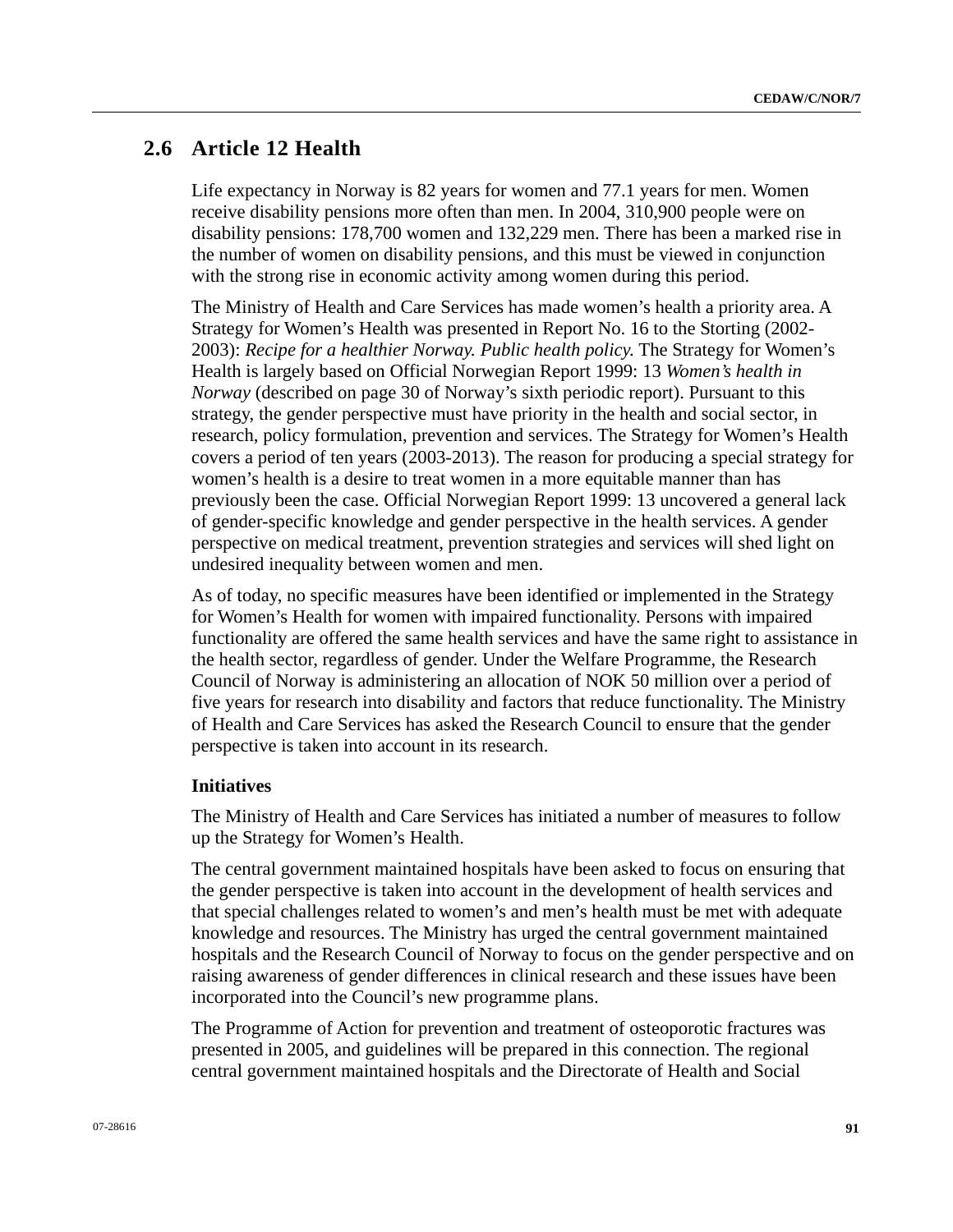## 2.6 Article 12 Health

Life expectancy in Norway is 82 years for women and 77.1 years for men. Women receive disability pensions more often than men. In 2004, 310,900 people were on disability pensions: 178,700 women and 132,229 men. There has been a marked rise in the number of women on disability pensions, and this must be viewed in conjunction with the strong rise in economic activity among women during this period.

The Ministry of Health and Care Services has made women's health a priority area. A Strategy for Women's Health was presented in Report No. 16 to the Storting (2002-2003): *Recipe for a healthier Norway. Public health policy.* The Strategy for Women's Health is largely based on Official Norwegian Report 1999: 13 *Women's health in Norway* (described on page 30 of Norway's sixth periodic report). Pursuant to this strategy, the gender perspective must have priority in the health and social sector, in research, policy formulation, prevention and services. The Strategy for Women's Health covers a period of ten years (2003-2013). The reason for producing a special strategy for women's health is a desire to treat women in a more equitable manner than has previously been the case. Official Norwegian Report 1999: 13 uncovered a general lack of gender-specific knowledge and gender perspective in the health services. A gender perspective on medical treatment, prevention strategies and services will shed light on undesired inequality between women and men.

As of today, no specific measures have been identified or implemented in the Strategy for Women's Health for women with impaired functionality. Persons with impaired functionality are offered the same health services and have the same right to assistance in the health sector, regardless of gender. Under the Welfare Programme, the Research Council of Norway is administering an allocation of NOK 50 million over a period of five years for research into disability and factors that reduce functionality. The Ministry of Health and Care Services has asked the Research Council to ensure that the gender perspective is taken into account in its research.

**Initiatives**

The Ministry of Health and Care Services has initiated a number of measures to follow up the Strategy for Women's Health.

The central government maintained hospitals have been asked to focus on ensuring that the gender perspective is taken into account in the development of health services and that special challenges related to women's and men's health must be met with adequate knowledge and resources. The Ministry has urged the central government maintained hospitals and the Research Council of Norway to focus on the gender perspective and on raising awareness of gender differences in clinical research and these issues have been incorporated into the Council's new programme plans.

The Programme of Action for prevention and treatment of osteoporotic fractures was presented in 2005, and guidelines will be prepared in this connection. The regional central government maintained hospitals and the Directorate of Health and Social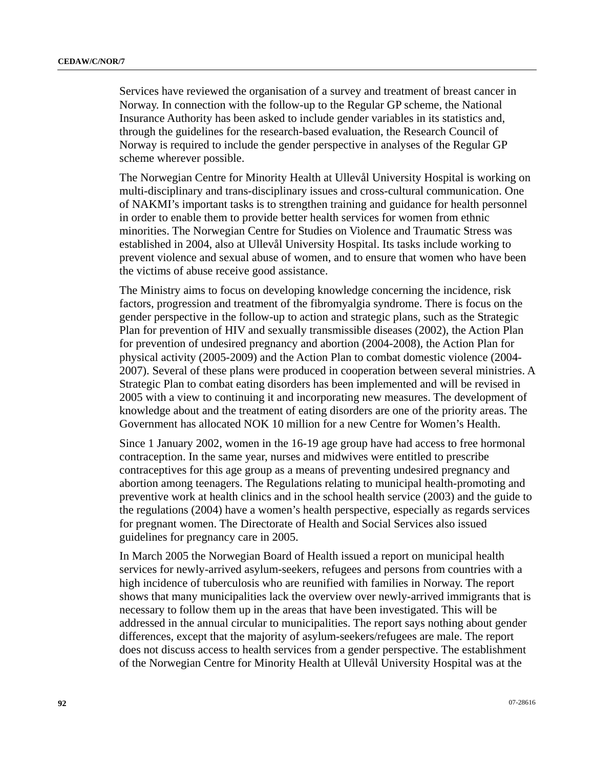Services have reviewed the organisation of a survey and treatment of breast cancer in Norway. In connection with the follow-up to the Regular GP scheme, the National Insurance Authority has been asked to include gender variables in its statistics and, through the guidelines for the research-based evaluation, the Research Council of Norway is required to include the gender perspective in analyses of the Regular GP scheme wherever possible.

The Norwegian Centre for Minority Health at Ullevål University Hospital is working on multi-disciplinary and trans-disciplinary issues and cross-cultural communication. One of NAKMI's important tasks is to strengthen training and guidance for health personnel in order to enable them to provide better health services for women from ethnic minorities. The Norwegian Centre for Studies on Violence and Traumatic Stress was established in 2004, also at Ullevål University Hospital. Its tasks include working to prevent violence and sexual abuse of women, and to ensure that women who have been the victims of abuse receive good assistance.

The Ministry aims to focus on developing knowledge concerning the incidence, risk factors, progression and treatment of the fibromyalgia syndrome. There is focus on the gender perspective in the follow-up to action and strategic plans, such as the Strategic Plan for prevention of HIV and sexually transmissible diseases (2002), the Action Plan for prevention of undesired pregnancy and abortion (2004-2008), the Action Plan for physical activity (2005-2009) and the Action Plan to combat domestic violence (2004-2007). Several of these plans were produced in cooperation between several ministries. A Strategic Plan to combat eating disorders has been implemented and will be revised in 2005 with a view to continuing it and incorporating new measures. The development of knowledge about and the treatment of eating disorders are one of the priority areas. The Government has allocated NOK 10 million for a new Centre for Women's Health.

Since 1 January 2002, women in the 16-19 age group have had access to free hormonal contraception. In the same year, nurses and midwives were entitled to prescribe contraceptives for this age group as a means of preventing undesired pregnancy and abortion among teenagers. The Regulations relating to municipal health-promoting and preventive work at health clinics and in the school health service (2003) and the guide to the regulations (2004) have a women's health perspective, especially as regards services for pregnant women. The Directorate of Health and Social Services also issued guidelines for pregnancy care in 2005.

In March 2005 the Norwegian Board of Health issued a report on municipal health services for newly-arrived asylum-seekers, refugees and persons from countries with a high incidence of tuberculosis who are reunified with families in Norway. The report shows that many municipalities lack the overview over newly-arrived immigrants that is necessary to follow them up in the areas that have been investigated. This will be addressed in the annual circular to municipalities. The report says nothing about gender differences, except that the majority of asylum-seekers/refugees are male. The report does not discuss access to health services from a gender perspective. The establishment of the Norwegian Centre for Minority Health at Ullevål University Hospital was at the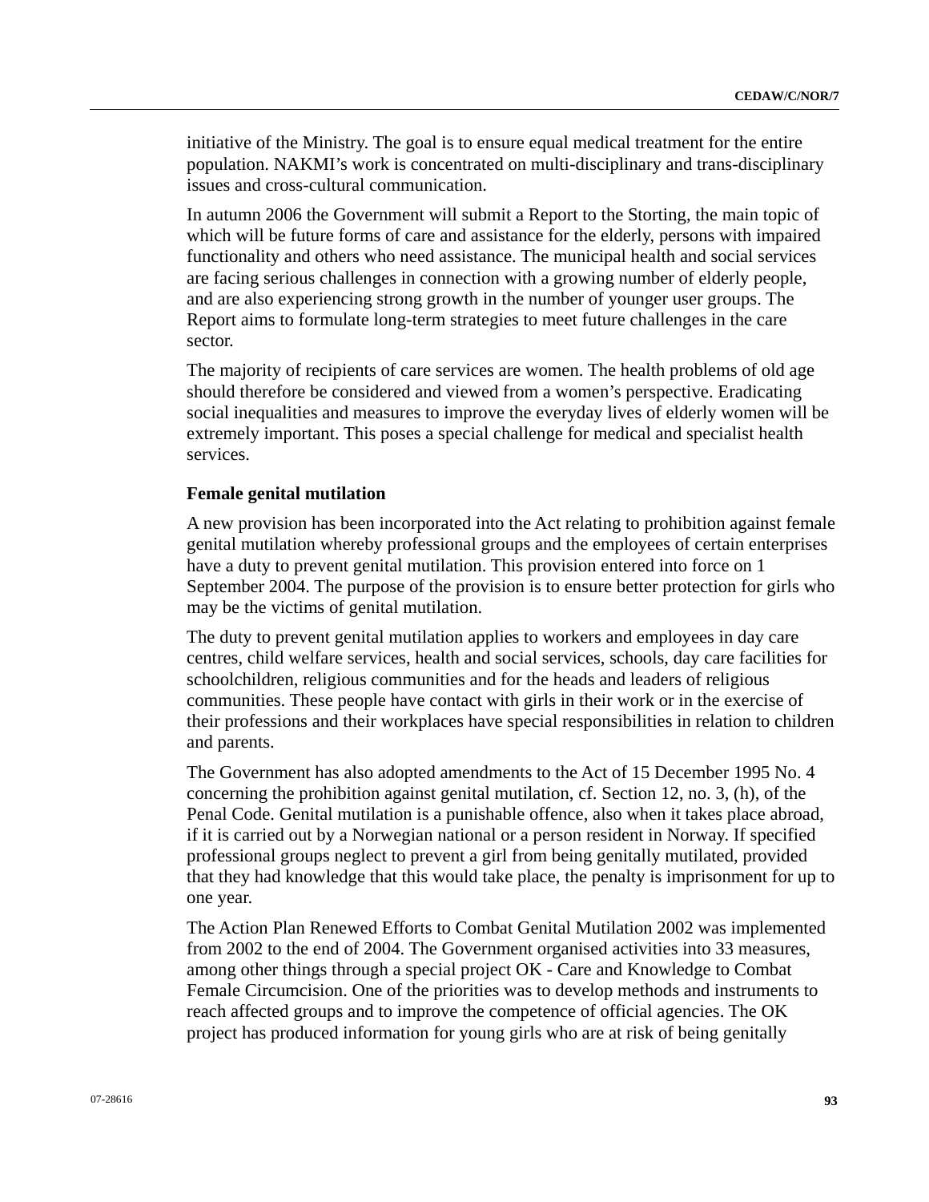initiative of the Ministry. The goal is to ensure equal medical treatment for the entire population. NAKMI’s work is concentrated on multi-disciplinary and trans-disciplinary issues and cross-cultural communication.

In autumn 2006 the Government will submit a Report to the Storting, the main topic of which will be future forms of care and assistance for the elderly, persons with impaired functionality and others who need assistance. The municipal health and social services are facing serious challenges in connection with a growing number of elderly people, and are also experiencing strong growth in the number of younger user groups. The Report aims to formulate long-term strategies to meet future challenges in the care sector.

The majority of recipients of care services are women. The health problems of old age should therefore be considered and viewed from a women’s perspective. Eradicating social inequalities and measures to improve the everyday lives of elderly women will be extremely important. This poses a special challenge for medical and specialist health services.

**Female genital mutilation**

A new provision has been incorporated into the Act relating to prohibition against female genital mutilation whereby professional groups and the employees of certain enterprises have a duty to prevent genital mutilation. This provision entered into force on 1 September 2004. The purpose of the provision is to ensure better protection for girls who may be the victims of genital mutilation.

The duty to prevent genital mutilation applies to workers and employees in day care centres, child welfare services, health and social services, schools, day care facilities for schoolchildren, religious communities and for the heads and leaders of religious communities. These people have contact with girls in their work or in the exercise of their professions and their workplaces have special responsibilities in relation to children and parents.

The Government has also adopted amendments to the Act of 15 December 1995 No. 4 concerning the prohibition against genital mutilation, cf. Section 12, no. 3, (h), of the Penal Code. Genital mutilation is a punishable offence, also when it takes place abroad, if it is carried out by a Norwegian national or a person resident in Norway. If specified professional groups neglect to prevent a girl from being genitally mutilated, provided that they had knowledge that this would take place, the penalty is imprisonment for up to one year.

The Action Plan Renewed Efforts to Combat Genital Mutilation 2002 was implemented from 2002 to the end of 2004. The Government organised activities into 33 measures, among other things through a special project OK - Care and Knowledge to Combat Female Circumcision. One of the priorities was to develop methods and instruments to reach affected groups and to improve the competence of official agencies. The OK project has produced information for young girls who are at risk of being genitally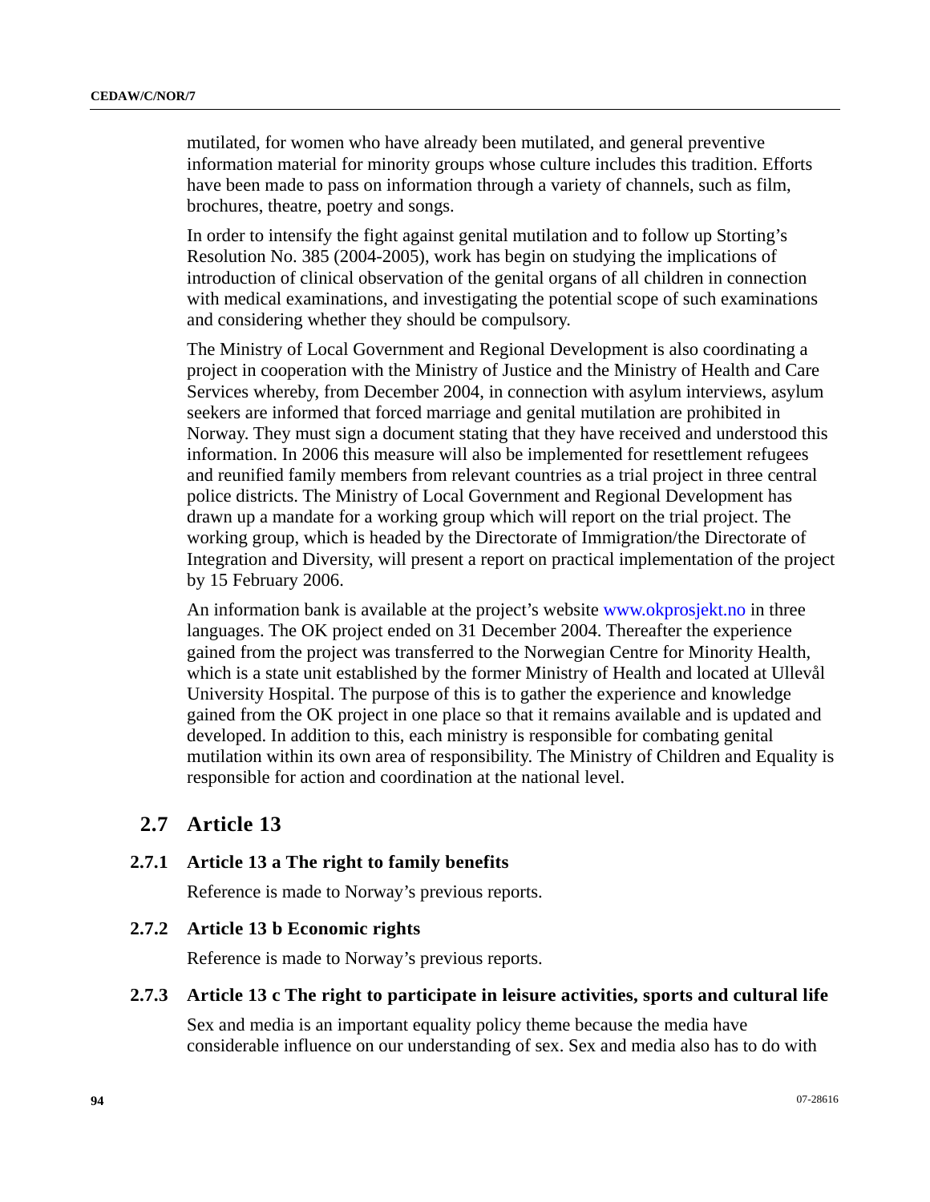mutilated, for women who have already been mutilated, and general preventive information material for minority groups whose culture includes this tradition. Efforts have been made to pass on information through a variety of channels, such as film, brochures, theatre, poetry and songs.

In order to intensify the fight against genital mutilation and to follow up Storting's Resolution No. 385 (2004-2005), work has begin on studying the implications of introduction of clinical observation of the genital organs of all children in connection with medical examinations, and investigating the potential scope of such examinations and considering whether they should be compulsory.

The Ministry of Local Government and Regional Development is also coordinating a project in cooperation with the Ministry of Justice and the Ministry of Health and Care Services whereby, from December 2004, in connection with asylum interviews, asylum seekers are informed that forced marriage and genital mutilation are prohibited in Norway. They must sign a document stating that they have received and understood this information. In 2006 this measure will also be implemented for resettlement refugees and reunified family members from relevant countries as a trial project in three central police districts. The Ministry of Local Government and Regional Development has drawn up a mandate for a working group which will report on the trial project. The working group, which is headed by the Directorate of Immigration/the Directorate of Integration and Diversity, will present a report on practical implementation of the project by 15 February 2006.

An information bank is available at the project's website www.okprosjekt.no in three languages. The OK project ended on 31 December 2004. Thereafter the experience gained from the project was transferred to the Norwegian Centre for Minority Health, which is a state unit established by the former Ministry of Health and located at Ullevål University Hospital. The purpose of this is to gather the experience and knowledge gained from the OK project in one place so that it remains available and is updated and developed. In addition to this, each ministry is responsible for combating genital mutilation within its own area of responsibility. The Ministry of Children and Equality is responsible for action and coordination at the national level.

## 2.7 Article 13

### 2.7.1 Article 13 a The right to family benefits

Reference is made to Norway's previous reports.

### 2.7.2 Article 13 b Economic rights

Reference is made to Norway's previous reports.

### 2.7.3 Article 13 c The right to participate in leisure activities, sports and cultural life

Sex and media is an important equality policy theme because the media have considerable influence on our understanding of sex. Sex and media also has to do with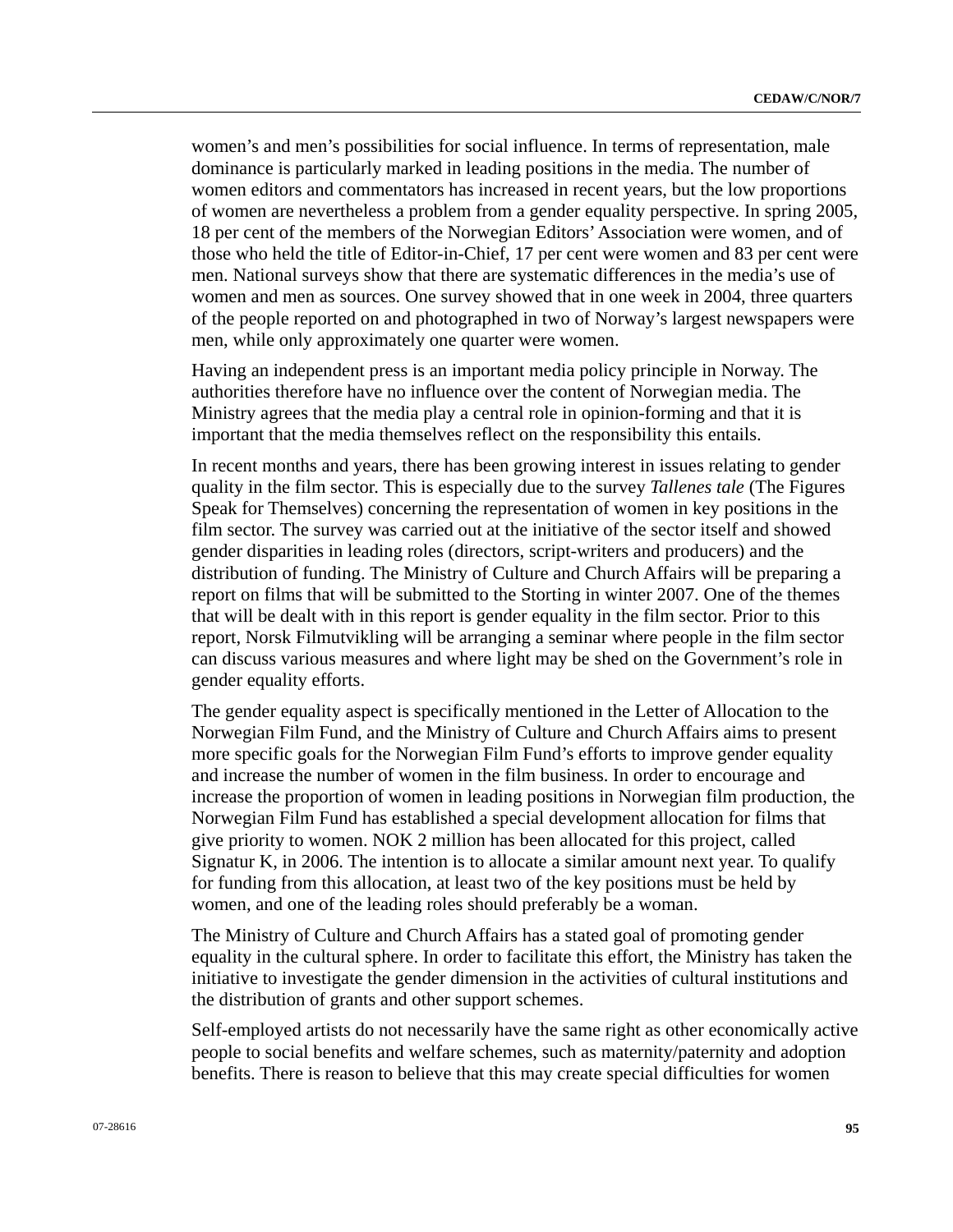women's and men's possibilities for social influence. In terms of representation, male dominance is particularly marked in leading positions in the media. The number of women editors and commentators has increased in recent years, but the low proportions of women are nevertheless a problem from a gender equality perspective. In spring 2005, 18 per cent of the members of the Norwegian Editors' Association were women, and of those who held the title of Editor-in-Chief, 17 per cent were women and 83 per cent were men. National surveys show that there are systematic differences in the media's use of women and men as sources. One survey showed that in one week in 2004, three quarters of the people reported on and photographed in two of Norway's largest newspapers were men, while only approximately one quarter were women.

Having an independent press is an important media policy principle in Norway. The authorities therefore have no influence over the content of Norwegian media. The Ministry agrees that the media play a central role in opinion-forming and that it is important that the media themselves reflect on the responsibility this entails.

In recent months and years, there has been growing interest in issues relating to gender quality in the film sector. This is especially due to the survey *Tallenes tale* (The Figures Speak for Themselves) concerning the representation of women in key positions in the film sector. The survey was carried out at the initiative of the sector itself and showed gender disparities in leading roles (directors, script-writers and producers) and the distribution of funding. The Ministry of Culture and Church Affairs will be preparing a report on films that will be submitted to the Storting in winter 2007. One of the themes that will be dealt with in this report is gender equality in the film sector. Prior to this report, Norsk Filmutvikling will be arranging a seminar where people in the film sector can discuss various measures and where light may be shed on the Government's role in gender equality efforts.

The gender equality aspect is specifically mentioned in the Letter of Allocation to the Norwegian Film Fund, and the Ministry of Culture and Church Affairs aims to present more specific goals for the Norwegian Film Fund's efforts to improve gender equality and increase the number of women in the film business. In order to encourage and increase the proportion of women in leading positions in Norwegian film production, the Norwegian Film Fund has established a special development allocation for films that give priority to women. NOK 2 million has been allocated for this project, called Signatur K, in 2006. The intention is to allocate a similar amount next year. To qualify for funding from this allocation, at least two of the key positions must be held by women, and one of the leading roles should preferably be a woman.

The Ministry of Culture and Church Affairs has a stated goal of promoting gender equality in the cultural sphere. In order to facilitate this effort, the Ministry has taken the initiative to investigate the gender dimension in the activities of cultural institutions and the distribution of grants and other support schemes.

Self-employed artists do not necessarily have the same right as other economically active people to social benefits and welfare schemes, such as maternity/paternity and adoption benefits. There is reason to believe that this may create special difficulties for women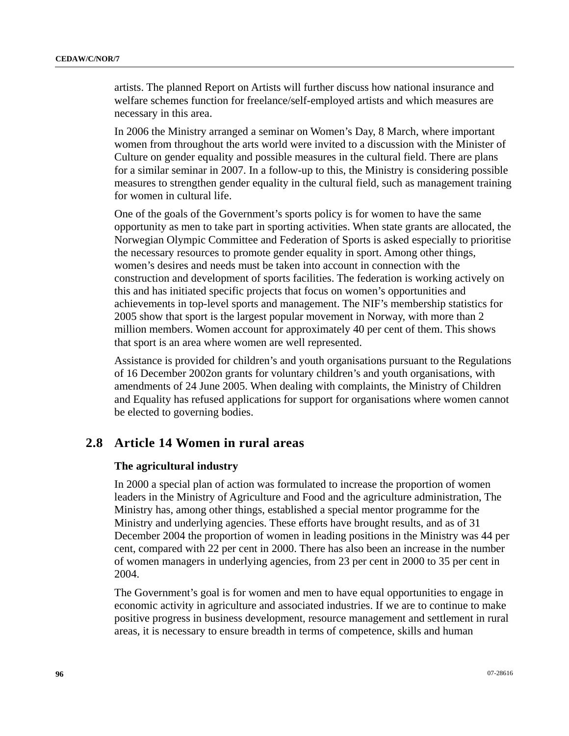artists. The planned Report on Artists will further discuss how national insurance and welfare schemes function for freelance/self-employed artists and which measures are necessary in this area.

In 2006 the Ministry arranged a seminar on Women's Day, 8 March, where important women from throughout the arts world were invited to a discussion with the Minister of Culture on gender equality and possible measures in the cultural field. There are plans for a similar seminar in 2007. In a follow-up to this, the Ministry is considering possible measures to strengthen gender equality in the cultural field, such as management training for women in cultural life.

One of the goals of the Government's sports policy is for women to have the same opportunity as men to take part in sporting activities. When state grants are allocated, the Norwegian Olympic Committee and Federation of Sports is asked especially to prioritise the necessary resources to promote gender equality in sport. Among other things, women's desires and needs must be taken into account in connection with the construction and development of sports facilities. The federation is working actively on this and has initiated specific projects that focus on women's opportunities and achievements in top-level sports and management. The NIF's membership statistics for 2005 show that sport is the largest popular movement in Norway, with more than 2 million members. Women account for approximately 40 per cent of them. This shows that sport is an area where women are well represented.

Assistance is provided for children's and youth organisations pursuant to the Regulations of 16 December 2002on grants for voluntary children's and youth organisations, with amendments of 24 June 2005. When dealing with complaints, the Ministry of Children and Equality has refused applications for support for organisations where women cannot be elected to governing bodies.

## 2.8 Article 14 Women in rural areas

### The agricultural industry

In 2000 a special plan of action was formulated to increase the proportion of women leaders in the Ministry of Agriculture and Food and the agriculture administration, The Ministry has, among other things, established a special mentor programme for the Ministry and underlying agencies. These efforts have brought results, and as of 31 December 2004 the proportion of women in leading positions in the Ministry was 44 per cent, compared with 22 per cent in 2000. There has also been an increase in the number of women managers in underlying agencies, from 23 per cent in 2000 to 35 per cent in 2004.

The Government's goal is for women and men to have equal opportunities to engage in economic activity in agriculture and associated industries. If we are to continue to make positive progress in business development, resource management and settlement in rural areas, it is necessary to ensure breadth in terms of competence, skills and human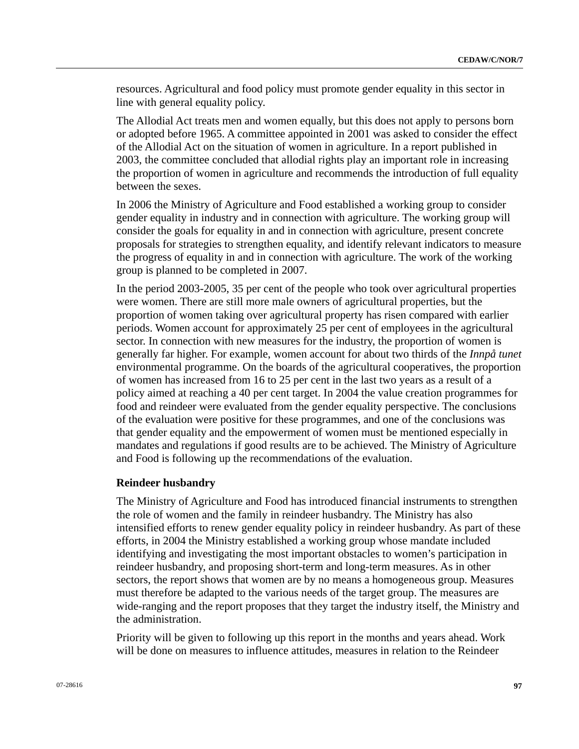resources. Agricultural and food policy must promote gender equality in this sector in line with general equality policy.

The Allodial Act treats men and women equally, but this does not apply to persons born or adopted before 1965. A committee appointed in 2001 was asked to consider the effect of the Allodial Act on the situation of women in agriculture. In a report published in 2003, the committee concluded that allodial rights play an important role in increasing the proportion of women in agriculture and recommends the introduction of full equality between the sexes.

In 2006 the Ministry of Agriculture and Food established a working group to consider gender equality in industry and in connection with agriculture. The working group will consider the goals for equality in and in connection with agriculture, present concrete proposals for strategies to strengthen equality, and identify relevant indicators to measure the progress of equality in and in connection with agriculture. The work of the working group is planned to be completed in 2007.

In the period 2003-2005, 35 per cent of the people who took over agricultural properties were women. There are still more male owners of agricultural properties, but the proportion of women taking over agricultural property has risen compared with earlier periods. Women account for approximately 25 per cent of employees in the agricultural sector. In connection with new measures for the industry, the proportion of women is generally far higher. For example, women account for about two thirds of the *Innpå tunet* environmental programme. On the boards of the agricultural cooperatives, the proportion of women has increased from 16 to 25 per cent in the last two years as a result of a policy aimed at reaching a 40 per cent target. In 2004 the value creation programmes for food and reindeer were evaluated from the gender equality perspective. The conclusions of the evaluation were positive for these programmes, and one of the conclusions was that gender equality and the empowerment of women must be mentioned especially in mandates and regulations if good results are to be achieved. The Ministry of Agriculture and Food is following up the recommendations of the evaluation.

**Reindeer husbandry**

The Ministry of Agriculture and Food has introduced financial instruments to strengthen the role of women and the family in reindeer husbandry. The Ministry has also intensified efforts to renew gender equality policy in reindeer husbandry. As part of these efforts, in 2004 the Ministry established a working group whose mandate included identifying and investigating the most important obstacles to women's participation in reindeer husbandry, and proposing short-term and long-term measures. As in other sectors, the report shows that women are by no means a homogeneous group. Measures must therefore be adapted to the various needs of the target group. The measures are wide-ranging and the report proposes that they target the industry itself, the Ministry and the administration.

Priority will be given to following up this report in the months and years ahead. Work will be done on measures to influence attitudes, measures in relation to the Reindeer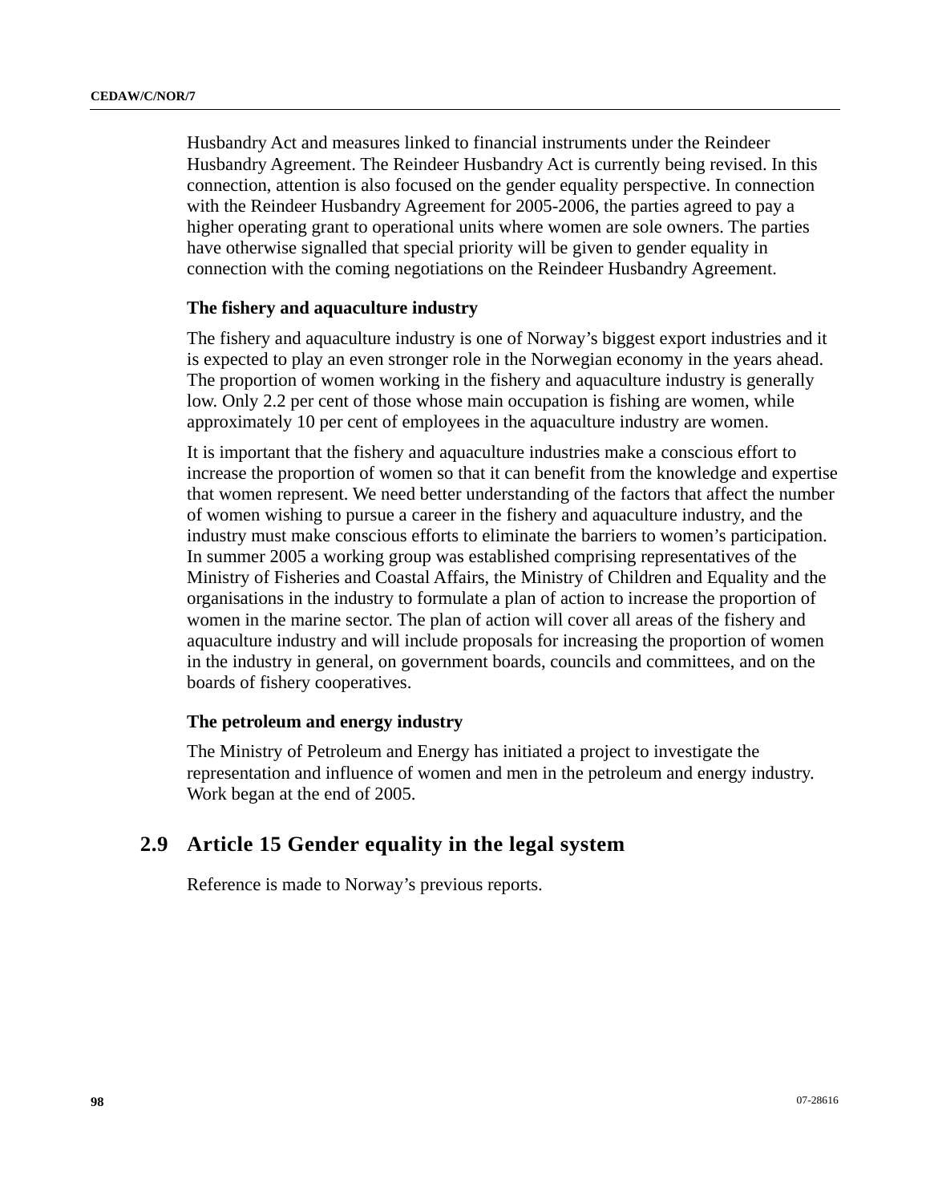Husbandry Act and measures linked to financial instruments under the Reindeer Husbandry Agreement. The Reindeer Husbandry Act is currently being revised. In this connection, attention is also focused on the gender equality perspective. In connection with the Reindeer Husbandry Agreement for 2005-2006, the parties agreed to pay a higher operating grant to operational units where women are sole owners. The parties have otherwise signalled that special priority will be given to gender equality in connection with the coming negotiations on the Reindeer Husbandry Agreement.

### The fishery and aquaculture industry

The fishery and aquaculture industry is one of Norway's biggest export industries and it is expected to play an even stronger role in the Norwegian economy in the years ahead. The proportion of women working in the fishery and aquaculture industry is generally low. Only 2.2 per cent of those whose main occupation is fishing are women, while approximately 10 per cent of employees in the aquaculture industry are women.

It is important that the fishery and aquaculture industries make a conscious effort to increase the proportion of women so that it can benefit from the knowledge and expertise that women represent. We need better understanding of the factors that affect the number of women wishing to pursue a career in the fishery and aquaculture industry, and the industry must make conscious efforts to eliminate the barriers to women's participation. In summer 2005 a working group was established comprising representatives of the Ministry of Fisheries and Coastal Affairs, the Ministry of Children and Equality and the organisations in the industry to formulate a plan of action to increase the proportion of women in the marine sector. The plan of action will cover all areas of the fishery and aquaculture industry and will include proposals for increasing the proportion of women in the industry in general, on government boards, councils and committees, and on the boards of fishery cooperatives.

### The petroleum and energy industry

The Ministry of Petroleum and Energy has initiated a project to investigate the representation and influence of women and men in the petroleum and energy industry. Work began at the end of 2005.

## 2.9 Article 15 Gender equality in the legal system

Reference is made to Norway's previous reports.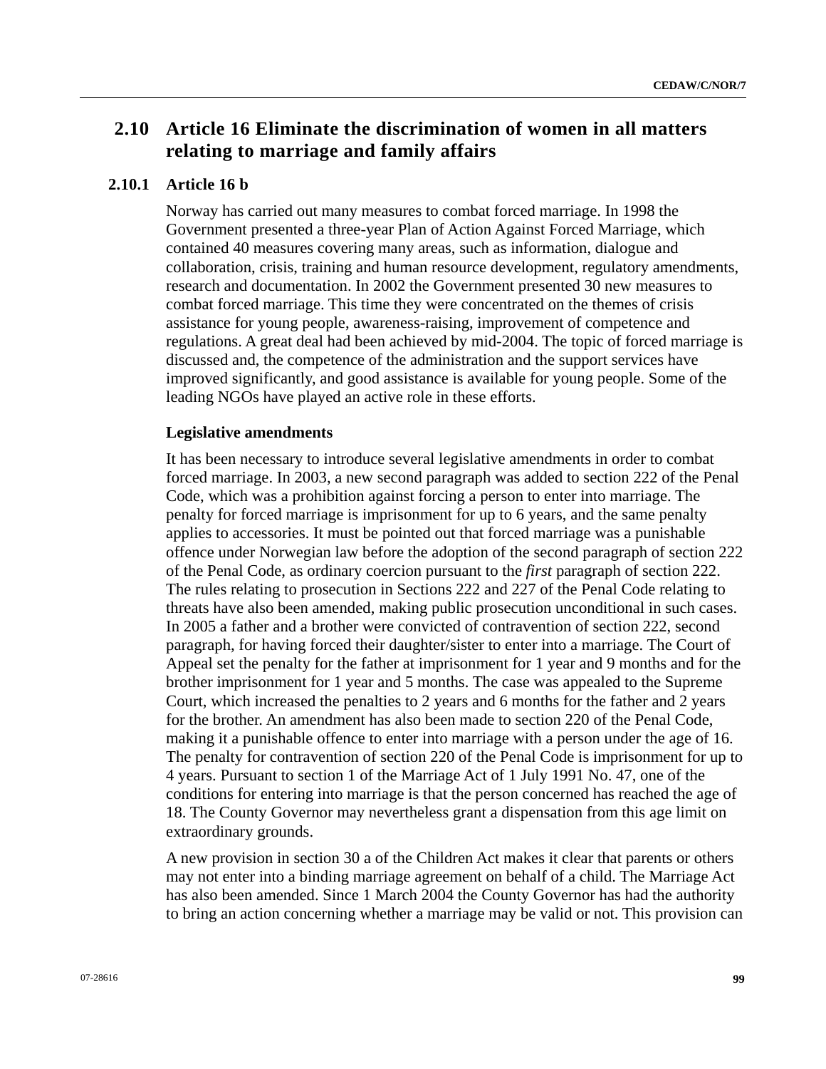## 2.10 Article 16 Eliminate the discrimination of women in all matters relating to marriage and family affairs

### 2.10.1 Article 16 b

Norway has carried out many measures to combat forced marriage. In 1998 the Government presented a three-year Plan of Action Against Forced Marriage, which contained 40 measures covering many areas, such as information, dialogue and collaboration, crisis, training and human resource development, regulatory amendments, research and documentation. In 2002 the Government presented 30 new measures to combat forced marriage. This time they were concentrated on the themes of crisis assistance for young people, awareness-raising, improvement of competence and regulations. A great deal had been achieved by mid-2004. The topic of forced marriage is discussed and, the competence of the administration and the support services have improved significantly, and good assistance is available for young people. Some of the leading NGOs have played an active role in these efforts.

**Legislative amendments**

It has been necessary to introduce several legislative amendments in order to combat forced marriage. In 2003, a new second paragraph was added to section 222 of the Penal Code, which was a prohibition against forcing a person to enter into marriage. The penalty for forced marriage is imprisonment for up to 6 years, and the same penalty applies to accessories. It must be pointed out that forced marriage was a punishable offence under Norwegian law before the adoption of the second paragraph of section 222 of the Penal Code, as ordinary coercion pursuant to the *first* paragraph of section 222. The rules relating to prosecution in Sections 222 and 227 of the Penal Code relating to threats have also been amended, making public prosecution unconditional in such cases. In 2005 a father and a brother were convicted of contravention of section 222, second paragraph, for having forced their daughter/sister to enter into a marriage. The Court of Appeal set the penalty for the father at imprisonment for 1 year and 9 months and for the brother imprisonment for 1 year and 5 months. The case was appealed to the Supreme Court, which increased the penalties to 2 years and 6 months for the father and 2 years for the brother. An amendment has also been made to section 220 of the Penal Code, making it a punishable offence to enter into marriage with a person under the age of 16. The penalty for contravention of section 220 of the Penal Code is imprisonment for up to 4 years. Pursuant to section 1 of the Marriage Act of 1 July 1991 No. 47, one of the conditions for entering into marriage is that the person concerned has reached the age of 18. The County Governor may nevertheless grant a dispensation from this age limit on extraordinary grounds.

A new provision in section 30 a of the Children Act makes it clear that parents or others may not enter into a binding marriage agreement on behalf of a child. The Marriage Act has also been amended. Since 1 March 2004 the County Governor has had the authority to bring an action concerning whether a marriage may be valid or not. This provision can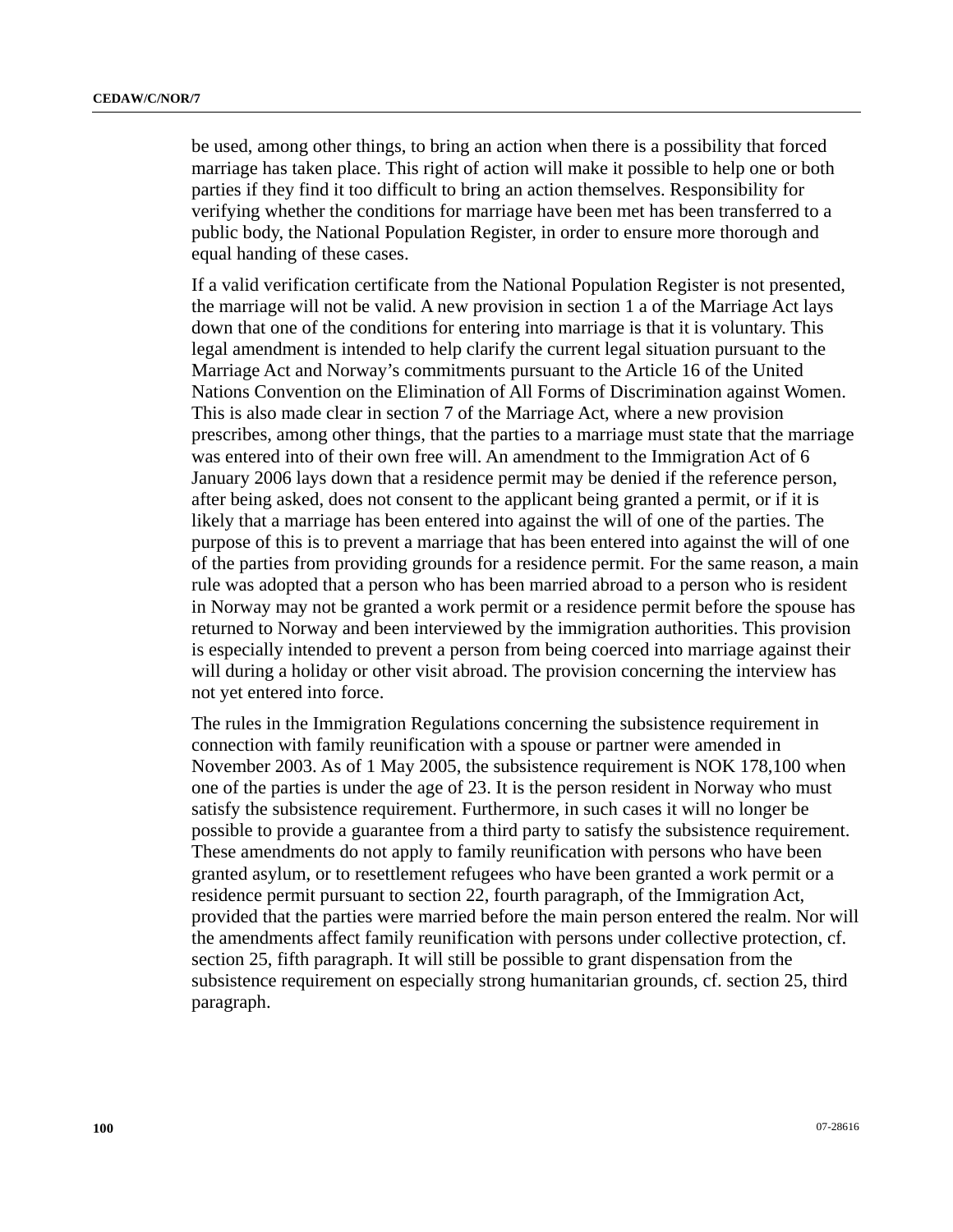be used, among other things, to bring an action when there is a possibility that forced marriage has taken place. This right of action will make it possible to help one or both parties if they find it too difficult to bring an action themselves. Responsibility for verifying whether the conditions for marriage have been met has been transferred to a public body, the National Population Register, in order to ensure more thorough and equal handing of these cases.

If a valid verification certificate from the National Population Register is not presented, the marriage will not be valid. A new provision in section 1 a of the Marriage Act lays down that one of the conditions for entering into marriage is that it is voluntary. This legal amendment is intended to help clarify the current legal situation pursuant to the Marriage Act and Norway's commitments pursuant to the Article 16 of the United Nations Convention on the Elimination of All Forms of Discrimination against Women. This is also made clear in section 7 of the Marriage Act, where a new provision prescribes, among other things, that the parties to a marriage must state that the marriage was entered into of their own free will. An amendment to the Immigration Act of 6 January 2006 lays down that a residence permit may be denied if the reference person, after being asked, does not consent to the applicant being granted a permit, or if it is likely that a marriage has been entered into against the will of one of the parties. The purpose of this is to prevent a marriage that has been entered into against the will of one of the parties from providing grounds for a residence permit. For the same reason, a main rule was adopted that a person who has been married abroad to a person who is resident in Norway may not be granted a work permit or a residence permit before the spouse has returned to Norway and been interviewed by the immigration authorities. This provision is especially intended to prevent a person from being coerced into marriage against their will during a holiday or other visit abroad. The provision concerning the interview has not yet entered into force.

The rules in the Immigration Regulations concerning the subsistence requirement in connection with family reunification with a spouse or partner were amended in November 2003. As of 1 May 2005, the subsistence requirement is NOK 178,100 when one of the parties is under the age of 23. It is the person resident in Norway who must satisfy the subsistence requirement. Furthermore, in such cases it will no longer be possible to provide a guarantee from a third party to satisfy the subsistence requirement. These amendments do not apply to family reunification with persons who have been granted asylum, or to resettlement refugees who have been granted a work permit or a residence permit pursuant to section 22, fourth paragraph, of the Immigration Act, provided that the parties were married before the main person entered the realm. Nor will the amendments affect family reunification with persons under collective protection, cf. section 25, fifth paragraph. It will still be possible to grant dispensation from the subsistence requirement on especially strong humanitarian grounds, cf. section 25, third paragraph.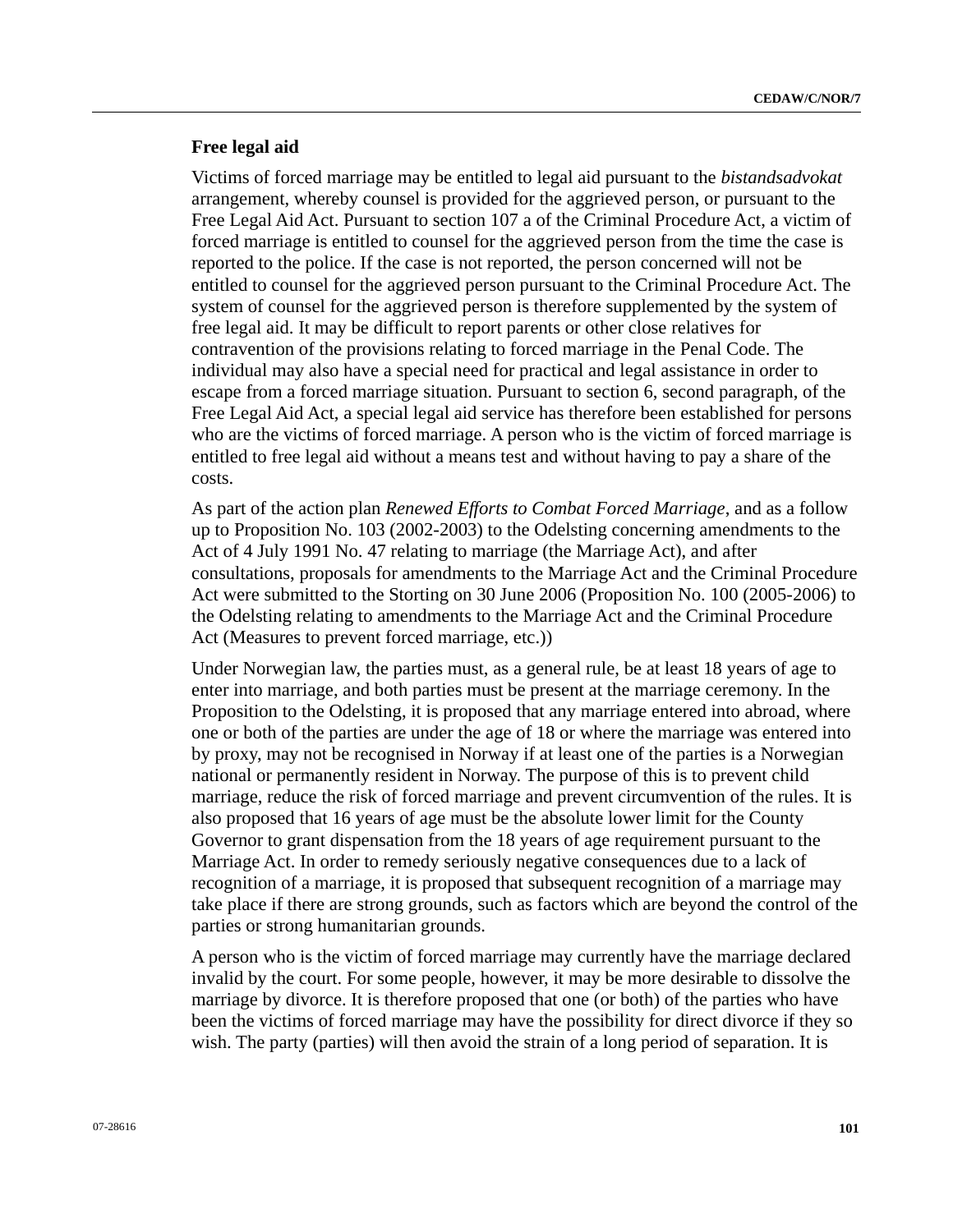### Free legal aid

Victims of forced marriage may be entitled to legal aid pursuant to the *bistandsadvokat* arrangement, whereby counsel is provided for the aggrieved person, or pursuant to the Free Legal Aid Act. Pursuant to section 107 a of the Criminal Procedure Act, a victim of forced marriage is entitled to counsel for the aggrieved person from the time the case is reported to the police. If the case is not reported, the person concerned will not be entitled to counsel for the aggrieved person pursuant to the Criminal Procedure Act. The system of counsel for the aggrieved person is therefore supplemented by the system of free legal aid. It may be difficult to report parents or other close relatives for contravention of the provisions relating to forced marriage in the Penal Code. The individual may also have a special need for practical and legal assistance in order to escape from a forced marriage situation. Pursuant to section 6, second paragraph, of the Free Legal Aid Act, a special legal aid service has therefore been established for persons who are the victims of forced marriage. A person who is the victim of forced marriage is entitled to free legal aid without a means test and without having to pay a share of the costs.

As part of the action plan *Renewed Efforts to Combat Forced Marriage*, and as a follow up to Proposition No. 103 (2002-2003) to the Odelsting concerning amendments to the Act of 4 July 1991 No. 47 relating to marriage (the Marriage Act), and after consultations, proposals for amendments to the Marriage Act and the Criminal Procedure Act were submitted to the Storting on 30 June 2006 (Proposition No. 100 (2005-2006) to the Odelsting relating to amendments to the Marriage Act and the Criminal Procedure Act (Measures to prevent forced marriage, etc.))

Under Norwegian law, the parties must, as a general rule, be at least 18 years of age to enter into marriage, and both parties must be present at the marriage ceremony. In the Proposition to the Odelsting, it is proposed that any marriage entered into abroad, where one or both of the parties are under the age of 18 or where the marriage was entered into by proxy, may not be recognised in Norway if at least one of the parties is a Norwegian national or permanently resident in Norway. The purpose of this is to prevent child marriage, reduce the risk of forced marriage and prevent circumvention of the rules. It is also proposed that 16 years of age must be the absolute lower limit for the County Governor to grant dispensation from the 18 years of age requirement pursuant to the Marriage Act. In order to remedy seriously negative consequences due to a lack of recognition of a marriage, it is proposed that subsequent recognition of a marriage may take place if there are strong grounds, such as factors which are beyond the control of the parties or strong humanitarian grounds.

A person who is the victim of forced marriage may currently have the marriage declared invalid by the court. For some people, however, it may be more desirable to dissolve the marriage by divorce. It is therefore proposed that one (or both) of the parties who have been the victims of forced marriage may have the possibility for direct divorce if they so wish. The party (parties) will then avoid the strain of a long period of separation. It is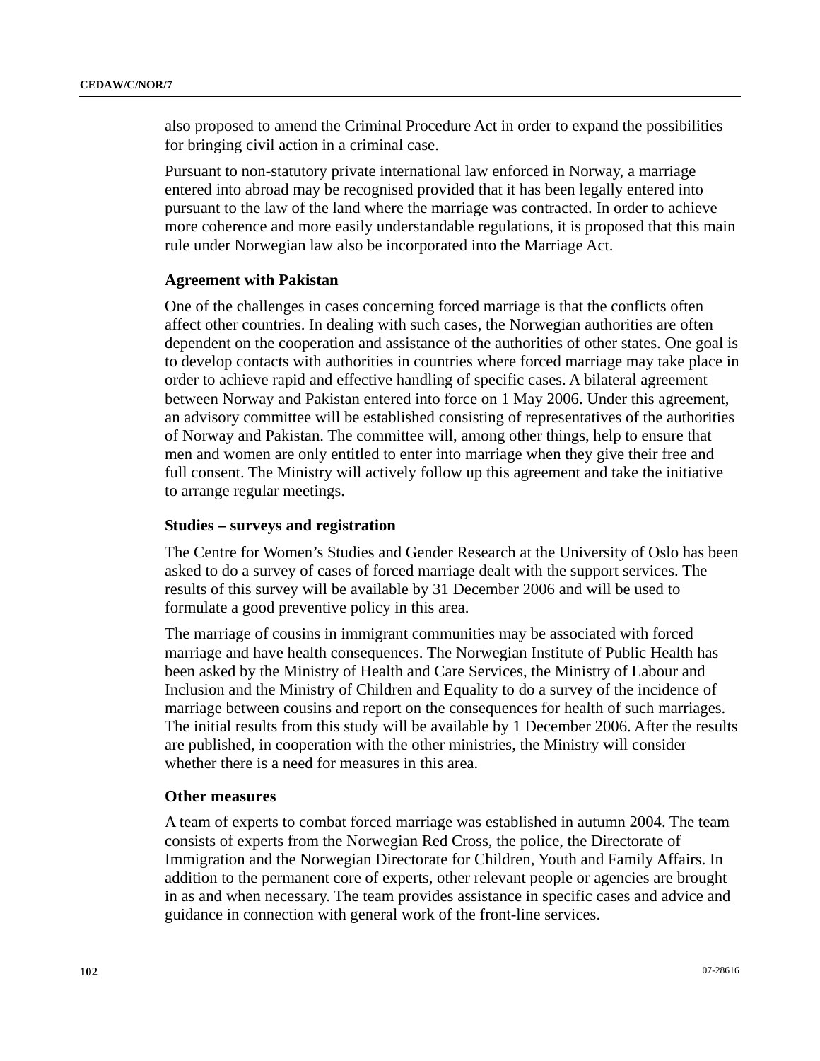also proposed to amend the Criminal Procedure Act in order to expand the possibilities for bringing civil action in a criminal case.

Pursuant to non-statutory private international law enforced in Norway, a marriage entered into abroad may be recognised provided that it has been legally entered into pursuant to the law of the land where the marriage was contracted. In order to achieve more coherence and more easily understandable regulations, it is proposed that this main rule under Norwegian law also be incorporated into the Marriage Act.

**Agreement with Pakistan**

One of the challenges in cases concerning forced marriage is that the conflicts often affect other countries. In dealing with such cases, the Norwegian authorities are often dependent on the cooperation and assistance of the authorities of other states. One goal is to develop contacts with authorities in countries where forced marriage may take place in order to achieve rapid and effective handling of specific cases. A bilateral agreement between Norway and Pakistan entered into force on 1 May 2006. Under this agreement, an advisory committee will be established consisting of representatives of the authorities of Norway and Pakistan. The committee will, among other things, help to ensure that men and women are only entitled to enter into marriage when they give their free and full consent. The Ministry will actively follow up this agreement and take the initiative to arrange regular meetings.

**Studies – surveys and registration**

The Centre for Women's Studies and Gender Research at the University of Oslo has been asked to do a survey of cases of forced marriage dealt with the support services. The results of this survey will be available by 31 December 2006 and will be used to formulate a good preventive policy in this area.

The marriage of cousins in immigrant communities may be associated with forced marriage and have health consequences. The Norwegian Institute of Public Health has been asked by the Ministry of Health and Care Services, the Ministry of Labour and Inclusion and the Ministry of Children and Equality to do a survey of the incidence of marriage between cousins and report on the consequences for health of such marriages. The initial results from this study will be available by 1 December 2006. After the results are published, in cooperation with the other ministries, the Ministry will consider whether there is a need for measures in this area.

**Other measures**

A team of experts to combat forced marriage was established in autumn 2004. The team consists of experts from the Norwegian Red Cross, the police, the Directorate of Immigration and the Norwegian Directorate for Children, Youth and Family Affairs. In addition to the permanent core of experts, other relevant people or agencies are brought in as and when necessary. The team provides assistance in specific cases and advice and guidance in connection with general work of the front-line services.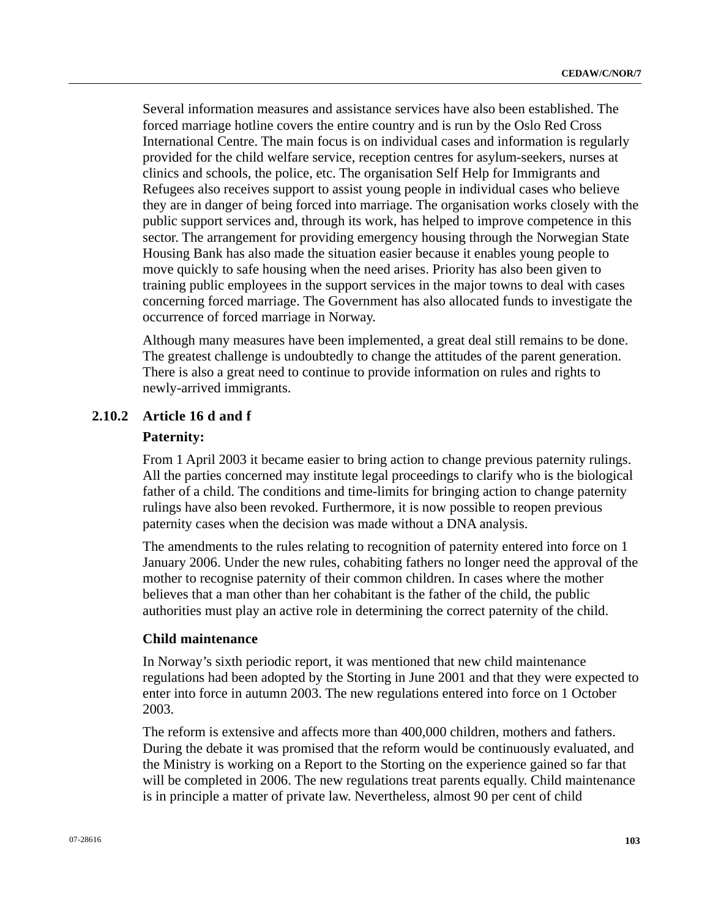Several information measures and assistance services have also been established. The forced marriage hotline covers the entire country and is run by the Oslo Red Cross International Centre. The main focus is on individual cases and information is regularly provided for the child welfare service, reception centres for asylum-seekers, nurses at clinics and schools, the police, etc. The organisation Self Help for Immigrants and Refugees also receives support to assist young people in individual cases who believe they are in danger of being forced into marriage. The organisation works closely with the public support services and, through its work, has helped to improve competence in this sector. The arrangement for providing emergency housing through the Norwegian State Housing Bank has also made the situation easier because it enables young people to move quickly to safe housing when the need arises. Priority has also been given to training public employees in the support services in the major towns to deal with cases concerning forced marriage. The Government has also allocated funds to investigate the occurrence of forced marriage in Norway.

Although many measures have been implemented, a great deal still remains to be done. The greatest challenge is undoubtedly to change the attitudes of the parent generation. There is also a great need to continue to provide information on rules and rights to newly-arrived immigrants.

### 2.10.2 Article 16 d and f

**Paternity:**

From 1 April 2003 it became easier to bring action to change previous paternity rulings. All the parties concerned may institute legal proceedings to clarify who is the biological father of a child. The conditions and time-limits for bringing action to change paternity rulings have also been revoked. Furthermore, it is now possible to reopen previous paternity cases when the decision was made without a DNA analysis.

The amendments to the rules relating to recognition of paternity entered into force on 1 January 2006. Under the new rules, cohabiting fathers no longer need the approval of the mother to recognise paternity of their common children. In cases where the mother believes that a man other than her cohabitant is the father of the child, the public authorities must play an active role in determining the correct paternity of the child.

**Child maintenance**

In Norway's sixth periodic report, it was mentioned that new child maintenance regulations had been adopted by the Storting in June 2001 and that they were expected to enter into force in autumn 2003. The new regulations entered into force on 1 October 2003.

The reform is extensive and affects more than 400,000 children, mothers and fathers. During the debate it was promised that the reform would be continuously evaluated, and the Ministry is working on a Report to the Storting on the experience gained so far that will be completed in 2006. The new regulations treat parents equally. Child maintenance is in principle a matter of private law. Nevertheless, almost 90 per cent of child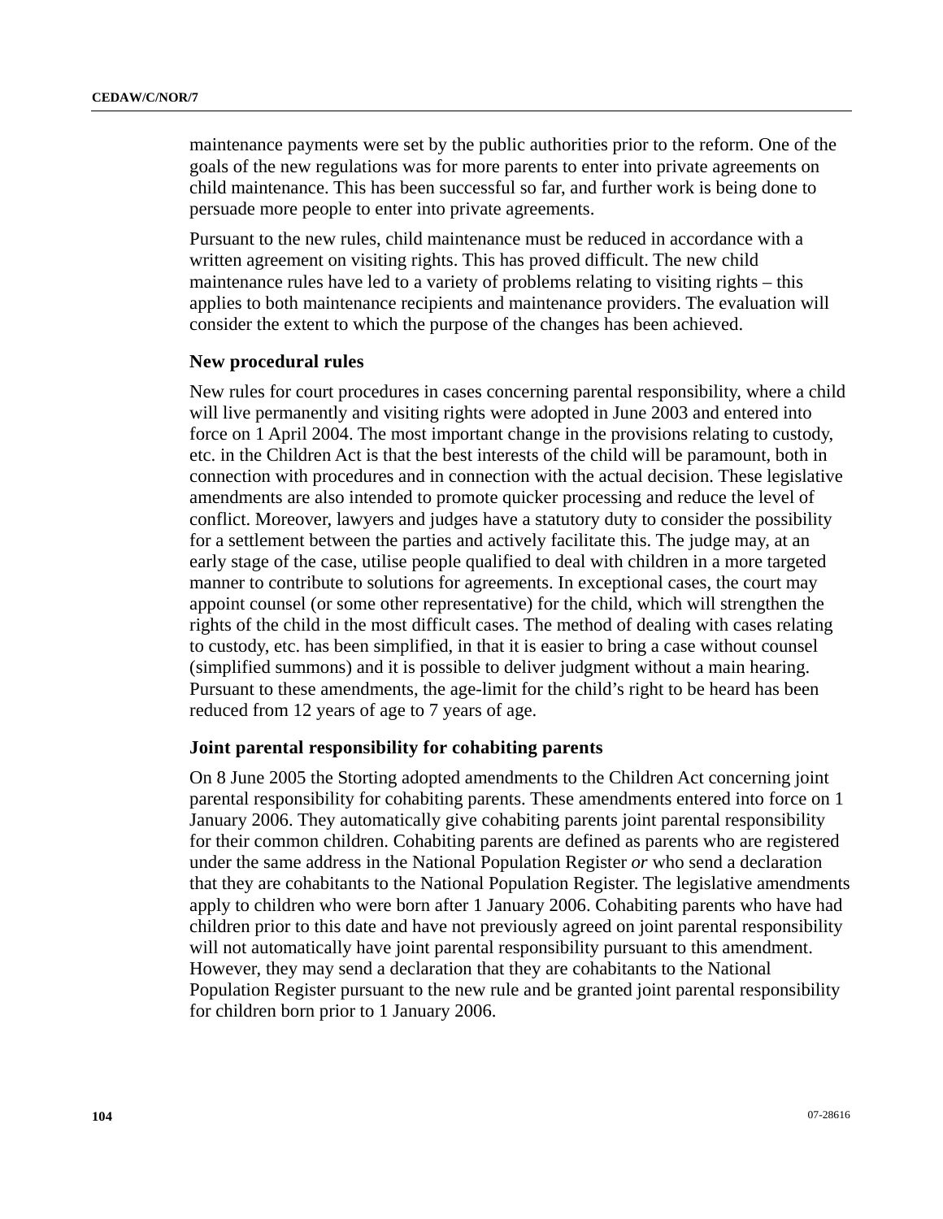maintenance payments were set by the public authorities prior to the reform. One of the goals of the new regulations was for more parents to enter into private agreements on child maintenance. This has been successful so far, and further work is being done to persuade more people to enter into private agreements.

Pursuant to the new rules, child maintenance must be reduced in accordance with a written agreement on visiting rights. This has proved difficult. The new child maintenance rules have led to a variety of problems relating to visiting rights – this applies to both maintenance recipients and maintenance providers. The evaluation will consider the extent to which the purpose of the changes has been achieved.

### New procedural rules

New rules for court procedures in cases concerning parental responsibility, where a child will live permanently and visiting rights were adopted in June 2003 and entered into force on 1 April 2004. The most important change in the provisions relating to custody, etc. in the Children Act is that the best interests of the child will be paramount, both in connection with procedures and in connection with the actual decision. These legislative amendments are also intended to promote quicker processing and reduce the level of conflict. Moreover, lawyers and judges have a statutory duty to consider the possibility for a settlement between the parties and actively facilitate this. The judge may, at an early stage of the case, utilise people qualified to deal with children in a more targeted manner to contribute to solutions for agreements. In exceptional cases, the court may appoint counsel (or some other representative) for the child, which will strengthen the rights of the child in the most difficult cases. The method of dealing with cases relating to custody, etc. has been simplified, in that it is easier to bring a case without counsel (simplified summons) and it is possible to deliver judgment without a main hearing. Pursuant to these amendments, the age-limit for the child's right to be heard has been reduced from 12 years of age to 7 years of age.

### Joint parental responsibility for cohabiting parents

On 8 June 2005 the Storting adopted amendments to the Children Act concerning joint parental responsibility for cohabiting parents. These amendments entered into force on 1 January 2006. They automatically give cohabiting parents joint parental responsibility for their common children. Cohabiting parents are defined as parents who are registered under the same address in the National Population Register *or* who send a declaration that they are cohabitants to the National Population Register. The legislative amendments apply to children who were born after 1 January 2006. Cohabiting parents who have had children prior to this date and have not previously agreed on joint parental responsibility will not automatically have joint parental responsibility pursuant to this amendment. However, they may send a declaration that they are cohabitants to the National Population Register pursuant to the new rule and be granted joint parental responsibility for children born prior to 1 January 2006.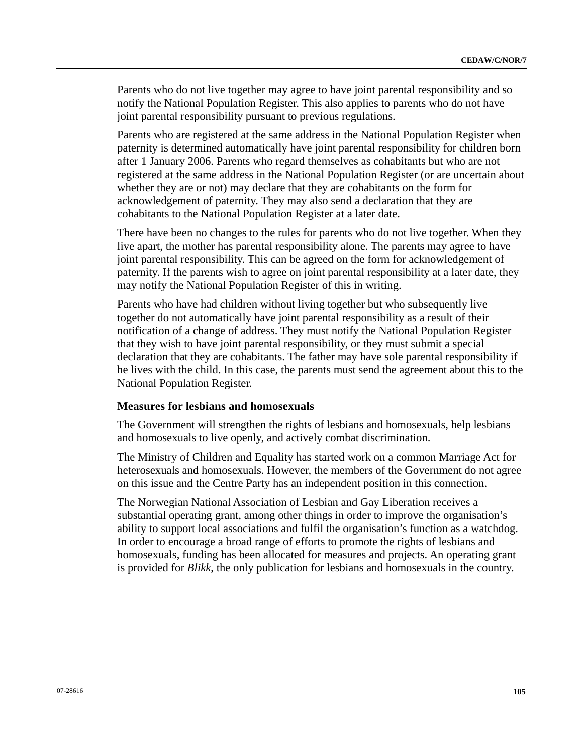Parents who do not live together may agree to have joint parental responsibility and so notify the National Population Register. This also applies to parents who do not have joint parental responsibility pursuant to previous regulations.

Parents who are registered at the same address in the National Population Register when paternity is determined automatically have joint parental responsibility for children born after 1 January 2006. Parents who regard themselves as cohabitants but who are not registered at the same address in the National Population Register (or are uncertain about whether they are or not) may declare that they are cohabitants on the form for acknowledgement of paternity. They may also send a declaration that they are cohabitants to the National Population Register at a later date.

There have been no changes to the rules for parents who do not live together. When they live apart, the mother has parental responsibility alone. The parents may agree to have joint parental responsibility. This can be agreed on the form for acknowledgement of paternity. If the parents wish to agree on joint parental responsibility at a later date, they may notify the National Population Register of this in writing.

Parents who have had children without living together but who subsequently live together do not automatically have joint parental responsibility as a result of their notification of a change of address. They must notify the National Population Register that they wish to have joint parental responsibility, or they must submit a special declaration that they are cohabitants. The father may have sole parental responsibility if he lives with the child. In this case, the parents must send the agreement about this to the National Population Register.

**Measures for lesbians and homosexuals**

The Government will strengthen the rights of lesbians and homosexuals, help lesbians and homosexuals to live openly, and actively combat discrimination.

The Ministry of Children and Equality has started work on a common Marriage Act for heterosexuals and homosexuals. However, the members of the Government do not agree on this issue and the Centre Party has an independent position in this connection.

The Norwegian National Association of Lesbian and Gay Liberation receives a substantial operating grant, among other things in order to improve the organisation's ability to support local associations and fulfil the organisation's function as a watchdog. In order to encourage a broad range of efforts to promote the rights of lesbians and homosexuals, funding has been allocated for measures and projects. An operating grant is provided for *Blikk*, the only publication for lesbians and homosexuals in the country.